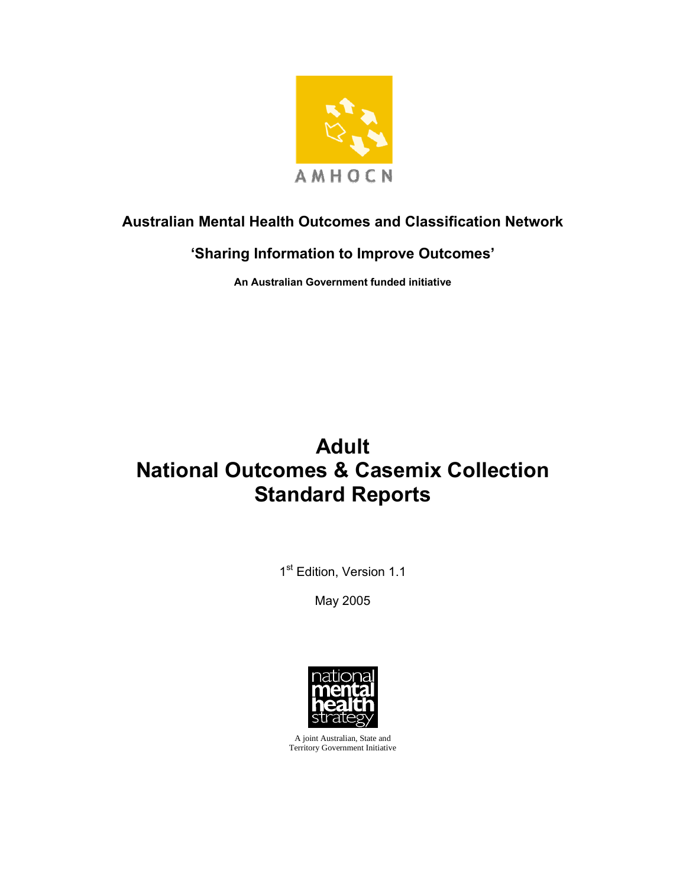AMHOCN

**Australian Mental Health Outcomes and Classification Network**

**'Sharing Information to Improve Outcomes'**

**An Australian Government funded initiative**

# Adult National Outcomes & Casemix Collection Standard Reports

1st Edition, Version 1.1

May 2005

national mental health strategy

A joint Australian, State and Territory Government Initiative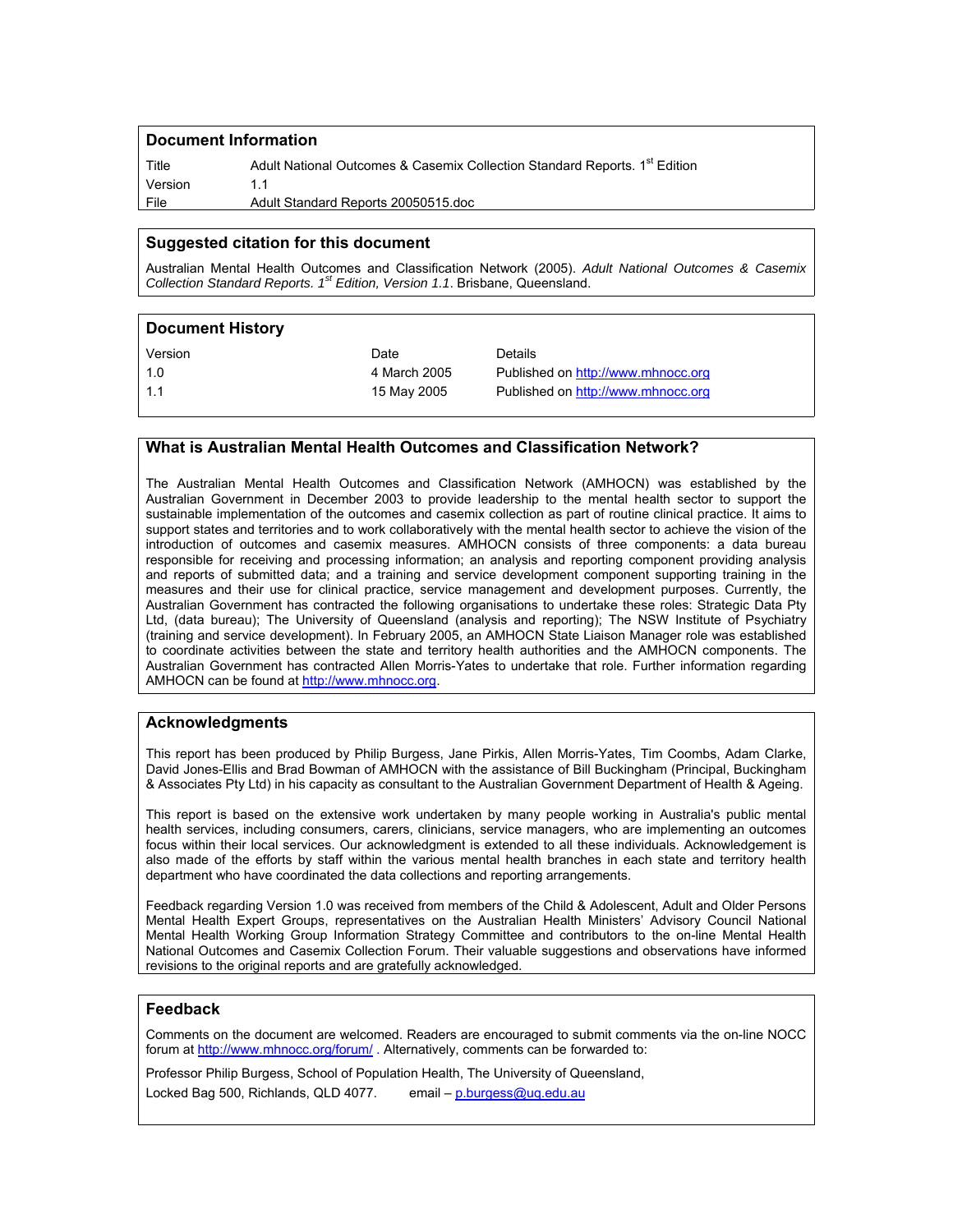## Document Information

| | |
|---|---|
| Title | Adult National Outcomes & Casemix Collection Standard Reports. 1st Edition |
| Version | 1.1 |
| File | Adult Standard Reports 20050515.doc |

## Suggested citation for this document

Australian Mental Health Outcomes and Classification Network (2005). *Adult National Outcomes & Casemix Collection Standard Reports. 1st Edition, Version 1.1*. Brisbane, Queensland.

## Document History

| Version | Date | Details |
|---|---|---|
| 1.0 | 4 March 2005 | Published on http://www.mhnocc.org |
| 1.1 | 15 May 2005 | Published on http://www.mhnocc.org |

## What is Australian Mental Health Outcomes and Classification Network?

The Australian Mental Health Outcomes and Classification Network (AMHOCN) was established by the Australian Government in December 2003 to provide leadership to the mental health sector to support the sustainable implementation of the outcomes and casemix collection as part of routine clinical practice. It aims to support states and territories and to work collaboratively with the mental health sector to achieve the vision of the introduction of outcomes and casemix measures. AMHOCN consists of three components: a data bureau responsible for receiving and processing information; an analysis and reporting component providing analysis and reports of submitted data; and a training and service development component supporting training in the measures and their use for clinical practice, service management and development purposes. Currently, the Australian Government has contracted the following organisations to undertake these roles: Strategic Data Pty Ltd, (data bureau); The University of Queensland (analysis and reporting); The NSW Institute of Psychiatry (training and service development). In February 2005, an AMHOCN State Liaison Manager role was established to coordinate activities between the state and territory health authorities and the AMHOCN components. The Australian Government has contracted Allen Morris-Yates to undertake that role. Further information regarding AMHOCN can be found at http://www.mhnocc.org.

## Acknowledgments

This report has been produced by Philip Burgess, Jane Pirkis, Allen Morris-Yates, Tim Coombs, Adam Clarke, David Jones-Ellis and Brad Bowman of AMHOCN with the assistance of Bill Buckingham (Principal, Buckingham & Associates Pty Ltd) in his capacity as consultant to the Australian Government Department of Health & Ageing.

This report is based on the extensive work undertaken by many people working in Australia's public mental health services, including consumers, carers, clinicians, service managers, who are implementing an outcomes focus within their local services. Our acknowledgment is extended to all these individuals. Acknowledgement is also made of the efforts by staff within the various mental health branches in each state and territory health department who have coordinated the data collections and reporting arrangements.

Feedback regarding Version 1.0 was received from members of the Child & Adolescent, Adult and Older Persons Mental Health Expert Groups, representatives on the Australian Health Ministers' Advisory Council National Mental Health Working Group Information Strategy Committee and contributors to the on-line Mental Health National Outcomes and Casemix Collection Forum. Their valuable suggestions and observations have informed revisions to the original reports and are gratefully acknowledged.

## Feedback

Comments on the document are welcomed. Readers are encouraged to submit comments via the on-line NOCC forum at http://www.mhnocc.org/forum/ . Alternatively, comments can be forwarded to:

Professor Philip Burgess, School of Population Health, The University of Queensland,
Locked Bag 500, Richlands, QLD 4077. email – p.burgess@uq.edu.au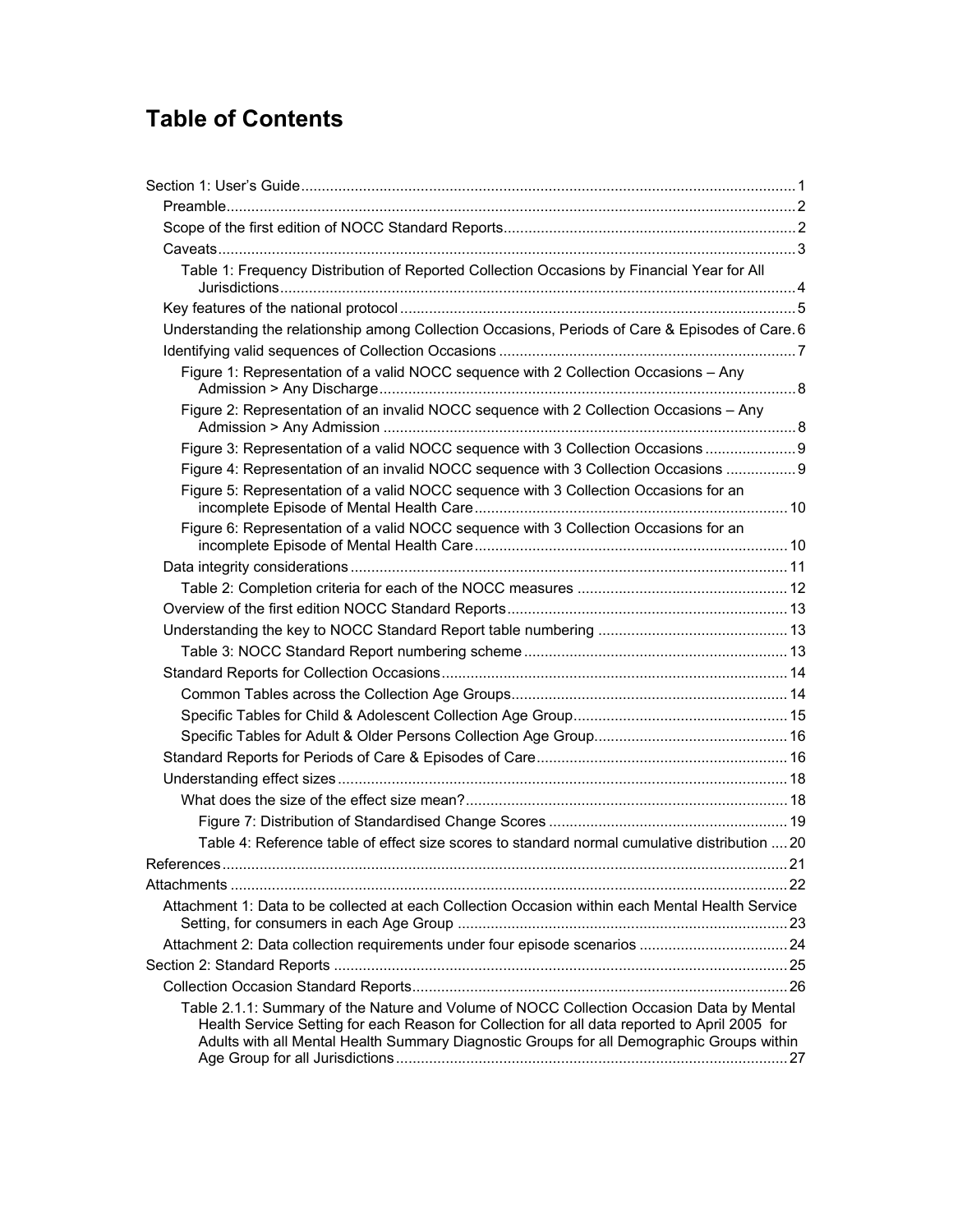# Table of Contents

- Section 1: User's Guide ..... 1
  - Preamble ..... 2
  - Scope of the first edition of NOCC Standard Reports ..... 2
  - Caveats ..... 3
    - Table 1: Frequency Distribution of Reported Collection Occasions by Financial Year for All Jurisdictions ..... 4
  - Key features of the national protocol ..... 5
  - Understanding the relationship among Collection Occasions, Periods of Care & Episodes of Care. 6
  - Identifying valid sequences of Collection Occasions ..... 7
    - Figure 1: Representation of a valid NOCC sequence with 2 Collection Occasions – Any Admission > Any Discharge ..... 8
    - Figure 2: Representation of an invalid NOCC sequence with 2 Collection Occasions – Any Admission > Any Admission ..... 8
    - Figure 3: Representation of a valid NOCC sequence with 3 Collection Occasions ..... 9
    - Figure 4: Representation of an invalid NOCC sequence with 3 Collection Occasions ..... 9
    - Figure 5: Representation of a valid NOCC sequence with 3 Collection Occasions for an incomplete Episode of Mental Health Care ..... 10
    - Figure 6: Representation of a valid NOCC sequence with 3 Collection Occasions for an incomplete Episode of Mental Health Care ..... 10
  - Data integrity considerations ..... 11
    - Table 2: Completion criteria for each of the NOCC measures ..... 12
  - Overview of the first edition NOCC Standard Reports ..... 13
  - Understanding the key to NOCC Standard Report table numbering ..... 13
    - Table 3: NOCC Standard Report numbering scheme ..... 13
  - Standard Reports for Collection Occasions ..... 14
    - Common Tables across the Collection Age Groups ..... 14
    - Specific Tables for Child & Adolescent Collection Age Group ..... 15
    - Specific Tables for Adult & Older Persons Collection Age Group ..... 16
  - Standard Reports for Periods of Care & Episodes of Care ..... 16
  - Understanding effect sizes ..... 18
    - What does the size of the effect size mean? ..... 18
      - Figure 7: Distribution of Standardised Change Scores ..... 19
      - Table 4: Reference table of effect size scores to standard normal cumulative distribution ..... 20
- References ..... 21
- Attachments ..... 22
  - Attachment 1: Data to be collected at each Collection Occasion within each Mental Health Service Setting, for consumers in each Age Group ..... 23
  - Attachment 2: Data collection requirements under four episode scenarios ..... 24
- Section 2: Standard Reports ..... 25
  - Collection Occasion Standard Reports ..... 26
    - Table 2.1.1: Summary of the Nature and Volume of NOCC Collection Occasion Data by Mental Health Service Setting for each Reason for Collection for all data reported to April 2005 for Adults with all Mental Health Summary Diagnostic Groups for all Demographic Groups within Age Group for all Jurisdictions ..... 27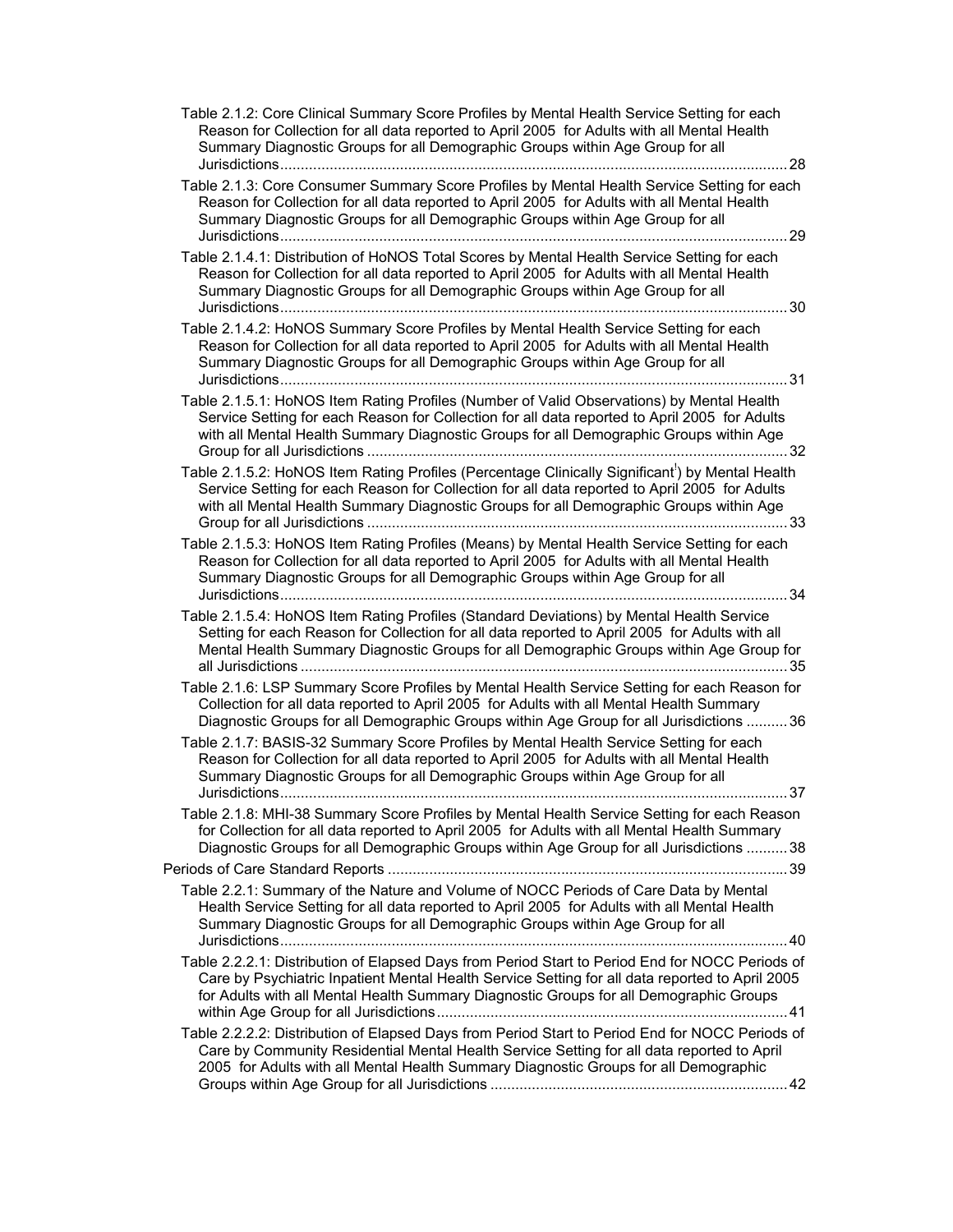Table 2.1.2: Core Clinical Summary Score Profiles by Mental Health Service Setting for each Reason for Collection for all data reported to April 2005 for Adults with all Mental Health Summary Diagnostic Groups for all Demographic Groups within Age Group for all Jurisdictions ........ 28

Table 2.1.3: Core Consumer Summary Score Profiles by Mental Health Service Setting for each Reason for Collection for all data reported to April 2005 for Adults with all Mental Health Summary Diagnostic Groups for all Demographic Groups within Age Group for all Jurisdictions ........ 29

Table 2.1.4.1: Distribution of HoNOS Total Scores by Mental Health Service Setting for each Reason for Collection for all data reported to April 2005 for Adults with all Mental Health Summary Diagnostic Groups for all Demographic Groups within Age Group for all Jurisdictions ........ 30

Table 2.1.4.2: HoNOS Summary Score Profiles by Mental Health Service Setting for each Reason for Collection for all data reported to April 2005 for Adults with all Mental Health Summary Diagnostic Groups for all Demographic Groups within Age Group for all Jurisdictions ........ 31

Table 2.1.5.1: HoNOS Item Rating Profiles (Number of Valid Observations) by Mental Health Service Setting for each Reason for Collection for all data reported to April 2005 for Adults with all Mental Health Summary Diagnostic Groups for all Demographic Groups within Age Group for all Jurisdictions ........ 32

Table 2.1.5.2: HoNOS Item Rating Profiles (Percentage Clinically Significant[i]) by Mental Health Service Setting for each Reason for Collection for all data reported to April 2005 for Adults with all Mental Health Summary Diagnostic Groups for all Demographic Groups within Age Group for all Jurisdictions ........ 33

Table 2.1.5.3: HoNOS Item Rating Profiles (Means) by Mental Health Service Setting for each Reason for Collection for all data reported to April 2005 for Adults with all Mental Health Summary Diagnostic Groups for all Demographic Groups within Age Group for all Jurisdictions ........ 34

Table 2.1.5.4: HoNOS Item Rating Profiles (Standard Deviations) by Mental Health Service Setting for each Reason for Collection for all data reported to April 2005 for Adults with all Mental Health Summary Diagnostic Groups for all Demographic Groups within Age Group for all Jurisdictions ........ 35

Table 2.1.6: LSP Summary Score Profiles by Mental Health Service Setting for each Reason for Collection for all data reported to April 2005 for Adults with all Mental Health Summary Diagnostic Groups for all Demographic Groups within Age Group for all Jurisdictions ........ 36

Table 2.1.7: BASIS-32 Summary Score Profiles by Mental Health Service Setting for each Reason for Collection for all data reported to April 2005 for Adults with all Mental Health Summary Diagnostic Groups for all Demographic Groups within Age Group for all Jurisdictions ........ 37

Table 2.1.8: MHI-38 Summary Score Profiles by Mental Health Service Setting for each Reason for Collection for all data reported to April 2005 for Adults with all Mental Health Summary Diagnostic Groups for all Demographic Groups within Age Group for all Jurisdictions ........ 38

Periods of Care Standard Reports ........ 39

Table 2.2.1: Summary of the Nature and Volume of NOCC Periods of Care Data by Mental Health Service Setting for all data reported to April 2005 for Adults with all Mental Health Summary Diagnostic Groups for all Demographic Groups within Age Group for all Jurisdictions ........ 40

Table 2.2.2.1: Distribution of Elapsed Days from Period Start to Period End for NOCC Periods of Care by Psychiatric Inpatient Mental Health Service Setting for all data reported to April 2005 for Adults with all Mental Health Summary Diagnostic Groups for all Demographic Groups within Age Group for all Jurisdictions ........ 41

Table 2.2.2.2: Distribution of Elapsed Days from Period Start to Period End for NOCC Periods of Care by Community Residential Mental Health Service Setting for all data reported to April 2005 for Adults with all Mental Health Summary Diagnostic Groups for all Demographic Groups within Age Group for all Jurisdictions ........ 42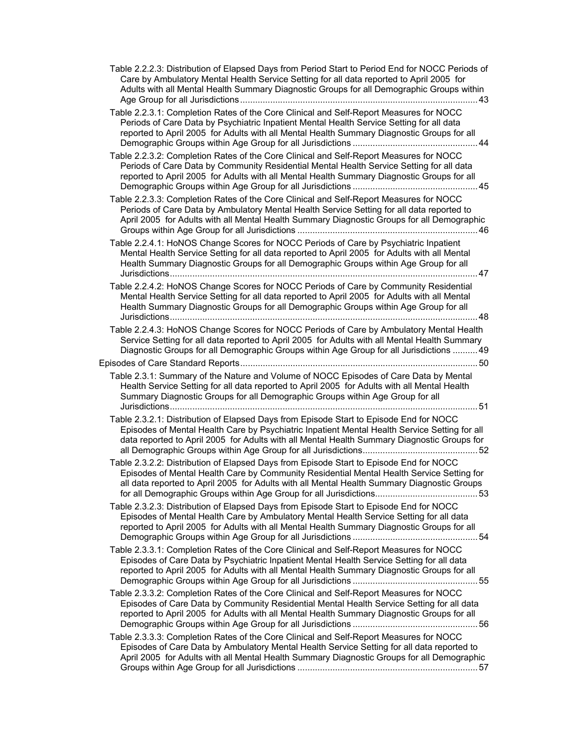Table 2.2.2.3: Distribution of Elapsed Days from Period Start to Period End for NOCC Periods of Care by Ambulatory Mental Health Service Setting for all data reported to April 2005 for Adults with all Mental Health Summary Diagnostic Groups for all Demographic Groups within Age Group for all Jurisdictions ............................................................................................. 43

Table 2.2.3.1: Completion Rates of the Core Clinical and Self-Report Measures for NOCC Periods of Care Data by Psychiatric Inpatient Mental Health Service Setting for all data reported to April 2005 for Adults with all Mental Health Summary Diagnostic Groups for all Demographic Groups within Age Group for all Jurisdictions ................................................. 44

Table 2.2.3.2: Completion Rates of the Core Clinical and Self-Report Measures for NOCC Periods of Care Data by Community Residential Mental Health Service Setting for all data reported to April 2005 for Adults with all Mental Health Summary Diagnostic Groups for all Demographic Groups within Age Group for all Jurisdictions ................................................. 45

Table 2.2.3.3: Completion Rates of the Core Clinical and Self-Report Measures for NOCC Periods of Care Data by Ambulatory Mental Health Service Setting for all data reported to April 2005 for Adults with all Mental Health Summary Diagnostic Groups for all Demographic Groups within Age Group for all Jurisdictions ....................................................................... 46

Table 2.2.4.1: HoNOS Change Scores for NOCC Periods of Care by Psychiatric Inpatient Mental Health Service Setting for all data reported to April 2005 for Adults with all Mental Health Summary Diagnostic Groups for all Demographic Groups within Age Group for all Jurisdictions.......................................................................................................................... 47

Table 2.2.4.2: HoNOS Change Scores for NOCC Periods of Care by Community Residential Mental Health Service Setting for all data reported to April 2005 for Adults with all Mental Health Summary Diagnostic Groups for all Demographic Groups within Age Group for all Jurisdictions.......................................................................................................................... 48

Table 2.2.4.3: HoNOS Change Scores for NOCC Periods of Care by Ambulatory Mental Health Service Setting for all data reported to April 2005 for Adults with all Mental Health Summary Diagnostic Groups for all Demographic Groups within Age Group for all Jurisdictions .......... 49

Episodes of Care Standard Reports.............................................................................................. 50

Table 2.3.1: Summary of the Nature and Volume of NOCC Episodes of Care Data by Mental Health Service Setting for all data reported to April 2005 for Adults with all Mental Health Summary Diagnostic Groups for all Demographic Groups within Age Group for all Jurisdictions.......................................................................................................................... 51

Table 2.3.2.1: Distribution of Elapsed Days from Episode Start to Episode End for NOCC Episodes of Mental Health Care by Psychiatric Inpatient Mental Health Service Setting for all data reported to April 2005 for Adults with all Mental Health Summary Diagnostic Groups for all Demographic Groups within Age Group for all Jurisdictions............................................. 52

Table 2.3.2.2: Distribution of Elapsed Days from Episode Start to Episode End for NOCC Episodes of Mental Health Care by Community Residential Mental Health Service Setting for all data reported to April 2005 for Adults with all Mental Health Summary Diagnostic Groups for all Demographic Groups within Age Group for all Jurisdictions......................................... 53

Table 2.3.2.3: Distribution of Elapsed Days from Episode Start to Episode End for NOCC Episodes of Mental Health Care by Ambulatory Mental Health Service Setting for all data reported to April 2005 for Adults with all Mental Health Summary Diagnostic Groups for all Demographic Groups within Age Group for all Jurisdictions ................................................. 54

Table 2.3.3.1: Completion Rates of the Core Clinical and Self-Report Measures for NOCC Episodes of Care Data by Psychiatric Inpatient Mental Health Service Setting for all data reported to April 2005 for Adults with all Mental Health Summary Diagnostic Groups for all Demographic Groups within Age Group for all Jurisdictions ................................................. 55

Table 2.3.3.2: Completion Rates of the Core Clinical and Self-Report Measures for NOCC Episodes of Care Data by Community Residential Mental Health Service Setting for all data reported to April 2005 for Adults with all Mental Health Summary Diagnostic Groups for all Demographic Groups within Age Group for all Jurisdictions ................................................. 56

Table 2.3.3.3: Completion Rates of the Core Clinical and Self-Report Measures for NOCC Episodes of Care Data by Ambulatory Mental Health Service Setting for all data reported to April 2005 for Adults with all Mental Health Summary Diagnostic Groups for all Demographic Groups within Age Group for all Jurisdictions ....................................................................... 57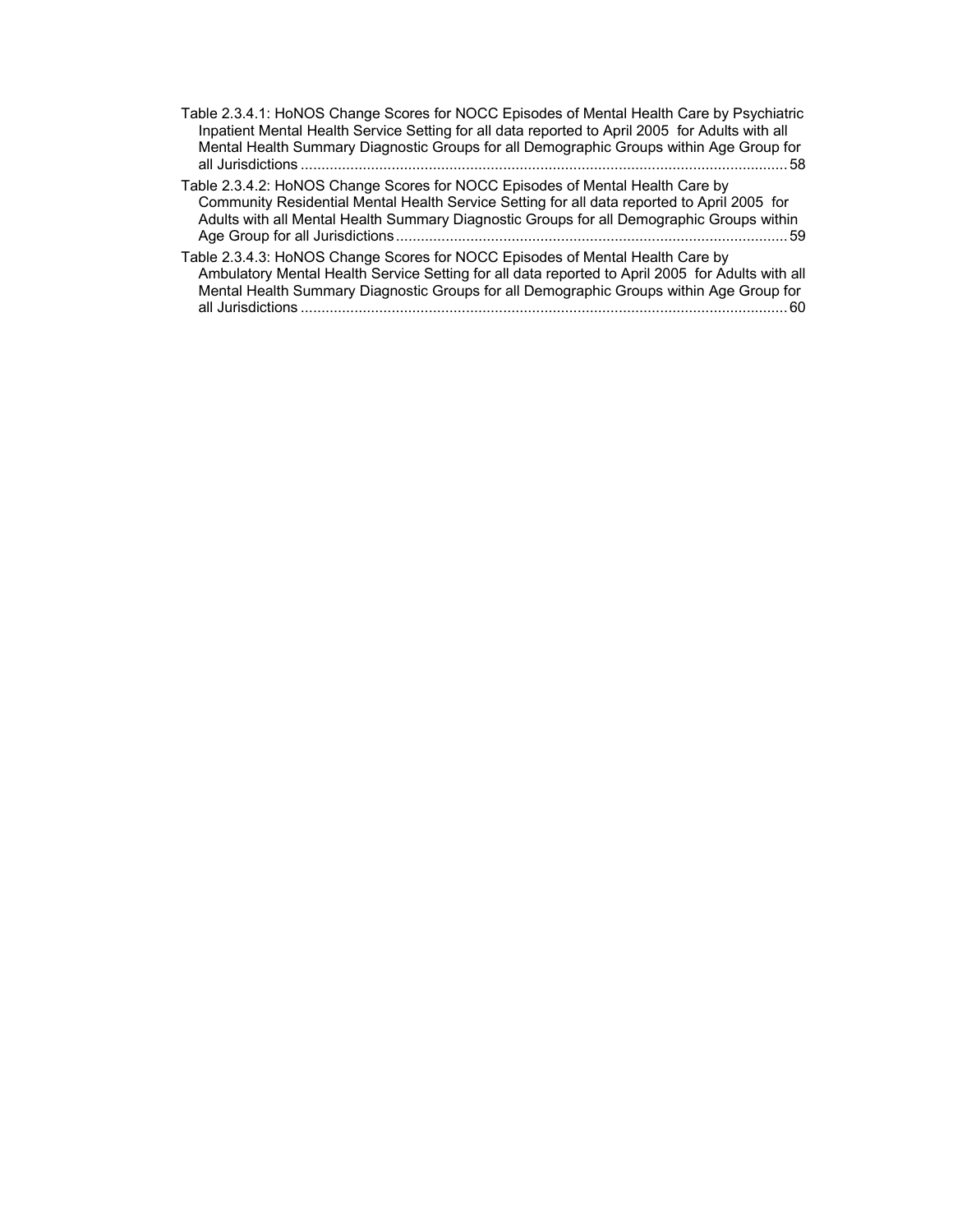Table 2.3.4.1: HoNOS Change Scores for NOCC Episodes of Mental Health Care by Psychiatric Inpatient Mental Health Service Setting for all data reported to April 2005 for Adults with all Mental Health Summary Diagnostic Groups for all Demographic Groups within Age Group for all Jurisdictions ..................................................................................................................... 58

Table 2.3.4.2: HoNOS Change Scores for NOCC Episodes of Mental Health Care by Community Residential Mental Health Service Setting for all data reported to April 2005 for Adults with all Mental Health Summary Diagnostic Groups for all Demographic Groups within Age Group for all Jurisdictions.............................................................................................. 59

Table 2.3.4.3: HoNOS Change Scores for NOCC Episodes of Mental Health Care by Ambulatory Mental Health Service Setting for all data reported to April 2005 for Adults with all Mental Health Summary Diagnostic Groups for all Demographic Groups within Age Group for all Jurisdictions ..................................................................................................................... 60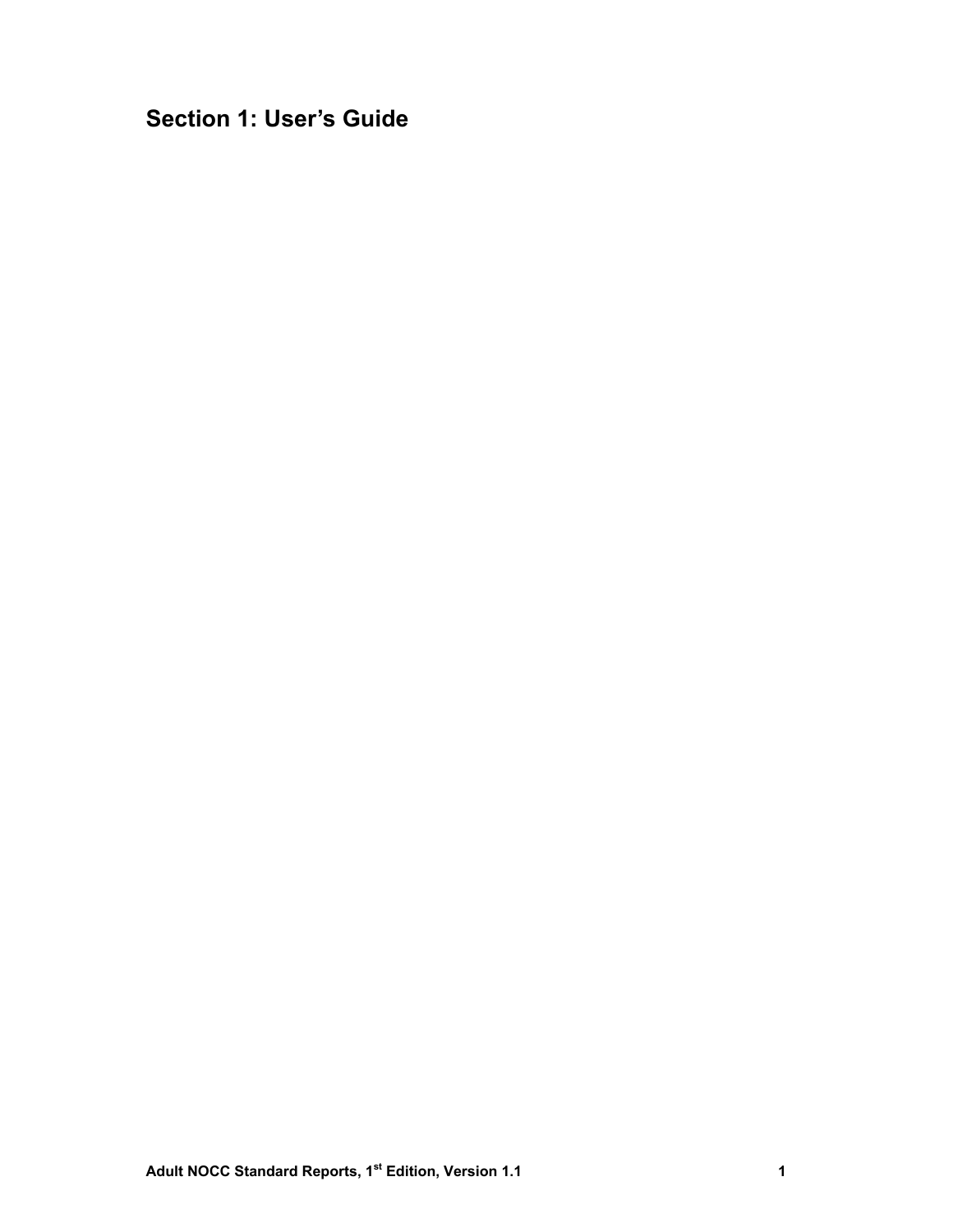# Section 1: User's Guide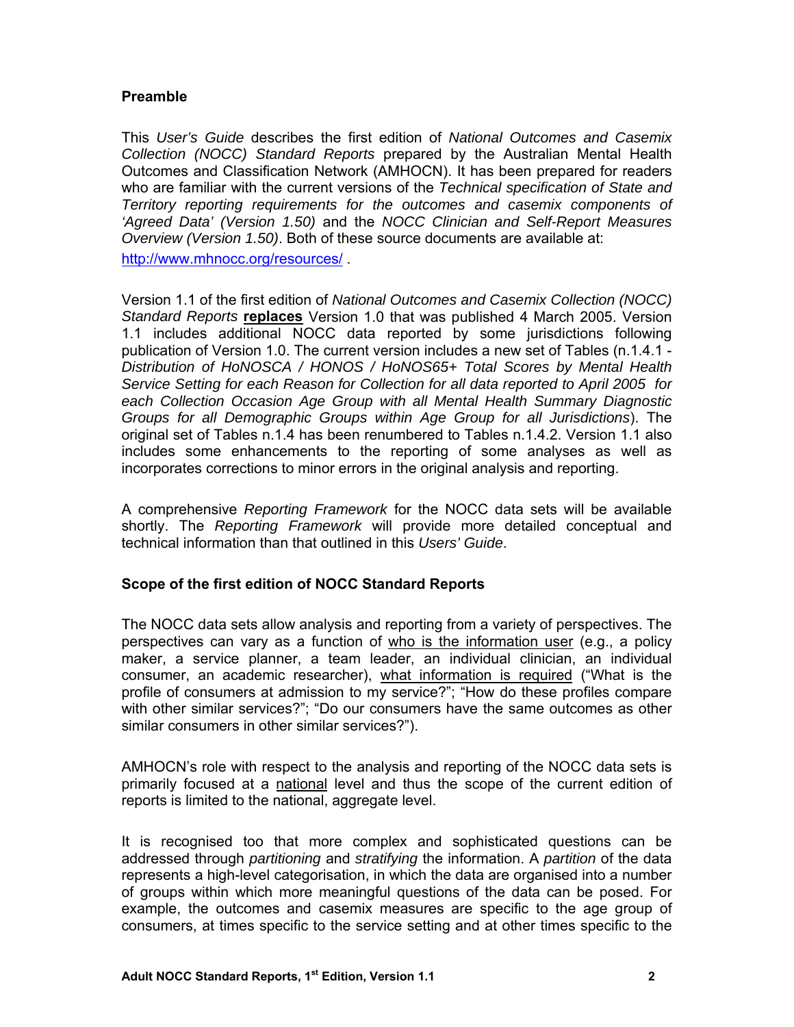## Preamble

This *User's Guide* describes the first edition of *National Outcomes and Casemix Collection (NOCC) Standard Reports* prepared by the Australian Mental Health Outcomes and Classification Network (AMHOCN). It has been prepared for readers who are familiar with the current versions of the *Technical specification of State and Territory reporting requirements for the outcomes and casemix components of 'Agreed Data' (Version 1.50)* and the *NOCC Clinician and Self-Report Measures Overview (Version 1.50)*. Both of these source documents are available at: http://www.mhnocc.org/resources/ .

Version 1.1 of the first edition of *National Outcomes and Casemix Collection (NOCC) Standard Reports* **replaces** Version 1.0 that was published 4 March 2005. Version 1.1 includes additional NOCC data reported by some jurisdictions following publication of Version 1.0. The current version includes a new set of Tables (n.1.4.1 - *Distribution of HoNOSCA / HONOS / HoNOS65+ Total Scores by Mental Health Service Setting for each Reason for Collection for all data reported to April 2005 for each Collection Occasion Age Group with all Mental Health Summary Diagnostic Groups for all Demographic Groups within Age Group for all Jurisdictions*). The original set of Tables n.1.4 has been renumbered to Tables n.1.4.2. Version 1.1 also includes some enhancements to the reporting of some analyses as well as incorporates corrections to minor errors in the original analysis and reporting.

A comprehensive *Reporting Framework* for the NOCC data sets will be available shortly. The *Reporting Framework* will provide more detailed conceptual and technical information than that outlined in this *Users' Guide*.

## Scope of the first edition of NOCC Standard Reports

The NOCC data sets allow analysis and reporting from a variety of perspectives. The perspectives can vary as a function of who is the information user (e.g., a policy maker, a service planner, a team leader, an individual clinician, an individual consumer, an academic researcher), what information is required ("What is the profile of consumers at admission to my service?"; "How do these profiles compare with other similar services?"; "Do our consumers have the same outcomes as other similar consumers in other similar services?").

AMHOCN's role with respect to the analysis and reporting of the NOCC data sets is primarily focused at a national level and thus the scope of the current edition of reports is limited to the national, aggregate level.

It is recognised too that more complex and sophisticated questions can be addressed through *partitioning* and *stratifying* the information. A *partition* of the data represents a high-level categorisation, in which the data are organised into a number of groups within which more meaningful questions of the data can be posed. For example, the outcomes and casemix measures are specific to the age group of consumers, at times specific to the service setting and at other times specific to the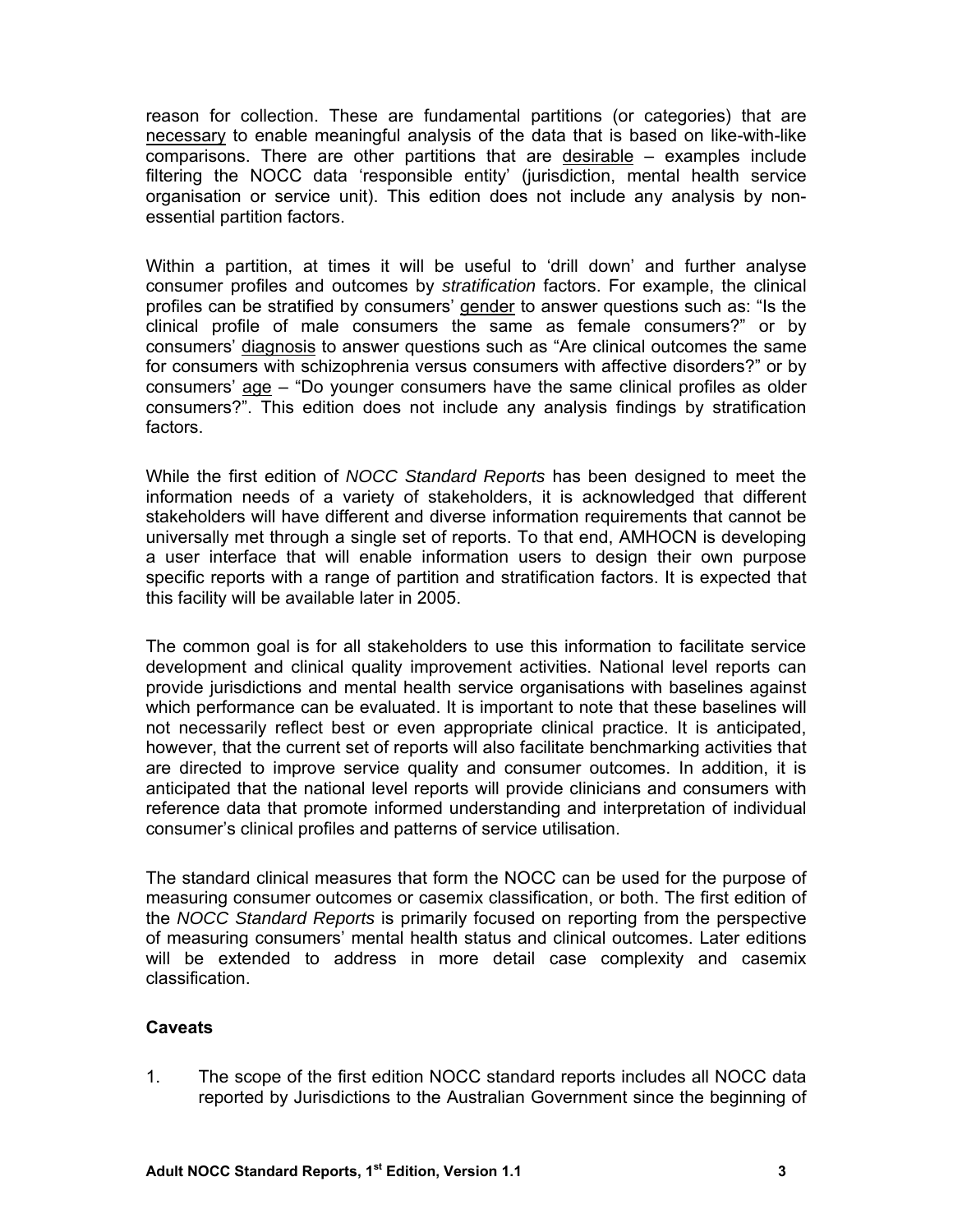reason for collection. These are fundamental partitions (or categories) that are necessary to enable meaningful analysis of the data that is based on like-with-like comparisons. There are other partitions that are desirable – examples include filtering the NOCC data 'responsible entity' (jurisdiction, mental health service organisation or service unit). This edition does not include any analysis by non-essential partition factors.

Within a partition, at times it will be useful to 'drill down' and further analyse consumer profiles and outcomes by *stratification* factors. For example, the clinical profiles can be stratified by consumers' gender to answer questions such as: "Is the clinical profile of male consumers the same as female consumers?" or by consumers' diagnosis to answer questions such as "Are clinical outcomes the same for consumers with schizophrenia versus consumers with affective disorders?" or by consumers' age – "Do younger consumers have the same clinical profiles as older consumers?". This edition does not include any analysis findings by stratification factors.

While the first edition of *NOCC Standard Reports* has been designed to meet the information needs of a variety of stakeholders, it is acknowledged that different stakeholders will have different and diverse information requirements that cannot be universally met through a single set of reports. To that end, AMHOCN is developing a user interface that will enable information users to design their own purpose specific reports with a range of partition and stratification factors. It is expected that this facility will be available later in 2005.

The common goal is for all stakeholders to use this information to facilitate service development and clinical quality improvement activities. National level reports can provide jurisdictions and mental health service organisations with baselines against which performance can be evaluated. It is important to note that these baselines will not necessarily reflect best or even appropriate clinical practice. It is anticipated, however, that the current set of reports will also facilitate benchmarking activities that are directed to improve service quality and consumer outcomes. In addition, it is anticipated that the national level reports will provide clinicians and consumers with reference data that promote informed understanding and interpretation of individual consumer's clinical profiles and patterns of service utilisation.

The standard clinical measures that form the NOCC can be used for the purpose of measuring consumer outcomes or casemix classification, or both. The first edition of the *NOCC Standard Reports* is primarily focused on reporting from the perspective of measuring consumers' mental health status and clinical outcomes. Later editions will be extended to address in more detail case complexity and casemix classification.

### Caveats

1. The scope of the first edition NOCC standard reports includes all NOCC data reported by Jurisdictions to the Australian Government since the beginning of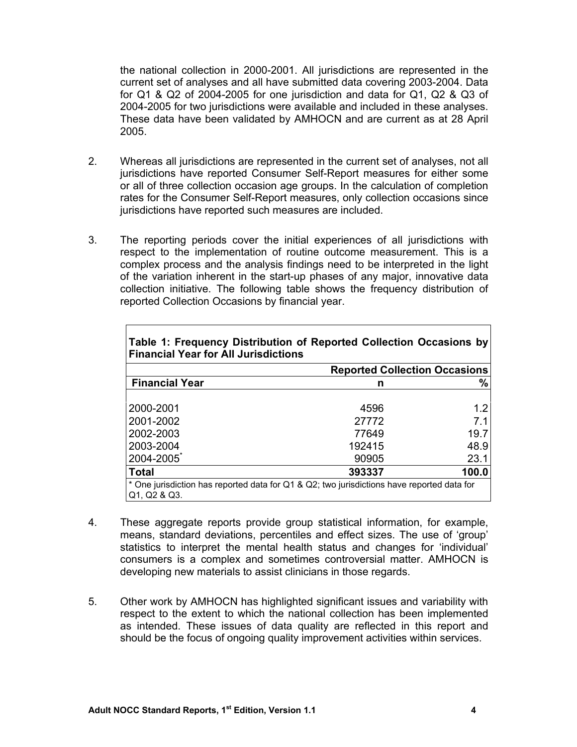the national collection in 2000-2001. All jurisdictions are represented in the current set of analyses and all have submitted data covering 2003-2004. Data for Q1 & Q2 of 2004-2005 for one jurisdiction and data for Q1, Q2 & Q3 of 2004-2005 for two jurisdictions were available and included in these analyses. These data have been validated by AMHOCN and are current as at 28 April 2005.

2. Whereas all jurisdictions are represented in the current set of analyses, not all jurisdictions have reported Consumer Self-Report measures for either some or all of three collection occasion age groups. In the calculation of completion rates for the Consumer Self-Report measures, only collection occasions since jurisdictions have reported such measures are included.

3. The reporting periods cover the initial experiences of all jurisdictions with respect to the implementation of routine outcome measurement. This is a complex process and the analysis findings need to be interpreted in the light of the variation inherent in the start-up phases of any major, innovative data collection initiative. The following table shows the frequency distribution of reported Collection Occasions by financial year.

**Table 1: Frequency Distribution of Reported Collection Occasions by Financial Year for All Jurisdictions**

| | Reported Collection Occasions | |
|---|---|---|
| **Financial Year** | **n** | **%** |
| 2000-2001 | 4596 | 1.2 |
| 2001-2002 | 27772 | 7.1 |
| 2002-2003 | 77649 | 19.7 |
| 2003-2004 | 192415 | 48.9 |
| 2004-2005* | 90905 | 23.1 |
| **Total** | **393337** | **100.0** |

\* One jurisdiction has reported data for Q1 & Q2; two jurisdictions have reported data for Q1, Q2 & Q3.

4. These aggregate reports provide group statistical information, for example, means, standard deviations, percentiles and effect sizes. The use of 'group' statistics to interpret the mental health status and changes for 'individual' consumers is a complex and sometimes controversial matter. AMHOCN is developing new materials to assist clinicians in those regards.

5. Other work by AMHOCN has highlighted significant issues and variability with respect to the extent to which the national collection has been implemented as intended. These issues of data quality are reflected in this report and should be the focus of ongoing quality improvement activities within services.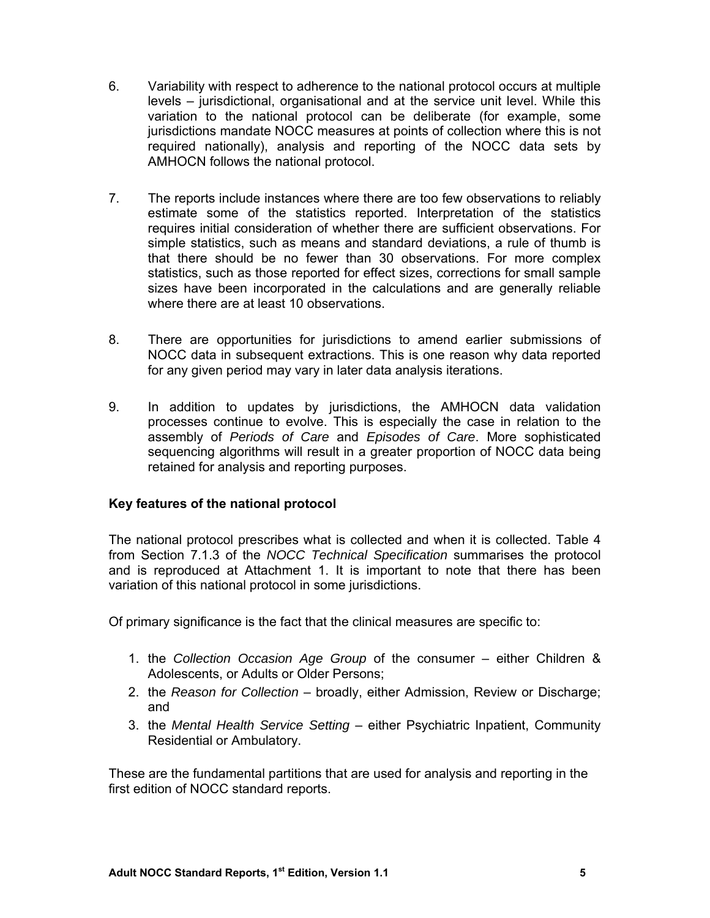6. Variability with respect to adherence to the national protocol occurs at multiple levels – jurisdictional, organisational and at the service unit level. While this variation to the national protocol can be deliberate (for example, some jurisdictions mandate NOCC measures at points of collection where this is not required nationally), analysis and reporting of the NOCC data sets by AMHOCN follows the national protocol.

7. The reports include instances where there are too few observations to reliably estimate some of the statistics reported. Interpretation of the statistics requires initial consideration of whether there are sufficient observations. For simple statistics, such as means and standard deviations, a rule of thumb is that there should be no fewer than 30 observations. For more complex statistics, such as those reported for effect sizes, corrections for small sample sizes have been incorporated in the calculations and are generally reliable where there are at least 10 observations.

8. There are opportunities for jurisdictions to amend earlier submissions of NOCC data in subsequent extractions. This is one reason why data reported for any given period may vary in later data analysis iterations.

9. In addition to updates by jurisdictions, the AMHOCN data validation processes continue to evolve. This is especially the case in relation to the assembly of *Periods of Care* and *Episodes of Care*. More sophisticated sequencing algorithms will result in a greater proportion of NOCC data being retained for analysis and reporting purposes.

**Key features of the national protocol**

The national protocol prescribes what is collected and when it is collected. Table 4 from Section 7.1.3 of the *NOCC Technical Specification* summarises the protocol and is reproduced at Attachment 1. It is important to note that there has been variation of this national protocol in some jurisdictions.

Of primary significance is the fact that the clinical measures are specific to:

1. the *Collection Occasion Age Group* of the consumer – either Children & Adolescents, or Adults or Older Persons;
2. the *Reason for Collection* – broadly, either Admission, Review or Discharge; and
3. the *Mental Health Service Setting* – either Psychiatric Inpatient, Community Residential or Ambulatory.

These are the fundamental partitions that are used for analysis and reporting in the first edition of NOCC standard reports.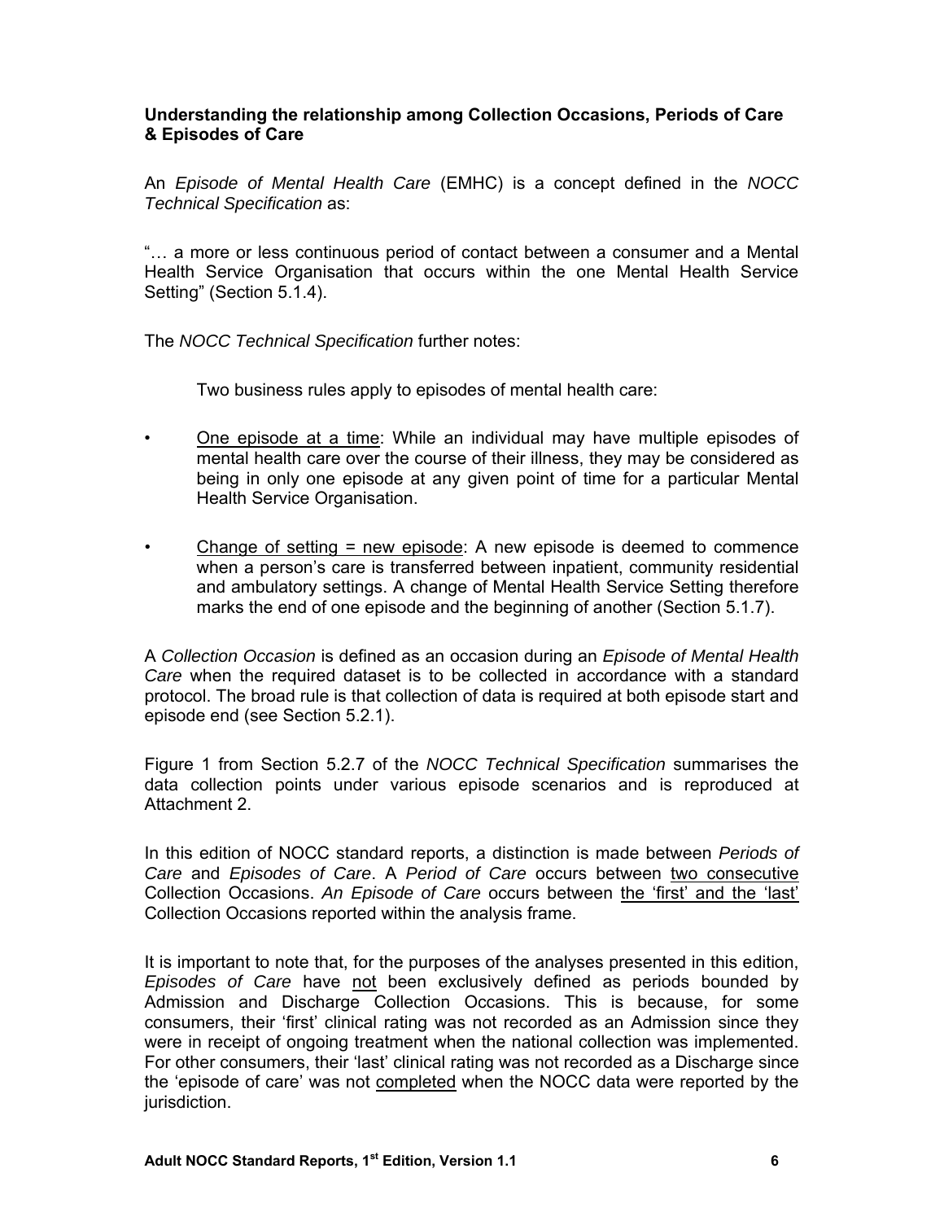**Understanding the relationship among Collection Occasions, Periods of Care & Episodes of Care**

An *Episode of Mental Health Care* (EMHC) is a concept defined in the *NOCC Technical Specification* as:

"… a more or less continuous period of contact between a consumer and a Mental Health Service Organisation that occurs within the one Mental Health Service Setting" (Section 5.1.4).

The *NOCC Technical Specification* further notes:

> Two business rules apply to episodes of mental health care:

- One episode at a time: While an individual may have multiple episodes of mental health care over the course of their illness, they may be considered as being in only one episode at any given point of time for a particular Mental Health Service Organisation.
- Change of setting = new episode: A new episode is deemed to commence when a person's care is transferred between inpatient, community residential and ambulatory settings. A change of Mental Health Service Setting therefore marks the end of one episode and the beginning of another (Section 5.1.7).

A *Collection Occasion* is defined as an occasion during an *Episode of Mental Health Care* when the required dataset is to be collected in accordance with a standard protocol. The broad rule is that collection of data is required at both episode start and episode end (see Section 5.2.1).

Figure 1 from Section 5.2.7 of the *NOCC Technical Specification* summarises the data collection points under various episode scenarios and is reproduced at Attachment 2.

In this edition of NOCC standard reports, a distinction is made between *Periods of Care* and *Episodes of Care*. A *Period of Care* occurs between two consecutive Collection Occasions. *An Episode of Care* occurs between the 'first' and the 'last' Collection Occasions reported within the analysis frame.

It is important to note that, for the purposes of the analyses presented in this edition, *Episodes of Care* have not been exclusively defined as periods bounded by Admission and Discharge Collection Occasions. This is because, for some consumers, their 'first' clinical rating was not recorded as an Admission since they were in receipt of ongoing treatment when the national collection was implemented. For other consumers, their 'last' clinical rating was not recorded as a Discharge since the 'episode of care' was not completed when the NOCC data were reported by the jurisdiction.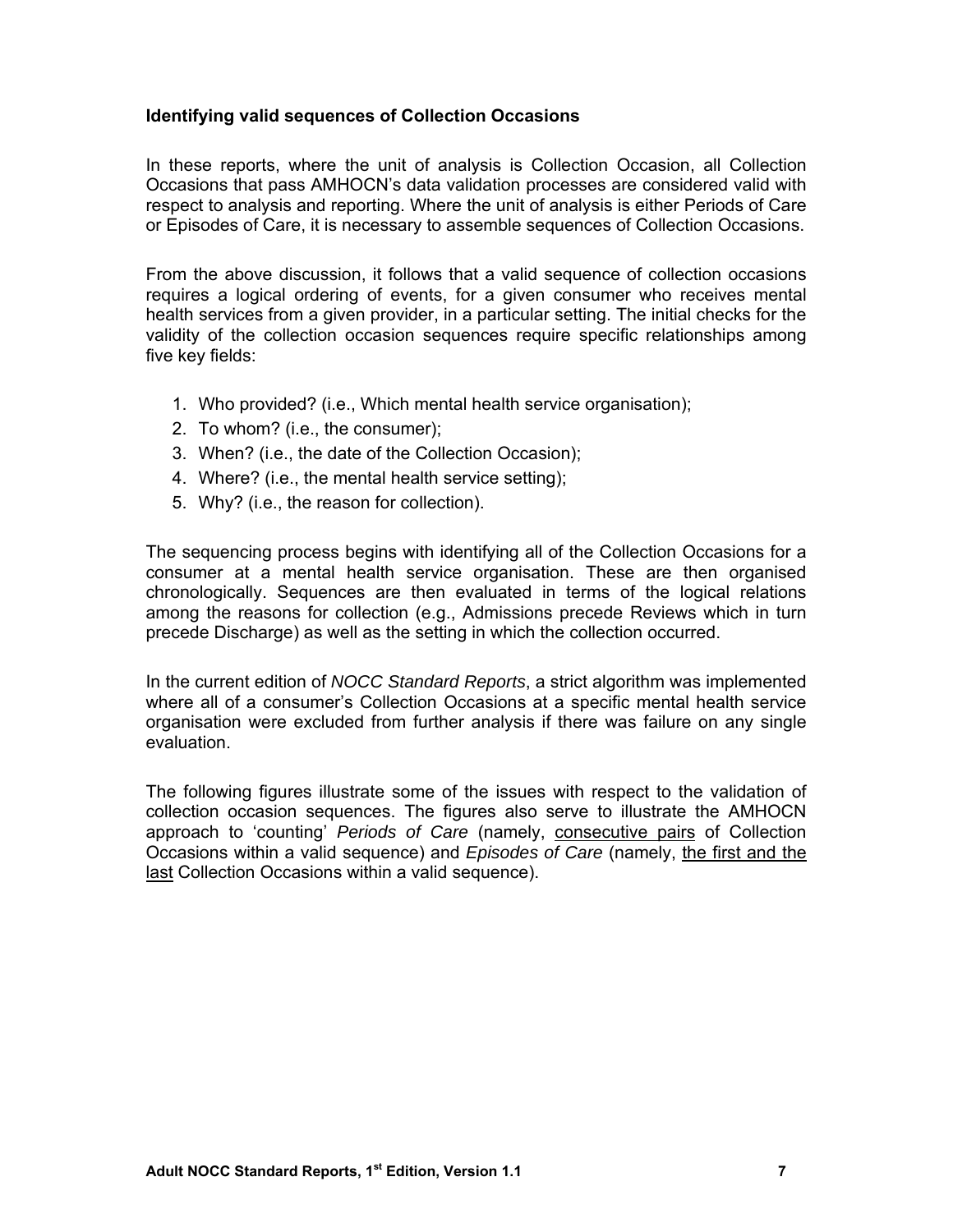### Identifying valid sequences of Collection Occasions

In these reports, where the unit of analysis is Collection Occasion, all Collection Occasions that pass AMHOCN's data validation processes are considered valid with respect to analysis and reporting. Where the unit of analysis is either Periods of Care or Episodes of Care, it is necessary to assemble sequences of Collection Occasions.

From the above discussion, it follows that a valid sequence of collection occasions requires a logical ordering of events, for a given consumer who receives mental health services from a given provider, in a particular setting. The initial checks for the validity of the collection occasion sequences require specific relationships among five key fields:

1. Who provided? (i.e., Which mental health service organisation);
2. To whom? (i.e., the consumer);
3. When? (i.e., the date of the Collection Occasion);
4. Where? (i.e., the mental health service setting);
5. Why? (i.e., the reason for collection).

The sequencing process begins with identifying all of the Collection Occasions for a consumer at a mental health service organisation. These are then organised chronologically. Sequences are then evaluated in terms of the logical relations among the reasons for collection (e.g., Admissions precede Reviews which in turn precede Discharge) as well as the setting in which the collection occurred.

In the current edition of *NOCC Standard Reports*, a strict algorithm was implemented where all of a consumer's Collection Occasions at a specific mental health service organisation were excluded from further analysis if there was failure on any single evaluation.

The following figures illustrate some of the issues with respect to the validation of collection occasion sequences. The figures also serve to illustrate the AMHOCN approach to 'counting' *Periods of Care* (namely, consecutive pairs of Collection Occasions within a valid sequence) and *Episodes of Care* (namely, the first and the last Collection Occasions within a valid sequence).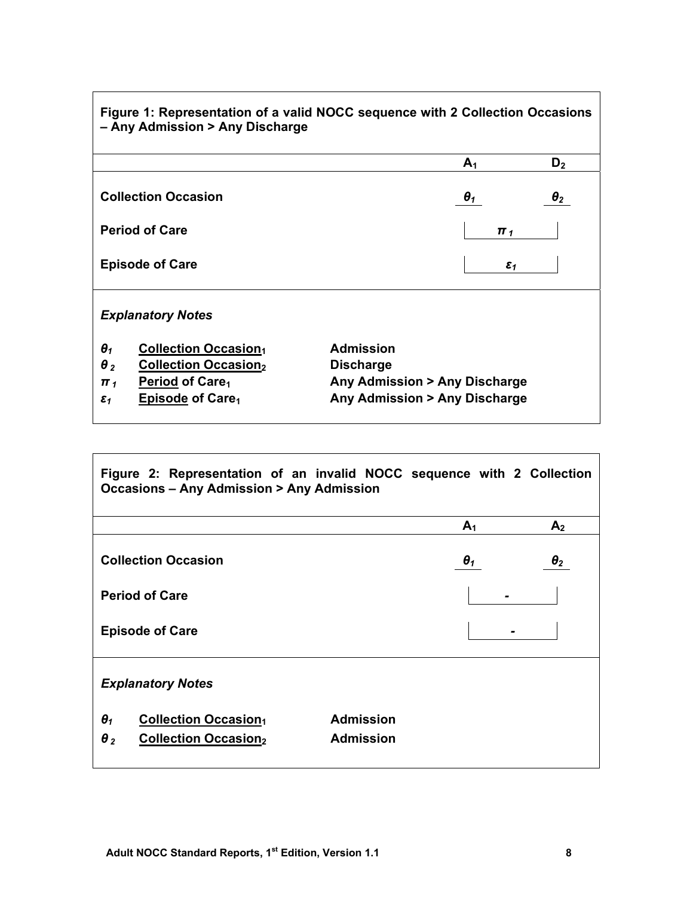**Figure 1: Representation of a valid NOCC sequence with 2 Collection Occasions – Any Admission > Any Discharge**

| | $A_1$ | | $D_2$ |
|---|---|---|---|
| Collection Occasion | $\theta_1$ | | $\theta_2$ |
| Period of Care | | $\pi_1$ | |
| Episode of Care | | $\varepsilon_1$ | |

*Explanatory Notes*

| | | |
|---|---|---|
| $\theta_1$ | Collection Occasion$_1$ | Admission |
| $\theta_2$ | Collection Occasion$_2$ | Discharge |
| $\pi_1$ | Period of Care$_1$ | Any Admission > Any Discharge |
| $\varepsilon_1$ | Episode of Care$_1$ | Any Admission > Any Discharge |

**Figure 2: Representation of an invalid NOCC sequence with 2 Collection Occasions – Any Admission > Any Admission**

| | $A_1$ | | $A_2$ |
|---|---|---|---|
| Collection Occasion | $\theta_1$ | | $\theta_2$ |
| Period of Care | | - | |
| Episode of Care | | - | |

*Explanatory Notes*

| | | |
|---|---|---|
| $\theta_1$ | Collection Occasion$_1$ | Admission |
| $\theta_2$ | Collection Occasion$_2$ | Admission |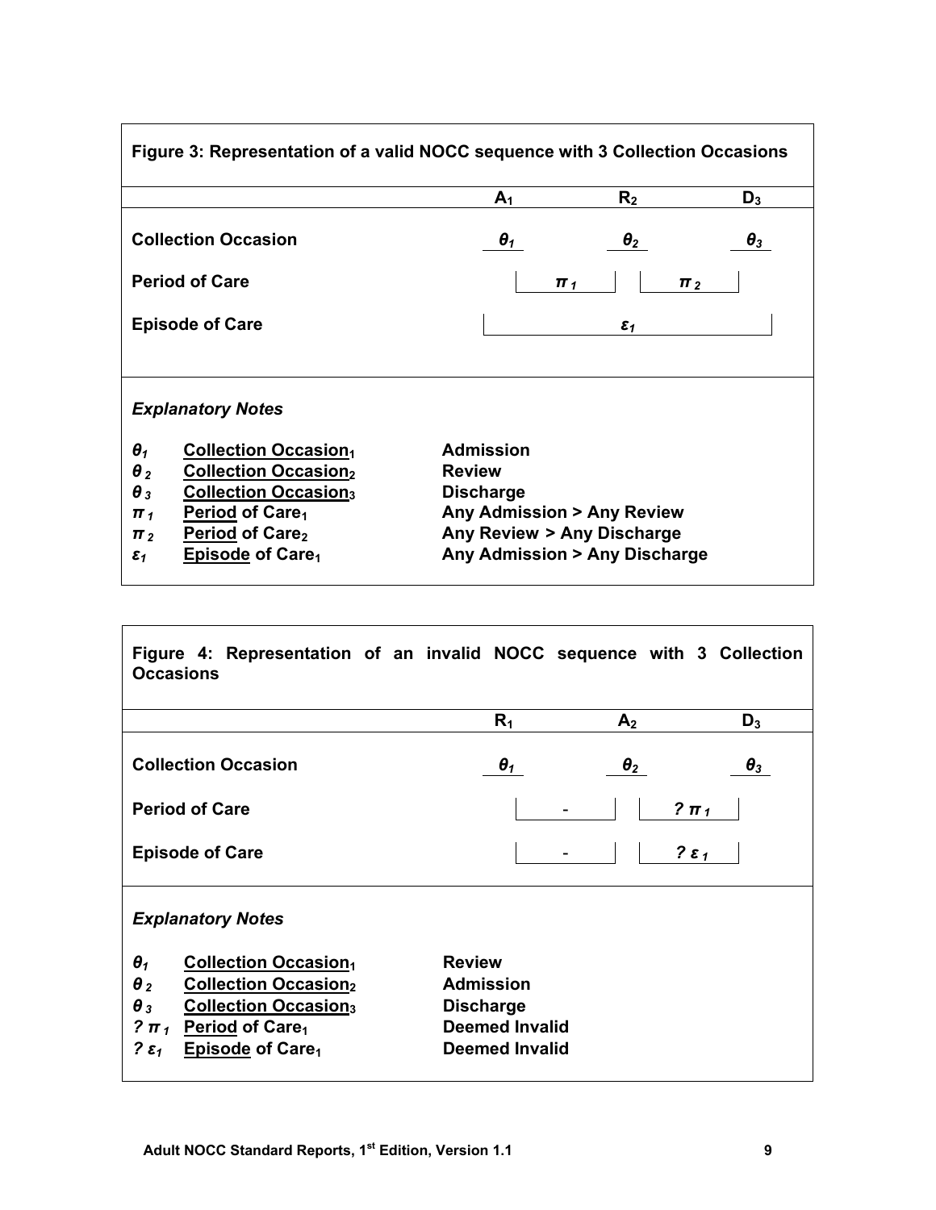**Figure 3: Representation of a valid NOCC sequence with 3 Collection Occasions**

| | $A_1$ | | $R_2$ | | $D_3$ |
|---|---|---|---|---|---|
| Collection Occasion | $\theta_1$ | | $\theta_2$ | | $\theta_3$ |
| Period of Care | | $\pi_1$ | | $\pi_2$ | |
| Episode of Care | | | $\varepsilon_1$ | | |

*Explanatory Notes*

| | | |
|---|---|---|
| $\theta_1$ | Collection Occasion$_1$ | Admission |
| $\theta_2$ | Collection Occasion$_2$ | Review |
| $\theta_3$ | Collection Occasion$_3$ | Discharge |
| $\pi_1$ | Period of Care$_1$ | Any Admission > Any Review |
| $\pi_2$ | Period of Care$_2$ | Any Review > Any Discharge |
| $\varepsilon_1$ | Episode of Care$_1$ | Any Admission > Any Discharge |

**Figure 4: Representation of an invalid NOCC sequence with 3 Collection Occasions**

| | $R_1$ | | $A_2$ | | $D_3$ |
|---|---|---|---|---|---|
| Collection Occasion | $\theta_1$ | | $\theta_2$ | | $\theta_3$ |
| Period of Care | | - | | ? $\pi_1$ | |
| Episode of Care | | - | | ? $\varepsilon_1$ | |

*Explanatory Notes*

| | | |
|---|---|---|
| $\theta_1$ | Collection Occasion$_1$ | Review |
| $\theta_2$ | Collection Occasion$_2$ | Admission |
| $\theta_3$ | Collection Occasion$_3$ | Discharge |
| ? $\pi_1$ | Period of Care$_1$ | Deemed Invalid |
| ? $\varepsilon_1$ | Episode of Care$_1$ | Deemed Invalid |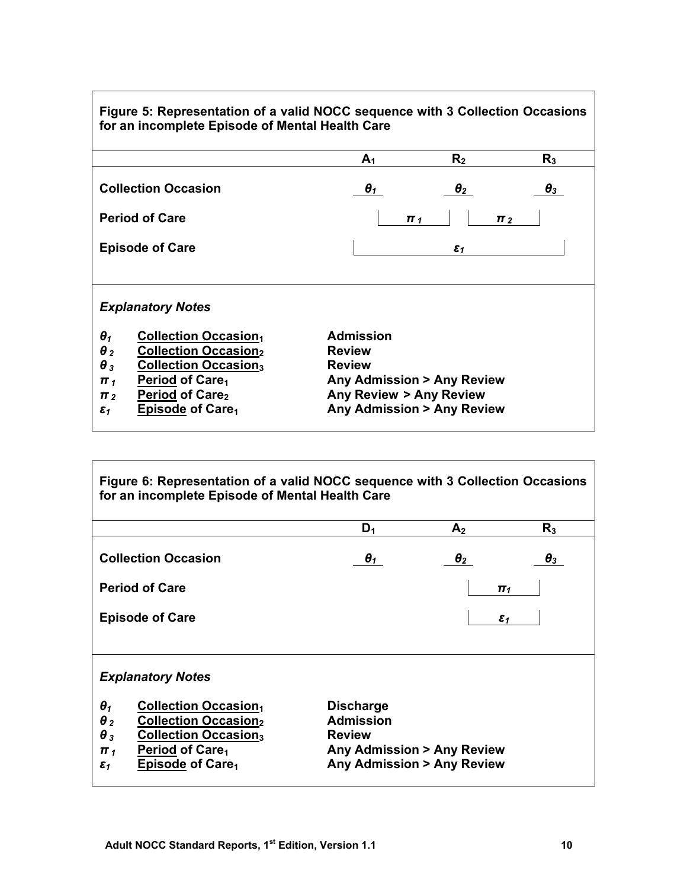**Figure 5: Representation of a valid NOCC sequence with 3 Collection Occasions for an incomplete Episode of Mental Health Care**

| | $A_1$ | | $R_2$ | | $R_3$ |
|---|---|---|---|---|---|
| **Collection Occasion** | $\theta_1$ | | $\theta_2$ | | $\theta_3$ |
| **Period of Care** | | $\pi_1$ | | $\pi_2$ | |
| **Episode of Care** | | | $\varepsilon_1$ | | |

*Explanatory Notes*

| | | |
|---|---|---|
| $\theta_1$ | Collection Occasion$_1$ | Admission |
| $\theta_2$ | Collection Occasion$_2$ | Review |
| $\theta_3$ | Collection Occasion$_3$ | Review |
| $\pi_1$ | Period of Care$_1$ | Any Admission > Any Review |
| $\pi_2$ | Period of Care$_2$ | Any Review > Any Review |
| $\varepsilon_1$ | Episode of Care$_1$ | Any Admission > Any Review |

**Figure 6: Representation of a valid NOCC sequence with 3 Collection Occasions for an incomplete Episode of Mental Health Care**

| | $D_1$ | | $A_2$ | | $R_3$ |
|---|---|---|---|---|---|
| **Collection Occasion** | $\theta_1$ | | $\theta_2$ | | $\theta_3$ |
| **Period of Care** | | | | $\pi_1$ | |
| **Episode of Care** | | | | $\varepsilon_1$ | |

*Explanatory Notes*

| | | |
|---|---|---|
| $\theta_1$ | Collection Occasion$_1$ | Discharge |
| $\theta_2$ | Collection Occasion$_2$ | Admission |
| $\theta_3$ | Collection Occasion$_3$ | Review |
| $\pi_1$ | Period of Care$_1$ | Any Admission > Any Review |
| $\varepsilon_1$ | Episode of Care$_1$ | Any Admission > Any Review |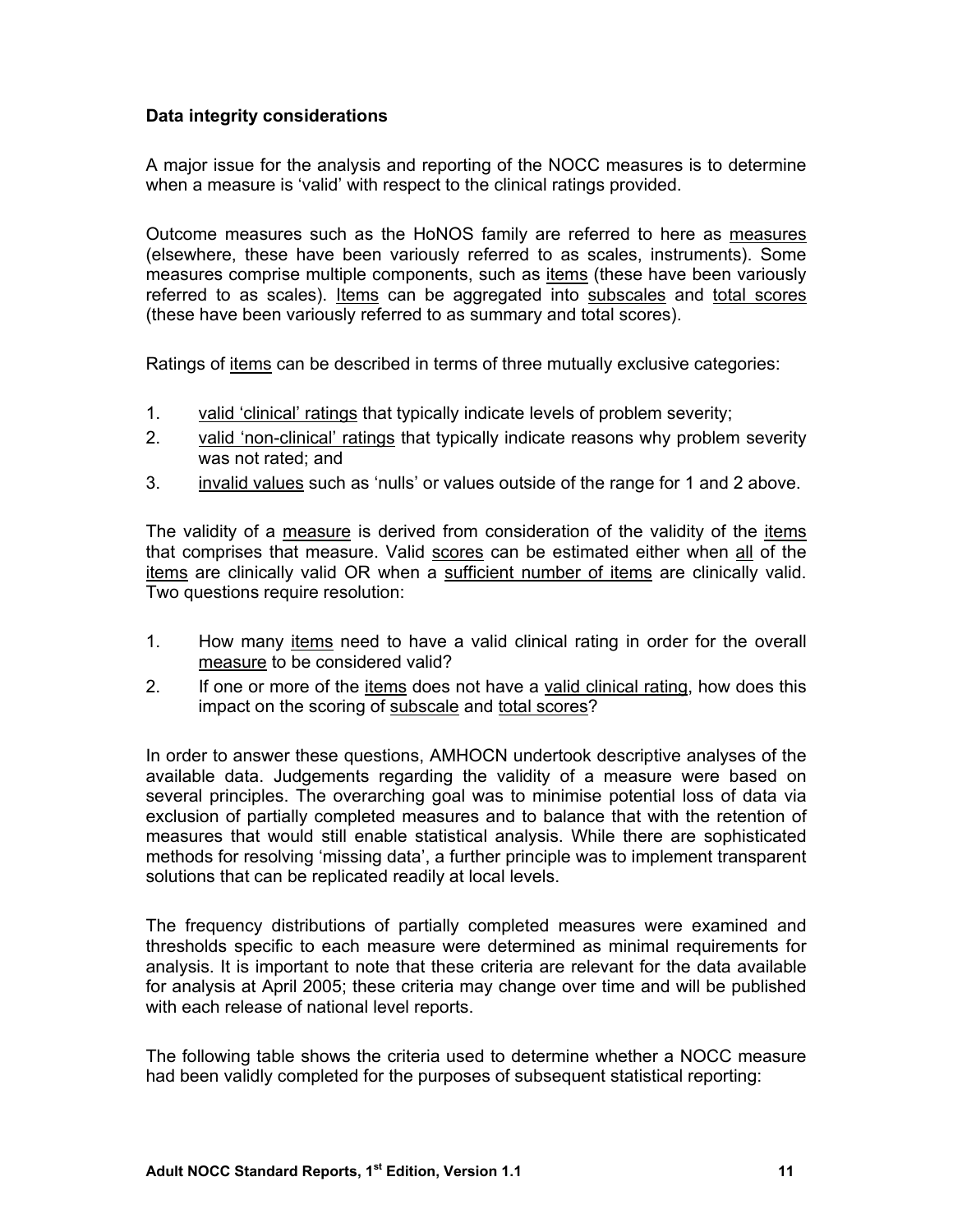**Data integrity considerations**

A major issue for the analysis and reporting of the NOCC measures is to determine when a measure is 'valid' with respect to the clinical ratings provided.

Outcome measures such as the HoNOS family are referred to here as <u>measures</u> (elsewhere, these have been variously referred to as scales, instruments). Some measures comprise multiple components, such as <u>items</u> (these have been variously referred to as scales). <u>Items</u> can be aggregated into <u>subscales</u> and <u>total scores</u> (these have been variously referred to as summary and total scores).

Ratings of <u>items</u> can be described in terms of three mutually exclusive categories:

1. <u>valid 'clinical' ratings</u> that typically indicate levels of problem severity;
2. <u>valid 'non-clinical' ratings</u> that typically indicate reasons why problem severity was not rated; and
3. <u>invalid values</u> such as 'nulls' or values outside of the range for 1 and 2 above.

The validity of a <u>measure</u> is derived from consideration of the validity of the <u>items</u> that comprises that measure. Valid <u>scores</u> can be estimated either when <u>all</u> of the <u>items</u> are clinically valid OR when a <u>sufficient number of items</u> are clinically valid. Two questions require resolution:

1. How many <u>items</u> need to have a valid clinical rating in order for the overall <u>measure</u> to be considered valid?
2. If one or more of the <u>items</u> does not have a <u>valid clinical rating</u>, how does this impact on the scoring of <u>subscale</u> and <u>total scores</u>?

In order to answer these questions, AMHOCN undertook descriptive analyses of the available data. Judgements regarding the validity of a measure were based on several principles. The overarching goal was to minimise potential loss of data via exclusion of partially completed measures and to balance that with the retention of measures that would still enable statistical analysis. While there are sophisticated methods for resolving 'missing data', a further principle was to implement transparent solutions that can be replicated readily at local levels.

The frequency distributions of partially completed measures were examined and thresholds specific to each measure were determined as minimal requirements for analysis. It is important to note that these criteria are relevant for the data available for analysis at April 2005; these criteria may change over time and will be published with each release of national level reports.

The following table shows the criteria used to determine whether a NOCC measure had been validly completed for the purposes of subsequent statistical reporting: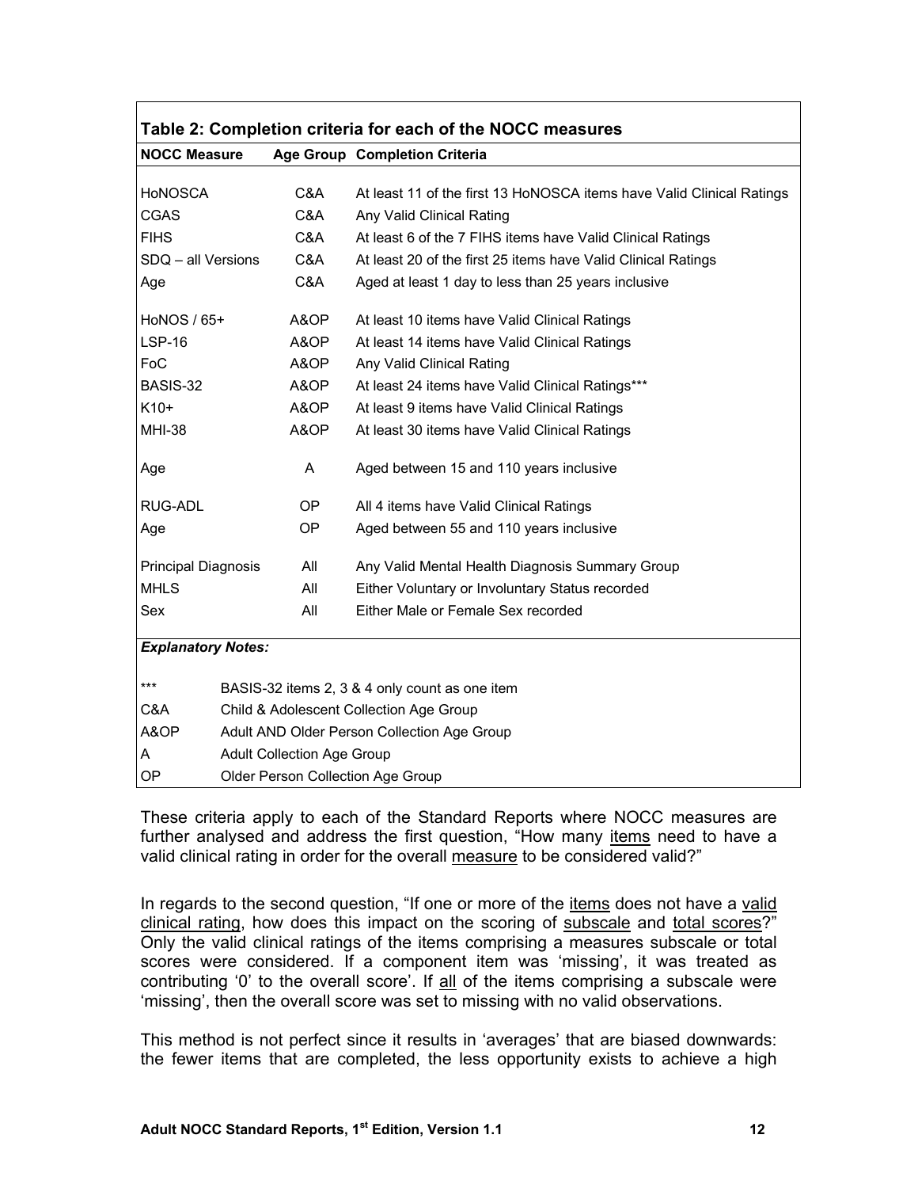**Table 2: Completion criteria for each of the NOCC measures**

| NOCC Measure | Age Group | Completion Criteria |
|---|---|---|
| HoNOSCA | C&A | At least 11 of the first 13 HoNOSCA items have Valid Clinical Ratings |
| CGAS | C&A | Any Valid Clinical Rating |
| FIHS | C&A | At least 6 of the 7 FIHS items have Valid Clinical Ratings |
| SDQ – all Versions | C&A | At least 20 of the first 25 items have Valid Clinical Ratings |
| Age | C&A | Aged at least 1 day to less than 25 years inclusive |
| HoNOS / 65+ | A&OP | At least 10 items have Valid Clinical Ratings |
| LSP-16 | A&OP | At least 14 items have Valid Clinical Ratings |
| FoC | A&OP | Any Valid Clinical Rating |
| BASIS-32 | A&OP | At least 24 items have Valid Clinical Ratings*** |
| K10+ | A&OP | At least 9 items have Valid Clinical Ratings |
| MHI-38 | A&OP | At least 30 items have Valid Clinical Ratings |
| Age | A | Aged between 15 and 110 years inclusive |
| RUG-ADL | OP | All 4 items have Valid Clinical Ratings |
| Age | OP | Aged between 55 and 110 years inclusive |
| Principal Diagnosis | All | Any Valid Mental Health Diagnosis Summary Group |
| MHLS | All | Either Voluntary or Involuntary Status recorded |
| Sex | All | Either Male or Female Sex recorded |

***Explanatory Notes:***

| | |
|---|---|
| *** | BASIS-32 items 2, 3 & 4 only count as one item |
| C&A | Child & Adolescent Collection Age Group |
| A&OP | Adult AND Older Person Collection Age Group |
| A | Adult Collection Age Group |
| OP | Older Person Collection Age Group |

These criteria apply to each of the Standard Reports where NOCC measures are further analysed and address the first question, "How many items need to have a valid clinical rating in order for the overall measure to be considered valid?"

In regards to the second question, "If one or more of the items does not have a valid clinical rating, how does this impact on the scoring of subscale and total scores?" Only the valid clinical ratings of the items comprising a measures subscale or total scores were considered. If a component item was 'missing', it was treated as contributing '0' to the overall score'. If all of the items comprising a subscale were 'missing', then the overall score was set to missing with no valid observations.

This method is not perfect since it results in 'averages' that are biased downwards: the fewer items that are completed, the less opportunity exists to achieve a high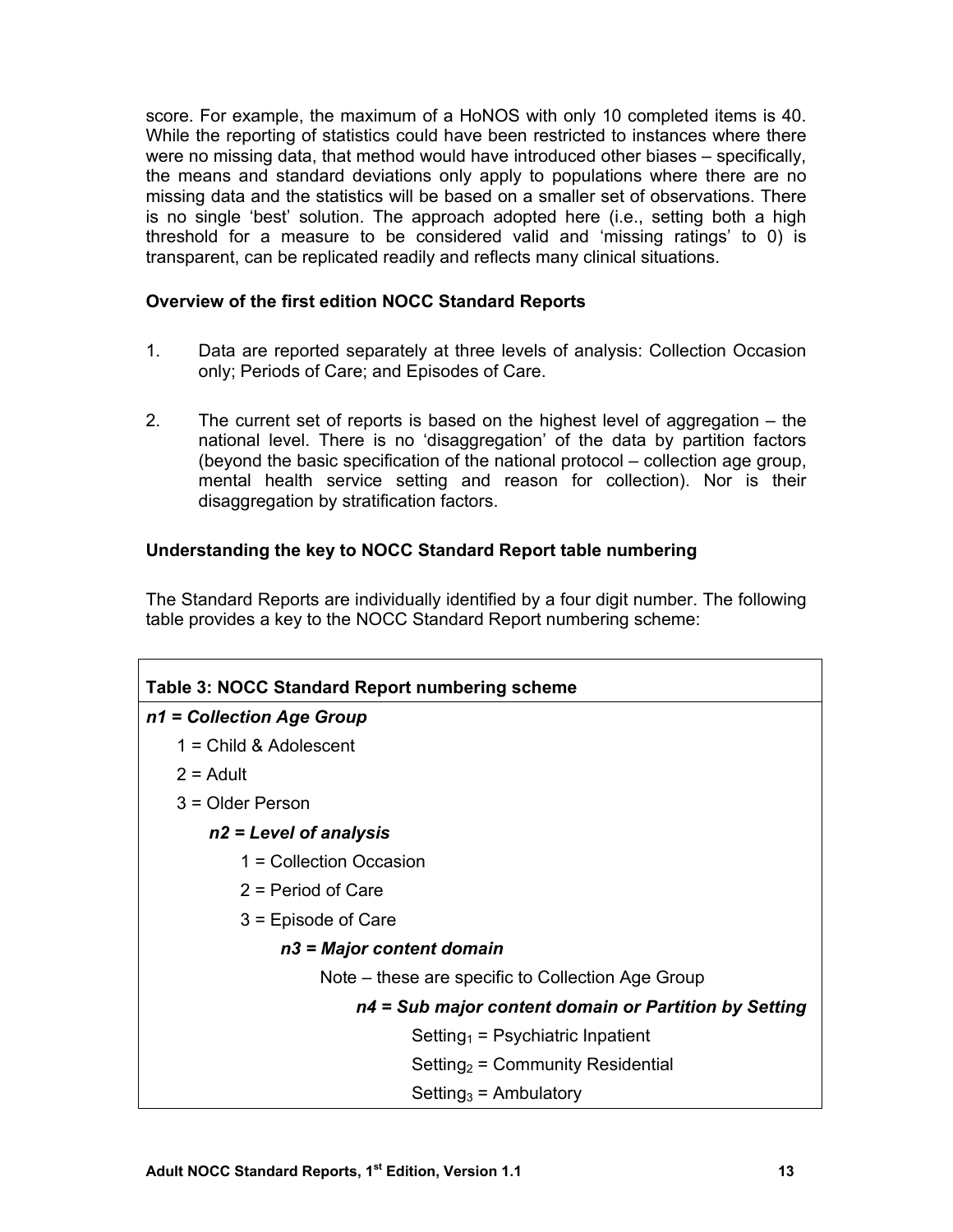score. For example, the maximum of a HoNOS with only 10 completed items is 40. While the reporting of statistics could have been restricted to instances where there were no missing data, that method would have introduced other biases – specifically, the means and standard deviations only apply to populations where there are no missing data and the statistics will be based on a smaller set of observations. There is no single 'best' solution. The approach adopted here (i.e., setting both a high threshold for a measure to be considered valid and 'missing ratings' to 0) is transparent, can be replicated readily and reflects many clinical situations.

**Overview of the first edition NOCC Standard Reports**

1. Data are reported separately at three levels of analysis: Collection Occasion only; Periods of Care; and Episodes of Care.

2. The current set of reports is based on the highest level of aggregation – the national level. There is no 'disaggregation' of the data by partition factors (beyond the basic specification of the national protocol – collection age group, mental health service setting and reason for collection). Nor is their disaggregation by stratification factors.

**Understanding the key to NOCC Standard Report table numbering**

The Standard Reports are individually identified by a four digit number. The following table provides a key to the NOCC Standard Report numbering scheme:

| **Table 3: NOCC Standard Report numbering scheme** |
|---|
| ***n1 = Collection Age Group*** |
| 1 = Child & Adolescent |
| 2 = Adult |
| 3 = Older Person |
| ***n2 = Level of analysis*** |
| 1 = Collection Occasion |
| 2 = Period of Care |
| 3 = Episode of Care |
| ***n3 = Major content domain*** |
| Note – these are specific to Collection Age Group |
| ***n4 = Sub major content domain or Partition by Setting*** |
| $\text{Setting}_1$ = Psychiatric Inpatient |
| $\text{Setting}_2$ = Community Residential |
| $\text{Setting}_3$ = Ambulatory |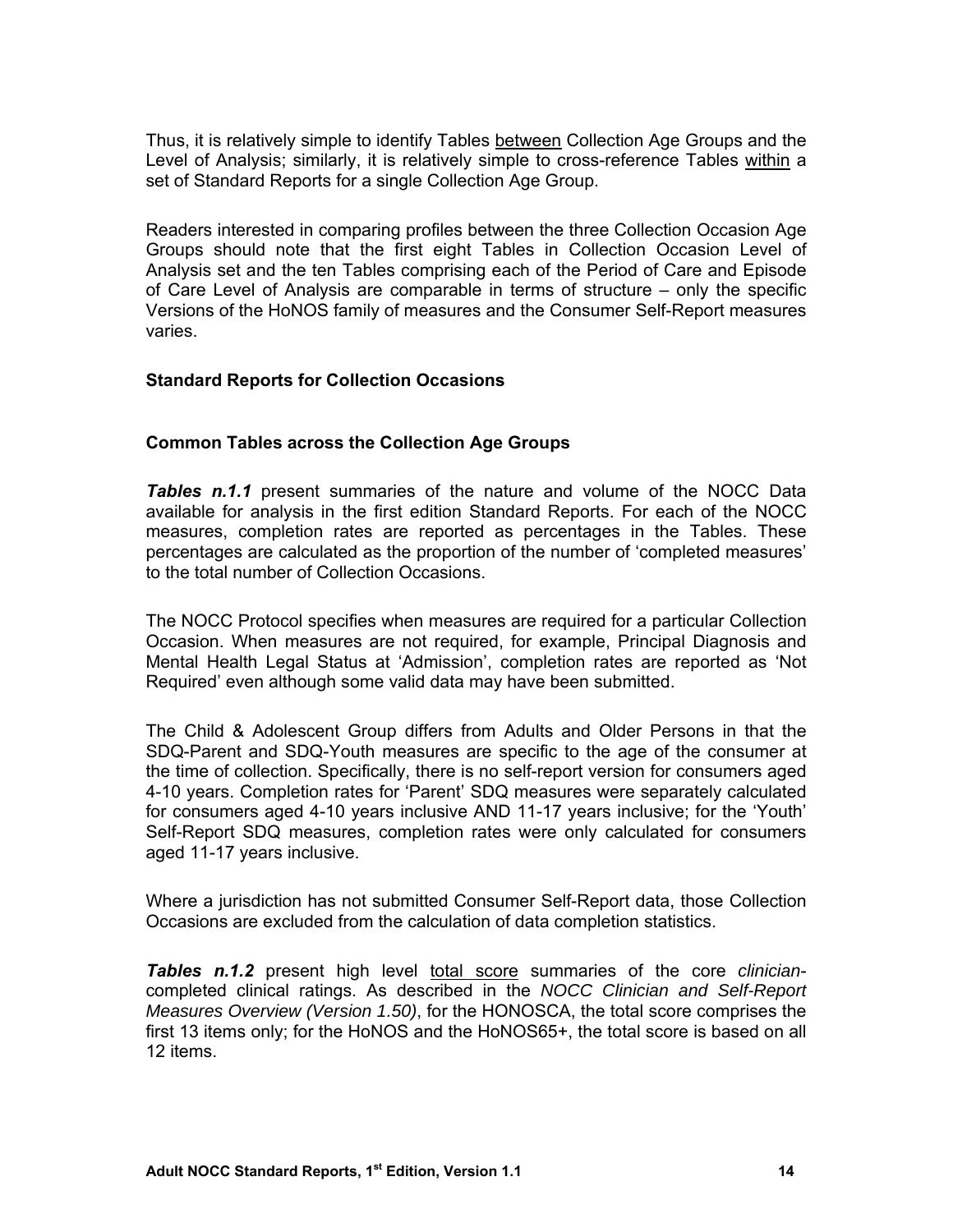Thus, it is relatively simple to identify Tables between Collection Age Groups and the Level of Analysis; similarly, it is relatively simple to cross-reference Tables within a set of Standard Reports for a single Collection Age Group.

Readers interested in comparing profiles between the three Collection Occasion Age Groups should note that the first eight Tables in Collection Occasion Level of Analysis set and the ten Tables comprising each of the Period of Care and Episode of Care Level of Analysis are comparable in terms of structure – only the specific Versions of the HoNOS family of measures and the Consumer Self-Report measures varies.

### Standard Reports for Collection Occasions

### Common Tables across the Collection Age Groups

***Tables n.1.1*** present summaries of the nature and volume of the NOCC Data available for analysis in the first edition Standard Reports. For each of the NOCC measures, completion rates are reported as percentages in the Tables. These percentages are calculated as the proportion of the number of 'completed measures' to the total number of Collection Occasions.

The NOCC Protocol specifies when measures are required for a particular Collection Occasion. When measures are not required, for example, Principal Diagnosis and Mental Health Legal Status at 'Admission', completion rates are reported as 'Not Required' even although some valid data may have been submitted.

The Child & Adolescent Group differs from Adults and Older Persons in that the SDQ-Parent and SDQ-Youth measures are specific to the age of the consumer at the time of collection. Specifically, there is no self-report version for consumers aged 4-10 years. Completion rates for 'Parent' SDQ measures were separately calculated for consumers aged 4-10 years inclusive AND 11-17 years inclusive; for the 'Youth' Self-Report SDQ measures, completion rates were only calculated for consumers aged 11-17 years inclusive.

Where a jurisdiction has not submitted Consumer Self-Report data, those Collection Occasions are excluded from the calculation of data completion statistics.

***Tables n.1.2*** present high level total score summaries of the core *clinician*-completed clinical ratings. As described in the *NOCC Clinician and Self-Report Measures Overview (Version 1.50)*, for the HONOSCA, the total score comprises the first 13 items only; for the HoNOS and the HoNOS65+, the total score is based on all 12 items.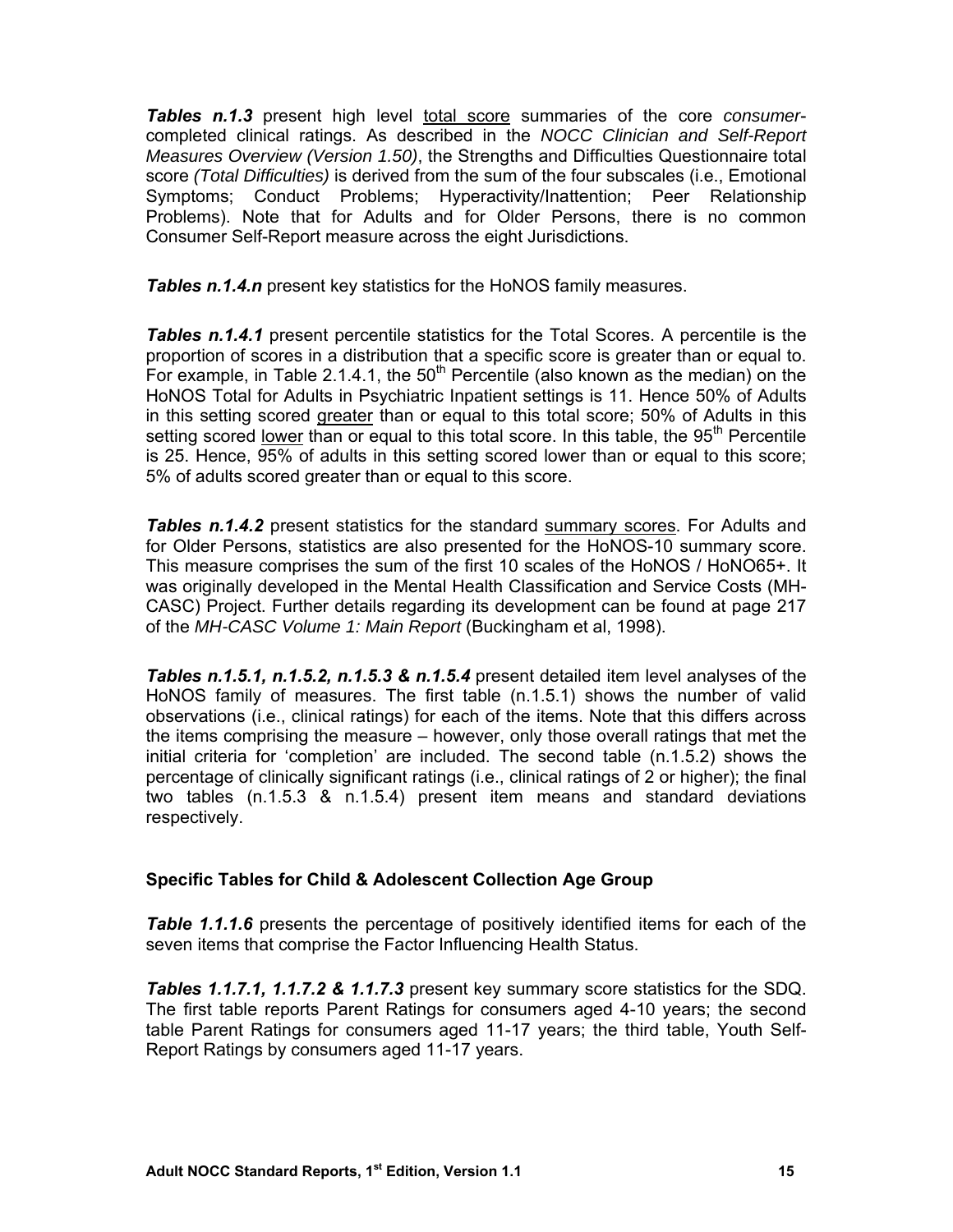***Tables n.1.3*** present high level total score summaries of the core *consumer*-completed clinical ratings. As described in the *NOCC Clinician and Self-Report Measures Overview (Version 1.50)*, the Strengths and Difficulties Questionnaire total score *(Total Difficulties)* is derived from the sum of the four subscales (i.e., Emotional Symptoms; Conduct Problems; Hyperactivity/Inattention; Peer Relationship Problems). Note that for Adults and for Older Persons, there is no common Consumer Self-Report measure across the eight Jurisdictions.

***Tables n.1.4.n*** present key statistics for the HoNOS family measures.

***Tables n.1.4.1*** present percentile statistics for the Total Scores. A percentile is the proportion of scores in a distribution that a specific score is greater than or equal to. For example, in Table 2.1.4.1, the 50th Percentile (also known as the median) on the HoNOS Total for Adults in Psychiatric Inpatient settings is 11. Hence 50% of Adults in this setting scored greater than or equal to this total score; 50% of Adults in this setting scored lower than or equal to this total score. In this table, the 95th Percentile is 25. Hence, 95% of adults in this setting scored lower than or equal to this score; 5% of adults scored greater than or equal to this score.

***Tables n.1.4.2*** present statistics for the standard summary scores. For Adults and for Older Persons, statistics are also presented for the HoNOS-10 summary score. This measure comprises the sum of the first 10 scales of the HoNOS / HoNO65+. It was originally developed in the Mental Health Classification and Service Costs (MH-CASC) Project. Further details regarding its development can be found at page 217 of the *MH-CASC Volume 1: Main Report* (Buckingham et al, 1998).

***Tables n.1.5.1, n.1.5.2, n.1.5.3 & n.1.5.4*** present detailed item level analyses of the HoNOS family of measures. The first table (n.1.5.1) shows the number of valid observations (i.e., clinical ratings) for each of the items. Note that this differs across the items comprising the measure – however, only those overall ratings that met the initial criteria for 'completion' are included. The second table (n.1.5.2) shows the percentage of clinically significant ratings (i.e., clinical ratings of 2 or higher); the final two tables (n.1.5.3 & n.1.5.4) present item means and standard deviations respectively.

### Specific Tables for Child & Adolescent Collection Age Group

***Table 1.1.1.6*** presents the percentage of positively identified items for each of the seven items that comprise the Factor Influencing Health Status.

***Tables 1.1.7.1, 1.1.7.2 & 1.1.7.3*** present key summary score statistics for the SDQ. The first table reports Parent Ratings for consumers aged 4-10 years; the second table Parent Ratings for consumers aged 11-17 years; the third table, Youth Self-Report Ratings by consumers aged 11-17 years.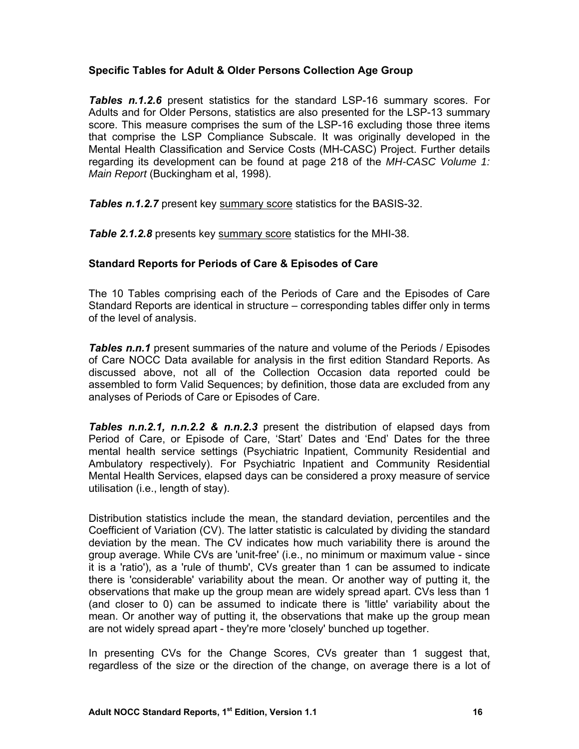### Specific Tables for Adult & Older Persons Collection Age Group

***Tables n.1.2.6*** present statistics for the standard LSP-16 summary scores. For Adults and for Older Persons, statistics are also presented for the LSP-13 summary score. This measure comprises the sum of the LSP-16 excluding those three items that comprise the LSP Compliance Subscale. It was originally developed in the Mental Health Classification and Service Costs (MH-CASC) Project. Further details regarding its development can be found at page 218 of the *MH-CASC Volume 1: Main Report* (Buckingham et al, 1998).

***Tables n.1.2.7*** present key summary score statistics for the BASIS-32.

***Table 2.1.2.8*** presents key summary score statistics for the MHI-38.

### Standard Reports for Periods of Care & Episodes of Care

The 10 Tables comprising each of the Periods of Care and the Episodes of Care Standard Reports are identical in structure – corresponding tables differ only in terms of the level of analysis.

***Tables n.n.1*** present summaries of the nature and volume of the Periods / Episodes of Care NOCC Data available for analysis in the first edition Standard Reports. As discussed above, not all of the Collection Occasion data reported could be assembled to form Valid Sequences; by definition, those data are excluded from any analyses of Periods of Care or Episodes of Care.

***Tables n.n.2.1, n.n.2.2 & n.n.2.3*** present the distribution of elapsed days from Period of Care, or Episode of Care, 'Start' Dates and 'End' Dates for the three mental health service settings (Psychiatric Inpatient, Community Residential and Ambulatory respectively). For Psychiatric Inpatient and Community Residential Mental Health Services, elapsed days can be considered a proxy measure of service utilisation (i.e., length of stay).

Distribution statistics include the mean, the standard deviation, percentiles and the Coefficient of Variation (CV). The latter statistic is calculated by dividing the standard deviation by the mean. The CV indicates how much variability there is around the group average. While CVs are 'unit-free' (i.e., no minimum or maximum value - since it is a 'ratio'), as a 'rule of thumb', CVs greater than 1 can be assumed to indicate there is 'considerable' variability about the mean. Or another way of putting it, the observations that make up the group mean are widely spread apart. CVs less than 1 (and closer to 0) can be assumed to indicate there is 'little' variability about the mean. Or another way of putting it, the observations that make up the group mean are not widely spread apart - they're more 'closely' bunched up together.

In presenting CVs for the Change Scores, CVs greater than 1 suggest that, regardless of the size or the direction of the change, on average there is a lot of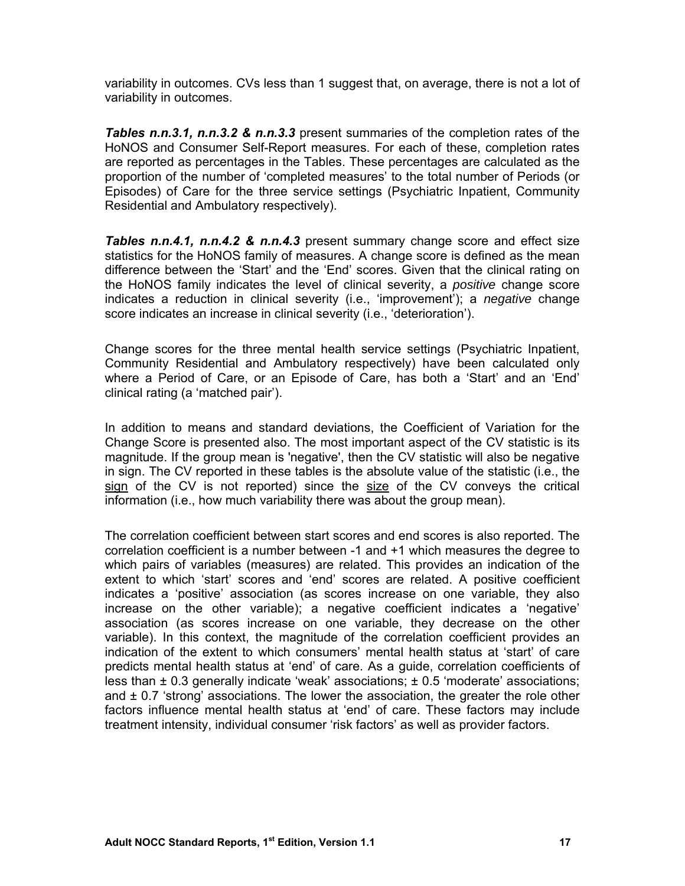variability in outcomes. CVs less than 1 suggest that, on average, there is not a lot of variability in outcomes.

***Tables n.n.3.1, n.n.3.2 & n.n.3.3*** present summaries of the completion rates of the HoNOS and Consumer Self-Report measures. For each of these, completion rates are reported as percentages in the Tables. These percentages are calculated as the proportion of the number of 'completed measures' to the total number of Periods (or Episodes) of Care for the three service settings (Psychiatric Inpatient, Community Residential and Ambulatory respectively).

***Tables n.n.4.1, n.n.4.2 & n.n.4.3*** present summary change score and effect size statistics for the HoNOS family of measures. A change score is defined as the mean difference between the 'Start' and the 'End' scores. Given that the clinical rating on the HoNOS family indicates the level of clinical severity, a *positive* change score indicates a reduction in clinical severity (i.e., 'improvement'); a *negative* change score indicates an increase in clinical severity (i.e., 'deterioration').

Change scores for the three mental health service settings (Psychiatric Inpatient, Community Residential and Ambulatory respectively) have been calculated only where a Period of Care, or an Episode of Care, has both a 'Start' and an 'End' clinical rating (a 'matched pair').

In addition to means and standard deviations, the Coefficient of Variation for the Change Score is presented also. The most important aspect of the CV statistic is its magnitude. If the group mean is 'negative', then the CV statistic will also be negative in sign. The CV reported in these tables is the absolute value of the statistic (i.e., the sign of the CV is not reported) since the size of the CV conveys the critical information (i.e., how much variability there was about the group mean).

The correlation coefficient between start scores and end scores is also reported. The correlation coefficient is a number between -1 and +1 which measures the degree to which pairs of variables (measures) are related. This provides an indication of the extent to which 'start' scores and 'end' scores are related. A positive coefficient indicates a 'positive' association (as scores increase on one variable, they also increase on the other variable); a negative coefficient indicates a 'negative' association (as scores increase on one variable, they decrease on the other variable). In this context, the magnitude of the correlation coefficient provides an indication of the extent to which consumers' mental health status at 'start' of care predicts mental health status at 'end' of care. As a guide, correlation coefficients of less than $\pm$ 0.3 generally indicate 'weak' associations; $\pm$ 0.5 'moderate' associations; and $\pm$ 0.7 'strong' associations. The lower the association, the greater the role other factors influence mental health status at 'end' of care. These factors may include treatment intensity, individual consumer 'risk factors' as well as provider factors.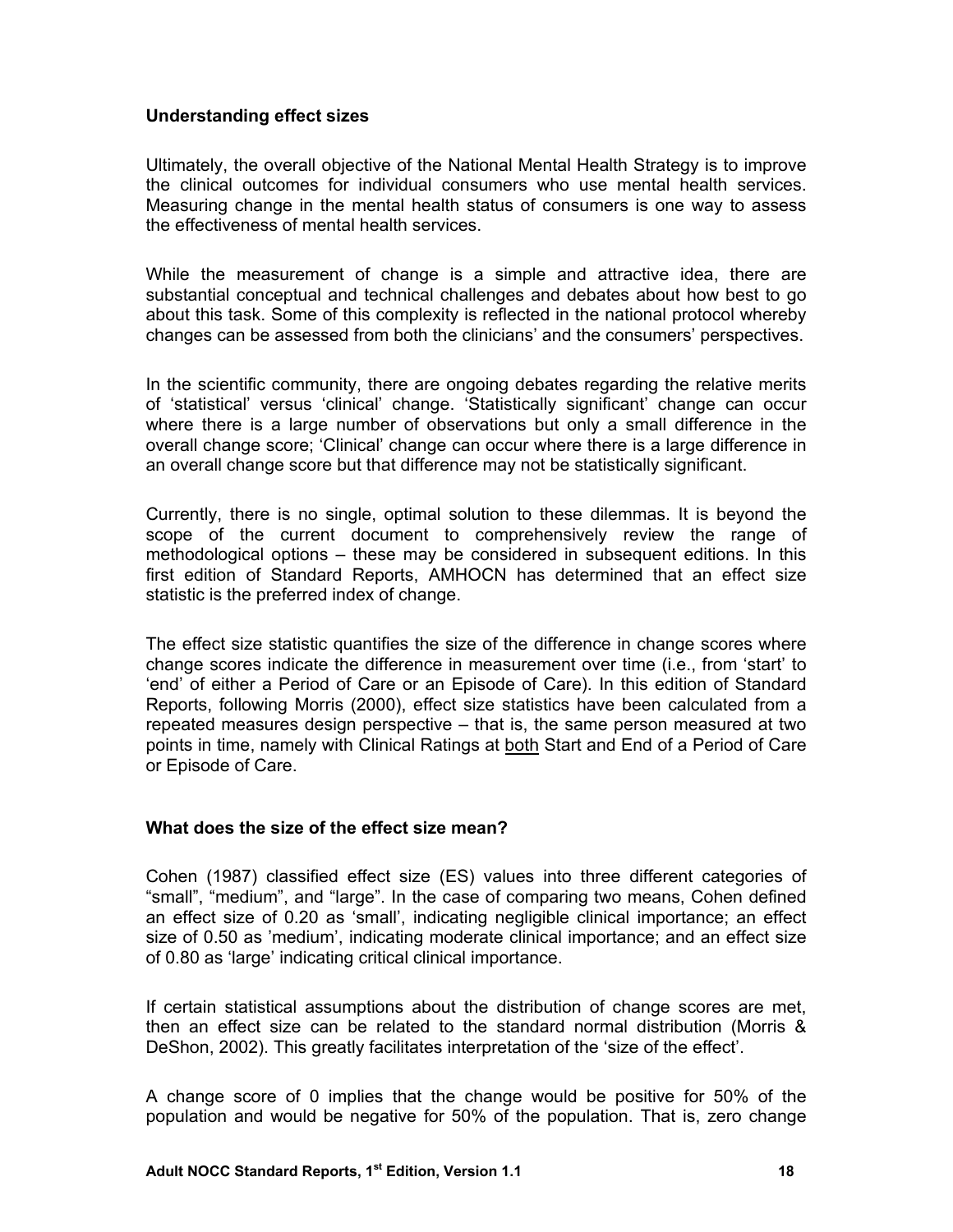**Understanding effect sizes**

Ultimately, the overall objective of the National Mental Health Strategy is to improve the clinical outcomes for individual consumers who use mental health services. Measuring change in the mental health status of consumers is one way to assess the effectiveness of mental health services.

While the measurement of change is a simple and attractive idea, there are substantial conceptual and technical challenges and debates about how best to go about this task. Some of this complexity is reflected in the national protocol whereby changes can be assessed from both the clinicians' and the consumers' perspectives.

In the scientific community, there are ongoing debates regarding the relative merits of 'statistical' versus 'clinical' change. 'Statistically significant' change can occur where there is a large number of observations but only a small difference in the overall change score; 'Clinical' change can occur where there is a large difference in an overall change score but that difference may not be statistically significant.

Currently, there is no single, optimal solution to these dilemmas. It is beyond the scope of the current document to comprehensively review the range of methodological options – these may be considered in subsequent editions. In this first edition of Standard Reports, AMHOCN has determined that an effect size statistic is the preferred index of change.

The effect size statistic quantifies the size of the difference in change scores where change scores indicate the difference in measurement over time (i.e., from 'start' to 'end' of either a Period of Care or an Episode of Care). In this edition of Standard Reports, following Morris (2000), effect size statistics have been calculated from a repeated measures design perspective – that is, the same person measured at two points in time, namely with Clinical Ratings at both Start and End of a Period of Care or Episode of Care.

**What does the size of the effect size mean?**

Cohen (1987) classified effect size (ES) values into three different categories of "small", "medium", and "large". In the case of comparing two means, Cohen defined an effect size of 0.20 as 'small', indicating negligible clinical importance; an effect size of 0.50 as 'medium', indicating moderate clinical importance; and an effect size of 0.80 as 'large' indicating critical clinical importance.

If certain statistical assumptions about the distribution of change scores are met, then an effect size can be related to the standard normal distribution (Morris & DeShon, 2002). This greatly facilitates interpretation of the 'size of the effect'.

A change score of 0 implies that the change would be positive for 50% of the population and would be negative for 50% of the population. That is, zero change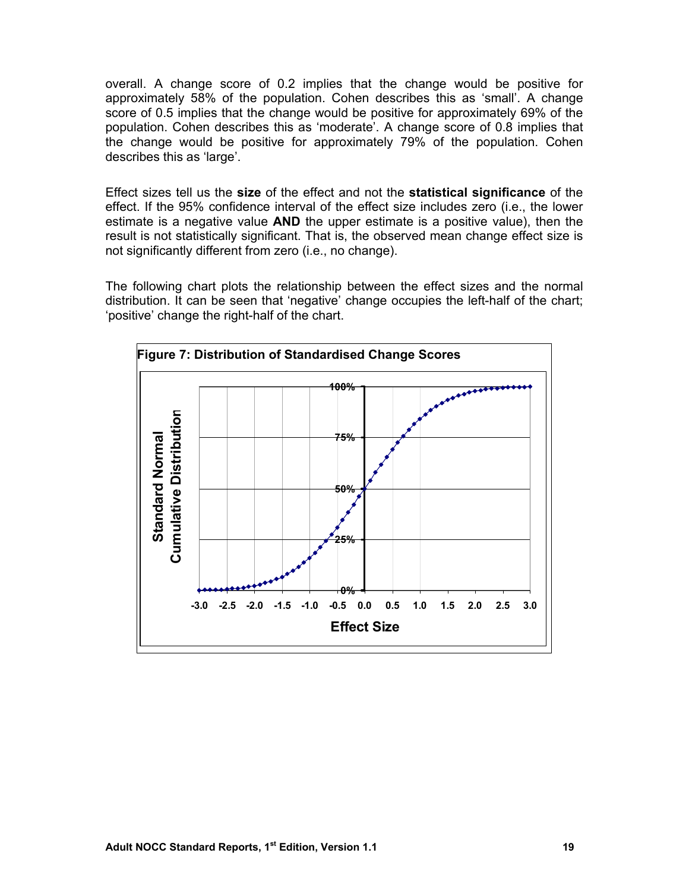overall. A change score of 0.2 implies that the change would be positive for approximately 58% of the population. Cohen describes this as 'small'. A change score of 0.5 implies that the change would be positive for approximately 69% of the population. Cohen describes this as 'moderate'. A change score of 0.8 implies that the change would be positive for approximately 79% of the population. Cohen describes this as 'large'.

Effect sizes tell us the **size** of the effect and not the **statistical significance** of the effect. If the 95% confidence interval of the effect size includes zero (i.e., the lower estimate is a negative value **AND** the upper estimate is a positive value), then the result is not statistically significant. That is, the observed mean change effect size is not significantly different from zero (i.e., no change).

The following chart plots the relationship between the effect sizes and the normal distribution. It can be seen that 'negative' change occupies the left-half of the chart; 'positive' change the right-half of the chart.

**Figure 7: Distribution of Standardised Change Scores**

Standard Normal Cumulative Distribution

100%
75%
50%
25%
0%

-3.0 -2.5 -2.0 -1.5 -1.0 -0.5 0.0 0.5 1.0 1.5 2.0 2.5 3.0

Effect Size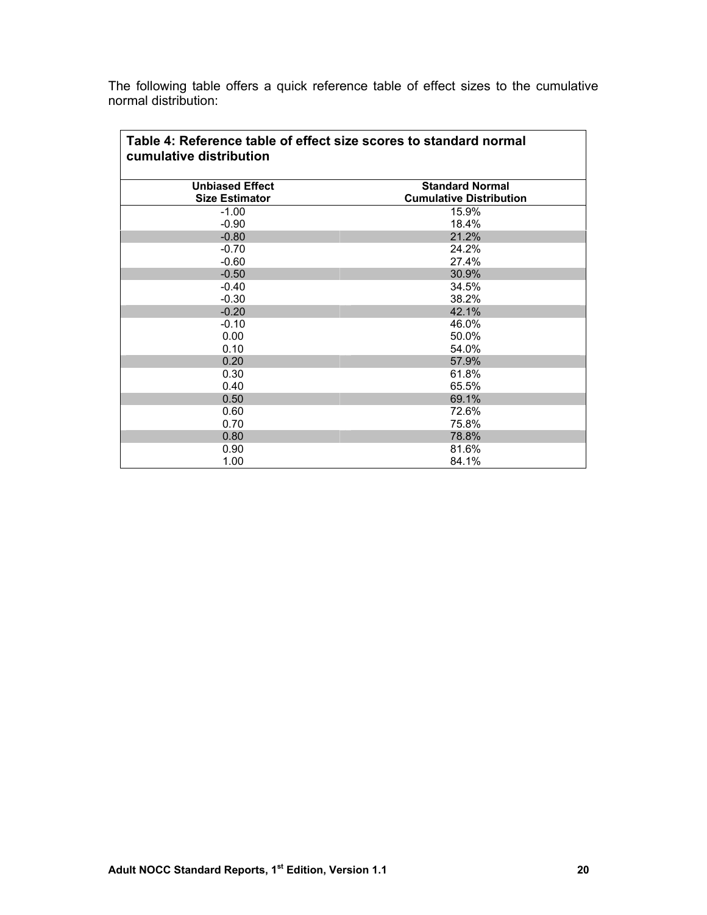The following table offers a quick reference table of effect sizes to the cumulative normal distribution:

**Table 4: Reference table of effect size scores to standard normal cumulative distribution**

| Unbiased Effect Size Estimator | Standard Normal Cumulative Distribution |
|---|---|
| -1.00 | 15.9% |
| -0.90 | 18.4% |
| -0.80 | 21.2% |
| -0.70 | 24.2% |
| -0.60 | 27.4% |
| -0.50 | 30.9% |
| -0.40 | 34.5% |
| -0.30 | 38.2% |
| -0.20 | 42.1% |
| -0.10 | 46.0% |
| 0.00 | 50.0% |
| 0.10 | 54.0% |
| 0.20 | 57.9% |
| 0.30 | 61.8% |
| 0.40 | 65.5% |
| 0.50 | 69.1% |
| 0.60 | 72.6% |
| 0.70 | 75.8% |
| 0.80 | 78.8% |
| 0.90 | 81.6% |
| 1.00 | 84.1% |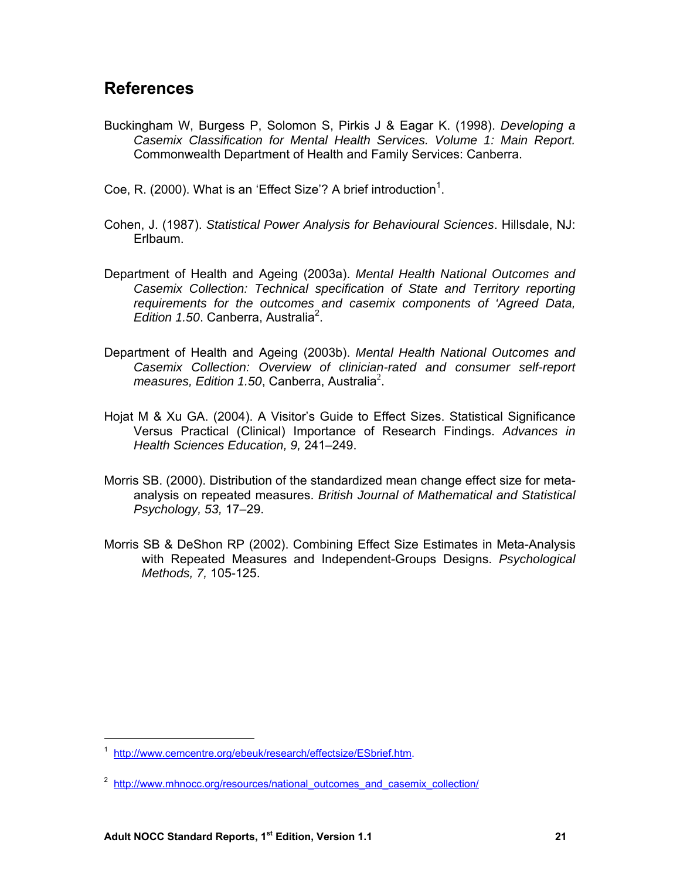## References

Buckingham W, Burgess P, Solomon S, Pirkis J & Eagar K. (1998). *Developing a Casemix Classification for Mental Health Services. Volume 1: Main Report.* Commonwealth Department of Health and Family Services: Canberra.

Coe, R. (2000). What is an 'Effect Size'? A brief introduction[1].

Cohen, J. (1987). *Statistical Power Analysis for Behavioural Sciences*. Hillsdale, NJ: Erlbaum.

Department of Health and Ageing (2003a). *Mental Health National Outcomes and Casemix Collection: Technical specification of State and Territory reporting requirements for the outcomes and casemix components of 'Agreed Data, Edition 1.50*. Canberra, Australia[2].

Department of Health and Ageing (2003b). *Mental Health National Outcomes and Casemix Collection: Overview of clinician-rated and consumer self-report measures, Edition 1.50*, Canberra, Australia[2].

Hojat M & Xu GA. (2004). A Visitor's Guide to Effect Sizes. Statistical Significance Versus Practical (Clinical) Importance of Research Findings. *Advances in Health Sciences Education, 9,* 241–249.

Morris SB. (2000). Distribution of the standardized mean change effect size for meta-analysis on repeated measures. *British Journal of Mathematical and Statistical Psychology, 53,* 17–29.

Morris SB & DeShon RP (2002). Combining Effect Size Estimates in Meta-Analysis with Repeated Measures and Independent-Groups Designs. *Psychological Methods, 7,* 105-125.

---

[1] http://www.cemcentre.org/ebeuk/research/effectsize/ESbrief.htm.

[2] http://www.mhnocc.org/resources/national_outcomes_and_casemix_collection/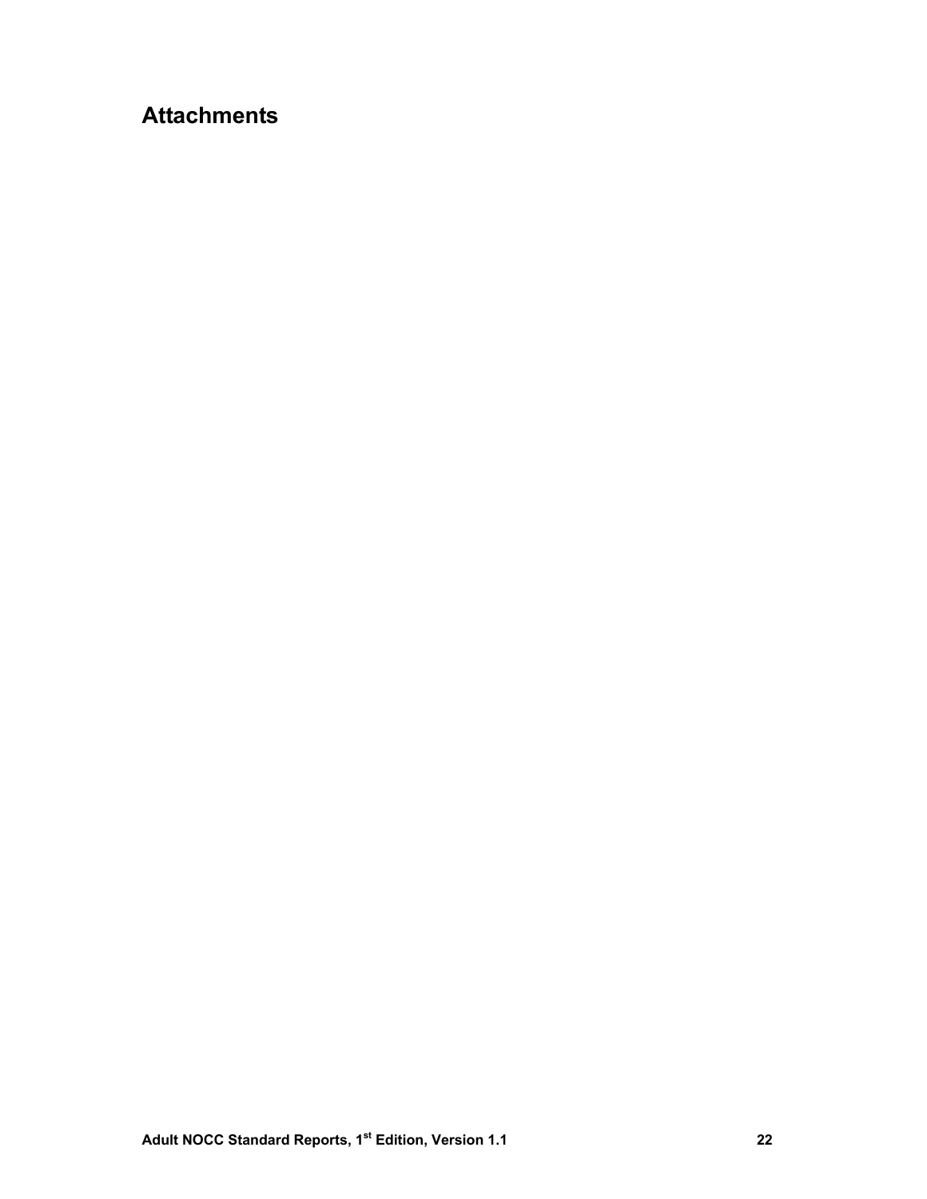# Attachments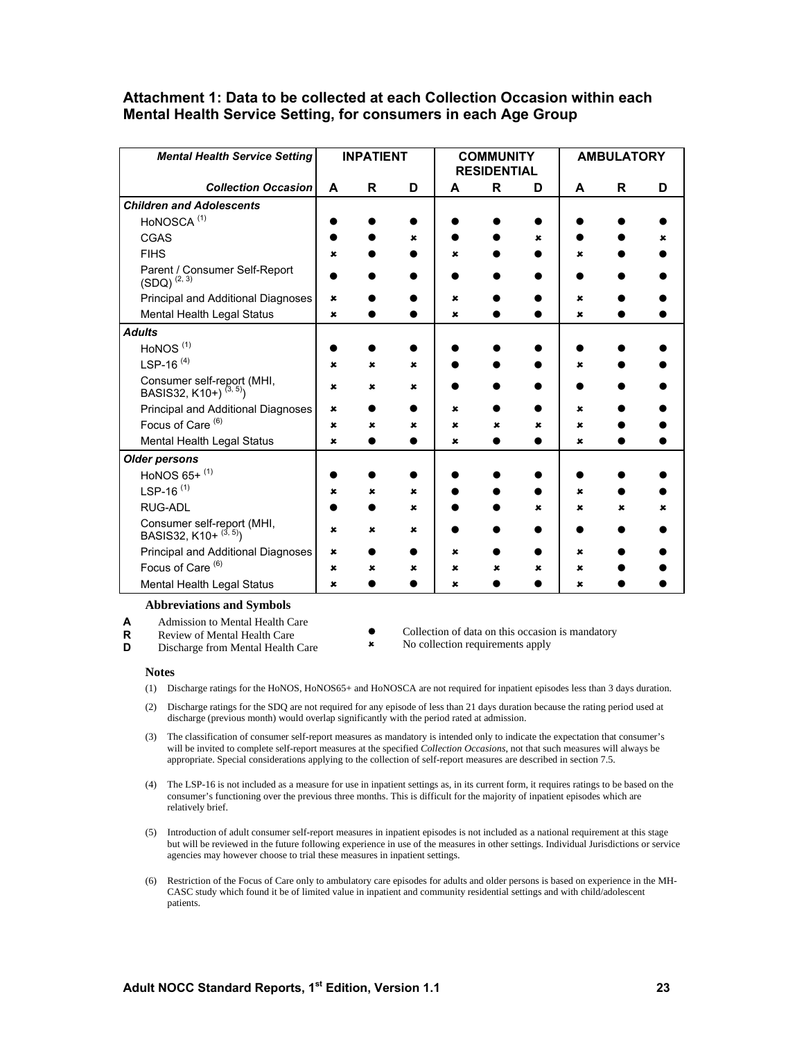## Attachment 1: Data to be collected at each Collection Occasion within each Mental Health Service Setting, for consumers in each Age Group

| *Mental Health Service Setting* | INPATIENT | | | COMMUNITY RESIDENTIAL | | | AMBULATORY | | |
|---|---|---|---|---|---|---|---|---|---|
| ***Collection Occasion*** | **A** | **R** | **D** | **A** | **R** | **D** | **A** | **R** | **D** |
| ***Children and Adolescents*** | | | | | | | | | |
| HoNOSCA (1) | ● | ● | ● | ● | ● | ● | ● | ● | ● |
| CGAS | ● | ● | × | ● | ● | × | ● | ● | × |
| FIHS | × | ● | ● | × | ● | ● | × | ● | ● |
| Parent / Consumer Self-Report (SDQ) (2, 3) | ● | ● | ● | ● | ● | ● | ● | ● | ● |
| Principal and Additional Diagnoses | × | ● | ● | × | ● | ● | × | ● | ● |
| Mental Health Legal Status | × | ● | ● | × | ● | ● | × | ● | ● |
| ***Adults*** | | | | | | | | | |
| HoNOS (1) | ● | ● | ● | ● | ● | ● | ● | ● | ● |
| LSP-16 (4) | × | × | × | ● | ● | ● | × | ● | ● |
| Consumer self-report (MHI, BASIS32, K10+) (3, 5) | × | × | × | ● | ● | ● | ● | ● | ● |
| Principal and Additional Diagnoses | × | ● | ● | × | ● | ● | × | ● | ● |
| Focus of Care (6) | × | × | × | × | × | × | × | ● | ● |
| Mental Health Legal Status | × | ● | ● | × | ● | ● | × | ● | ● |
| ***Older persons*** | | | | | | | | | |
| HoNOS 65+ (1) | ● | ● | ● | ● | ● | ● | ● | ● | ● |
| LSP-16 (1) | × | × | × | ● | ● | ● | × | ● | ● |
| RUG-ADL | ● | ● | × | ● | ● | × | × | × | × |
| Consumer self-report (MHI, BASIS32, K10+ (3, 5)) | × | × | × | ● | ● | ● | ● | ● | ● |
| Principal and Additional Diagnoses | × | ● | ● | × | ● | ● | × | ● | ● |
| Focus of Care (6) | × | × | × | × | × | × | × | ● | ● |
| Mental Health Legal Status | × | ● | ● | × | ● | ● | × | ● | ● |

**Abbreviations and Symbols**

**A** Admission to Mental Health Care
**R** Review of Mental Health Care
**D** Discharge from Mental Health Care

● Collection of data on this occasion is mandatory
× No collection requirements apply

**Notes**

(1) Discharge ratings for the HoNOS, HoNOS65+ and HoNOSCA are not required for inpatient episodes less than 3 days duration.

(2) Discharge ratings for the SDQ are not required for any episode of less than 21 days duration because the rating period used at discharge (previous month) would overlap significantly with the period rated at admission.

(3) The classification of consumer self-report measures as mandatory is intended only to indicate the expectation that consumer's will be invited to complete self-report measures at the specified *Collection Occasions*, not that such measures will always be appropriate. Special considerations applying to the collection of self-report measures are described in section 7.5.

(4) The LSP-16 is not included as a measure for use in inpatient settings as, in its current form, it requires ratings to be based on the consumer's functioning over the previous three months. This is difficult for the majority of inpatient episodes which are relatively brief.

(5) Introduction of adult consumer self-report measures in inpatient episodes is not included as a national requirement at this stage but will be reviewed in the future following experience in use of the measures in other settings. Individual Jurisdictions or service agencies may however choose to trial these measures in inpatient settings.

(6) Restriction of the Focus of Care only to ambulatory care episodes for adults and older persons is based on experience in the MH-CASC study which found it be of limited value in inpatient and community residential settings and with child/adolescent patients.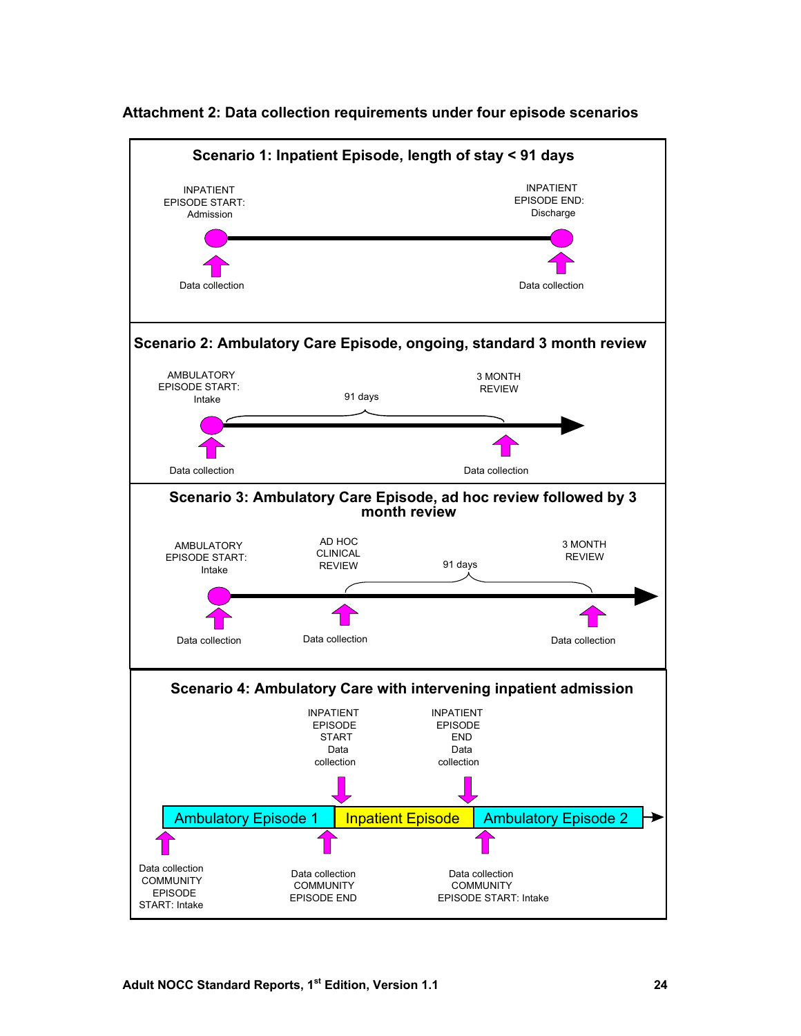## Attachment 2: Data collection requirements under four episode scenarios

### Scenario 1: Inpatient Episode, length of stay < 91 days

INPATIENT EPISODE START: Admission

INPATIENT EPISODE END: Discharge

Data collection

Data collection

### Scenario 2: Ambulatory Care Episode, ongoing, standard 3 month review

AMBULATORY EPISODE START: Intake

91 days

3 MONTH REVIEW

Data collection

Data collection

### Scenario 3: Ambulatory Care Episode, ad hoc review followed by 3 month review

AMBULATORY EPISODE START: Intake

AD HOC CLINICAL REVIEW

91 days

3 MONTH REVIEW

Data collection

Data collection

Data collection

### Scenario 4: Ambulatory Care with intervening inpatient admission

INPATIENT EPISODE START Data collection

INPATIENT EPISODE END Data collection

Ambulatory Episode 1

Inpatient Episode

Ambulatory Episode 2

Data collection COMMUNITY EPISODE START: Intake

Data collection COMMUNITY EPISODE END

Data collection COMMUNITY EPISODE START: Intake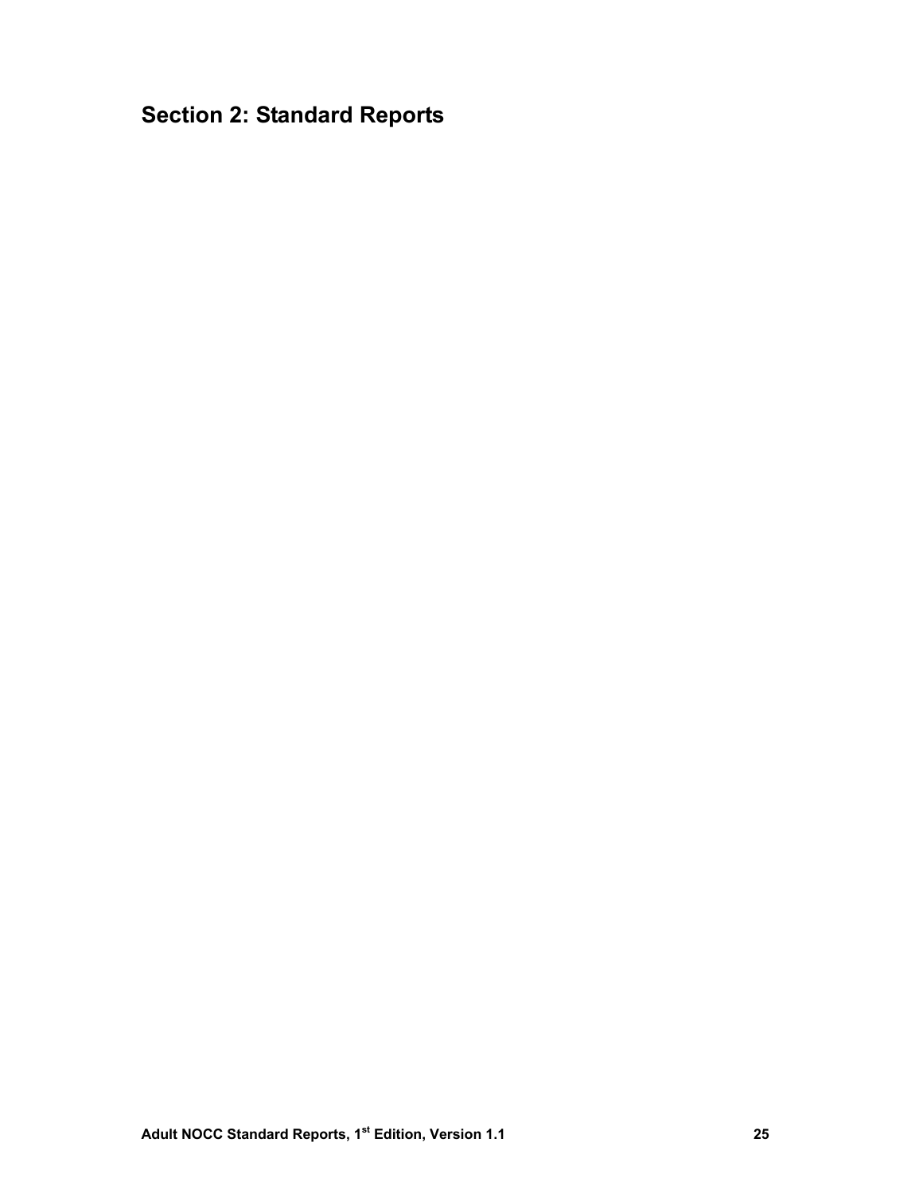# Section 2: Standard Reports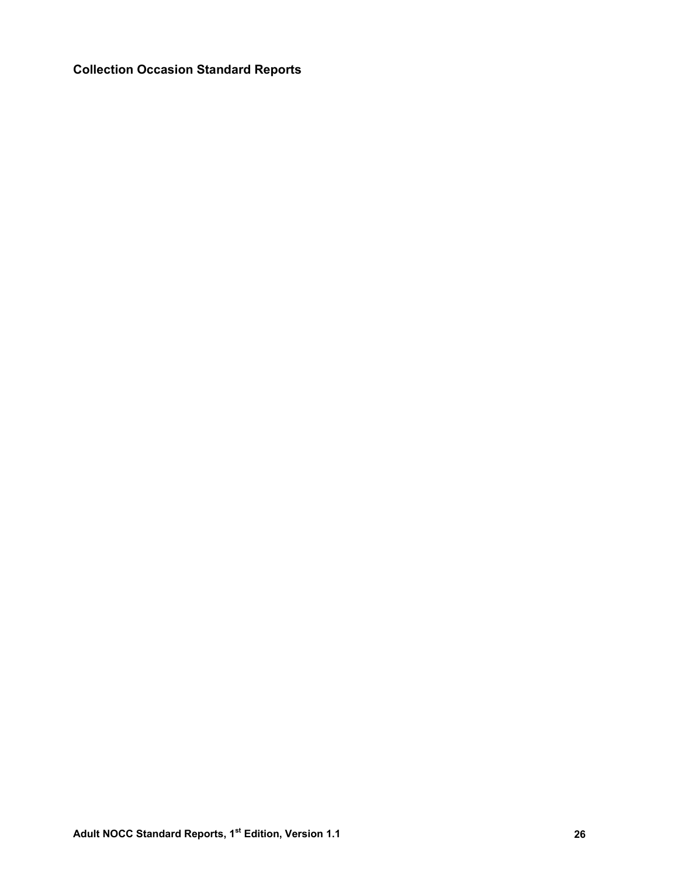## Collection Occasion Standard Reports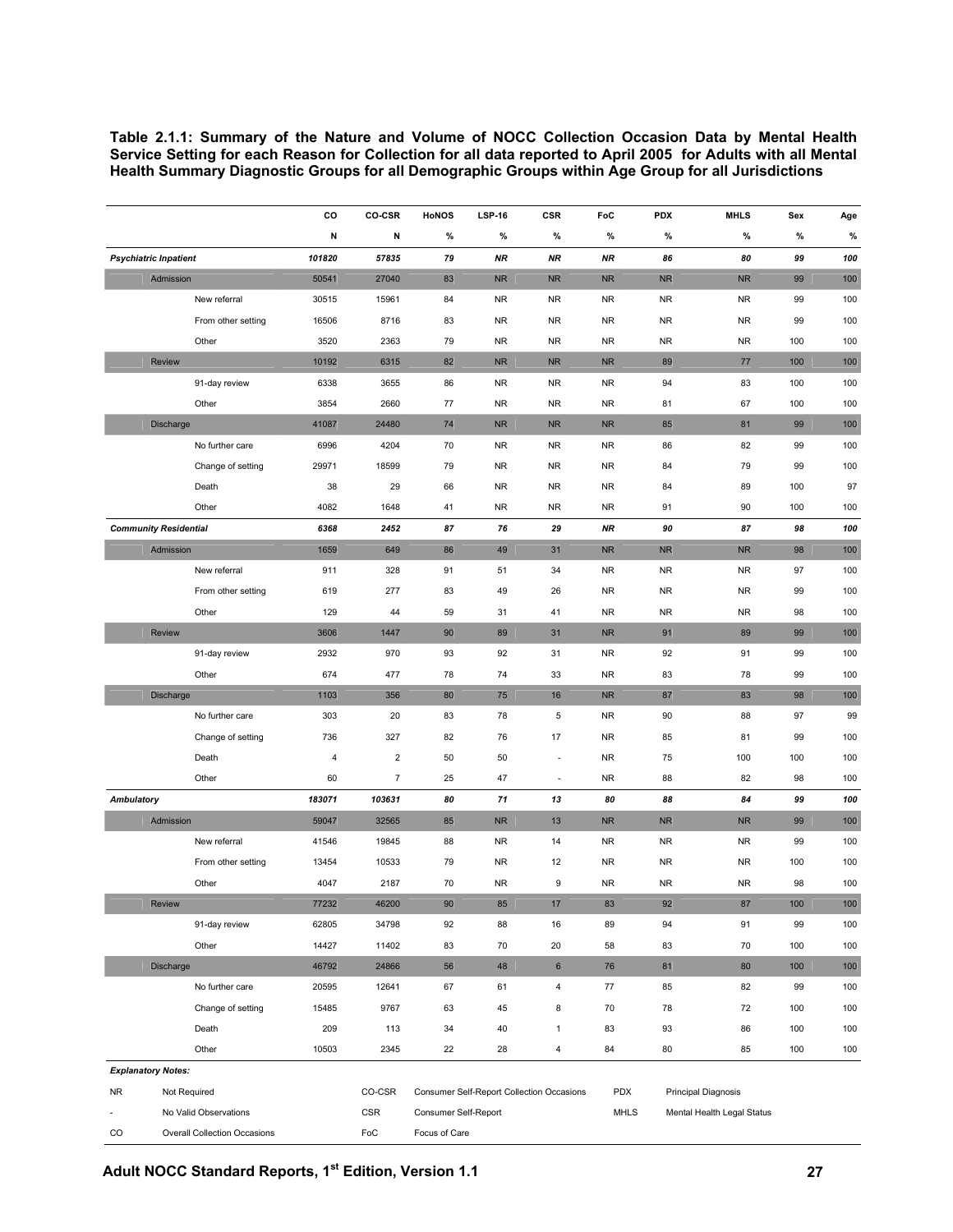**Table 2.1.1: Summary of the Nature and Volume of NOCC Collection Occasion Data by Mental Health Service Setting for each Reason for Collection for all data reported to April 2005 for Adults with all Mental Health Summary Diagnostic Groups for all Demographic Groups within Age Group for all Jurisdictions**

| | CO | CO-CSR | HoNOS | LSP-16 | CSR | FoC | PDX | MHLS | Sex | Age |
|---|---|---|---|---|---|---|---|---|---|---|
| | N | N | % | % | % | % | % | % | % | % |
| ***Psychiatric Inpatient*** | ***101820*** | ***57835*** | ***79*** | ***NR*** | ***NR*** | ***NR*** | ***86*** | ***80*** | ***99*** | ***100*** |
| Admission | 50541 | 27040 | 83 | NR | NR | NR | NR | NR | 99 | 100 |
| New referral | 30515 | 15961 | 84 | NR | NR | NR | NR | NR | 99 | 100 |
| From other setting | 16506 | 8716 | 83 | NR | NR | NR | NR | NR | 99 | 100 |
| Other | 3520 | 2363 | 79 | NR | NR | NR | NR | NR | 100 | 100 |
| Review | 10192 | 6315 | 82 | NR | NR | NR | 89 | 77 | 100 | 100 |
| 91-day review | 6338 | 3655 | 86 | NR | NR | NR | 94 | 83 | 100 | 100 |
| Other | 3854 | 2660 | 77 | NR | NR | NR | 81 | 67 | 100 | 100 |
| Discharge | 41087 | 24480 | 74 | NR | NR | NR | 85 | 81 | 99 | 100 |
| No further care | 6996 | 4204 | 70 | NR | NR | NR | 86 | 82 | 99 | 100 |
| Change of setting | 29971 | 18599 | 79 | NR | NR | NR | 84 | 79 | 99 | 100 |
| Death | 38 | 29 | 66 | NR | NR | NR | 84 | 89 | 100 | 97 |
| Other | 4082 | 1648 | 41 | NR | NR | NR | 91 | 90 | 100 | 100 |
| ***Community Residential*** | ***6368*** | ***2452*** | ***87*** | ***76*** | ***29*** | ***NR*** | ***90*** | ***87*** | ***98*** | ***100*** |
| Admission | 1659 | 649 | 86 | 49 | 31 | NR | NR | NR | 98 | 100 |
| New referral | 911 | 328 | 91 | 51 | 34 | NR | NR | NR | 97 | 100 |
| From other setting | 619 | 277 | 83 | 49 | 26 | NR | NR | NR | 99 | 100 |
| Other | 129 | 44 | 59 | 31 | 41 | NR | NR | NR | 98 | 100 |
| Review | 3606 | 1447 | 90 | 89 | 31 | NR | 91 | 89 | 99 | 100 |
| 91-day review | 2932 | 970 | 93 | 92 | 31 | NR | 92 | 91 | 99 | 100 |
| Other | 674 | 477 | 78 | 74 | 33 | NR | 83 | 78 | 99 | 100 |
| Discharge | 1103 | 356 | 80 | 75 | 16 | NR | 87 | 83 | 98 | 100 |
| No further care | 303 | 20 | 83 | 78 | 5 | NR | 90 | 88 | 97 | 99 |
| Change of setting | 736 | 327 | 82 | 76 | 17 | NR | 85 | 81 | 99 | 100 |
| Death | 4 | 2 | 50 | 50 | - | NR | 75 | 100 | 100 | 100 |
| Other | 60 | 7 | 25 | 47 | - | NR | 88 | 82 | 98 | 100 |
| ***Ambulatory*** | ***183071*** | ***103631*** | ***80*** | ***71*** | ***13*** | ***80*** | ***88*** | ***84*** | ***99*** | ***100*** |
| Admission | 59047 | 32565 | 85 | NR | 13 | NR | NR | NR | 99 | 100 |
| New referral | 41546 | 19845 | 88 | NR | 14 | NR | NR | NR | 99 | 100 |
| From other setting | 13454 | 10533 | 79 | NR | 12 | NR | NR | NR | 100 | 100 |
| Other | 4047 | 2187 | 70 | NR | 9 | NR | NR | NR | 98 | 100 |
| Review | 77232 | 46200 | 90 | 85 | 17 | 83 | 92 | 87 | 100 | 100 |
| 91-day review | 62805 | 34798 | 92 | 88 | 16 | 89 | 94 | 91 | 99 | 100 |
| Other | 14427 | 11402 | 83 | 70 | 20 | 58 | 83 | 70 | 100 | 100 |
| Discharge | 46792 | 24866 | 56 | 48 | 6 | 76 | 81 | 80 | 100 | 100 |
| No further care | 20595 | 12641 | 67 | 61 | 4 | 77 | 85 | 82 | 99 | 100 |
| Change of setting | 15485 | 9767 | 63 | 45 | 8 | 70 | 78 | 72 | 100 | 100 |
| Death | 209 | 113 | 34 | 40 | 1 | 83 | 93 | 86 | 100 | 100 |
| Other | 10503 | 2345 | 22 | 28 | 4 | 84 | 80 | 85 | 100 | 100 |

***Explanatory Notes:***

| | | | | | |
|---|---|---|---|---|---|
| NR | Not Required | CO-CSR | Consumer Self-Report Collection Occasions | PDX | Principal Diagnosis |
| - | No Valid Observations | CSR | Consumer Self-Report | MHLS | Mental Health Legal Status |
| CO | Overall Collection Occasions | FoC | Focus of Care | | |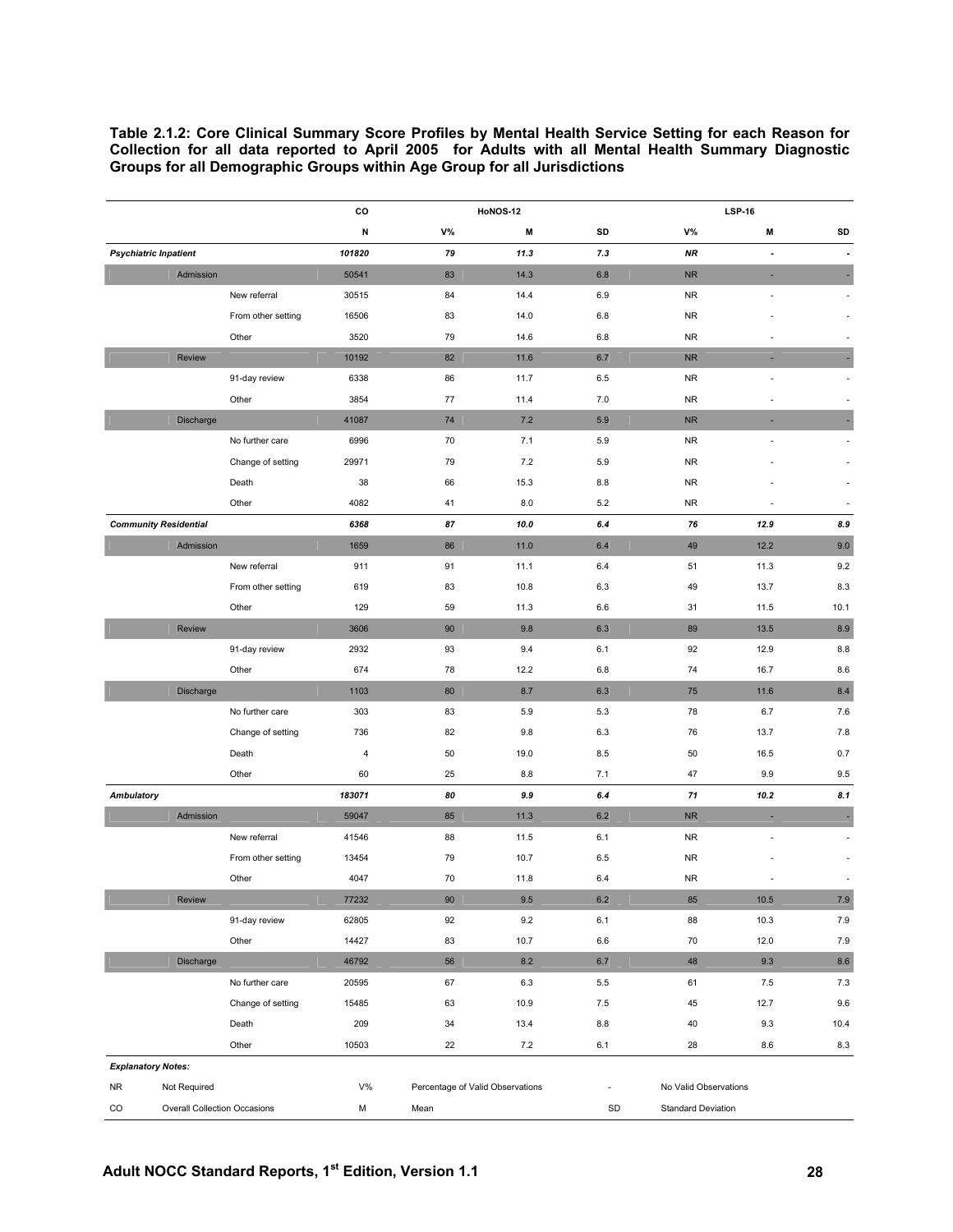**Table 2.1.2: Core Clinical Summary Score Profiles by Mental Health Service Setting for each Reason for Collection for all data reported to April 2005 for Adults with all Mental Health Summary Diagnostic Groups for all Demographic Groups within Age Group for all Jurisdictions**

| | | | CO | HoNOS-12 | | | LSP-16 | | |
|---|---|---|---|---|---|---|---|---|---|
| | | | N | V% | M | SD | V% | M | SD |
| ***Psychiatric Inpatient*** | | | ***101820*** | ***79*** | ***11.3*** | ***7.3*** | ***NR*** | ***-*** | ***-*** |
| | Admission | | 50541 | 83 | 14.3 | 6.8 | NR | - | - |
| | | New referral | 30515 | 84 | 14.4 | 6.9 | NR | - | - |
| | | From other setting | 16506 | 83 | 14.0 | 6.8 | NR | - | - |
| | | Other | 3520 | 79 | 14.6 | 6.8 | NR | - | - |
| | Review | | 10192 | 82 | 11.6 | 6.7 | NR | - | - |
| | | 91-day review | 6338 | 86 | 11.7 | 6.5 | NR | - | - |
| | | Other | 3854 | 77 | 11.4 | 7.0 | NR | - | - |
| | Discharge | | 41087 | 74 | 7.2 | 5.9 | NR | - | - |
| | | No further care | 6996 | 70 | 7.1 | 5.9 | NR | - | - |
| | | Change of setting | 29971 | 79 | 7.2 | 5.9 | NR | - | - |
| | | Death | 38 | 66 | 15.3 | 8.8 | NR | - | - |
| | | Other | 4082 | 41 | 8.0 | 5.2 | NR | - | - |
| ***Community Residential*** | | | ***6368*** | ***87*** | ***10.0*** | ***6.4*** | ***76*** | ***12.9*** | ***8.9*** |
| | Admission | | 1659 | 86 | 11.0 | 6.4 | 49 | 12.2 | 9.0 |
| | | New referral | 911 | 91 | 11.1 | 6.4 | 51 | 11.3 | 9.2 |
| | | From other setting | 619 | 83 | 10.8 | 6.3 | 49 | 13.7 | 8.3 |
| | | Other | 129 | 59 | 11.3 | 6.6 | 31 | 11.5 | 10.1 |
| | Review | | 3606 | 90 | 9.8 | 6.3 | 89 | 13.5 | 8.9 |
| | | 91-day review | 2932 | 93 | 9.4 | 6.1 | 92 | 12.9 | 8.8 |
| | | Other | 674 | 78 | 12.2 | 6.8 | 74 | 16.7 | 8.6 |
| | Discharge | | 1103 | 80 | 8.7 | 6.3 | 75 | 11.6 | 8.4 |
| | | No further care | 303 | 83 | 5.9 | 5.3 | 78 | 6.7 | 7.6 |
| | | Change of setting | 736 | 82 | 9.8 | 6.3 | 76 | 13.7 | 7.8 |
| | | Death | 4 | 50 | 19.0 | 8.5 | 50 | 16.5 | 0.7 |
| | | Other | 60 | 25 | 8.8 | 7.1 | 47 | 9.9 | 9.5 |
| ***Ambulatory*** | | | ***183071*** | ***80*** | ***9.9*** | ***6.4*** | ***71*** | ***10.2*** | ***8.1*** |
| | Admission | | 59047 | 85 | 11.3 | 6.2 | NR | - | - |
| | | New referral | 41546 | 88 | 11.5 | 6.1 | NR | - | - |
| | | From other setting | 13454 | 79 | 10.7 | 6.5 | NR | - | - |
| | | Other | 4047 | 70 | 11.8 | 6.4 | NR | - | - |
| | Review | | 77232 | 90 | 9.5 | 6.2 | 85 | 10.5 | 7.9 |
| | | 91-day review | 62805 | 92 | 9.2 | 6.1 | 88 | 10.3 | 7.9 |
| | | Other | 14427 | 83 | 10.7 | 6.6 | 70 | 12.0 | 7.9 |
| | Discharge | | 46792 | 56 | 8.2 | 6.7 | 48 | 9.3 | 8.6 |
| | | No further care | 20595 | 67 | 6.3 | 5.5 | 61 | 7.5 | 7.3 |
| | | Change of setting | 15485 | 63 | 10.9 | 7.5 | 45 | 12.7 | 9.6 |
| | | Death | 209 | 34 | 13.4 | 8.8 | 40 | 9.3 | 10.4 |
| | | Other | 10503 | 22 | 7.2 | 6.1 | 28 | 8.6 | 8.3 |

***Explanatory Notes:***

| | | | | | |
|---|---|---|---|---|---|
| NR | Not Required | V% | Percentage of Valid Observations | - | No Valid Observations |
| CO | Overall Collection Occasions | M | Mean | SD | Standard Deviation |

**Adult NOCC Standard Reports, 1st Edition, Version 1.1**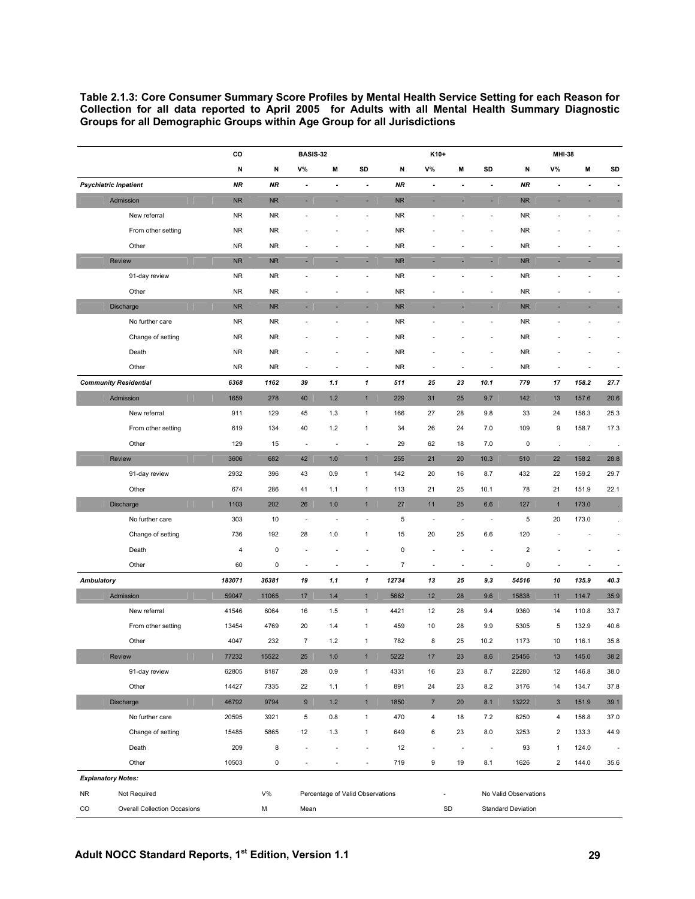**Table 2.1.3: Core Consumer Summary Score Profiles by Mental Health Service Setting for each Reason for Collection for all data reported to April 2005 for Adults with all Mental Health Summary Diagnostic Groups for all Demographic Groups within Age Group for all Jurisdictions**

| | CO | BASIS-32 | | | | K10+ | | | | MHI-38 | | | |
|---|---|---|---|---|---|---|---|---|---|---|---|---|---|
| | N | N | V% | M | SD | N | V% | M | SD | N | V% | M | SD |
| ***Psychiatric Inpatient*** | ***NR*** | ***NR*** | - | - | - | ***NR*** | - | - | - | ***NR*** | - | - | - |
| Admission | NR | NR | - | - | - | NR | - | - | - | NR | - | - | - |
| New referral | NR | NR | - | - | - | NR | - | - | - | NR | - | - | - |
| From other setting | NR | NR | - | - | - | NR | - | - | - | NR | - | - | - |
| Other | NR | NR | - | - | - | NR | - | - | - | NR | - | - | - |
| Review | NR | NR | - | - | - | NR | - | - | - | NR | - | - | - |
| 91-day review | NR | NR | - | - | - | NR | - | - | - | NR | - | - | - |
| Other | NR | NR | - | - | - | NR | - | - | - | NR | - | - | - |
| Discharge | NR | NR | - | - | - | NR | - | - | - | NR | - | - | - |
| No further care | NR | NR | - | - | - | NR | - | - | - | NR | - | - | - |
| Change of setting | NR | NR | - | - | - | NR | - | - | - | NR | - | - | - |
| Death | NR | NR | - | - | - | NR | - | - | - | NR | - | - | - |
| Other | NR | NR | - | - | - | NR | - | - | - | NR | - | - | - |
| ***Community Residential*** | ***6368*** | ***1162*** | ***39*** | ***1.1*** | ***1*** | ***511*** | ***25*** | ***23*** | ***10.1*** | ***779*** | ***17*** | ***158.2*** | ***27.7*** |
| Admission | 1659 | 278 | 40 | 1.2 | 1 | 229 | 31 | 25 | 9.7 | 142 | 13 | 157.6 | 20.6 |
| New referral | 911 | 129 | 45 | 1.3 | 1 | 166 | 27 | 28 | 9.8 | 33 | 24 | 156.3 | 25.3 |
| From other setting | 619 | 134 | 40 | 1.2 | 1 | 34 | 26 | 24 | 7.0 | 109 | 9 | 158.7 | 17.3 |
| Other | 129 | 15 | - | - | - | 29 | 62 | 18 | 7.0 | 0 | . | . | . |
| Review | 3606 | 682 | 42 | 1.0 | 1 | 255 | 21 | 20 | 10.3 | 510 | 22 | 158.2 | 28.8 |
| 91-day review | 2932 | 396 | 43 | 0.9 | 1 | 142 | 20 | 16 | 8.7 | 432 | 22 | 159.2 | 29.7 |
| Other | 674 | 286 | 41 | 1.1 | 1 | 113 | 21 | 25 | 10.1 | 78 | 21 | 151.9 | 22.1 |
| Discharge | 1103 | 202 | 26 | 1.0 | 1 | 27 | 11 | 25 | 6.6 | 127 | 1 | 173.0 | . |
| No further care | 303 | 10 | - | - | - | 5 | - | - | - | 5 | 20 | 173.0 | . |
| Change of setting | 736 | 192 | 28 | 1.0 | 1 | 15 | 20 | 25 | 6.6 | 120 | - | - | - |
| Death | 4 | 0 | - | - | - | 0 | - | - | - | 2 | - | - | - |
| Other | 60 | 0 | - | - | - | 7 | - | - | - | 0 | - | - | - |
| ***Ambulatory*** | ***183071*** | ***36381*** | ***19*** | ***1.1*** | ***1*** | ***12734*** | ***13*** | ***25*** | ***9.3*** | ***54516*** | ***10*** | ***135.9*** | ***40.3*** |
| Admission | 59047 | 11065 | 17 | 1.4 | 1 | 5662 | 12 | 28 | 9.6 | 15838 | 11 | 114.7 | 35.9 |
| New referral | 41546 | 6064 | 16 | 1.5 | 1 | 4421 | 12 | 28 | 9.4 | 9360 | 14 | 110.8 | 33.7 |
| From other setting | 13454 | 4769 | 20 | 1.4 | 1 | 459 | 10 | 28 | 9.9 | 5305 | 5 | 132.9 | 40.6 |
| Other | 4047 | 232 | 7 | 1.2 | 1 | 782 | 8 | 25 | 10.2 | 1173 | 10 | 116.1 | 35.8 |
| Review | 77232 | 15522 | 25 | 1.0 | 1 | 5222 | 17 | 23 | 8.6 | 25456 | 13 | 145.0 | 38.2 |
| 91-day review | 62805 | 8187 | 28 | 0.9 | 1 | 4331 | 16 | 23 | 8.7 | 22280 | 12 | 146.8 | 38.0 |
| Other | 14427 | 7335 | 22 | 1.1 | 1 | 891 | 24 | 23 | 8.2 | 3176 | 14 | 134.7 | 37.8 |
| Discharge | 46792 | 9794 | 9 | 1.2 | 1 | 1850 | 7 | 20 | 8.1 | 13222 | 3 | 151.9 | 39.1 |
| No further care | 20595 | 3921 | 5 | 0.8 | 1 | 470 | 4 | 18 | 7.2 | 8250 | 4 | 156.8 | 37.0 |
| Change of setting | 15485 | 5865 | 12 | 1.3 | 1 | 649 | 6 | 23 | 8.0 | 3253 | 2 | 133.3 | 44.9 |
| Death | 209 | 8 | - | - | - | 12 | - | - | - | 93 | 1 | 124.0 | - |
| Other | 10503 | 0 | - | - | - | 719 | 9 | 19 | 8.1 | 1626 | 2 | 144.0 | 35.6 |

***Explanatory Notes:***

| | | | | | |
|---|---|---|---|---|---|
| NR | Not Required | V% | Percentage of Valid Observations | - | No Valid Observations |
| CO | Overall Collection Occasions | M | Mean | SD | Standard Deviation |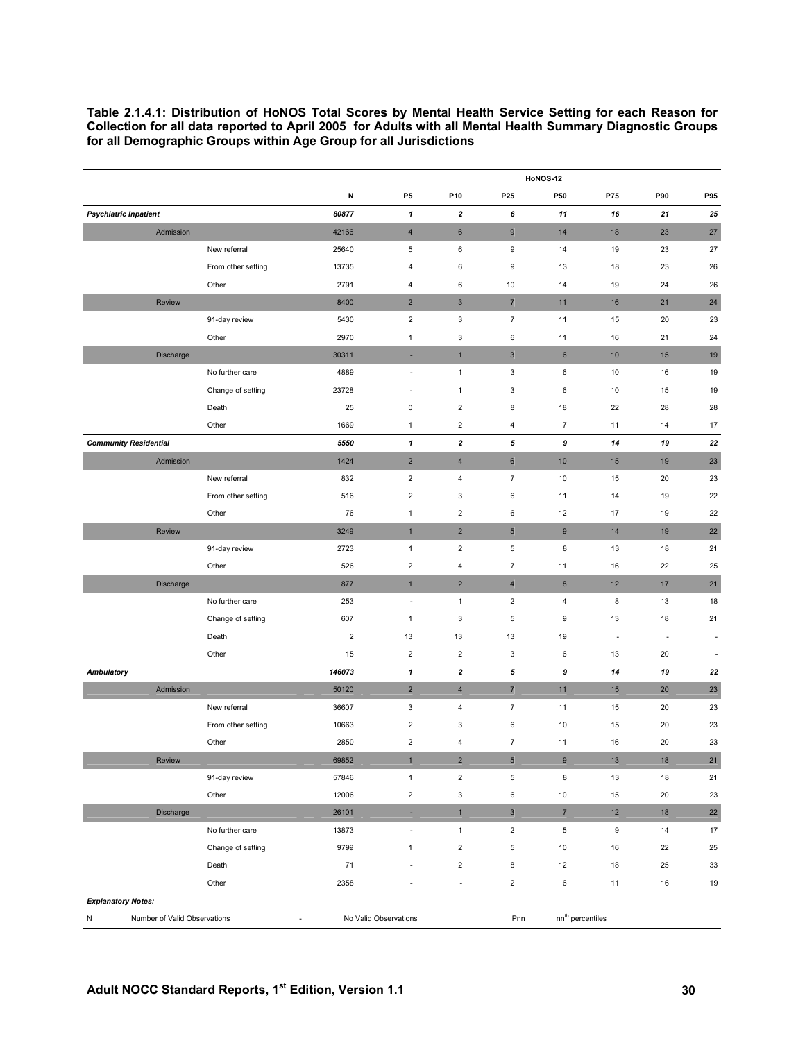**Table 2.1.4.1: Distribution of HoNOS Total Scores by Mental Health Service Setting for each Reason for Collection for all data reported to April 2005 for Adults with all Mental Health Summary Diagnostic Groups for all Demographic Groups within Age Group for all Jurisdictions**

| | | | HoNOS-12 | | | | | | |
|---|---|---|---|---|---|---|---|---|---|
| | | N | P5 | P10 | P25 | P50 | P75 | P90 | P95 |
| ***Psychiatric Inpatient*** | | ***80877*** | ***1*** | ***2*** | ***6*** | ***11*** | ***16*** | ***21*** | ***25*** |
| Admission | | 42166 | 4 | 6 | 9 | 14 | 18 | 23 | 27 |
| | New referral | 25640 | 5 | 6 | 9 | 14 | 19 | 23 | 27 |
| | From other setting | 13735 | 4 | 6 | 9 | 13 | 18 | 23 | 26 |
| | Other | 2791 | 4 | 6 | 10 | 14 | 19 | 24 | 26 |
| Review | | 8400 | 2 | 3 | 7 | 11 | 16 | 21 | 24 |
| | 91-day review | 5430 | 2 | 3 | 7 | 11 | 15 | 20 | 23 |
| | Other | 2970 | 1 | 3 | 6 | 11 | 16 | 21 | 24 |
| Discharge | | 30311 | - | 1 | 3 | 6 | 10 | 15 | 19 |
| | No further care | 4889 | - | 1 | 3 | 6 | 10 | 16 | 19 |
| | Change of setting | 23728 | - | 1 | 3 | 6 | 10 | 15 | 19 |
| | Death | 25 | 0 | 2 | 8 | 18 | 22 | 28 | 28 |
| | Other | 1669 | 1 | 2 | 4 | 7 | 11 | 14 | 17 |
| ***Community Residential*** | | ***5550*** | ***1*** | ***2*** | ***5*** | ***9*** | ***14*** | ***19*** | ***22*** |
| Admission | | 1424 | 2 | 4 | 6 | 10 | 15 | 19 | 23 |
| | New referral | 832 | 2 | 4 | 7 | 10 | 15 | 20 | 23 |
| | From other setting | 516 | 2 | 3 | 6 | 11 | 14 | 19 | 22 |
| | Other | 76 | 1 | 2 | 6 | 12 | 17 | 19 | 22 |
| Review | | 3249 | 1 | 2 | 5 | 9 | 14 | 19 | 22 |
| | 91-day review | 2723 | 1 | 2 | 5 | 8 | 13 | 18 | 21 |
| | Other | 526 | 2 | 4 | 7 | 11 | 16 | 22 | 25 |
| Discharge | | 877 | 1 | 2 | 4 | 8 | 12 | 17 | 21 |
| | No further care | 253 | - | 1 | 2 | 4 | 8 | 13 | 18 |
| | Change of setting | 607 | 1 | 3 | 5 | 9 | 13 | 18 | 21 |
| | Death | 2 | 13 | 13 | 13 | 19 | - | - | - |
| | Other | 15 | 2 | 2 | 3 | 6 | 13 | 20 | - |
| ***Ambulatory*** | | ***146073*** | ***1*** | ***2*** | ***5*** | ***9*** | ***14*** | ***19*** | ***22*** |
| Admission | | 50120 | 2 | 4 | 7 | 11 | 15 | 20 | 23 |
| | New referral | 36607 | 3 | 4 | 7 | 11 | 15 | 20 | 23 |
| | From other setting | 10663 | 2 | 3 | 6 | 10 | 15 | 20 | 23 |
| | Other | 2850 | 2 | 4 | 7 | 11 | 16 | 20 | 23 |
| Review | | 69852 | 1 | 2 | 5 | 9 | 13 | 18 | 21 |
| | 91-day review | 57846 | 1 | 2 | 5 | 8 | 13 | 18 | 21 |
| | Other | 12006 | 2 | 3 | 6 | 10 | 15 | 20 | 23 |
| Discharge | | 26101 | - | 1 | 3 | 7 | 12 | 18 | 22 |
| | No further care | 13873 | - | 1 | 2 | 5 | 9 | 14 | 17 |
| | Change of setting | 9799 | 1 | 2 | 5 | 10 | 16 | 22 | 25 |
| | Death | 71 | - | 2 | 8 | 12 | 18 | 25 | 33 |
| | Other | 2358 | - | - | 2 | 6 | 11 | 16 | 19 |

***Explanatory Notes:***

N Number of Valid Observations — - No Valid Observations — Pnn nn[th] percentiles

**Adult NOCC Standard Reports, 1[st] Edition, Version 1.1**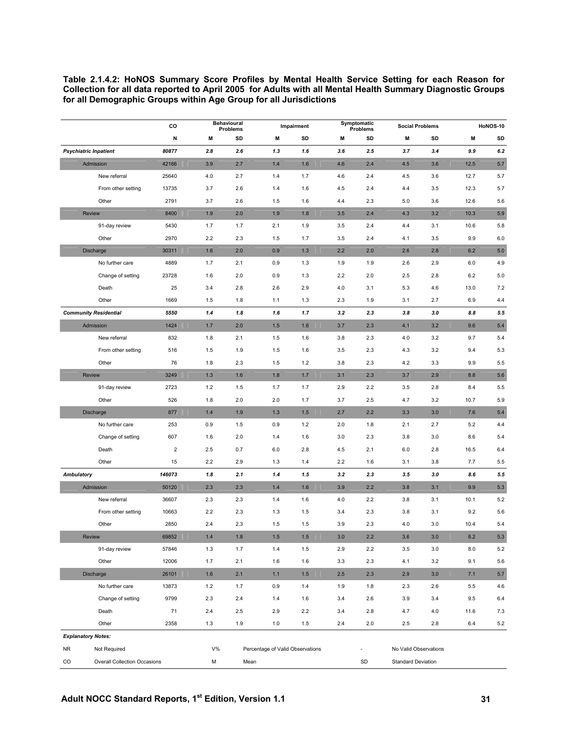**Table 2.1.4.2: HoNOS Summary Score Profiles by Mental Health Service Setting for each Reason for Collection for all data reported to April 2005 for Adults with all Mental Health Summary Diagnostic Groups for all Demographic Groups within Age Group for all Jurisdictions**

| | CO | Behavioural Problems | | Impairment | | Symptomatic Problems | | Social Problems | | HoNOS-10 | |
|---|---|---|---|---|---|---|---|---|---|---|---|
| | N | M | SD | M | SD | M | SD | M | SD | M | SD |
| ***Psychiatric Inpatient*** | ***80877*** | ***2.8*** | ***2.6*** | ***1.3*** | ***1.6*** | ***3.6*** | ***2.5*** | ***3.7*** | ***3.4*** | ***9.9*** | ***6.2*** |
| Admission | 42166 | 3.9 | 2.7 | 1.4 | 1.6 | 4.6 | 2.4 | 4.5 | 3.6 | 12.5 | 5.7 |
| New referral | 25640 | 4.0 | 2.7 | 1.4 | 1.7 | 4.6 | 2.4 | 4.5 | 3.6 | 12.7 | 5.7 |
| From other setting | 13735 | 3.7 | 2.6 | 1.4 | 1.6 | 4.5 | 2.4 | 4.4 | 3.5 | 12.3 | 5.7 |
| Other | 2791 | 3.7 | 2.6 | 1.5 | 1.6 | 4.4 | 2.3 | 5.0 | 3.6 | 12.6 | 5.6 |
| Review | 8400 | 1.9 | 2.0 | 1.9 | 1.8 | 3.5 | 2.4 | 4.3 | 3.2 | 10.3 | 5.9 |
| 91-day review | 5430 | 1.7 | 1.7 | 2.1 | 1.9 | 3.5 | 2.4 | 4.4 | 3.1 | 10.6 | 5.8 |
| Other | 2970 | 2.2 | 2.3 | 1.5 | 1.7 | 3.5 | 2.4 | 4.1 | 3.5 | 9.9 | 6.0 |
| Discharge | 30311 | 1.6 | 2.0 | 0.9 | 1.3 | 2.2 | 2.0 | 2.6 | 2.8 | 6.2 | 5.0 |
| No further care | 4889 | 1.7 | 2.1 | 0.9 | 1.3 | 1.9 | 1.9 | 2.6 | 2.9 | 6.0 | 4.9 |
| Change of setting | 23728 | 1.6 | 2.0 | 0.9 | 1.3 | 2.2 | 2.0 | 2.5 | 2.8 | 6.2 | 5.0 |
| Death | 25 | 3.4 | 2.8 | 2.6 | 2.9 | 4.0 | 3.1 | 5.3 | 4.6 | 13.0 | 7.2 |
| Other | 1669 | 1.5 | 1.8 | 1.1 | 1.3 | 2.3 | 1.9 | 3.1 | 2.7 | 6.9 | 4.4 |
| ***Community Residential*** | ***5550*** | ***1.4*** | ***1.8*** | ***1.6*** | ***1.7*** | ***3.2*** | ***2.3*** | ***3.8*** | ***3.0*** | ***8.8*** | ***5.5*** |
| Admission | 1424 | 1.7 | 2.0 | 1.5 | 1.6 | 3.7 | 2.3 | 4.1 | 3.2 | 9.6 | 5.4 |
| New referral | 832 | 1.8 | 2.1 | 1.5 | 1.6 | 3.8 | 2.3 | 4.0 | 3.2 | 9.7 | 5.4 |
| From other setting | 516 | 1.5 | 1.9 | 1.5 | 1.6 | 3.5 | 2.3 | 4.3 | 3.2 | 9.4 | 5.3 |
| Other | 76 | 1.8 | 2.3 | 1.5 | 1.2 | 3.8 | 2.3 | 4.2 | 3.3 | 9.9 | 5.5 |
| Review | 3249 | 1.3 | 1.6 | 1.8 | 1.7 | 3.1 | 2.3 | 3.7 | 2.9 | 8.8 | 5.6 |
| 91-day review | 2723 | 1.2 | 1.5 | 1.7 | 1.7 | 2.9 | 2.2 | 3.5 | 2.8 | 8.4 | 5.5 |
| Other | 526 | 1.8 | 2.0 | 2.0 | 1.7 | 3.7 | 2.5 | 4.7 | 3.2 | 10.7 | 5.9 |
| Discharge | 877 | 1.4 | 1.9 | 1.3 | 1.5 | 2.7 | 2.2 | 3.3 | 3.0 | 7.6 | 5.4 |
| No further care | 253 | 0.9 | 1.5 | 0.9 | 1.2 | 2.0 | 1.8 | 2.1 | 2.7 | 5.2 | 4.4 |
| Change of setting | 607 | 1.6 | 2.0 | 1.4 | 1.6 | 3.0 | 2.3 | 3.8 | 3.0 | 8.6 | 5.4 |
| Death | 2 | 2.5 | 0.7 | 6.0 | 2.8 | 4.5 | 2.1 | 6.0 | 2.8 | 16.5 | 6.4 |
| Other | 15 | 2.2 | 2.9 | 1.3 | 1.4 | 2.2 | 1.6 | 3.1 | 3.8 | 7.7 | 5.5 |
| ***Ambulatory*** | ***146073*** | ***1.8*** | ***2.1*** | ***1.4*** | ***1.5*** | ***3.2*** | ***2.3*** | ***3.5*** | ***3.0*** | ***8.6*** | ***5.5*** |
| Admission | 50120 | 2.3 | 2.3 | 1.4 | 1.6 | 3.9 | 2.2 | 3.8 | 3.1 | 9.9 | 5.3 |
| New referral | 36607 | 2.3 | 2.3 | 1.4 | 1.6 | 4.0 | 2.2 | 3.8 | 3.1 | 10.1 | 5.2 |
| From other setting | 10663 | 2.2 | 2.3 | 1.3 | 1.5 | 3.4 | 2.3 | 3.8 | 3.1 | 9.2 | 5.6 |
| Other | 2850 | 2.4 | 2.3 | 1.5 | 1.5 | 3.9 | 2.3 | 4.0 | 3.0 | 10.4 | 5.4 |
| Review | 69852 | 1.4 | 1.8 | 1.5 | 1.5 | 3.0 | 2.2 | 3.6 | 3.0 | 8.2 | 5.3 |
| 91-day review | 57846 | 1.3 | 1.7 | 1.4 | 1.5 | 2.9 | 2.2 | 3.5 | 3.0 | 8.0 | 5.2 |
| Other | 12006 | 1.7 | 2.1 | 1.6 | 1.6 | 3.3 | 2.3 | 4.1 | 3.2 | 9.1 | 5.6 |
| Discharge | 26101 | 1.6 | 2.1 | 1.1 | 1.5 | 2.5 | 2.3 | 2.9 | 3.0 | 7.1 | 5.7 |
| No further care | 13873 | 1.2 | 1.7 | 0.9 | 1.4 | 1.9 | 1.8 | 2.3 | 2.6 | 5.5 | 4.6 |
| Change of setting | 9799 | 2.3 | 2.4 | 1.4 | 1.6 | 3.4 | 2.6 | 3.9 | 3.4 | 9.5 | 6.4 |
| Death | 71 | 2.4 | 2.5 | 2.9 | 2.2 | 3.4 | 2.8 | 4.7 | 4.0 | 11.6 | 7.3 |
| Other | 2358 | 1.3 | 1.9 | 1.0 | 1.5 | 2.4 | 2.0 | 2.5 | 2.8 | 6.4 | 5.2 |

***Explanatory Notes:***

| | | | | | |
|---|---|---|---|---|---|
| NR | Not Required | V% | Percentage of Valid Observations | - | No Valid Observations |
| CO | Overall Collection Occasions | M | Mean | SD | Standard Deviation |

**Adult NOCC Standard Reports, 1st Edition, Version 1.1**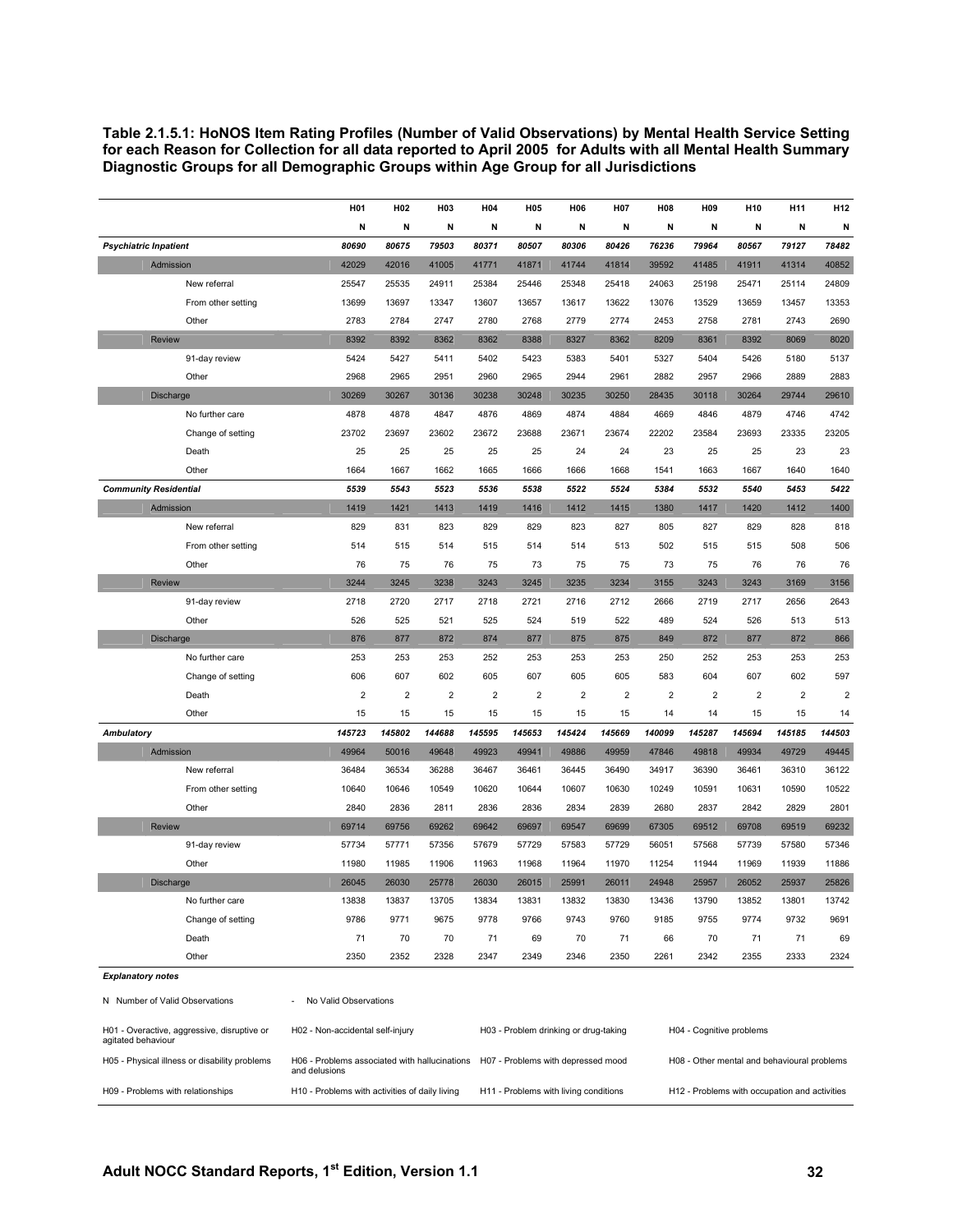**Table 2.1.5.1: HoNOS Item Rating Profiles (Number of Valid Observations) by Mental Health Service Setting for each Reason for Collection for all data reported to April 2005 for Adults with all Mental Health Summary Diagnostic Groups for all Demographic Groups within Age Group for all Jurisdictions**

| | H01 | H02 | H03 | H04 | H05 | H06 | H07 | H08 | H09 | H10 | H11 | H12 |
|---|---|---|---|---|---|---|---|---|---|---|---|---|
| | N | N | N | N | N | N | N | N | N | N | N | N |
| ***Psychiatric Inpatient*** | *80690* | *80675* | *79503* | *80371* | *80507* | *80306* | *80426* | *76236* | *79964* | *80567* | *79127* | *78482* |
| Admission | 42029 | 42016 | 41005 | 41771 | 41871 | 41744 | 41814 | 39592 | 41485 | 41911 | 41314 | 40852 |
| New referral | 25547 | 25535 | 24911 | 25384 | 25446 | 25348 | 25418 | 24063 | 25198 | 25471 | 25114 | 24809 |
| From other setting | 13699 | 13697 | 13347 | 13607 | 13657 | 13617 | 13622 | 13076 | 13529 | 13659 | 13457 | 13353 |
| Other | 2783 | 2784 | 2747 | 2780 | 2768 | 2779 | 2774 | 2453 | 2758 | 2781 | 2743 | 2690 |
| Review | 8392 | 8392 | 8362 | 8362 | 8388 | 8327 | 8362 | 8209 | 8361 | 8392 | 8069 | 8020 |
| 91-day review | 5424 | 5427 | 5411 | 5402 | 5423 | 5383 | 5401 | 5327 | 5404 | 5426 | 5180 | 5137 |
| Other | 2968 | 2965 | 2951 | 2960 | 2965 | 2944 | 2961 | 2882 | 2957 | 2966 | 2889 | 2883 |
| Discharge | 30269 | 30267 | 30136 | 30238 | 30248 | 30235 | 30250 | 28435 | 30118 | 30264 | 29744 | 29610 |
| No further care | 4878 | 4878 | 4847 | 4876 | 4869 | 4874 | 4884 | 4669 | 4846 | 4879 | 4746 | 4742 |
| Change of setting | 23702 | 23697 | 23602 | 23672 | 23688 | 23671 | 23674 | 22202 | 23584 | 23693 | 23335 | 23205 |
| Death | 25 | 25 | 25 | 25 | 25 | 24 | 24 | 23 | 25 | 25 | 23 | 23 |
| Other | 1664 | 1667 | 1662 | 1665 | 1666 | 1666 | 1668 | 1541 | 1663 | 1667 | 1640 | 1640 |
| ***Community Residential*** | *5539* | *5543* | *5523* | *5536* | *5538* | *5522* | *5524* | *5384* | *5532* | *5540* | *5453* | *5422* |
| Admission | 1419 | 1421 | 1413 | 1419 | 1416 | 1412 | 1415 | 1380 | 1417 | 1420 | 1412 | 1400 |
| New referral | 829 | 831 | 823 | 829 | 829 | 823 | 827 | 805 | 827 | 829 | 828 | 818 |
| From other setting | 514 | 515 | 514 | 515 | 514 | 514 | 513 | 502 | 515 | 515 | 508 | 506 |
| Other | 76 | 75 | 76 | 75 | 73 | 75 | 75 | 73 | 75 | 76 | 76 | 76 |
| Review | 3244 | 3245 | 3238 | 3243 | 3245 | 3235 | 3234 | 3155 | 3243 | 3243 | 3169 | 3156 |
| 91-day review | 2718 | 2720 | 2717 | 2718 | 2721 | 2716 | 2712 | 2666 | 2719 | 2717 | 2656 | 2643 |
| Other | 526 | 525 | 521 | 525 | 524 | 519 | 522 | 489 | 524 | 526 | 513 | 513 |
| Discharge | 876 | 877 | 872 | 874 | 877 | 875 | 875 | 849 | 872 | 877 | 872 | 866 |
| No further care | 253 | 253 | 253 | 252 | 253 | 253 | 253 | 250 | 252 | 253 | 253 | 253 |
| Change of setting | 606 | 607 | 602 | 605 | 607 | 605 | 605 | 583 | 604 | 607 | 602 | 597 |
| Death | 2 | 2 | 2 | 2 | 2 | 2 | 2 | 2 | 2 | 2 | 2 | 2 |
| Other | 15 | 15 | 15 | 15 | 15 | 15 | 15 | 14 | 14 | 15 | 15 | 14 |
| ***Ambulatory*** | *145723* | *145802* | *144688* | *145595* | *145653* | *145424* | *145669* | *140099* | *145287* | *145694* | *145185* | *144503* |
| Admission | 49964 | 50016 | 49648 | 49923 | 49941 | 49886 | 49959 | 47846 | 49818 | 49934 | 49729 | 49445 |
| New referral | 36484 | 36534 | 36288 | 36467 | 36461 | 36445 | 36490 | 34917 | 36390 | 36461 | 36310 | 36122 |
| From other setting | 10640 | 10646 | 10549 | 10620 | 10644 | 10607 | 10630 | 10249 | 10591 | 10631 | 10590 | 10522 |
| Other | 2840 | 2836 | 2811 | 2836 | 2836 | 2834 | 2839 | 2680 | 2837 | 2842 | 2829 | 2801 |
| Review | 69714 | 69756 | 69262 | 69642 | 69697 | 69547 | 69699 | 67305 | 69512 | 69708 | 69519 | 69232 |
| 91-day review | 57734 | 57771 | 57356 | 57679 | 57729 | 57583 | 57729 | 56051 | 57568 | 57739 | 57580 | 57346 |
| Other | 11980 | 11985 | 11906 | 11963 | 11968 | 11964 | 11970 | 11254 | 11944 | 11969 | 11939 | 11886 |
| Discharge | 26045 | 26030 | 25778 | 26030 | 26015 | 25991 | 26011 | 24948 | 25957 | 26052 | 25937 | 25826 |
| No further care | 13838 | 13837 | 13705 | 13834 | 13831 | 13832 | 13830 | 13436 | 13790 | 13852 | 13801 | 13742 |
| Change of setting | 9786 | 9771 | 9675 | 9778 | 9766 | 9743 | 9760 | 9185 | 9755 | 9774 | 9732 | 9691 |
| Death | 71 | 70 | 70 | 71 | 69 | 70 | 71 | 66 | 70 | 71 | 71 | 69 |
| Other | 2350 | 2352 | 2328 | 2347 | 2349 | 2346 | 2350 | 2261 | 2342 | 2355 | 2333 | 2324 |

***Explanatory notes***

N Number of Valid Observations — - No Valid Observations

| | | | |
|---|---|---|---|
| H01 - Overactive, aggressive, disruptive or agitated behaviour | H02 - Non-accidental self-injury | H03 - Problem drinking or drug-taking | H04 - Cognitive problems |
| H05 - Physical illness or disability problems | H06 - Problems associated with hallucinations and delusions | H07 - Problems with depressed mood | H08 - Other mental and behavioural problems |
| H09 - Problems with relationships | H10 - Problems with activities of daily living | H11 - Problems with living conditions | H12 - Problems with occupation and activities |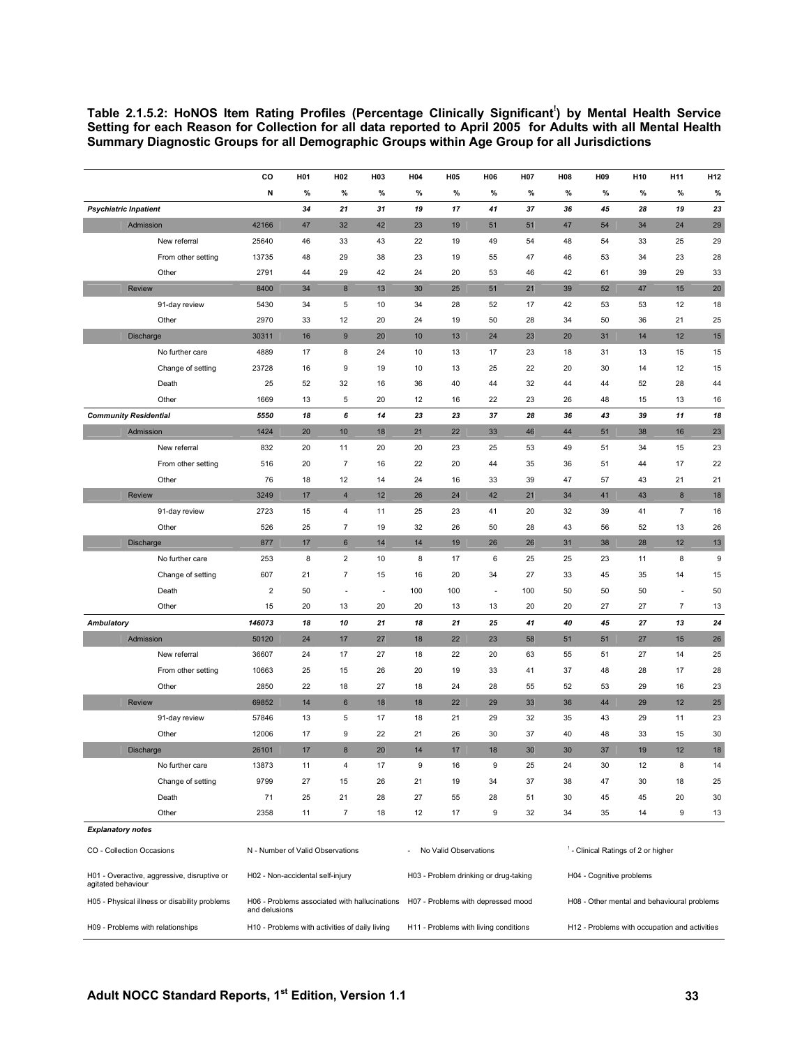**Table 2.1.5.2: HoNOS Item Rating Profiles (Percentage Clinically Significant[!]) by Mental Health Service Setting for each Reason for Collection for all data reported to April 2005 for Adults with all Mental Health Summary Diagnostic Groups for all Demographic Groups within Age Group for all Jurisdictions**

| | CO | H01 | H02 | H03 | H04 | H05 | H06 | H07 | H08 | H09 | H10 | H11 | H12 |
|---|---|---|---|---|---|---|---|---|---|---|---|---|---|
| | N | % | % | % | % | % | % | % | % | % | % | % | % |
| ***Psychiatric Inpatient*** | | *34* | *21* | *31* | *19* | *17* | *41* | *37* | *36* | *45* | *28* | *19* | *23* |
| Admission | 42166 | 47 | 32 | 42 | 23 | 19 | 51 | 51 | 47 | 54 | 34 | 24 | 29 |
| New referral | 25640 | 46 | 33 | 43 | 22 | 19 | 49 | 54 | 48 | 54 | 33 | 25 | 29 |
| From other setting | 13735 | 48 | 29 | 38 | 23 | 19 | 55 | 47 | 46 | 53 | 34 | 23 | 28 |
| Other | 2791 | 44 | 29 | 42 | 24 | 20 | 53 | 46 | 42 | 61 | 39 | 29 | 33 |
| Review | 8400 | 34 | 8 | 13 | 30 | 25 | 51 | 21 | 39 | 52 | 47 | 15 | 20 |
| 91-day review | 5430 | 34 | 5 | 10 | 34 | 28 | 52 | 17 | 42 | 53 | 53 | 12 | 18 |
| Other | 2970 | 33 | 12 | 20 | 24 | 19 | 50 | 28 | 34 | 50 | 36 | 21 | 25 |
| Discharge | 30311 | 16 | 9 | 20 | 10 | 13 | 24 | 23 | 20 | 31 | 14 | 12 | 15 |
| No further care | 4889 | 17 | 8 | 24 | 10 | 13 | 17 | 23 | 18 | 31 | 13 | 15 | 15 |
| Change of setting | 23728 | 16 | 9 | 19 | 10 | 13 | 25 | 22 | 20 | 30 | 14 | 12 | 15 |
| Death | 25 | 52 | 32 | 16 | 36 | 40 | 44 | 32 | 44 | 44 | 52 | 28 | 44 |
| Other | 1669 | 13 | 5 | 20 | 12 | 16 | 22 | 23 | 26 | 48 | 15 | 13 | 16 |
| ***Community Residential*** | *5550* | *18* | *6* | *14* | *23* | *23* | *37* | *28* | *36* | *43* | *39* | *11* | *18* |
| Admission | 1424 | 20 | 10 | 18 | 21 | 22 | 33 | 46 | 44 | 51 | 38 | 16 | 23 |
| New referral | 832 | 20 | 11 | 20 | 20 | 23 | 25 | 53 | 49 | 51 | 34 | 15 | 23 |
| From other setting | 516 | 20 | 7 | 16 | 22 | 20 | 44 | 35 | 36 | 51 | 44 | 17 | 22 |
| Other | 76 | 18 | 12 | 14 | 24 | 16 | 33 | 39 | 47 | 57 | 43 | 21 | 21 |
| Review | 3249 | 17 | 4 | 12 | 26 | 24 | 42 | 21 | 34 | 41 | 43 | 8 | 18 |
| 91-day review | 2723 | 15 | 4 | 11 | 25 | 23 | 41 | 20 | 32 | 39 | 41 | 7 | 16 |
| Other | 526 | 25 | 7 | 19 | 32 | 26 | 50 | 28 | 43 | 56 | 52 | 13 | 26 |
| Discharge | 877 | 17 | 6 | 14 | 14 | 19 | 26 | 26 | 31 | 38 | 28 | 12 | 13 |
| No further care | 253 | 8 | 2 | 10 | 8 | 17 | 6 | 25 | 25 | 23 | 11 | 8 | 9 |
| Change of setting | 607 | 21 | 7 | 15 | 16 | 20 | 34 | 27 | 33 | 45 | 35 | 14 | 15 |
| Death | 2 | 50 | - | - | 100 | 100 | - | 100 | 50 | 50 | 50 | - | 50 |
| Other | 15 | 20 | 13 | 20 | 20 | 13 | 13 | 20 | 20 | 27 | 27 | 7 | 13 |
| ***Ambulatory*** | *146073* | *18* | *10* | *21* | *18* | *21* | *25* | *41* | *40* | *45* | *27* | *13* | *24* |
| Admission | 50120 | 24 | 17 | 27 | 18 | 22 | 23 | 58 | 51 | 51 | 27 | 15 | 26 |
| New referral | 36607 | 24 | 17 | 27 | 18 | 22 | 20 | 63 | 55 | 51 | 27 | 14 | 25 |
| From other setting | 10663 | 25 | 15 | 26 | 20 | 19 | 33 | 41 | 37 | 48 | 28 | 17 | 28 |
| Other | 2850 | 22 | 18 | 27 | 18 | 24 | 28 | 55 | 52 | 53 | 29 | 16 | 23 |
| Review | 69852 | 14 | 6 | 18 | 18 | 22 | 29 | 33 | 36 | 44 | 29 | 12 | 25 |
| 91-day review | 57846 | 13 | 5 | 17 | 18 | 21 | 29 | 32 | 35 | 43 | 29 | 11 | 23 |
| Other | 12006 | 17 | 9 | 22 | 21 | 26 | 30 | 37 | 40 | 48 | 33 | 15 | 30 |
| Discharge | 26101 | 17 | 8 | 20 | 14 | 17 | 18 | 30 | 30 | 37 | 19 | 12 | 18 |
| No further care | 13873 | 11 | 4 | 17 | 9 | 16 | 9 | 25 | 24 | 30 | 12 | 8 | 14 |
| Change of setting | 9799 | 27 | 15 | 26 | 21 | 19 | 34 | 37 | 38 | 47 | 30 | 18 | 25 |
| Death | 71 | 25 | 21 | 28 | 27 | 55 | 28 | 51 | 30 | 45 | 45 | 20 | 30 |
| Other | 2358 | 11 | 7 | 18 | 12 | 17 | 9 | 32 | 34 | 35 | 14 | 9 | 13 |

***Explanatory notes***

| | | | |
|---|---|---|---|
| CO - Collection Occasions | N - Number of Valid Observations | - No Valid Observations | [!] - Clinical Ratings of 2 or higher |
| H01 - Overactive, aggressive, disruptive or agitated behaviour | H02 - Non-accidental self-injury | H03 - Problem drinking or drug-taking | H04 - Cognitive problems |
| H05 - Physical illness or disability problems | H06 - Problems associated with hallucinations and delusions | H07 - Problems with depressed mood | H08 - Other mental and behavioural problems |
| H09 - Problems with relationships | H10 - Problems with activities of daily living | H11 - Problems with living conditions | H12 - Problems with occupation and activities |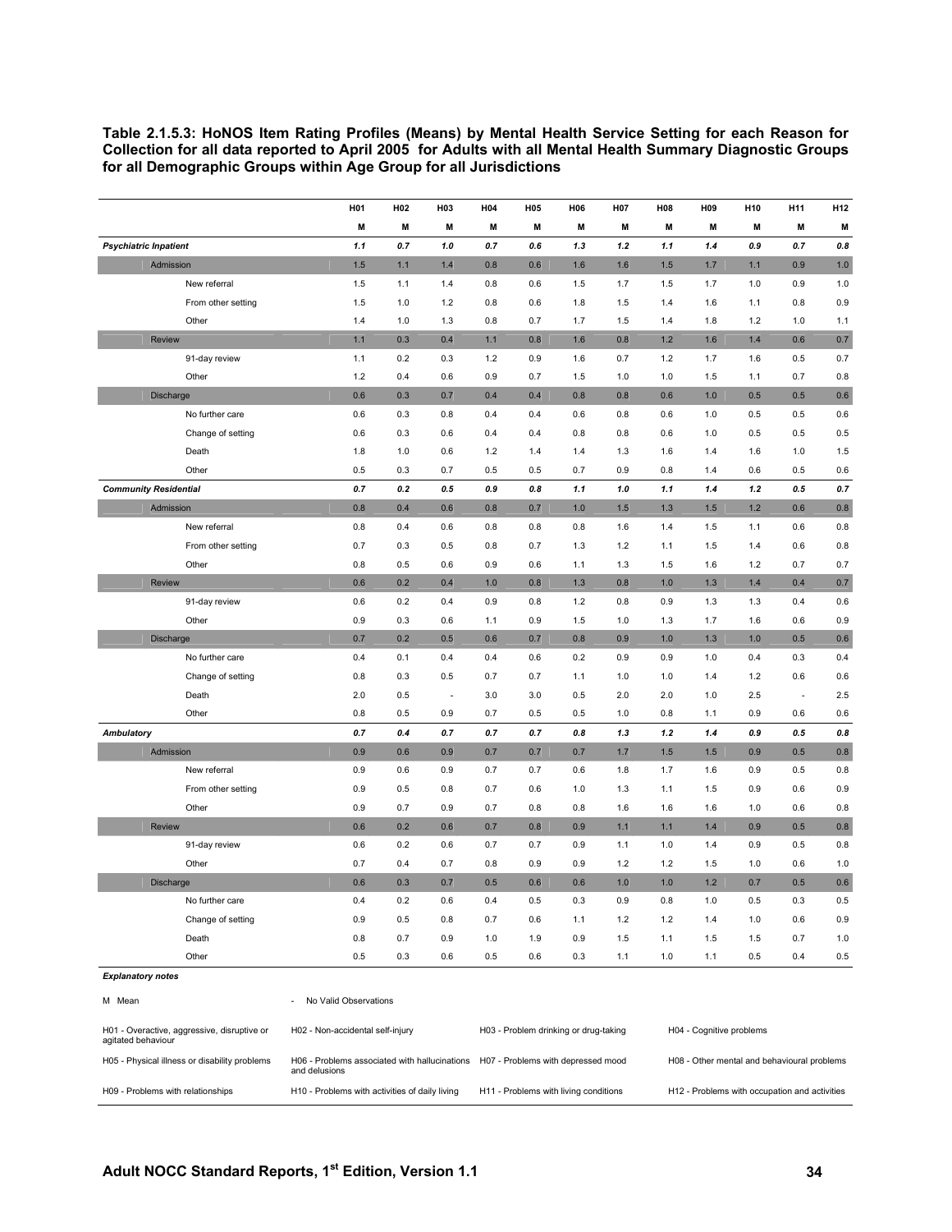**Table 2.1.5.3: HoNOS Item Rating Profiles (Means) by Mental Health Service Setting for each Reason for Collection for all data reported to April 2005 for Adults with all Mental Health Summary Diagnostic Groups for all Demographic Groups within Age Group for all Jurisdictions**

| | H01 | H02 | H03 | H04 | H05 | H06 | H07 | H08 | H09 | H10 | H11 | H12 |
|---|---|---|---|---|---|---|---|---|---|---|---|---|
| | M | M | M | M | M | M | M | M | M | M | M | M |
| ***Psychiatric Inpatient*** | *1.1* | *0.7* | *1.0* | *0.7* | *0.6* | *1.3* | *1.2* | *1.1* | *1.4* | *0.9* | *0.7* | *0.8* |
| Admission | 1.5 | 1.1 | 1.4 | 0.8 | 0.6 | 1.6 | 1.6 | 1.5 | 1.7 | 1.1 | 0.9 | 1.0 |
| New referral | 1.5 | 1.1 | 1.4 | 0.8 | 0.6 | 1.5 | 1.7 | 1.5 | 1.7 | 1.0 | 0.9 | 1.0 |
| From other setting | 1.5 | 1.0 | 1.2 | 0.8 | 0.6 | 1.8 | 1.5 | 1.4 | 1.6 | 1.1 | 0.8 | 0.9 |
| Other | 1.4 | 1.0 | 1.3 | 0.8 | 0.7 | 1.7 | 1.5 | 1.4 | 1.8 | 1.2 | 1.0 | 1.1 |
| Review | 1.1 | 0.3 | 0.4 | 1.1 | 0.8 | 1.6 | 0.8 | 1.2 | 1.6 | 1.4 | 0.6 | 0.7 |
| 91-day review | 1.1 | 0.2 | 0.3 | 1.2 | 0.9 | 1.6 | 0.7 | 1.2 | 1.7 | 1.6 | 0.5 | 0.7 |
| Other | 1.2 | 0.4 | 0.6 | 0.9 | 0.7 | 1.5 | 1.0 | 1.0 | 1.5 | 1.1 | 0.7 | 0.8 |
| Discharge | 0.6 | 0.3 | 0.7 | 0.4 | 0.4 | 0.8 | 0.8 | 0.6 | 1.0 | 0.5 | 0.5 | 0.6 |
| No further care | 0.6 | 0.3 | 0.8 | 0.4 | 0.4 | 0.6 | 0.8 | 0.6 | 1.0 | 0.5 | 0.5 | 0.6 |
| Change of setting | 0.6 | 0.3 | 0.6 | 0.4 | 0.4 | 0.8 | 0.8 | 0.6 | 1.0 | 0.5 | 0.5 | 0.5 |
| Death | 1.8 | 1.0 | 0.6 | 1.2 | 1.4 | 1.4 | 1.3 | 1.6 | 1.4 | 1.6 | 1.0 | 1.5 |
| Other | 0.5 | 0.3 | 0.7 | 0.5 | 0.5 | 0.7 | 0.9 | 0.8 | 1.4 | 0.6 | 0.5 | 0.6 |
| ***Community Residential*** | *0.7* | *0.2* | *0.5* | *0.9* | *0.8* | *1.1* | *1.0* | *1.1* | *1.4* | *1.2* | *0.5* | *0.7* |
| Admission | 0.8 | 0.4 | 0.6 | 0.8 | 0.7 | 1.0 | 1.5 | 1.3 | 1.5 | 1.2 | 0.6 | 0.8 |
| New referral | 0.8 | 0.4 | 0.6 | 0.8 | 0.8 | 0.8 | 1.6 | 1.4 | 1.5 | 1.1 | 0.6 | 0.8 |
| From other setting | 0.7 | 0.3 | 0.5 | 0.8 | 0.7 | 1.3 | 1.2 | 1.1 | 1.5 | 1.4 | 0.6 | 0.8 |
| Other | 0.8 | 0.5 | 0.6 | 0.9 | 0.6 | 1.1 | 1.3 | 1.5 | 1.6 | 1.2 | 0.7 | 0.7 |
| Review | 0.6 | 0.2 | 0.4 | 1.0 | 0.8 | 1.3 | 0.8 | 1.0 | 1.3 | 1.4 | 0.4 | 0.7 |
| 91-day review | 0.6 | 0.2 | 0.4 | 0.9 | 0.8 | 1.2 | 0.8 | 0.9 | 1.3 | 1.3 | 0.4 | 0.6 |
| Other | 0.9 | 0.3 | 0.6 | 1.1 | 0.9 | 1.5 | 1.0 | 1.3 | 1.7 | 1.6 | 0.6 | 0.9 |
| Discharge | 0.7 | 0.2 | 0.5 | 0.6 | 0.7 | 0.8 | 0.9 | 1.0 | 1.3 | 1.0 | 0.5 | 0.6 |
| No further care | 0.4 | 0.1 | 0.4 | 0.4 | 0.6 | 0.2 | 0.9 | 0.9 | 1.0 | 0.4 | 0.3 | 0.4 |
| Change of setting | 0.8 | 0.3 | 0.5 | 0.7 | 0.7 | 1.1 | 1.0 | 1.0 | 1.4 | 1.2 | 0.6 | 0.6 |
| Death | 2.0 | 0.5 | - | 3.0 | 3.0 | 0.5 | 2.0 | 2.0 | 1.0 | 2.5 | - | 2.5 |
| Other | 0.8 | 0.5 | 0.9 | 0.7 | 0.5 | 0.5 | 1.0 | 0.8 | 1.1 | 0.9 | 0.6 | 0.6 |
| ***Ambulatory*** | *0.7* | *0.4* | *0.7* | *0.7* | *0.7* | *0.8* | *1.3* | *1.2* | *1.4* | *0.9* | *0.5* | *0.8* |
| Admission | 0.9 | 0.6 | 0.9 | 0.7 | 0.7 | 0.7 | 1.7 | 1.5 | 1.5 | 0.9 | 0.5 | 0.8 |
| New referral | 0.9 | 0.6 | 0.9 | 0.7 | 0.7 | 0.6 | 1.8 | 1.7 | 1.6 | 0.9 | 0.5 | 0.8 |
| From other setting | 0.9 | 0.5 | 0.8 | 0.7 | 0.6 | 1.0 | 1.3 | 1.1 | 1.5 | 0.9 | 0.6 | 0.9 |
| Other | 0.9 | 0.7 | 0.9 | 0.7 | 0.8 | 0.8 | 1.6 | 1.6 | 1.6 | 1.0 | 0.6 | 0.8 |
| Review | 0.6 | 0.2 | 0.6 | 0.7 | 0.8 | 0.9 | 1.1 | 1.1 | 1.4 | 0.9 | 0.5 | 0.8 |
| 91-day review | 0.6 | 0.2 | 0.6 | 0.7 | 0.7 | 0.9 | 1.1 | 1.0 | 1.4 | 0.9 | 0.5 | 0.8 |
| Other | 0.7 | 0.4 | 0.7 | 0.8 | 0.9 | 0.9 | 1.2 | 1.2 | 1.5 | 1.0 | 0.6 | 1.0 |
| Discharge | 0.6 | 0.3 | 0.7 | 0.5 | 0.6 | 0.6 | 1.0 | 1.0 | 1.2 | 0.7 | 0.5 | 0.6 |
| No further care | 0.4 | 0.2 | 0.6 | 0.4 | 0.5 | 0.3 | 0.9 | 0.8 | 1.0 | 0.5 | 0.3 | 0.5 |
| Change of setting | 0.9 | 0.5 | 0.8 | 0.7 | 0.6 | 1.1 | 1.2 | 1.2 | 1.4 | 1.0 | 0.6 | 0.9 |
| Death | 0.8 | 0.7 | 0.9 | 1.0 | 1.9 | 0.9 | 1.5 | 1.1 | 1.5 | 1.5 | 0.7 | 1.0 |
| Other | 0.5 | 0.3 | 0.6 | 0.5 | 0.6 | 0.3 | 1.1 | 1.0 | 1.1 | 0.5 | 0.4 | 0.5 |

***Explanatory notes***

M Mean

\- No Valid Observations

| | | | |
|---|---|---|---|
| H01 - Overactive, aggressive, disruptive or agitated behaviour | H02 - Non-accidental self-injury | H03 - Problem drinking or drug-taking | H04 - Cognitive problems |
| H05 - Physical illness or disability problems | H06 - Problems associated with hallucinations and delusions | H07 - Problems with depressed mood | H08 - Other mental and behavioural problems |
| H09 - Problems with relationships | H10 - Problems with activities of daily living | H11 - Problems with living conditions | H12 - Problems with occupation and activities |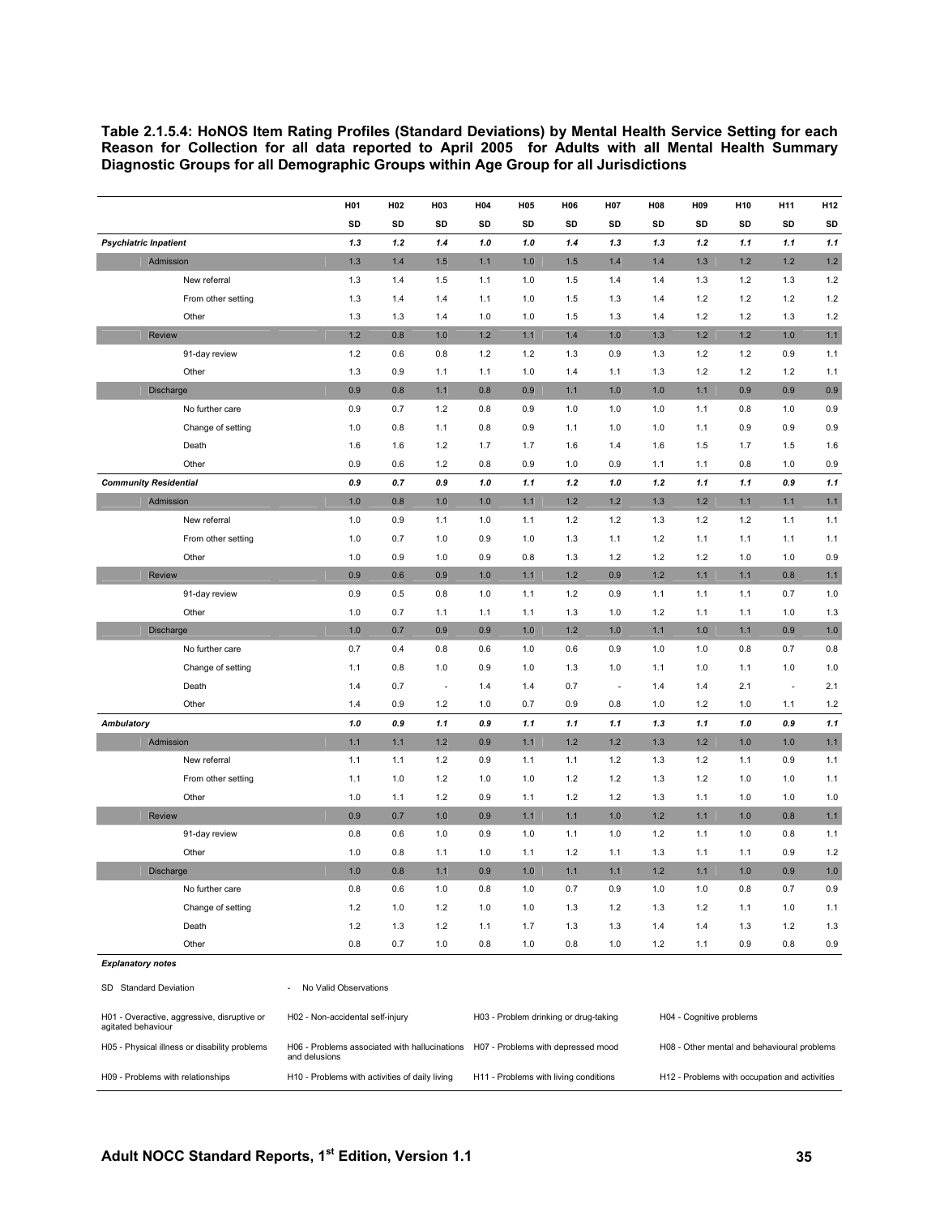**Table 2.1.5.4: HoNOS Item Rating Profiles (Standard Deviations) by Mental Health Service Setting for each Reason for Collection for all data reported to April 2005 for Adults with all Mental Health Summary Diagnostic Groups for all Demographic Groups within Age Group for all Jurisdictions**

| | H01 | H02 | H03 | H04 | H05 | H06 | H07 | H08 | H09 | H10 | H11 | H12 |
|---|---|---|---|---|---|---|---|---|---|---|---|---|
| | SD | SD | SD | SD | SD | SD | SD | SD | SD | SD | SD | SD |
| ***Psychiatric Inpatient*** | ***1.3*** | ***1.2*** | ***1.4*** | ***1.0*** | ***1.0*** | ***1.4*** | ***1.3*** | ***1.3*** | ***1.2*** | ***1.1*** | ***1.1*** | ***1.1*** |
| Admission | 1.3 | 1.4 | 1.5 | 1.1 | 1.0 | 1.5 | 1.4 | 1.4 | 1.3 | 1.2 | 1.2 | 1.2 |
| New referral | 1.3 | 1.4 | 1.5 | 1.1 | 1.0 | 1.5 | 1.4 | 1.4 | 1.3 | 1.2 | 1.3 | 1.2 |
| From other setting | 1.3 | 1.4 | 1.4 | 1.1 | 1.0 | 1.5 | 1.3 | 1.4 | 1.2 | 1.2 | 1.2 | 1.2 |
| Other | 1.3 | 1.3 | 1.4 | 1.0 | 1.0 | 1.5 | 1.3 | 1.4 | 1.2 | 1.2 | 1.3 | 1.2 |
| Review | 1.2 | 0.8 | 1.0 | 1.2 | 1.1 | 1.4 | 1.0 | 1.3 | 1.2 | 1.2 | 1.0 | 1.1 |
| 91-day review | 1.2 | 0.6 | 0.8 | 1.2 | 1.2 | 1.3 | 0.9 | 1.3 | 1.2 | 1.2 | 0.9 | 1.1 |
| Other | 1.3 | 0.9 | 1.1 | 1.1 | 1.0 | 1.4 | 1.1 | 1.3 | 1.2 | 1.2 | 1.2 | 1.1 |
| Discharge | 0.9 | 0.8 | 1.1 | 0.8 | 0.9 | 1.1 | 1.0 | 1.0 | 1.1 | 0.9 | 0.9 | 0.9 |
| No further care | 0.9 | 0.7 | 1.2 | 0.8 | 0.9 | 1.0 | 1.0 | 1.0 | 1.1 | 0.8 | 1.0 | 0.9 |
| Change of setting | 1.0 | 0.8 | 1.1 | 0.8 | 0.9 | 1.1 | 1.0 | 1.0 | 1.1 | 0.9 | 0.9 | 0.9 |
| Death | 1.6 | 1.6 | 1.2 | 1.7 | 1.7 | 1.6 | 1.4 | 1.6 | 1.5 | 1.7 | 1.5 | 1.6 |
| Other | 0.9 | 0.6 | 1.2 | 0.8 | 0.9 | 1.0 | 0.9 | 1.1 | 1.1 | 0.8 | 1.0 | 0.9 |
| ***Community Residential*** | ***0.9*** | ***0.7*** | ***0.9*** | ***1.0*** | ***1.1*** | ***1.2*** | ***1.0*** | ***1.2*** | ***1.1*** | ***1.1*** | ***0.9*** | ***1.1*** |
| Admission | 1.0 | 0.8 | 1.0 | 1.0 | 1.1 | 1.2 | 1.2 | 1.3 | 1.2 | 1.1 | 1.1 | 1.1 |
| New referral | 1.0 | 0.9 | 1.1 | 1.0 | 1.1 | 1.2 | 1.2 | 1.3 | 1.2 | 1.2 | 1.1 | 1.1 |
| From other setting | 1.0 | 0.7 | 1.0 | 0.9 | 1.0 | 1.3 | 1.1 | 1.2 | 1.1 | 1.1 | 1.1 | 1.1 |
| Other | 1.0 | 0.9 | 1.0 | 0.9 | 0.8 | 1.3 | 1.2 | 1.2 | 1.2 | 1.0 | 1.0 | 0.9 |
| Review | 0.9 | 0.6 | 0.9 | 1.0 | 1.1 | 1.2 | 0.9 | 1.2 | 1.1 | 1.1 | 0.8 | 1.1 |
| 91-day review | 0.9 | 0.5 | 0.8 | 1.0 | 1.1 | 1.2 | 0.9 | 1.1 | 1.1 | 1.1 | 0.7 | 1.0 |
| Other | 1.0 | 0.7 | 1.1 | 1.1 | 1.1 | 1.3 | 1.0 | 1.2 | 1.1 | 1.1 | 1.0 | 1.3 |
| Discharge | 1.0 | 0.7 | 0.9 | 0.9 | 1.0 | 1.2 | 1.0 | 1.1 | 1.0 | 1.1 | 0.9 | 1.0 |
| No further care | 0.7 | 0.4 | 0.8 | 0.6 | 1.0 | 0.6 | 0.9 | 1.0 | 1.0 | 0.8 | 0.7 | 0.8 |
| Change of setting | 1.1 | 0.8 | 1.0 | 0.9 | 1.0 | 1.3 | 1.0 | 1.1 | 1.0 | 1.1 | 1.0 | 1.0 |
| Death | 1.4 | 0.7 | - | 1.4 | 1.4 | 0.7 | - | 1.4 | 1.4 | 2.1 | - | 2.1 |
| Other | 1.4 | 0.9 | 1.2 | 1.0 | 0.7 | 0.9 | 0.8 | 1.0 | 1.2 | 1.0 | 1.1 | 1.2 |
| ***Ambulatory*** | ***1.0*** | ***0.9*** | ***1.1*** | ***0.9*** | ***1.1*** | ***1.1*** | ***1.1*** | ***1.3*** | ***1.1*** | ***1.0*** | ***0.9*** | ***1.1*** |
| Admission | 1.1 | 1.1 | 1.2 | 0.9 | 1.1 | 1.2 | 1.2 | 1.3 | 1.2 | 1.0 | 1.0 | 1.1 |
| New referral | 1.1 | 1.1 | 1.2 | 0.9 | 1.1 | 1.1 | 1.2 | 1.3 | 1.2 | 1.1 | 0.9 | 1.1 |
| From other setting | 1.1 | 1.0 | 1.2 | 1.0 | 1.0 | 1.2 | 1.2 | 1.3 | 1.2 | 1.0 | 1.0 | 1.1 |
| Other | 1.0 | 1.1 | 1.2 | 0.9 | 1.1 | 1.2 | 1.2 | 1.3 | 1.1 | 1.0 | 1.0 | 1.0 |
| Review | 0.9 | 0.7 | 1.0 | 0.9 | 1.1 | 1.1 | 1.0 | 1.2 | 1.1 | 1.0 | 0.8 | 1.1 |
| 91-day review | 0.8 | 0.6 | 1.0 | 0.9 | 1.0 | 1.1 | 1.0 | 1.2 | 1.1 | 1.0 | 0.8 | 1.1 |
| Other | 1.0 | 0.8 | 1.1 | 1.0 | 1.1 | 1.2 | 1.1 | 1.3 | 1.1 | 1.1 | 0.9 | 1.2 |
| Discharge | 1.0 | 0.8 | 1.1 | 0.9 | 1.0 | 1.1 | 1.1 | 1.2 | 1.1 | 1.0 | 0.9 | 1.0 |
| No further care | 0.8 | 0.6 | 1.0 | 0.8 | 1.0 | 0.7 | 0.9 | 1.0 | 1.0 | 0.8 | 0.7 | 0.9 |
| Change of setting | 1.2 | 1.0 | 1.2 | 1.0 | 1.0 | 1.3 | 1.2 | 1.3 | 1.2 | 1.1 | 1.0 | 1.1 |
| Death | 1.2 | 1.3 | 1.2 | 1.1 | 1.7 | 1.3 | 1.3 | 1.4 | 1.4 | 1.3 | 1.2 | 1.3 |
| Other | 0.8 | 0.7 | 1.0 | 0.8 | 1.0 | 0.8 | 1.0 | 1.2 | 1.1 | 0.9 | 0.8 | 0.9 |

***Explanatory notes***

SD Standard Deviation — - No Valid Observations

| | | | |
|---|---|---|---|
| H01 - Overactive, aggressive, disruptive or agitated behaviour | H02 - Non-accidental self-injury | H03 - Problem drinking or drug-taking | H04 - Cognitive problems |
| H05 - Physical illness or disability problems | H06 - Problems associated with hallucinations and delusions | H07 - Problems with depressed mood | H08 - Other mental and behavioural problems |
| H09 - Problems with relationships | H10 - Problems with activities of daily living | H11 - Problems with living conditions | H12 - Problems with occupation and activities |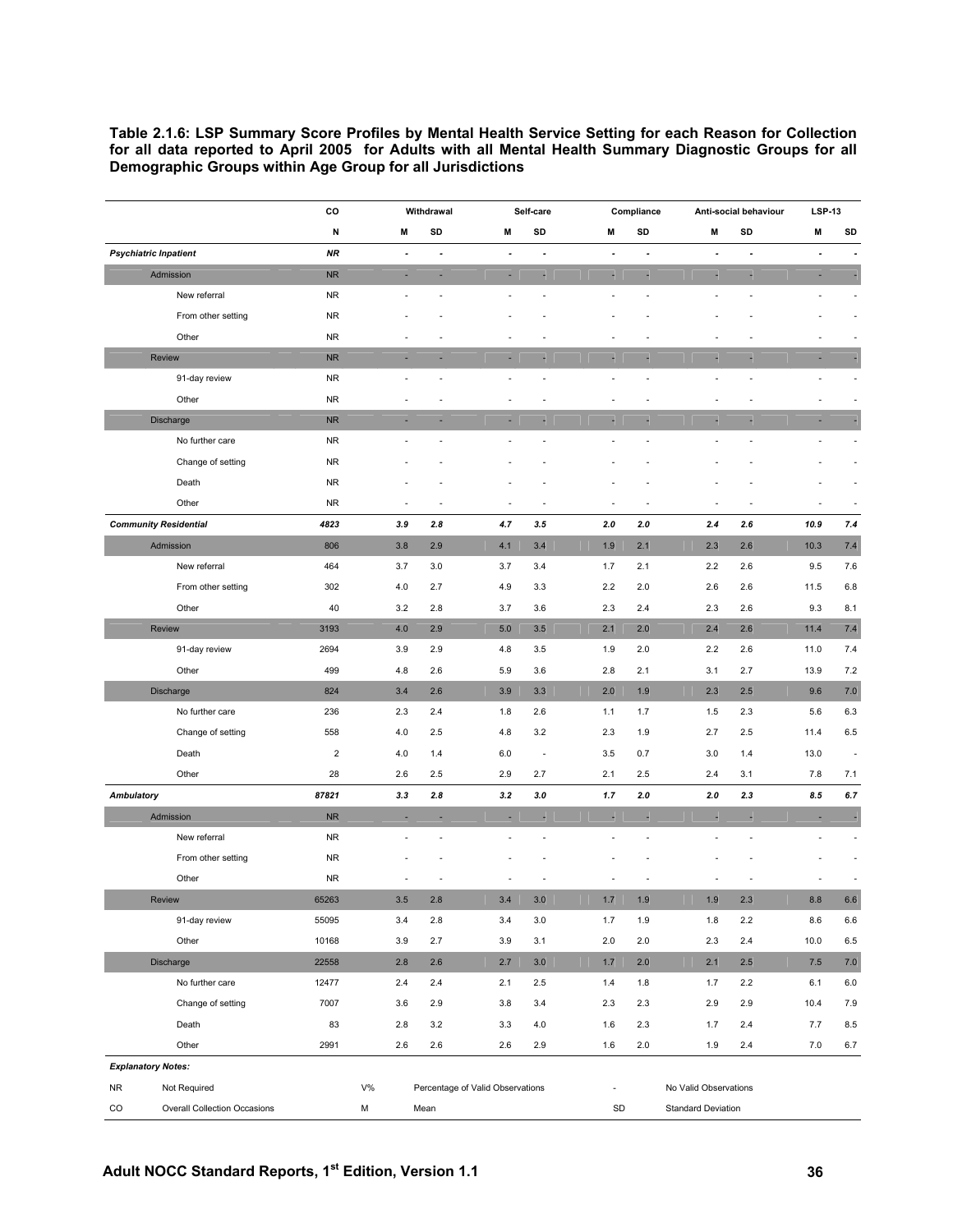**Table 2.1.6: LSP Summary Score Profiles by Mental Health Service Setting for each Reason for Collection for all data reported to April 2005 for Adults with all Mental Health Summary Diagnostic Groups for all Demographic Groups within Age Group for all Jurisdictions**

| | CO | Withdrawal | | Self-care | | Compliance | | Anti-social behaviour | | LSP-13 | |
|---|---|---|---|---|---|---|---|---|---|---|---|
| | N | M | SD | M | SD | M | SD | M | SD | M | SD |
| ***Psychiatric Inpatient*** | ***NR*** | - | - | - | - | - | - | - | - | - | - |
| Admission | NR | - | - | - | - | - | - | - | - | - | - |
| New referral | NR | - | - | - | - | - | - | - | - | - | - |
| From other setting | NR | - | - | - | - | - | - | - | - | - | - |
| Other | NR | - | - | - | - | - | - | - | - | - | - |
| Review | NR | - | - | - | - | - | - | - | - | - | - |
| 91-day review | NR | - | - | - | - | - | - | - | - | - | - |
| Other | NR | - | - | - | - | - | - | - | - | - | - |
| Discharge | NR | - | - | - | - | - | - | - | - | - | - |
| No further care | NR | - | - | - | - | - | - | - | - | - | - |
| Change of setting | NR | - | - | - | - | - | - | - | - | - | - |
| Death | NR | - | - | - | - | - | - | - | - | - | - |
| Other | NR | - | - | - | - | - | - | - | - | - | - |
| ***Community Residential*** | ***4823*** | ***3.9*** | ***2.8*** | ***4.7*** | ***3.5*** | ***2.0*** | ***2.0*** | ***2.4*** | ***2.6*** | ***10.9*** | ***7.4*** |
| Admission | 806 | 3.8 | 2.9 | 4.1 | 3.4 | 1.9 | 2.1 | 2.3 | 2.6 | 10.3 | 7.4 |
| New referral | 464 | 3.7 | 3.0 | 3.7 | 3.4 | 1.7 | 2.1 | 2.2 | 2.6 | 9.5 | 7.6 |
| From other setting | 302 | 4.0 | 2.7 | 4.9 | 3.3 | 2.2 | 2.0 | 2.6 | 2.6 | 11.5 | 6.8 |
| Other | 40 | 3.2 | 2.8 | 3.7 | 3.6 | 2.3 | 2.4 | 2.3 | 2.6 | 9.3 | 8.1 |
| Review | 3193 | 4.0 | 2.9 | 5.0 | 3.5 | 2.1 | 2.0 | 2.4 | 2.6 | 11.4 | 7.4 |
| 91-day review | 2694 | 3.9 | 2.9 | 4.8 | 3.5 | 1.9 | 2.0 | 2.2 | 2.6 | 11.0 | 7.4 |
| Other | 499 | 4.8 | 2.6 | 5.9 | 3.6 | 2.8 | 2.1 | 3.1 | 2.7 | 13.9 | 7.2 |
| Discharge | 824 | 3.4 | 2.6 | 3.9 | 3.3 | 2.0 | 1.9 | 2.3 | 2.5 | 9.6 | 7.0 |
| No further care | 236 | 2.3 | 2.4 | 1.8 | 2.6 | 1.1 | 1.7 | 1.5 | 2.3 | 5.6 | 6.3 |
| Change of setting | 558 | 4.0 | 2.5 | 4.8 | 3.2 | 2.3 | 1.9 | 2.7 | 2.5 | 11.4 | 6.5 |
| Death | 2 | 4.0 | 1.4 | 6.0 | - | 3.5 | 0.7 | 3.0 | 1.4 | 13.0 | - |
| Other | 28 | 2.6 | 2.5 | 2.9 | 2.7 | 2.1 | 2.5 | 2.4 | 3.1 | 7.8 | 7.1 |
| ***Ambulatory*** | ***87821*** | ***3.3*** | ***2.8*** | ***3.2*** | ***3.0*** | ***1.7*** | ***2.0*** | ***2.0*** | ***2.3*** | ***8.5*** | ***6.7*** |
| Admission | NR | - | - | - | - | - | - | - | - | - | - |
| New referral | NR | - | - | - | - | - | - | - | - | - | - |
| From other setting | NR | - | - | - | - | - | - | - | - | - | - |
| Other | NR | - | - | - | - | - | - | - | - | - | - |
| Review | 65263 | 3.5 | 2.8 | 3.4 | 3.0 | 1.7 | 1.9 | 1.9 | 2.3 | 8.8 | 6.6 |
| 91-day review | 55095 | 3.4 | 2.8 | 3.4 | 3.0 | 1.7 | 1.9 | 1.8 | 2.2 | 8.6 | 6.6 |
| Other | 10168 | 3.9 | 2.7 | 3.9 | 3.1 | 2.0 | 2.0 | 2.3 | 2.4 | 10.0 | 6.5 |
| Discharge | 22558 | 2.8 | 2.6 | 2.7 | 3.0 | 1.7 | 2.0 | 2.1 | 2.5 | 7.5 | 7.0 |
| No further care | 12477 | 2.4 | 2.4 | 2.1 | 2.5 | 1.4 | 1.8 | 1.7 | 2.2 | 6.1 | 6.0 |
| Change of setting | 7007 | 3.6 | 2.9 | 3.8 | 3.4 | 2.3 | 2.3 | 2.9 | 2.9 | 10.4 | 7.9 |
| Death | 83 | 2.8 | 3.2 | 3.3 | 4.0 | 1.6 | 2.3 | 1.7 | 2.4 | 7.7 | 8.5 |
| Other | 2991 | 2.6 | 2.6 | 2.6 | 2.9 | 1.6 | 2.0 | 1.9 | 2.4 | 7.0 | 6.7 |

***Explanatory Notes:***

| | | | | | |
|---|---|---|---|---|---|
| NR | Not Required | V% | Percentage of Valid Observations | - | No Valid Observations |
| CO | Overall Collection Occasions | M | Mean | SD | Standard Deviation |

**Adult NOCC Standard Reports, 1st Edition, Version 1.1**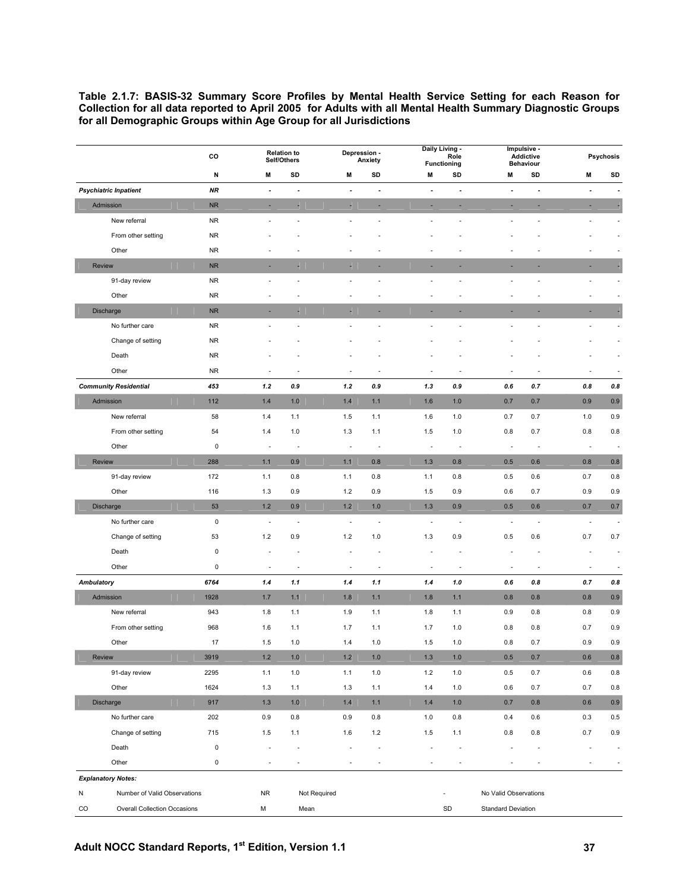**Table 2.1.7: BASIS-32 Summary Score Profiles by Mental Health Service Setting for each Reason for Collection for all data reported to April 2005 for Adults with all Mental Health Summary Diagnostic Groups for all Demographic Groups within Age Group for all Jurisdictions**

| | CO | Relation to Self/Others | | Depression - Anxiety | | Daily Living - Role Functioning | | Impulsive - Addictive Behaviour | | Psychosis | |
|---|---|---|---|---|---|---|---|---|---|---|---|
| | N | M | SD | M | SD | M | SD | M | SD | M | SD |
| ***Psychiatric Inpatient*** | ***NR*** | - | - | - | - | - | - | - | - | - | - |
| Admission | NR | - | - | - | - | - | - | - | - | - | - |
| New referral | NR | - | - | - | - | - | - | - | - | - | - |
| From other setting | NR | - | - | - | - | - | - | - | - | - | - |
| Other | NR | - | - | - | - | - | - | - | - | - | - |
| Review | NR | - | - | - | - | - | - | - | - | - | - |
| 91-day review | NR | - | - | - | - | - | - | - | - | - | - |
| Other | NR | - | - | - | - | - | - | - | - | - | - |
| Discharge | NR | - | - | - | - | - | - | - | - | - | - |
| No further care | NR | - | - | - | - | - | - | - | - | - | - |
| Change of setting | NR | - | - | - | - | - | - | - | - | - | - |
| Death | NR | - | - | - | - | - | - | - | - | - | - |
| Other | NR | - | - | - | - | - | - | - | - | - | - |
| ***Community Residential*** | ***453*** | ***1.2*** | ***0.9*** | ***1.2*** | ***0.9*** | ***1.3*** | ***0.9*** | ***0.6*** | ***0.7*** | ***0.8*** | ***0.8*** |
| Admission | 112 | 1.4 | 1.0 | 1.4 | 1.1 | 1.6 | 1.0 | 0.7 | 0.7 | 0.9 | 0.9 |
| New referral | 58 | 1.4 | 1.1 | 1.5 | 1.1 | 1.6 | 1.0 | 0.7 | 0.7 | 1.0 | 0.9 |
| From other setting | 54 | 1.4 | 1.0 | 1.3 | 1.1 | 1.5 | 1.0 | 0.8 | 0.7 | 0.8 | 0.8 |
| Other | 0 | - | - | - | - | - | - | - | - | - | - |
| Review | 288 | 1.1 | 0.9 | 1.1 | 0.8 | 1.3 | 0.8 | 0.5 | 0.6 | 0.8 | 0.8 |
| 91-day review | 172 | 1.1 | 0.8 | 1.1 | 0.8 | 1.1 | 0.8 | 0.5 | 0.6 | 0.7 | 0.8 |
| Other | 116 | 1.3 | 0.9 | 1.2 | 0.9 | 1.5 | 0.9 | 0.6 | 0.7 | 0.9 | 0.9 |
| Discharge | 53 | 1.2 | 0.9 | 1.2 | 1.0 | 1.3 | 0.9 | 0.5 | 0.6 | 0.7 | 0.7 |
| No further care | 0 | - | - | - | - | - | - | - | - | - | - |
| Change of setting | 53 | 1.2 | 0.9 | 1.2 | 1.0 | 1.3 | 0.9 | 0.5 | 0.6 | 0.7 | 0.7 |
| Death | 0 | - | - | - | - | - | - | - | - | - | - |
| Other | 0 | - | - | - | - | - | - | - | - | - | - |
| ***Ambulatory*** | ***6764*** | ***1.4*** | ***1.1*** | ***1.4*** | ***1.1*** | ***1.4*** | ***1.0*** | ***0.6*** | ***0.8*** | ***0.7*** | ***0.8*** |
| Admission | 1928 | 1.7 | 1.1 | 1.8 | 1.1 | 1.8 | 1.1 | 0.8 | 0.8 | 0.8 | 0.9 |
| New referral | 943 | 1.8 | 1.1 | 1.9 | 1.1 | 1.8 | 1.1 | 0.9 | 0.8 | 0.8 | 0.9 |
| From other setting | 968 | 1.6 | 1.1 | 1.7 | 1.1 | 1.7 | 1.0 | 0.8 | 0.8 | 0.7 | 0.9 |
| Other | 17 | 1.5 | 1.0 | 1.4 | 1.0 | 1.5 | 1.0 | 0.8 | 0.7 | 0.9 | 0.9 |
| Review | 3919 | 1.2 | 1.0 | 1.2 | 1.0 | 1.3 | 1.0 | 0.5 | 0.7 | 0.6 | 0.8 |
| 91-day review | 2295 | 1.1 | 1.0 | 1.1 | 1.0 | 1.2 | 1.0 | 0.5 | 0.7 | 0.6 | 0.8 |
| Other | 1624 | 1.3 | 1.1 | 1.3 | 1.1 | 1.4 | 1.0 | 0.6 | 0.7 | 0.7 | 0.8 |
| Discharge | 917 | 1.3 | 1.0 | 1.4 | 1.1 | 1.4 | 1.0 | 0.7 | 0.8 | 0.6 | 0.9 |
| No further care | 202 | 0.9 | 0.8 | 0.9 | 0.8 | 1.0 | 0.8 | 0.4 | 0.6 | 0.3 | 0.5 |
| Change of setting | 715 | 1.5 | 1.1 | 1.6 | 1.2 | 1.5 | 1.1 | 0.8 | 0.8 | 0.7 | 0.9 |
| Death | 0 | - | - | - | - | - | - | - | - | - | - |
| Other | 0 | - | - | - | - | - | - | - | - | - | - |

***Explanatory Notes:***

| | | | | | |
|---|---|---|---|---|---|
| N | Number of Valid Observations | NR | Not Required | - | No Valid Observations |
| CO | Overall Collection Occasions | M | Mean | SD | Standard Deviation |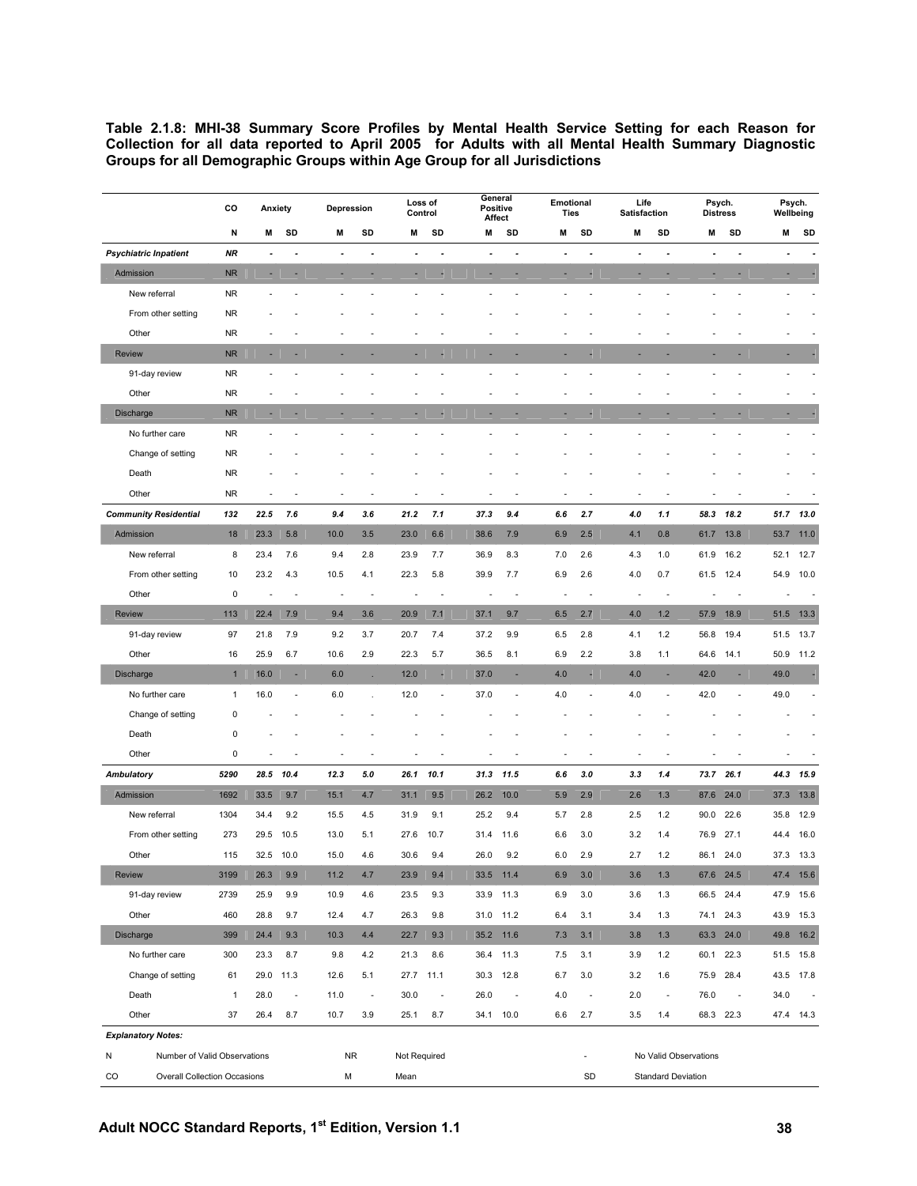**Table 2.1.8: MHI-38 Summary Score Profiles by Mental Health Service Setting for each Reason for Collection for all data reported to April 2005 for Adults with all Mental Health Summary Diagnostic Groups for all Demographic Groups within Age Group for all Jurisdictions**

| | CO | Anxiety | | Depression | | Loss of Control | | General Positive Affect | | Emotional Ties | | Life Satisfaction | | Psych. Distress | | Psych. Wellbeing | |
|---|---|---|---|---|---|---|---|---|---|---|---|---|---|---|---|---|---|
| | N | M | SD | M | SD | M | SD | M | SD | M | SD | M | SD | M | SD | M | SD |
| ***Psychiatric Inpatient*** | ***NR*** | - | - | - | - | - | - | - | - | - | - | - | - | - | - | - | - |
| Admission | NR | - | - | - | - | - | - | - | - | - | - | - | - | - | - | - | - |
| New referral | NR | - | - | - | - | - | - | - | - | - | - | - | - | - | - | - | - |
| From other setting | NR | - | - | - | - | - | - | - | - | - | - | - | - | - | - | - | - |
| Other | NR | - | - | - | - | - | - | - | - | - | - | - | - | - | - | - | - |
| Review | NR | - | - | - | - | - | - | - | - | - | - | - | - | - | - | - | - |
| 91-day review | NR | - | - | - | - | - | - | - | - | - | - | - | - | - | - | - | - |
| Other | NR | - | - | - | - | - | - | - | - | - | - | - | - | - | - | - | - |
| Discharge | NR | - | - | - | - | - | - | - | - | - | - | - | - | - | - | - | - |
| No further care | NR | - | - | - | - | - | - | - | - | - | - | - | - | - | - | - | - |
| Change of setting | NR | - | - | - | - | - | - | - | - | - | - | - | - | - | - | - | - |
| Death | NR | - | - | - | - | - | - | - | - | - | - | - | - | - | - | - | - |
| Other | NR | - | - | - | - | - | - | - | - | - | - | - | - | - | - | - | - |
| ***Community Residential*** | ***132*** | ***22.5*** | ***7.6*** | ***9.4*** | ***3.6*** | ***21.2*** | ***7.1*** | ***37.3*** | ***9.4*** | ***6.6*** | ***2.7*** | ***4.0*** | ***1.1*** | ***58.3*** | ***18.2*** | ***51.7*** | ***13.0*** |
| Admission | 18 | 23.3 | 5.8 | 10.0 | 3.5 | 23.0 | 6.6 | 38.6 | 7.9 | 6.9 | 2.5 | 4.1 | 0.8 | 61.7 | 13.8 | 53.7 | 11.0 |
| New referral | 8 | 23.4 | 7.6 | 9.4 | 2.8 | 23.9 | 7.7 | 36.9 | 8.3 | 7.0 | 2.6 | 4.3 | 1.0 | 61.9 | 16.2 | 52.1 | 12.7 |
| From other setting | 10 | 23.2 | 4.3 | 10.5 | 4.1 | 22.3 | 5.8 | 39.9 | 7.7 | 6.9 | 2.6 | 4.0 | 0.7 | 61.5 | 12.4 | 54.9 | 10.0 |
| Other | 0 | - | - | - | - | - | - | - | - | - | - | - | - | - | - | - | - |
| Review | 113 | 22.4 | 7.9 | 9.4 | 3.6 | 20.9 | 7.1 | 37.1 | 9.7 | 6.5 | 2.7 | 4.0 | 1.2 | 57.9 | 18.9 | 51.5 | 13.3 |
| 91-day review | 97 | 21.8 | 7.9 | 9.2 | 3.7 | 20.7 | 7.4 | 37.2 | 9.9 | 6.5 | 2.8 | 4.1 | 1.2 | 56.8 | 19.4 | 51.5 | 13.7 |
| Other | 16 | 25.9 | 6.7 | 10.6 | 2.9 | 22.3 | 5.7 | 36.5 | 8.1 | 6.9 | 2.2 | 3.8 | 1.1 | 64.6 | 14.1 | 50.9 | 11.2 |
| Discharge | 1 | 16.0 | - | 6.0 | . | 12.0 | - | 37.0 | - | 4.0 | - | 4.0 | - | 42.0 | - | 49.0 | - |
| No further care | 1 | 16.0 | - | 6.0 | . | 12.0 | - | 37.0 | - | 4.0 | - | 4.0 | - | 42.0 | - | 49.0 | - |
| Change of setting | 0 | - | - | - | - | - | - | - | - | - | - | - | - | - | - | - | - |
| Death | 0 | - | - | - | - | - | - | - | - | - | - | - | - | - | - | - | - |
| Other | 0 | - | - | - | - | - | - | - | - | - | - | - | - | - | - | - | - |
| ***Ambulatory*** | ***5290*** | ***28.5*** | ***10.4*** | ***12.3*** | ***5.0*** | ***26.1*** | ***10.1*** | ***31.3*** | ***11.5*** | ***6.6*** | ***3.0*** | ***3.3*** | ***1.4*** | ***73.7*** | ***26.1*** | ***44.3*** | ***15.9*** |
| Admission | 1692 | 33.5 | 9.7 | 15.1 | 4.7 | 31.1 | 9.5 | 26.2 | 10.0 | 5.9 | 2.9 | 2.6 | 1.3 | 87.6 | 24.0 | 37.3 | 13.8 |
| New referral | 1304 | 34.4 | 9.2 | 15.5 | 4.5 | 31.9 | 9.1 | 25.2 | 9.4 | 5.7 | 2.8 | 2.5 | 1.2 | 90.0 | 22.6 | 35.8 | 12.9 |
| From other setting | 273 | 29.5 | 10.5 | 13.0 | 5.1 | 27.6 | 10.7 | 31.4 | 11.6 | 6.6 | 3.0 | 3.2 | 1.4 | 76.9 | 27.1 | 44.4 | 16.0 |
| Other | 115 | 32.5 | 10.0 | 15.0 | 4.6 | 30.6 | 9.4 | 26.0 | 9.2 | 6.0 | 2.9 | 2.7 | 1.2 | 86.1 | 24.0 | 37.3 | 13.3 |
| Review | 3199 | 26.3 | 9.9 | 11.2 | 4.7 | 23.9 | 9.4 | 33.5 | 11.4 | 6.9 | 3.0 | 3.6 | 1.3 | 67.6 | 24.5 | 47.4 | 15.6 |
| 91-day review | 2739 | 25.9 | 9.9 | 10.9 | 4.6 | 23.5 | 9.3 | 33.9 | 11.3 | 6.9 | 3.0 | 3.6 | 1.3 | 66.5 | 24.4 | 47.9 | 15.6 |
| Other | 460 | 28.8 | 9.7 | 12.4 | 4.7 | 26.3 | 9.8 | 31.0 | 11.2 | 6.4 | 3.1 | 3.4 | 1.3 | 74.1 | 24.3 | 43.9 | 15.3 |
| Discharge | 399 | 24.4 | 9.3 | 10.3 | 4.4 | 22.7 | 9.3 | 35.2 | 11.6 | 7.3 | 3.1 | 3.8 | 1.3 | 63.3 | 24.0 | 49.8 | 16.2 |
| No further care | 300 | 23.3 | 8.7 | 9.8 | 4.2 | 21.3 | 8.6 | 36.4 | 11.3 | 7.5 | 3.1 | 3.9 | 1.2 | 60.1 | 22.3 | 51.5 | 15.8 |
| Change of setting | 61 | 29.0 | 11.3 | 12.6 | 5.1 | 27.7 | 11.1 | 30.3 | 12.8 | 6.7 | 3.0 | 3.2 | 1.6 | 75.9 | 28.4 | 43.5 | 17.8 |
| Death | 1 | 28.0 | - | 11.0 | - | 30.0 | - | 26.0 | - | 4.0 | - | 2.0 | - | 76.0 | - | 34.0 | - |
| Other | 37 | 26.4 | 8.7 | 10.7 | 3.9 | 25.1 | 8.7 | 34.1 | 10.0 | 6.6 | 2.7 | 3.5 | 1.4 | 68.3 | 22.3 | 47.4 | 14.3 |

***Explanatory Notes:***

| | | | | | |
|---|---|---|---|---|---|
| N | Number of Valid Observations | NR | Not Required | - | No Valid Observations |
| CO | Overall Collection Occasions | M | Mean | SD | Standard Deviation |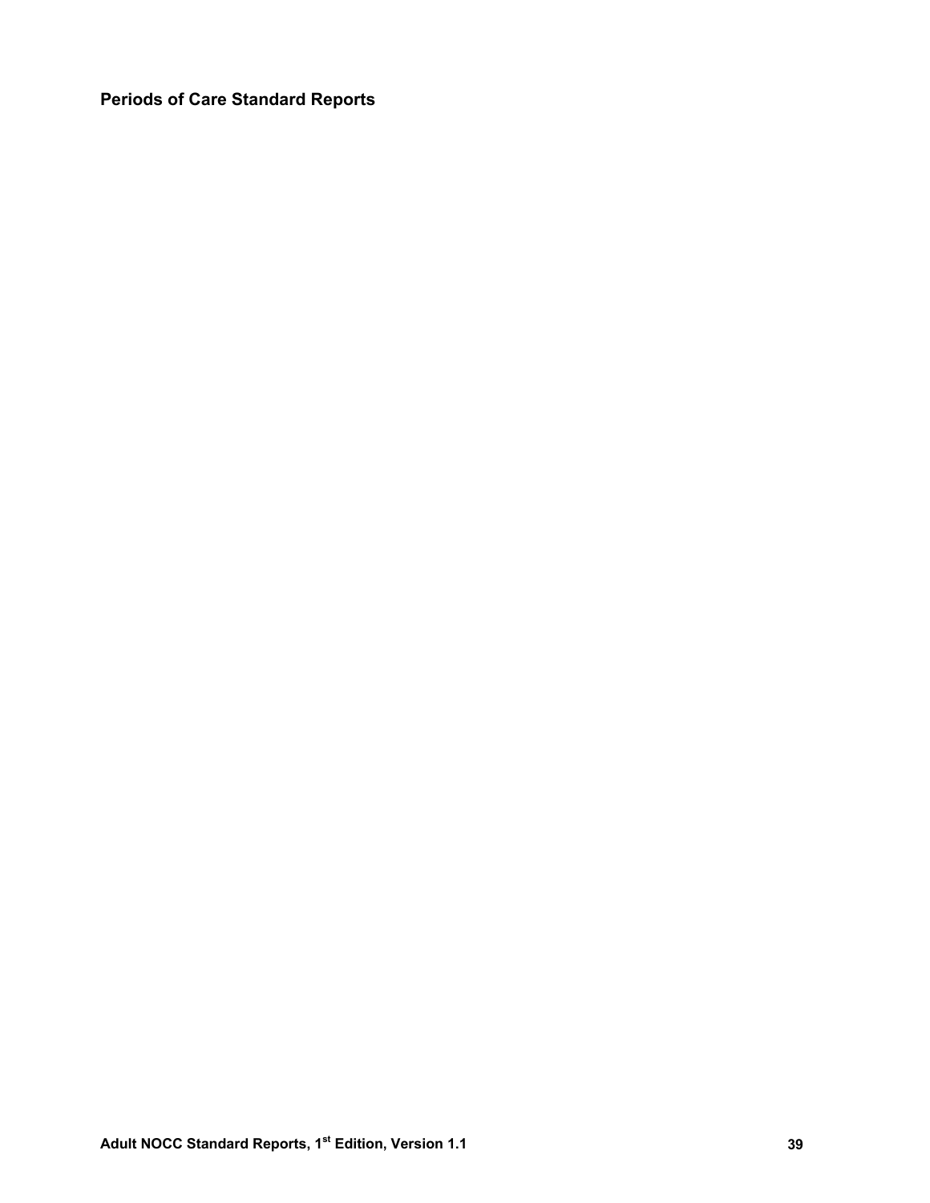## Periods of Care Standard Reports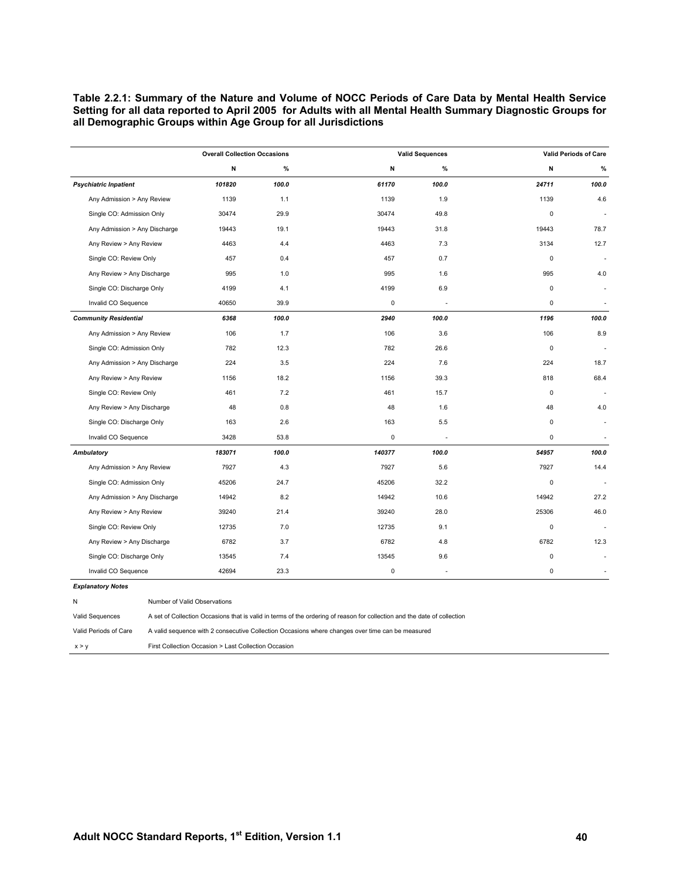**Table 2.2.1: Summary of the Nature and Volume of NOCC Periods of Care Data by Mental Health Service Setting for all data reported to April 2005 for Adults with all Mental Health Summary Diagnostic Groups for all Demographic Groups within Age Group for all Jurisdictions**

| | Overall Collection Occasions | | Valid Sequences | | Valid Periods of Care | |
|---|---|---|---|---|---|---|
| | N | % | N | % | N | % |
| ***Psychiatric Inpatient*** | ***101820*** | ***100.0*** | ***61170*** | ***100.0*** | ***24711*** | ***100.0*** |
| Any Admission > Any Review | 1139 | 1.1 | 1139 | 1.9 | 1139 | 4.6 |
| Single CO: Admission Only | 30474 | 29.9 | 30474 | 49.8 | 0 | - |
| Any Admission > Any Discharge | 19443 | 19.1 | 19443 | 31.8 | 19443 | 78.7 |
| Any Review > Any Review | 4463 | 4.4 | 4463 | 7.3 | 3134 | 12.7 |
| Single CO: Review Only | 457 | 0.4 | 457 | 0.7 | 0 | - |
| Any Review > Any Discharge | 995 | 1.0 | 995 | 1.6 | 995 | 4.0 |
| Single CO: Discharge Only | 4199 | 4.1 | 4199 | 6.9 | 0 | - |
| Invalid CO Sequence | 40650 | 39.9 | 0 | - | 0 | - |
| ***Community Residential*** | ***6368*** | ***100.0*** | ***2940*** | ***100.0*** | ***1196*** | ***100.0*** |
| Any Admission > Any Review | 106 | 1.7 | 106 | 3.6 | 106 | 8.9 |
| Single CO: Admission Only | 782 | 12.3 | 782 | 26.6 | 0 | - |
| Any Admission > Any Discharge | 224 | 3.5 | 224 | 7.6 | 224 | 18.7 |
| Any Review > Any Review | 1156 | 18.2 | 1156 | 39.3 | 818 | 68.4 |
| Single CO: Review Only | 461 | 7.2 | 461 | 15.7 | 0 | - |
| Any Review > Any Discharge | 48 | 0.8 | 48 | 1.6 | 48 | 4.0 |
| Single CO: Discharge Only | 163 | 2.6 | 163 | 5.5 | 0 | - |
| Invalid CO Sequence | 3428 | 53.8 | 0 | - | 0 | - |
| ***Ambulatory*** | ***183071*** | ***100.0*** | ***140377*** | ***100.0*** | ***54957*** | ***100.0*** |
| Any Admission > Any Review | 7927 | 4.3 | 7927 | 5.6 | 7927 | 14.4 |
| Single CO: Admission Only | 45206 | 24.7 | 45206 | 32.2 | 0 | - |
| Any Admission > Any Discharge | 14942 | 8.2 | 14942 | 10.6 | 14942 | 27.2 |
| Any Review > Any Review | 39240 | 21.4 | 39240 | 28.0 | 25306 | 46.0 |
| Single CO: Review Only | 12735 | 7.0 | 12735 | 9.1 | 0 | - |
| Any Review > Any Discharge | 6782 | 3.7 | 6782 | 4.8 | 6782 | 12.3 |
| Single CO: Discharge Only | 13545 | 7.4 | 13545 | 9.6 | 0 | - |
| Invalid CO Sequence | 42694 | 23.3 | 0 | - | 0 | - |

***Explanatory Notes***

| | |
|---|---|
| N | Number of Valid Observations |
| Valid Sequences | A set of Collection Occasions that is valid in terms of the ordering of reason for collection and the date of collection |
| Valid Periods of Care | A valid sequence with 2 consecutive Collection Occasions where changes over time can be measured |
| x > y | First Collection Occasion > Last Collection Occasion |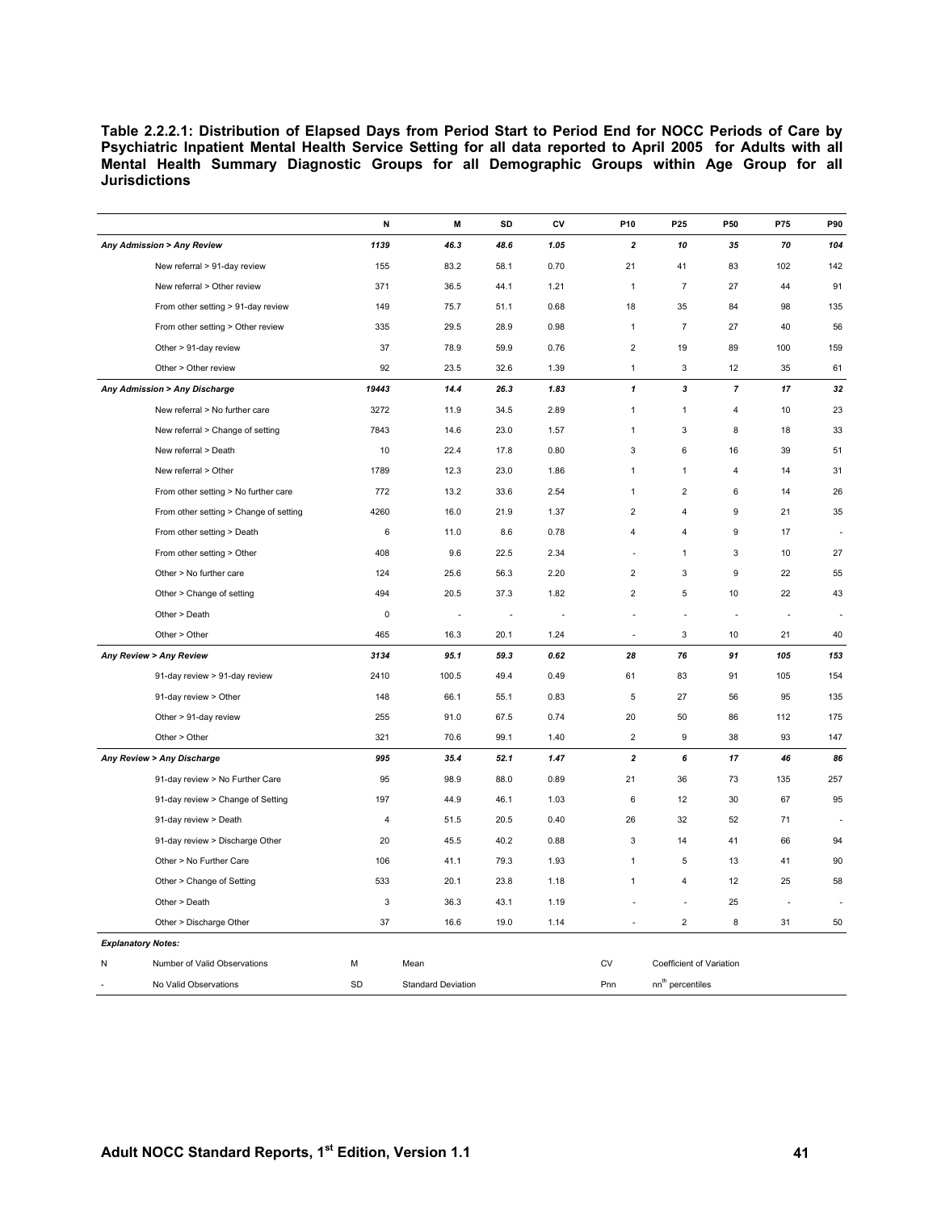**Table 2.2.2.1: Distribution of Elapsed Days from Period Start to Period End for NOCC Periods of Care by Psychiatric Inpatient Mental Health Service Setting for all data reported to April 2005 for Adults with all Mental Health Summary Diagnostic Groups for all Demographic Groups within Age Group for all Jurisdictions**

| | N | M | SD | CV | P10 | P25 | P50 | P75 | P90 |
|---|---|---|---|---|---|---|---|---|---|
| ***Any Admission > Any Review*** | ***1139*** | ***46.3*** | ***48.6*** | ***1.05*** | ***2*** | ***10*** | ***35*** | ***70*** | ***104*** |
| New referral > 91-day review | 155 | 83.2 | 58.1 | 0.70 | 21 | 41 | 83 | 102 | 142 |
| New referral > Other review | 371 | 36.5 | 44.1 | 1.21 | 1 | 7 | 27 | 44 | 91 |
| From other setting > 91-day review | 149 | 75.7 | 51.1 | 0.68 | 18 | 35 | 84 | 98 | 135 |
| From other setting > Other review | 335 | 29.5 | 28.9 | 0.98 | 1 | 7 | 27 | 40 | 56 |
| Other > 91-day review | 37 | 78.9 | 59.9 | 0.76 | 2 | 19 | 89 | 100 | 159 |
| Other > Other review | 92 | 23.5 | 32.6 | 1.39 | 1 | 3 | 12 | 35 | 61 |
| ***Any Admission > Any Discharge*** | ***19443*** | ***14.4*** | ***26.3*** | ***1.83*** | ***1*** | ***3*** | ***7*** | ***17*** | ***32*** |
| New referral > No further care | 3272 | 11.9 | 34.5 | 2.89 | 1 | 1 | 4 | 10 | 23 |
| New referral > Change of setting | 7843 | 14.6 | 23.0 | 1.57 | 1 | 3 | 8 | 18 | 33 |
| New referral > Death | 10 | 22.4 | 17.8 | 0.80 | 3 | 6 | 16 | 39 | 51 |
| New referral > Other | 1789 | 12.3 | 23.0 | 1.86 | 1 | 1 | 4 | 14 | 31 |
| From other setting > No further care | 772 | 13.2 | 33.6 | 2.54 | 1 | 2 | 6 | 14 | 26 |
| From other setting > Change of setting | 4260 | 16.0 | 21.9 | 1.37 | 2 | 4 | 9 | 21 | 35 |
| From other setting > Death | 6 | 11.0 | 8.6 | 0.78 | 4 | 4 | 9 | 17 | - |
| From other setting > Other | 408 | 9.6 | 22.5 | 2.34 | - | 1 | 3 | 10 | 27 |
| Other > No further care | 124 | 25.6 | 56.3 | 2.20 | 2 | 3 | 9 | 22 | 55 |
| Other > Change of setting | 494 | 20.5 | 37.3 | 1.82 | 2 | 5 | 10 | 22 | 43 |
| Other > Death | 0 | - | - | - | - | - | - | - | - |
| Other > Other | 465 | 16.3 | 20.1 | 1.24 | - | 3 | 10 | 21 | 40 |
| ***Any Review > Any Review*** | ***3134*** | ***95.1*** | ***59.3*** | ***0.62*** | ***28*** | ***76*** | ***91*** | ***105*** | ***153*** |
| 91-day review > 91-day review | 2410 | 100.5 | 49.4 | 0.49 | 61 | 83 | 91 | 105 | 154 |
| 91-day review > Other | 148 | 66.1 | 55.1 | 0.83 | 5 | 27 | 56 | 95 | 135 |
| Other > 91-day review | 255 | 91.0 | 67.5 | 0.74 | 20 | 50 | 86 | 112 | 175 |
| Other > Other | 321 | 70.6 | 99.1 | 1.40 | 2 | 9 | 38 | 93 | 147 |
| ***Any Review > Any Discharge*** | ***995*** | ***35.4*** | ***52.1*** | ***1.47*** | ***2*** | ***6*** | ***17*** | ***46*** | ***86*** |
| 91-day review > No Further Care | 95 | 98.9 | 88.0 | 0.89 | 21 | 36 | 73 | 135 | 257 |
| 91-day review > Change of Setting | 197 | 44.9 | 46.1 | 1.03 | 6 | 12 | 30 | 67 | 95 |
| 91-day review > Death | 4 | 51.5 | 20.5 | 0.40 | 26 | 32 | 52 | 71 | - |
| 91-day review > Discharge Other | 20 | 45.5 | 40.2 | 0.88 | 3 | 14 | 41 | 66 | 94 |
| Other > No Further Care | 106 | 41.1 | 79.3 | 1.93 | 1 | 5 | 13 | 41 | 90 |
| Other > Change of Setting | 533 | 20.1 | 23.8 | 1.18 | 1 | 4 | 12 | 25 | 58 |
| Other > Death | 3 | 36.3 | 43.1 | 1.19 | - | - | 25 | - | - |
| Other > Discharge Other | 37 | 16.6 | 19.0 | 1.14 | - | 2 | 8 | 31 | 50 |

***Explanatory Notes:***

| | | | | | |
|---|---|---|---|---|---|
| N | Number of Valid Observations | M | Mean | CV | Coefficient of Variation |
| - | No Valid Observations | SD | Standard Deviation | Pnn | nn[th] percentiles |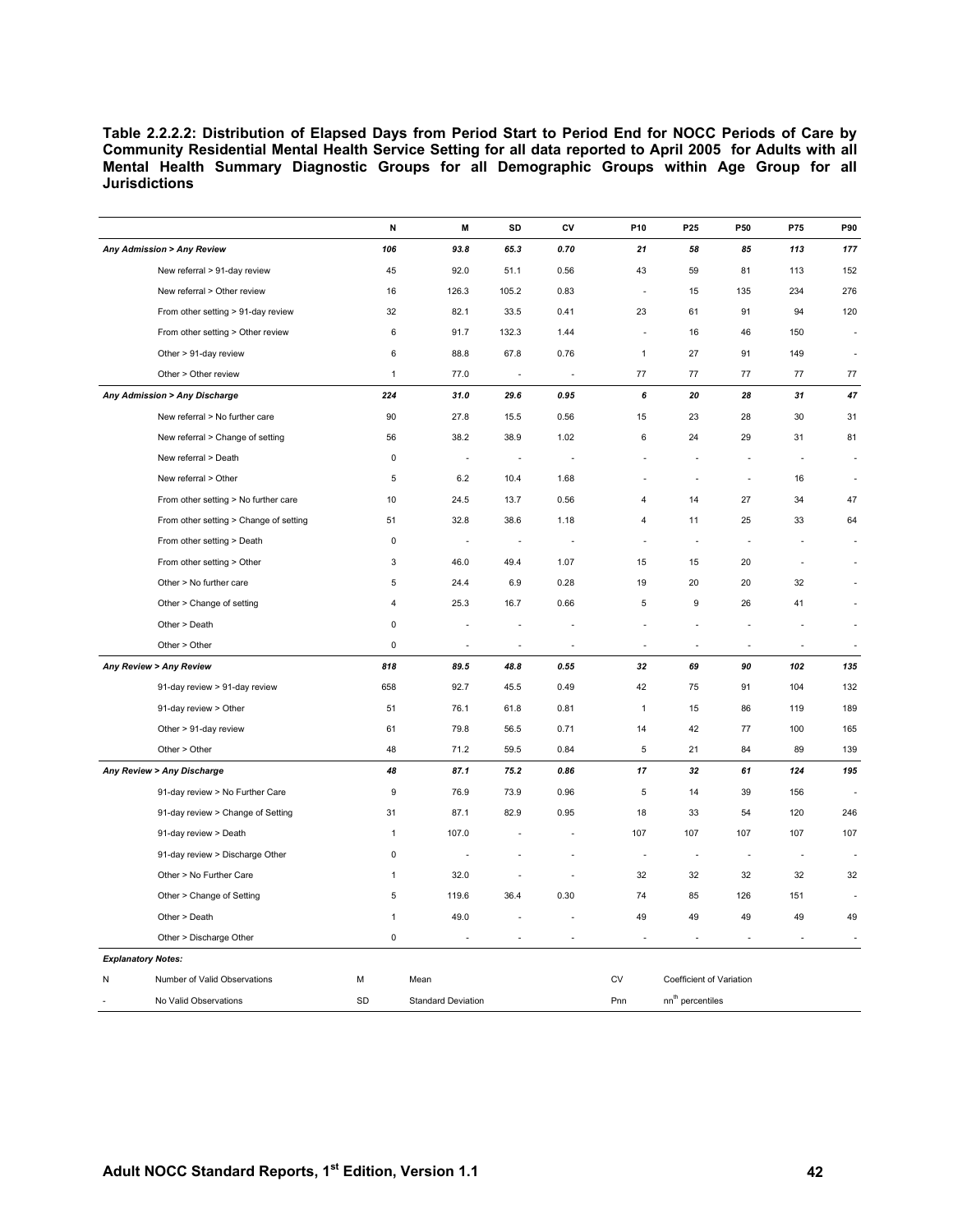**Table 2.2.2.2: Distribution of Elapsed Days from Period Start to Period End for NOCC Periods of Care by Community Residential Mental Health Service Setting for all data reported to April 2005 for Adults with all Mental Health Summary Diagnostic Groups for all Demographic Groups within Age Group for all Jurisdictions**

| | N | M | SD | CV | P10 | P25 | P50 | P75 | P90 |
|---|---|---|---|---|---|---|---|---|---|
| ***Any Admission > Any Review*** | ***106*** | ***93.8*** | ***65.3*** | ***0.70*** | ***21*** | ***58*** | ***85*** | ***113*** | ***177*** |
| New referral > 91-day review | 45 | 92.0 | 51.1 | 0.56 | 43 | 59 | 81 | 113 | 152 |
| New referral > Other review | 16 | 126.3 | 105.2 | 0.83 | - | 15 | 135 | 234 | 276 |
| From other setting > 91-day review | 32 | 82.1 | 33.5 | 0.41 | 23 | 61 | 91 | 94 | 120 |
| From other setting > Other review | 6 | 91.7 | 132.3 | 1.44 | - | 16 | 46 | 150 | - |
| Other > 91-day review | 6 | 88.8 | 67.8 | 0.76 | 1 | 27 | 91 | 149 | - |
| Other > Other review | 1 | 77.0 | - | - | 77 | 77 | 77 | 77 | 77 |
| ***Any Admission > Any Discharge*** | ***224*** | ***31.0*** | ***29.6*** | ***0.95*** | ***6*** | ***20*** | ***28*** | ***31*** | ***47*** |
| New referral > No further care | 90 | 27.8 | 15.5 | 0.56 | 15 | 23 | 28 | 30 | 31 |
| New referral > Change of setting | 56 | 38.2 | 38.9 | 1.02 | 6 | 24 | 29 | 31 | 81 |
| New referral > Death | 0 | - | - | - | - | - | - | - | - |
| New referral > Other | 5 | 6.2 | 10.4 | 1.68 | - | - | - | 16 | - |
| From other setting > No further care | 10 | 24.5 | 13.7 | 0.56 | 4 | 14 | 27 | 34 | 47 |
| From other setting > Change of setting | 51 | 32.8 | 38.6 | 1.18 | 4 | 11 | 25 | 33 | 64 |
| From other setting > Death | 0 | - | - | - | - | - | - | - | - |
| From other setting > Other | 3 | 46.0 | 49.4 | 1.07 | 15 | 15 | 20 | - | - |
| Other > No further care | 5 | 24.4 | 6.9 | 0.28 | 19 | 20 | 20 | 32 | - |
| Other > Change of setting | 4 | 25.3 | 16.7 | 0.66 | 5 | 9 | 26 | 41 | - |
| Other > Death | 0 | - | - | - | - | - | - | - | - |
| Other > Other | 0 | - | - | - | - | - | - | - | - |
| ***Any Review > Any Review*** | ***818*** | ***89.5*** | ***48.8*** | ***0.55*** | ***32*** | ***69*** | ***90*** | ***102*** | ***135*** |
| 91-day review > 91-day review | 658 | 92.7 | 45.5 | 0.49 | 42 | 75 | 91 | 104 | 132 |
| 91-day review > Other | 51 | 76.1 | 61.8 | 0.81 | 1 | 15 | 86 | 119 | 189 |
| Other > 91-day review | 61 | 79.8 | 56.5 | 0.71 | 14 | 42 | 77 | 100 | 165 |
| Other > Other | 48 | 71.2 | 59.5 | 0.84 | 5 | 21 | 84 | 89 | 139 |
| ***Any Review > Any Discharge*** | ***48*** | ***87.1*** | ***75.2*** | ***0.86*** | ***17*** | ***32*** | ***61*** | ***124*** | ***195*** |
| 91-day review > No Further Care | 9 | 76.9 | 73.9 | 0.96 | 5 | 14 | 39 | 156 | - |
| 91-day review > Change of Setting | 31 | 87.1 | 82.9 | 0.95 | 18 | 33 | 54 | 120 | 246 |
| 91-day review > Death | 1 | 107.0 | - | - | 107 | 107 | 107 | 107 | 107 |
| 91-day review > Discharge Other | 0 | - | - | - | - | - | - | - | - |
| Other > No Further Care | 1 | 32.0 | - | - | 32 | 32 | 32 | 32 | 32 |
| Other > Change of Setting | 5 | 119.6 | 36.4 | 0.30 | 74 | 85 | 126 | 151 | - |
| Other > Death | 1 | 49.0 | - | - | 49 | 49 | 49 | 49 | 49 |
| Other > Discharge Other | 0 | - | - | - | - | - | - | - | - |

***Explanatory Notes:***

| | | | | | |
|---|---|---|---|---|---|
| N | Number of Valid Observations | M | Mean | CV | Coefficient of Variation |
| - | No Valid Observations | SD | Standard Deviation | Pnn | nn[th] percentiles |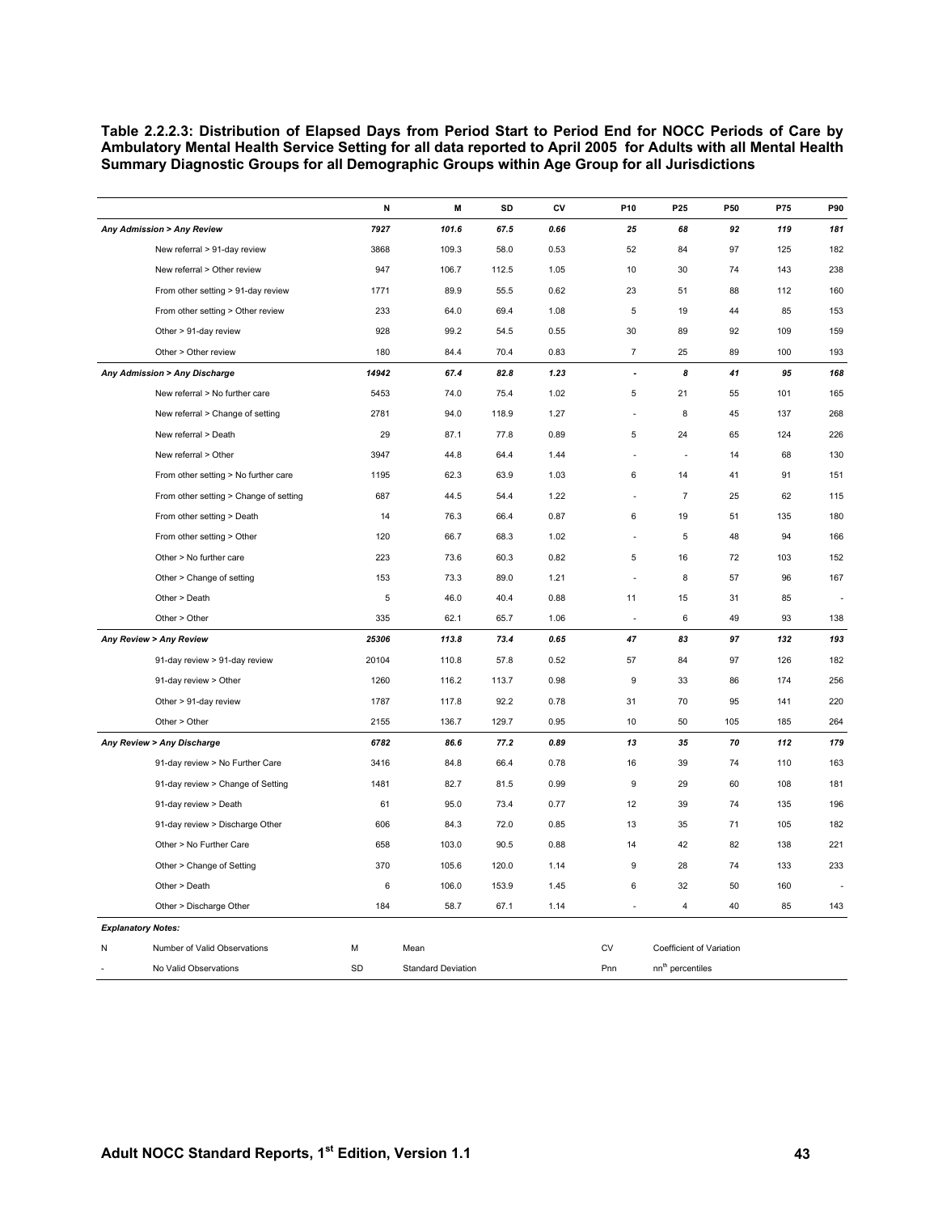**Table 2.2.2.3: Distribution of Elapsed Days from Period Start to Period End for NOCC Periods of Care by Ambulatory Mental Health Service Setting for all data reported to April 2005 for Adults with all Mental Health Summary Diagnostic Groups for all Demographic Groups within Age Group for all Jurisdictions**

| | N | M | SD | CV | P10 | P25 | P50 | P75 | P90 |
|---|---|---|---|---|---|---|---|---|---|
| ***Any Admission > Any Review*** | ***7927*** | ***101.6*** | ***67.5*** | ***0.66*** | ***25*** | ***68*** | ***92*** | ***119*** | ***181*** |
| New referral > 91-day review | 3868 | 109.3 | 58.0 | 0.53 | 52 | 84 | 97 | 125 | 182 |
| New referral > Other review | 947 | 106.7 | 112.5 | 1.05 | 10 | 30 | 74 | 143 | 238 |
| From other setting > 91-day review | 1771 | 89.9 | 55.5 | 0.62 | 23 | 51 | 88 | 112 | 160 |
| From other setting > Other review | 233 | 64.0 | 69.4 | 1.08 | 5 | 19 | 44 | 85 | 153 |
| Other > 91-day review | 928 | 99.2 | 54.5 | 0.55 | 30 | 89 | 92 | 109 | 159 |
| Other > Other review | 180 | 84.4 | 70.4 | 0.83 | 7 | 25 | 89 | 100 | 193 |
| ***Any Admission > Any Discharge*** | ***14942*** | ***67.4*** | ***82.8*** | ***1.23*** | ***-*** | ***8*** | ***41*** | ***95*** | ***168*** |
| New referral > No further care | 5453 | 74.0 | 75.4 | 1.02 | 5 | 21 | 55 | 101 | 165 |
| New referral > Change of setting | 2781 | 94.0 | 118.9 | 1.27 | - | 8 | 45 | 137 | 268 |
| New referral > Death | 29 | 87.1 | 77.8 | 0.89 | 5 | 24 | 65 | 124 | 226 |
| New referral > Other | 3947 | 44.8 | 64.4 | 1.44 | - | - | 14 | 68 | 130 |
| From other setting > No further care | 1195 | 62.3 | 63.9 | 1.03 | 6 | 14 | 41 | 91 | 151 |
| From other setting > Change of setting | 687 | 44.5 | 54.4 | 1.22 | - | 7 | 25 | 62 | 115 |
| From other setting > Death | 14 | 76.3 | 66.4 | 0.87 | 6 | 19 | 51 | 135 | 180 |
| From other setting > Other | 120 | 66.7 | 68.3 | 1.02 | - | 5 | 48 | 94 | 166 |
| Other > No further care | 223 | 73.6 | 60.3 | 0.82 | 5 | 16 | 72 | 103 | 152 |
| Other > Change of setting | 153 | 73.3 | 89.0 | 1.21 | - | 8 | 57 | 96 | 167 |
| Other > Death | 5 | 46.0 | 40.4 | 0.88 | 11 | 15 | 31 | 85 | - |
| Other > Other | 335 | 62.1 | 65.7 | 1.06 | - | 6 | 49 | 93 | 138 |
| ***Any Review > Any Review*** | ***25306*** | ***113.8*** | ***73.4*** | ***0.65*** | ***47*** | ***83*** | ***97*** | ***132*** | ***193*** |
| 91-day review > 91-day review | 20104 | 110.8 | 57.8 | 0.52 | 57 | 84 | 97 | 126 | 182 |
| 91-day review > Other | 1260 | 116.2 | 113.7 | 0.98 | 9 | 33 | 86 | 174 | 256 |
| Other > 91-day review | 1787 | 117.8 | 92.2 | 0.78 | 31 | 70 | 95 | 141 | 220 |
| Other > Other | 2155 | 136.7 | 129.7 | 0.95 | 10 | 50 | 105 | 185 | 264 |
| ***Any Review > Any Discharge*** | ***6782*** | ***86.6*** | ***77.2*** | ***0.89*** | ***13*** | ***35*** | ***70*** | ***112*** | ***179*** |
| 91-day review > No Further Care | 3416 | 84.8 | 66.4 | 0.78 | 16 | 39 | 74 | 110 | 163 |
| 91-day review > Change of Setting | 1481 | 82.7 | 81.5 | 0.99 | 9 | 29 | 60 | 108 | 181 |
| 91-day review > Death | 61 | 95.0 | 73.4 | 0.77 | 12 | 39 | 74 | 135 | 196 |
| 91-day review > Discharge Other | 606 | 84.3 | 72.0 | 0.85 | 13 | 35 | 71 | 105 | 182 |
| Other > No Further Care | 658 | 103.0 | 90.5 | 0.88 | 14 | 42 | 82 | 138 | 221 |
| Other > Change of Setting | 370 | 105.6 | 120.0 | 1.14 | 9 | 28 | 74 | 133 | 233 |
| Other > Death | 6 | 106.0 | 153.9 | 1.45 | 6 | 32 | 50 | 160 | - |
| Other > Discharge Other | 184 | 58.7 | 67.1 | 1.14 | - | 4 | 40 | 85 | 143 |

***Explanatory Notes:***

| | | | | | |
|---|---|---|---|---|---|
| N | Number of Valid Observations | M | Mean | CV | Coefficient of Variation |
| - | No Valid Observations | SD | Standard Deviation | Pnn | nn[th] percentiles |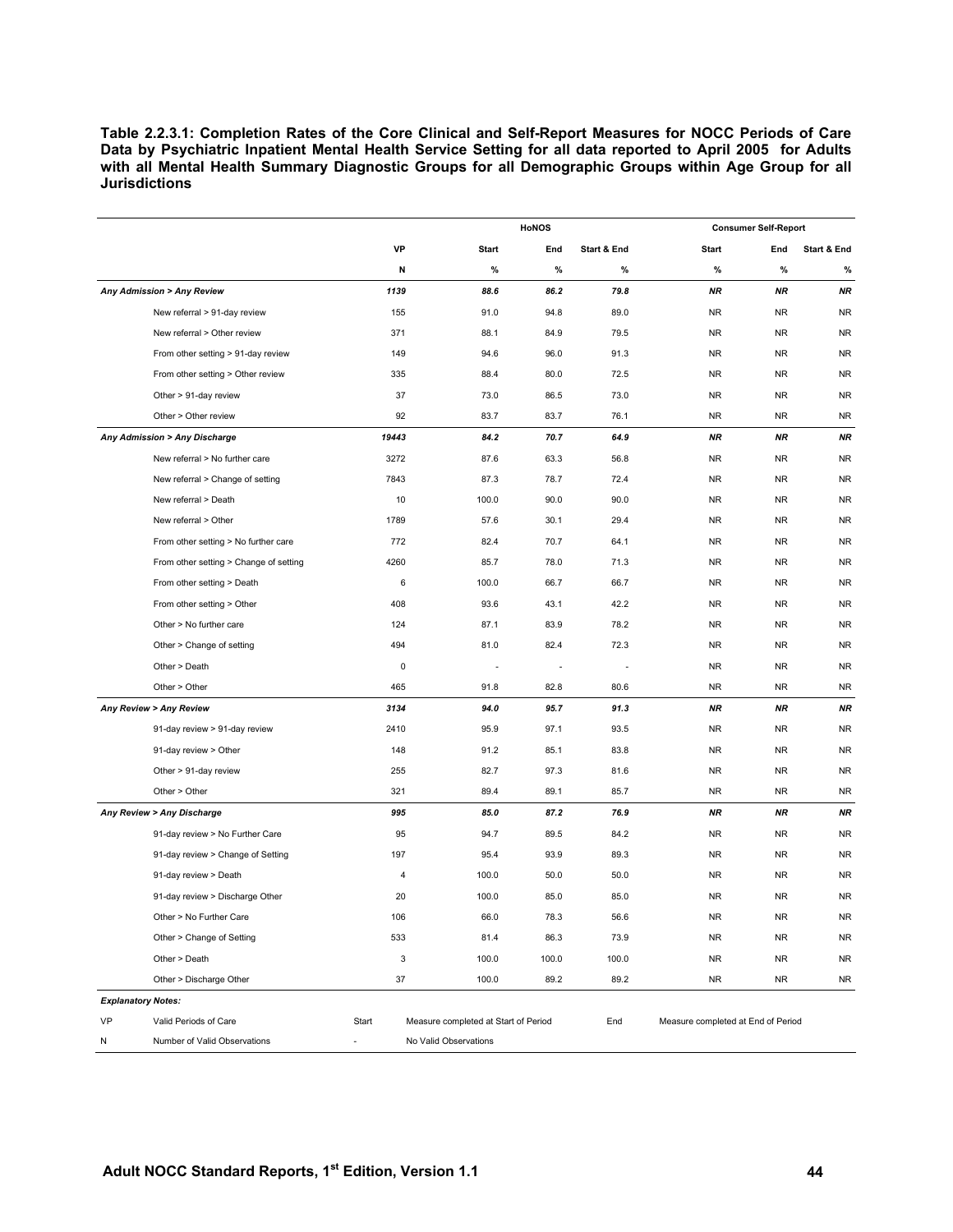**Table 2.2.3.1: Completion Rates of the Core Clinical and Self-Report Measures for NOCC Periods of Care Data by Psychiatric Inpatient Mental Health Service Setting for all data reported to April 2005 for Adults with all Mental Health Summary Diagnostic Groups for all Demographic Groups within Age Group for all Jurisdictions**

| | | HoNOS | | | Consumer Self-Report | | |
|---|---|---|---|---|---|---|---|
| | VP | Start | End | Start & End | Start | End | Start & End |
| | N | % | % | % | % | % | % |
| ***Any Admission > Any Review*** | ***1139*** | ***88.6*** | ***86.2*** | ***79.8*** | ***NR*** | ***NR*** | ***NR*** |
| New referral > 91-day review | 155 | 91.0 | 94.8 | 89.0 | NR | NR | NR |
| New referral > Other review | 371 | 88.1 | 84.9 | 79.5 | NR | NR | NR |
| From other setting > 91-day review | 149 | 94.6 | 96.0 | 91.3 | NR | NR | NR |
| From other setting > Other review | 335 | 88.4 | 80.0 | 72.5 | NR | NR | NR |
| Other > 91-day review | 37 | 73.0 | 86.5 | 73.0 | NR | NR | NR |
| Other > Other review | 92 | 83.7 | 83.7 | 76.1 | NR | NR | NR |
| ***Any Admission > Any Discharge*** | ***19443*** | ***84.2*** | ***70.7*** | ***64.9*** | ***NR*** | ***NR*** | ***NR*** |
| New referral > No further care | 3272 | 87.6 | 63.3 | 56.8 | NR | NR | NR |
| New referral > Change of setting | 7843 | 87.3 | 78.7 | 72.4 | NR | NR | NR |
| New referral > Death | 10 | 100.0 | 90.0 | 90.0 | NR | NR | NR |
| New referral > Other | 1789 | 57.6 | 30.1 | 29.4 | NR | NR | NR |
| From other setting > No further care | 772 | 82.4 | 70.7 | 64.1 | NR | NR | NR |
| From other setting > Change of setting | 4260 | 85.7 | 78.0 | 71.3 | NR | NR | NR |
| From other setting > Death | 6 | 100.0 | 66.7 | 66.7 | NR | NR | NR |
| From other setting > Other | 408 | 93.6 | 43.1 | 42.2 | NR | NR | NR |
| Other > No further care | 124 | 87.1 | 83.9 | 78.2 | NR | NR | NR |
| Other > Change of setting | 494 | 81.0 | 82.4 | 72.3 | NR | NR | NR |
| Other > Death | 0 | - | - | - | NR | NR | NR |
| Other > Other | 465 | 91.8 | 82.8 | 80.6 | NR | NR | NR |
| ***Any Review > Any Review*** | ***3134*** | ***94.0*** | ***95.7*** | ***91.3*** | ***NR*** | ***NR*** | ***NR*** |
| 91-day review > 91-day review | 2410 | 95.9 | 97.1 | 93.5 | NR | NR | NR |
| 91-day review > Other | 148 | 91.2 | 85.1 | 83.8 | NR | NR | NR |
| Other > 91-day review | 255 | 82.7 | 97.3 | 81.6 | NR | NR | NR |
| Other > Other | 321 | 89.4 | 89.1 | 85.7 | NR | NR | NR |
| ***Any Review > Any Discharge*** | ***995*** | ***85.0*** | ***87.2*** | ***76.9*** | ***NR*** | ***NR*** | ***NR*** |
| 91-day review > No Further Care | 95 | 94.7 | 89.5 | 84.2 | NR | NR | NR |
| 91-day review > Change of Setting | 197 | 95.4 | 93.9 | 89.3 | NR | NR | NR |
| 91-day review > Death | 4 | 100.0 | 50.0 | 50.0 | NR | NR | NR |
| 91-day review > Discharge Other | 20 | 100.0 | 85.0 | 85.0 | NR | NR | NR |
| Other > No Further Care | 106 | 66.0 | 78.3 | 56.6 | NR | NR | NR |
| Other > Change of Setting | 533 | 81.4 | 86.3 | 73.9 | NR | NR | NR |
| Other > Death | 3 | 100.0 | 100.0 | 100.0 | NR | NR | NR |
| Other > Discharge Other | 37 | 100.0 | 89.2 | 89.2 | NR | NR | NR |

***Explanatory Notes:***

| | | | | | |
|---|---|---|---|---|---|
| VP | Valid Periods of Care | Start | Measure completed at Start of Period | End | Measure completed at End of Period |
| N | Number of Valid Observations | - | No Valid Observations | | |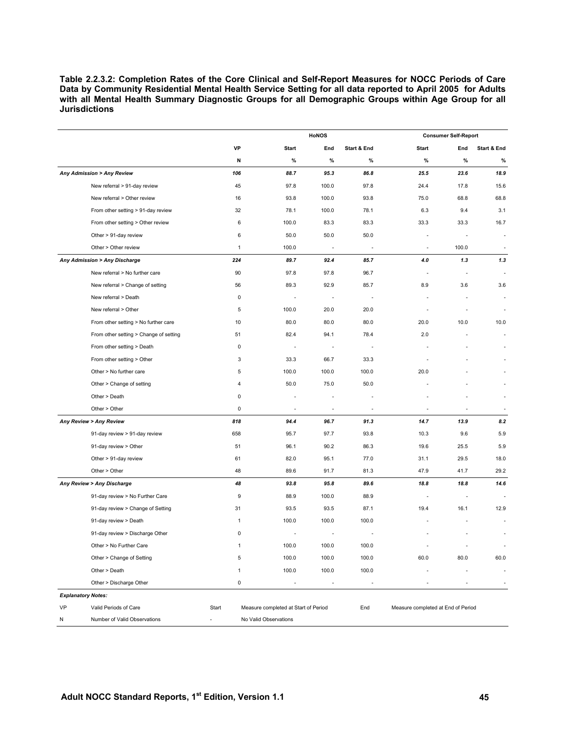**Table 2.2.3.2: Completion Rates of the Core Clinical and Self-Report Measures for NOCC Periods of Care Data by Community Residential Mental Health Service Setting for all data reported to April 2005 for Adults with all Mental Health Summary Diagnostic Groups for all Demographic Groups within Age Group for all Jurisdictions**

| | VP | HoNOS | | | Consumer Self-Report | | |
|---|---|---|---|---|---|---|---|
| | | Start | End | Start & End | Start | End | Start & End |
| | N | % | % | % | % | % | % |
| ***Any Admission > Any Review*** | ***106*** | ***88.7*** | ***95.3*** | ***86.8*** | ***25.5*** | ***23.6*** | ***18.9*** |
| New referral > 91-day review | 45 | 97.8 | 100.0 | 97.8 | 24.4 | 17.8 | 15.6 |
| New referral > Other review | 16 | 93.8 | 100.0 | 93.8 | 75.0 | 68.8 | 68.8 |
| From other setting > 91-day review | 32 | 78.1 | 100.0 | 78.1 | 6.3 | 9.4 | 3.1 |
| From other setting > Other review | 6 | 100.0 | 83.3 | 83.3 | 33.3 | 33.3 | 16.7 |
| Other > 91-day review | 6 | 50.0 | 50.0 | 50.0 | - | - | - |
| Other > Other review | 1 | 100.0 | - | - | - | 100.0 | - |
| ***Any Admission > Any Discharge*** | ***224*** | ***89.7*** | ***92.4*** | ***85.7*** | ***4.0*** | ***1.3*** | ***1.3*** |
| New referral > No further care | 90 | 97.8 | 97.8 | 96.7 | - | - | - |
| New referral > Change of setting | 56 | 89.3 | 92.9 | 85.7 | 8.9 | 3.6 | 3.6 |
| New referral > Death | 0 | - | - | - | - | - | - |
| New referral > Other | 5 | 100.0 | 20.0 | 20.0 | - | - | - |
| From other setting > No further care | 10 | 80.0 | 80.0 | 80.0 | 20.0 | 10.0 | 10.0 |
| From other setting > Change of setting | 51 | 82.4 | 94.1 | 78.4 | 2.0 | - | - |
| From other setting > Death | 0 | - | - | - | - | - | - |
| From other setting > Other | 3 | 33.3 | 66.7 | 33.3 | - | - | - |
| Other > No further care | 5 | 100.0 | 100.0 | 100.0 | 20.0 | - | - |
| Other > Change of setting | 4 | 50.0 | 75.0 | 50.0 | - | - | - |
| Other > Death | 0 | - | - | - | - | - | - |
| Other > Other | 0 | - | - | - | - | - | - |
| ***Any Review > Any Review*** | ***818*** | ***94.4*** | ***96.7*** | ***91.3*** | ***14.7*** | ***13.9*** | ***8.2*** |
| 91-day review > 91-day review | 658 | 95.7 | 97.7 | 93.8 | 10.3 | 9.6 | 5.9 |
| 91-day review > Other | 51 | 96.1 | 90.2 | 86.3 | 19.6 | 25.5 | 5.9 |
| Other > 91-day review | 61 | 82.0 | 95.1 | 77.0 | 31.1 | 29.5 | 18.0 |
| Other > Other | 48 | 89.6 | 91.7 | 81.3 | 47.9 | 41.7 | 29.2 |
| ***Any Review > Any Discharge*** | ***48*** | ***93.8*** | ***95.8*** | ***89.6*** | ***18.8*** | ***18.8*** | ***14.6*** |
| 91-day review > No Further Care | 9 | 88.9 | 100.0 | 88.9 | - | - | - |
| 91-day review > Change of Setting | 31 | 93.5 | 93.5 | 87.1 | 19.4 | 16.1 | 12.9 |
| 91-day review > Death | 1 | 100.0 | 100.0 | 100.0 | - | - | - |
| 91-day review > Discharge Other | 0 | - | - | - | - | - | - |
| Other > No Further Care | 1 | 100.0 | 100.0 | 100.0 | - | - | - |
| Other > Change of Setting | 5 | 100.0 | 100.0 | 100.0 | 60.0 | 80.0 | 60.0 |
| Other > Death | 1 | 100.0 | 100.0 | 100.0 | - | - | - |
| Other > Discharge Other | 0 | - | - | - | - | - | - |

***Explanatory Notes:***

| | | | | | |
|---|---|---|---|---|---|
| VP | Valid Periods of Care | Start | Measure completed at Start of Period | End | Measure completed at End of Period |
| N | Number of Valid Observations | - | No Valid Observations | | |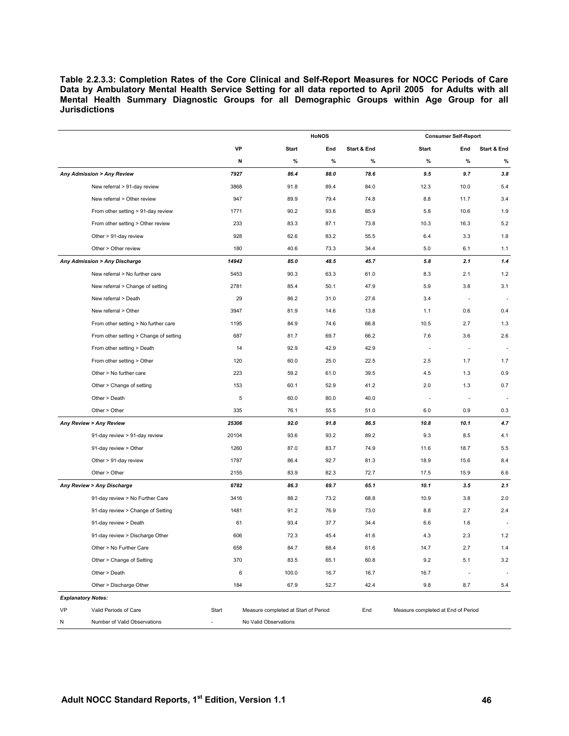**Table 2.2.3.3: Completion Rates of the Core Clinical and Self-Report Measures for NOCC Periods of Care Data by Ambulatory Mental Health Service Setting for all data reported to April 2005 for Adults with all Mental Health Summary Diagnostic Groups for all Demographic Groups within Age Group for all Jurisdictions**

| | VP | HoNOS | | | Consumer Self-Report | | |
|---|---|---|---|---|---|---|---|
| | | Start | End | Start & End | Start | End | Start & End |
| | N | % | % | % | % | % | % |
| ***Any Admission > Any Review*** | ***7927*** | ***86.4*** | ***88.0*** | ***78.6*** | ***9.5*** | ***9.7*** | ***3.8*** |
| New referral > 91-day review | 3868 | 91.8 | 89.4 | 84.0 | 12.3 | 10.0 | 5.4 |
| New referral > Other review | 947 | 89.9 | 79.4 | 74.8 | 8.8 | 11.7 | 3.4 |
| From other setting > 91-day review | 1771 | 90.2 | 93.6 | 85.9 | 5.8 | 10.6 | 1.9 |
| From other setting > Other review | 233 | 83.3 | 87.1 | 73.8 | 10.3 | 16.3 | 5.2 |
| Other > 91-day review | 928 | 62.6 | 83.2 | 55.5 | 6.4 | 3.3 | 1.8 |
| Other > Other review | 180 | 40.6 | 73.3 | 34.4 | 5.0 | 6.1 | 1.1 |
| ***Any Admission > Any Discharge*** | ***14942*** | ***85.0*** | ***48.5*** | ***45.7*** | ***5.8*** | ***2.1*** | ***1.4*** |
| New referral > No further care | 5453 | 90.3 | 63.3 | 61.0 | 8.3 | 2.1 | 1.2 |
| New referral > Change of setting | 2781 | 85.4 | 50.1 | 47.9 | 5.9 | 3.8 | 3.1 |
| New referral > Death | 29 | 86.2 | 31.0 | 27.6 | 3.4 | - | - |
| New referral > Other | 3947 | 81.9 | 14.6 | 13.8 | 1.1 | 0.6 | 0.4 |
| From other setting > No further care | 1195 | 84.9 | 74.6 | 66.8 | 10.5 | 2.7 | 1.3 |
| From other setting > Change of setting | 687 | 81.7 | 69.7 | 66.2 | 7.6 | 3.6 | 2.6 |
| From other setting > Death | 14 | 92.9 | 42.9 | 42.9 | - | - | - |
| From other setting > Other | 120 | 60.0 | 25.0 | 22.5 | 2.5 | 1.7 | 1.7 |
| Other > No further care | 223 | 59.2 | 61.0 | 39.5 | 4.5 | 1.3 | 0.9 |
| Other > Change of setting | 153 | 60.1 | 52.9 | 41.2 | 2.0 | 1.3 | 0.7 |
| Other > Death | 5 | 60.0 | 80.0 | 40.0 | - | - | - |
| Other > Other | 335 | 76.1 | 55.5 | 51.0 | 6.0 | 0.9 | 0.3 |
| ***Any Review > Any Review*** | ***25306*** | ***92.0*** | ***91.8*** | ***86.5*** | ***10.8*** | ***10.1*** | ***4.7*** |
| 91-day review > 91-day review | 20104 | 93.6 | 93.2 | 89.2 | 9.3 | 8.5 | 4.1 |
| 91-day review > Other | 1260 | 87.0 | 83.7 | 74.9 | 11.6 | 18.7 | 5.5 |
| Other > 91-day review | 1787 | 86.4 | 92.7 | 81.3 | 18.9 | 15.6 | 8.4 |
| Other > Other | 2155 | 83.9 | 82.3 | 72.7 | 17.5 | 15.9 | 6.6 |
| ***Any Review > Any Discharge*** | ***6782*** | ***86.3*** | ***69.7*** | ***65.1*** | ***10.1*** | ***3.5*** | ***2.1*** |
| 91-day review > No Further Care | 3416 | 88.2 | 73.2 | 68.8 | 10.9 | 3.8 | 2.0 |
| 91-day review > Change of Setting | 1481 | 91.2 | 76.9 | 73.0 | 8.8 | 2.7 | 2.4 |
| 91-day review > Death | 61 | 93.4 | 37.7 | 34.4 | 6.6 | 1.6 | - |
| 91-day review > Discharge Other | 606 | 72.3 | 45.4 | 41.6 | 4.3 | 2.3 | 1.2 |
| Other > No Further Care | 658 | 84.7 | 68.4 | 61.6 | 14.7 | 2.7 | 1.4 |
| Other > Change of Setting | 370 | 83.5 | 65.1 | 60.8 | 9.2 | 5.1 | 3.2 |
| Other > Death | 6 | 100.0 | 16.7 | 16.7 | 16.7 | - | - |
| Other > Discharge Other | 184 | 67.9 | 52.7 | 42.4 | 9.8 | 8.7 | 5.4 |

***Explanatory Notes:***

| | | | | | |
|---|---|---|---|---|---|
| VP | Valid Periods of Care | Start | Measure completed at Start of Period | End | Measure completed at End of Period |
| N | Number of Valid Observations | - | No Valid Observations | | |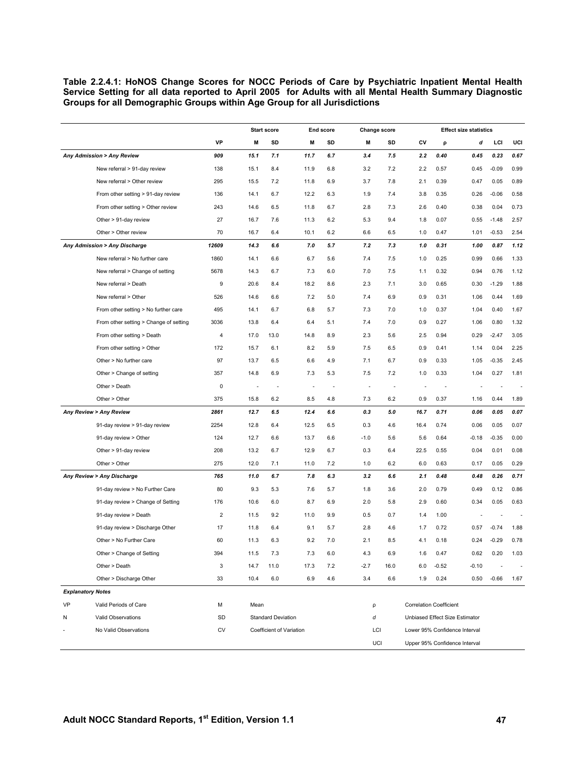**Table 2.2.4.1: HoNOS Change Scores for NOCC Periods of Care by Psychiatric Inpatient Mental Health Service Setting for all data reported to April 2005 for Adults with all Mental Health Summary Diagnostic Groups for all Demographic Groups within Age Group for all Jurisdictions**

| | VP | Start score M | Start score SD | End score M | End score SD | Change score M | Change score SD | CV | ρ | d | LCI | UCI |
|---|---|---|---|---|---|---|---|---|---|---|---|---|
| ***Any Admission > Any Review*** | ***909*** | ***15.1*** | ***7.1*** | ***11.7*** | ***6.7*** | ***3.4*** | ***7.5*** | ***2.2*** | ***0.40*** | ***0.45*** | ***0.23*** | ***0.67*** |
| New referral > 91-day review | 138 | 15.1 | 8.4 | 11.9 | 6.8 | 3.2 | 7.2 | 2.2 | 0.57 | 0.45 | -0.09 | 0.99 |
| New referral > Other review | 295 | 15.5 | 7.2 | 11.8 | 6.9 | 3.7 | 7.8 | 2.1 | 0.39 | 0.47 | 0.05 | 0.89 |
| From other setting > 91-day review | 136 | 14.1 | 6.7 | 12.2 | 6.3 | 1.9 | 7.4 | 3.8 | 0.35 | 0.26 | -0.06 | 0.58 |
| From other setting > Other review | 243 | 14.6 | 6.5 | 11.8 | 6.7 | 2.8 | 7.3 | 2.6 | 0.40 | 0.38 | 0.04 | 0.73 |
| Other > 91-day review | 27 | 16.7 | 7.6 | 11.3 | 6.2 | 5.3 | 9.4 | 1.8 | 0.07 | 0.55 | -1.48 | 2.57 |
| Other > Other review | 70 | 16.7 | 6.4 | 10.1 | 6.2 | 6.6 | 6.5 | 1.0 | 0.47 | 1.01 | -0.53 | 2.54 |
| ***Any Admission > Any Discharge*** | ***12609*** | ***14.3*** | ***6.6*** | ***7.0*** | ***5.7*** | ***7.2*** | ***7.3*** | ***1.0*** | ***0.31*** | ***1.00*** | ***0.87*** | ***1.12*** |
| New referral > No further care | 1860 | 14.1 | 6.6 | 6.7 | 5.6 | 7.4 | 7.5 | 1.0 | 0.25 | 0.99 | 0.66 | 1.33 |
| New referral > Change of setting | 5678 | 14.3 | 6.7 | 7.3 | 6.0 | 7.0 | 7.5 | 1.1 | 0.32 | 0.94 | 0.76 | 1.12 |
| New referral > Death | 9 | 20.6 | 8.4 | 18.2 | 8.6 | 2.3 | 7.1 | 3.0 | 0.65 | 0.30 | -1.29 | 1.88 |
| New referral > Other | 526 | 14.6 | 6.6 | 7.2 | 5.0 | 7.4 | 6.9 | 0.9 | 0.31 | 1.06 | 0.44 | 1.69 |
| From other setting > No further care | 495 | 14.1 | 6.7 | 6.8 | 5.7 | 7.3 | 7.0 | 1.0 | 0.37 | 1.04 | 0.40 | 1.67 |
| From other setting > Change of setting | 3036 | 13.8 | 6.4 | 6.4 | 5.1 | 7.4 | 7.0 | 0.9 | 0.27 | 1.06 | 0.80 | 1.32 |
| From other setting > Death | 4 | 17.0 | 13.0 | 14.8 | 8.9 | 2.3 | 5.6 | 2.5 | 0.94 | 0.29 | -2.47 | 3.05 |
| From other setting > Other | 172 | 15.7 | 6.1 | 8.2 | 5.9 | 7.5 | 6.5 | 0.9 | 0.41 | 1.14 | 0.04 | 2.25 |
| Other > No further care | 97 | 13.7 | 6.5 | 6.6 | 4.9 | 7.1 | 6.7 | 0.9 | 0.33 | 1.05 | -0.35 | 2.45 |
| Other > Change of setting | 357 | 14.8 | 6.9 | 7.3 | 5.3 | 7.5 | 7.2 | 1.0 | 0.33 | 1.04 | 0.27 | 1.81 |
| Other > Death | 0 | - | - | - | - | - | - | - | - | - | - | - |
| Other > Other | 375 | 15.8 | 6.2 | 8.5 | 4.8 | 7.3 | 6.2 | 0.9 | 0.37 | 1.16 | 0.44 | 1.89 |
| ***Any Review > Any Review*** | ***2861*** | ***12.7*** | ***6.5*** | ***12.4*** | ***6.6*** | ***0.3*** | ***5.0*** | ***16.7*** | ***0.71*** | ***0.06*** | ***0.05*** | ***0.07*** |
| 91-day review > 91-day review | 2254 | 12.8 | 6.4 | 12.5 | 6.5 | 0.3 | 4.6 | 16.4 | 0.74 | 0.06 | 0.05 | 0.07 |
| 91-day review > Other | 124 | 12.7 | 6.6 | 13.7 | 6.6 | -1.0 | 5.6 | 5.6 | 0.64 | -0.18 | -0.35 | 0.00 |
| Other > 91-day review | 208 | 13.2 | 6.7 | 12.9 | 6.7 | 0.3 | 6.4 | 22.5 | 0.55 | 0.04 | 0.01 | 0.08 |
| Other > Other | 275 | 12.0 | 7.1 | 11.0 | 7.2 | 1.0 | 6.2 | 6.0 | 0.63 | 0.17 | 0.05 | 0.29 |
| ***Any Review > Any Discharge*** | ***765*** | ***11.0*** | ***6.7*** | ***7.8*** | ***6.3*** | ***3.2*** | ***6.6*** | ***2.1*** | ***0.48*** | ***0.48*** | ***0.26*** | ***0.71*** |
| 91-day review > No Further Care | 80 | 9.3 | 5.3 | 7.6 | 5.7 | 1.8 | 3.6 | 2.0 | 0.79 | 0.49 | 0.12 | 0.86 |
| 91-day review > Change of Setting | 176 | 10.6 | 6.0 | 8.7 | 6.9 | 2.0 | 5.8 | 2.9 | 0.60 | 0.34 | 0.05 | 0.63 |
| 91-day review > Death | 2 | 11.5 | 9.2 | 11.0 | 9.9 | 0.5 | 0.7 | 1.4 | 1.00 | - | - | - |
| 91-day review > Discharge Other | 17 | 11.8 | 6.4 | 9.1 | 5.7 | 2.8 | 4.6 | 1.7 | 0.72 | 0.57 | -0.74 | 1.88 |
| Other > No Further Care | 60 | 11.3 | 6.3 | 9.2 | 7.0 | 2.1 | 8.5 | 4.1 | 0.18 | 0.24 | -0.29 | 0.78 |
| Other > Change of Setting | 394 | 11.5 | 7.3 | 7.3 | 6.0 | 4.3 | 6.9 | 1.6 | 0.47 | 0.62 | 0.20 | 1.03 |
| Other > Death | 3 | 14.7 | 11.0 | 17.3 | 7.2 | -2.7 | 16.0 | 6.0 | -0.52 | -0.10 | - | - |
| Other > Discharge Other | 33 | 10.4 | 6.0 | 6.9 | 4.6 | 3.4 | 6.6 | 1.9 | 0.24 | 0.50 | -0.66 | 1.67 |

***Explanatory Notes***

| | | | | | |
|---|---|---|---|---|---|
| VP | Valid Periods of Care | M | Mean | ρ | Correlation Coefficient |
| N | Valid Observations | SD | Standard Deviation | d | Unbiased Effect Size Estimator |
| - | No Valid Observations | CV | Coefficient of Variation | LCI | Lower 95% Confidence Interval |
| | | | | UCI | Upper 95% Confidence Interval |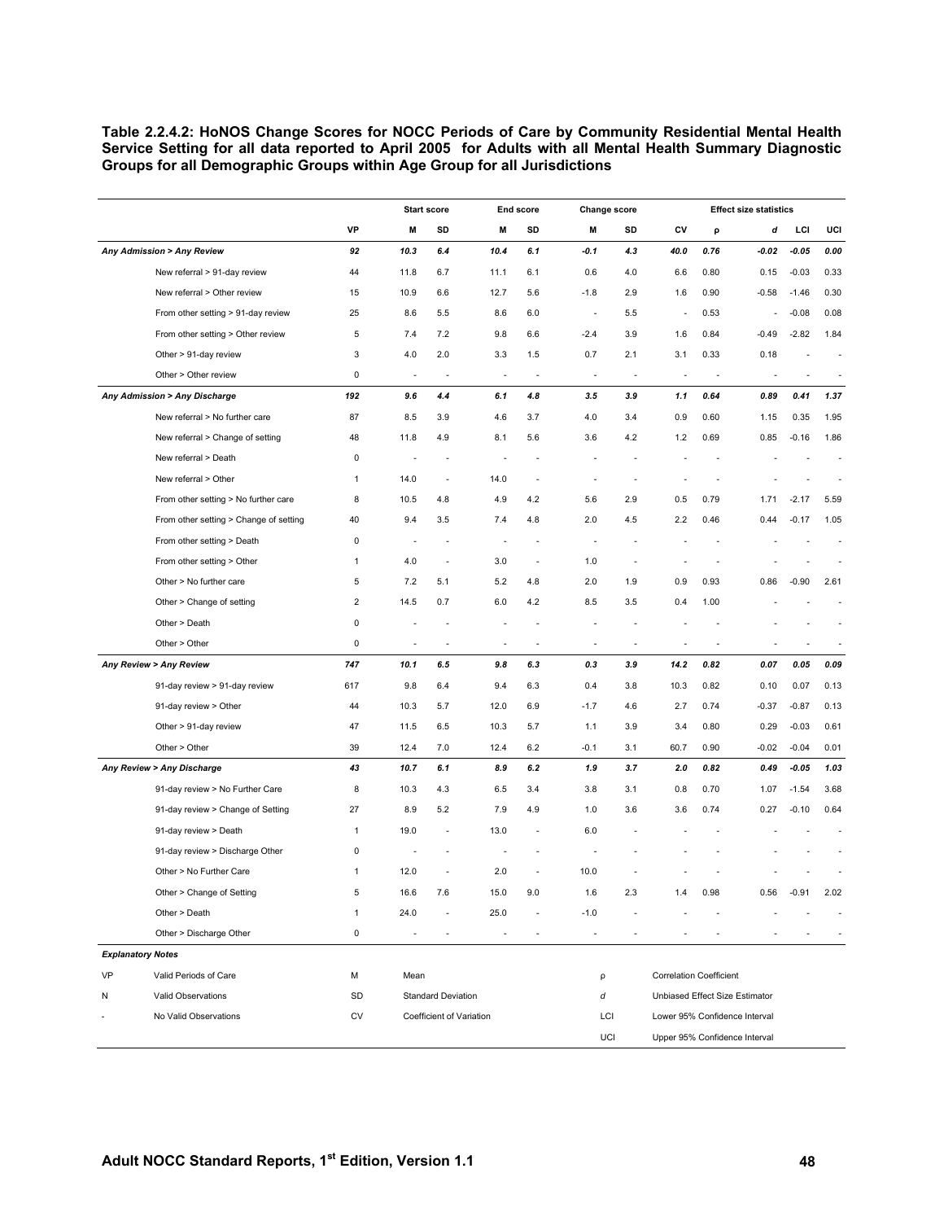**Table 2.2.4.2: HoNOS Change Scores for NOCC Periods of Care by Community Residential Mental Health Service Setting for all data reported to April 2005 for Adults with all Mental Health Summary Diagnostic Groups for all Demographic Groups within Age Group for all Jurisdictions**

| | | Start score | | End score | | Change score | | Effect size statistics | | | | |
|---|---|---|---|---|---|---|---|---|---|---|---|---|
| | VP | M | SD | M | SD | M | SD | CV | ρ | d | LCI | UCI |
| ***Any Admission > Any Review*** | ***92*** | ***10.3*** | ***6.4*** | ***10.4*** | ***6.1*** | ***-0.1*** | ***4.3*** | ***40.0*** | ***0.76*** | ***-0.02*** | ***-0.05*** | ***0.00*** |
| New referral > 91-day review | 44 | 11.8 | 6.7 | 11.1 | 6.1 | 0.6 | 4.0 | 6.6 | 0.80 | 0.15 | -0.03 | 0.33 |
| New referral > Other review | 15 | 10.9 | 6.6 | 12.7 | 5.6 | -1.8 | 2.9 | 1.6 | 0.90 | -0.58 | -1.46 | 0.30 |
| From other setting > 91-day review | 25 | 8.6 | 5.5 | 8.6 | 6.0 | - | 5.5 | - | 0.53 | - | -0.08 | 0.08 |
| From other setting > Other review | 5 | 7.4 | 7.2 | 9.8 | 6.6 | -2.4 | 3.9 | 1.6 | 0.84 | -0.49 | -2.82 | 1.84 |
| Other > 91-day review | 3 | 4.0 | 2.0 | 3.3 | 1.5 | 0.7 | 2.1 | 3.1 | 0.33 | 0.18 | - | - |
| Other > Other review | 0 | - | - | - | - | - | - | - | - | - | - | - |
| ***Any Admission > Any Discharge*** | ***192*** | ***9.6*** | ***4.4*** | ***6.1*** | ***4.8*** | ***3.5*** | ***3.9*** | ***1.1*** | ***0.64*** | ***0.89*** | ***0.41*** | ***1.37*** |
| New referral > No further care | 87 | 8.5 | 3.9 | 4.6 | 3.7 | 4.0 | 3.4 | 0.9 | 0.60 | 1.15 | 0.35 | 1.95 |
| New referral > Change of setting | 48 | 11.8 | 4.9 | 8.1 | 5.6 | 3.6 | 4.2 | 1.2 | 0.69 | 0.85 | -0.16 | 1.86 |
| New referral > Death | 0 | - | - | - | - | - | - | - | - | - | - | - |
| New referral > Other | 1 | 14.0 | - | 14.0 | - | - | - | - | - | - | - | - |
| From other setting > No further care | 8 | 10.5 | 4.8 | 4.9 | 4.2 | 5.6 | 2.9 | 0.5 | 0.79 | 1.71 | -2.17 | 5.59 |
| From other setting > Change of setting | 40 | 9.4 | 3.5 | 7.4 | 4.8 | 2.0 | 4.5 | 2.2 | 0.46 | 0.44 | -0.17 | 1.05 |
| From other setting > Death | 0 | - | - | - | - | - | - | - | - | - | - | - |
| From other setting > Other | 1 | 4.0 | - | 3.0 | - | 1.0 | - | - | - | - | - | - |
| Other > No further care | 5 | 7.2 | 5.1 | 5.2 | 4.8 | 2.0 | 1.9 | 0.9 | 0.93 | 0.86 | -0.90 | 2.61 |
| Other > Change of setting | 2 | 14.5 | 0.7 | 6.0 | 4.2 | 8.5 | 3.5 | 0.4 | 1.00 | - | - | - |
| Other > Death | 0 | - | - | - | - | - | - | - | - | - | - | - |
| Other > Other | 0 | - | - | - | - | - | - | - | - | - | - | - |
| ***Any Review > Any Review*** | ***747*** | ***10.1*** | ***6.5*** | ***9.8*** | ***6.3*** | ***0.3*** | ***3.9*** | ***14.2*** | ***0.82*** | ***0.07*** | ***0.05*** | ***0.09*** |
| 91-day review > 91-day review | 617 | 9.8 | 6.4 | 9.4 | 6.3 | 0.4 | 3.8 | 10.3 | 0.82 | 0.10 | 0.07 | 0.13 |
| 91-day review > Other | 44 | 10.3 | 5.7 | 12.0 | 6.9 | -1.7 | 4.6 | 2.7 | 0.74 | -0.37 | -0.87 | 0.13 |
| Other > 91-day review | 47 | 11.5 | 6.5 | 10.3 | 5.7 | 1.1 | 3.9 | 3.4 | 0.80 | 0.29 | -0.03 | 0.61 |
| Other > Other | 39 | 12.4 | 7.0 | 12.4 | 6.2 | -0.1 | 3.1 | 60.7 | 0.90 | -0.02 | -0.04 | 0.01 |
| ***Any Review > Any Discharge*** | ***43*** | ***10.7*** | ***6.1*** | ***8.9*** | ***6.2*** | ***1.9*** | ***3.7*** | ***2.0*** | ***0.82*** | ***0.49*** | ***-0.05*** | ***1.03*** |
| 91-day review > No Further Care | 8 | 10.3 | 4.3 | 6.5 | 3.4 | 3.8 | 3.1 | 0.8 | 0.70 | 1.07 | -1.54 | 3.68 |
| 91-day review > Change of Setting | 27 | 8.9 | 5.2 | 7.9 | 4.9 | 1.0 | 3.6 | 3.6 | 0.74 | 0.27 | -0.10 | 0.64 |
| 91-day review > Death | 1 | 19.0 | - | 13.0 | - | 6.0 | - | - | - | - | - | - |
| 91-day review > Discharge Other | 0 | - | - | - | - | - | - | - | - | - | - | - |
| Other > No Further Care | 1 | 12.0 | - | 2.0 | - | 10.0 | - | - | - | - | - | - |
| Other > Change of Setting | 5 | 16.6 | 7.6 | 15.0 | 9.0 | 1.6 | 2.3 | 1.4 | 0.98 | 0.56 | -0.91 | 2.02 |
| Other > Death | 1 | 24.0 | - | 25.0 | - | -1.0 | - | - | - | - | - | - |
| Other > Discharge Other | 0 | - | - | - | - | - | - | - | - | - | - | - |

***Explanatory Notes***

| | | | | | |
|---|---|---|---|---|---|
| VP | Valid Periods of Care | M | Mean | ρ | Correlation Coefficient |
| N | Valid Observations | SD | Standard Deviation | d | Unbiased Effect Size Estimator |
| - | No Valid Observations | CV | Coefficient of Variation | LCI | Lower 95% Confidence Interval |
| | | | | UCI | Upper 95% Confidence Interval |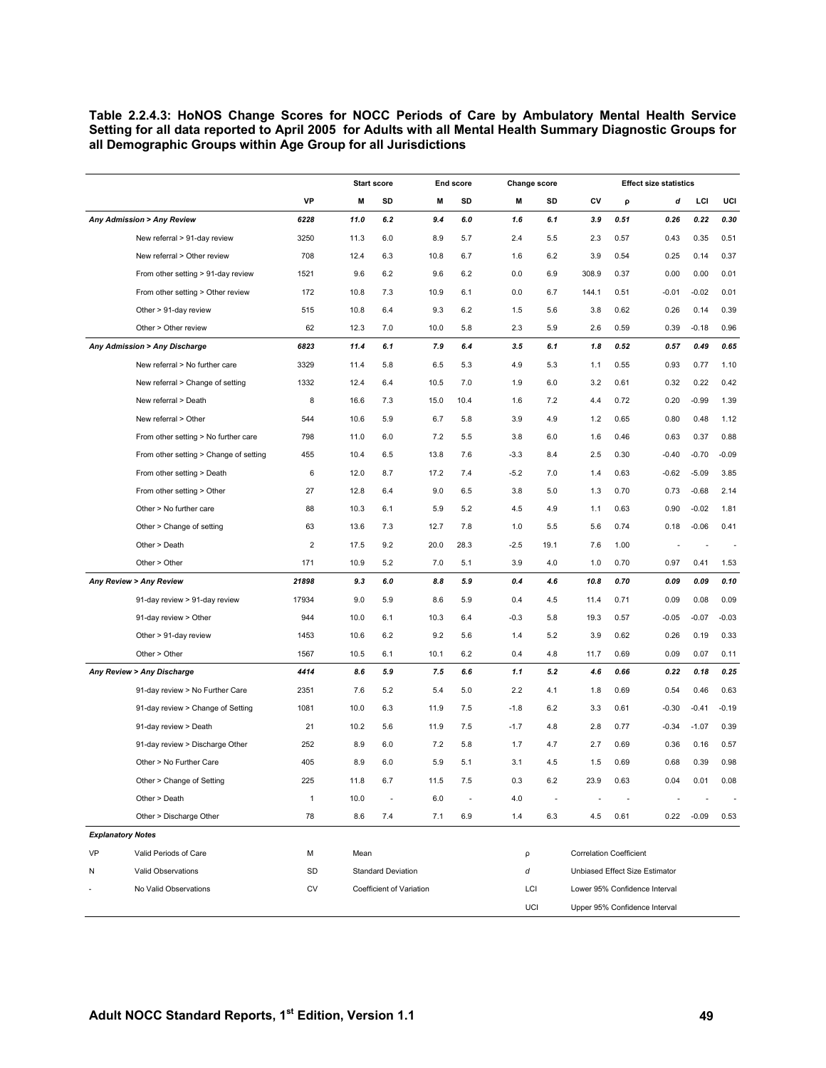**Table 2.2.4.3: HoNOS Change Scores for NOCC Periods of Care by Ambulatory Mental Health Service Setting for all data reported to April 2005 for Adults with all Mental Health Summary Diagnostic Groups for all Demographic Groups within Age Group for all Jurisdictions**

| | VP | Start score | | End score | | Change score | | Effect size statistics | | | | |
|---|---|---|---|---|---|---|---|---|---|---|---|---|
| | | M | SD | M | SD | M | SD | CV | ρ | d | LCI | UCI |
| ***Any Admission > Any Review*** | ***6228*** | ***11.0*** | ***6.2*** | ***9.4*** | ***6.0*** | ***1.6*** | ***6.1*** | ***3.9*** | ***0.51*** | ***0.26*** | ***0.22*** | ***0.30*** |
| New referral > 91-day review | 3250 | 11.3 | 6.0 | 8.9 | 5.7 | 2.4 | 5.5 | 2.3 | 0.57 | 0.43 | 0.35 | 0.51 |
| New referral > Other review | 708 | 12.4 | 6.3 | 10.8 | 6.7 | 1.6 | 6.2 | 3.9 | 0.54 | 0.25 | 0.14 | 0.37 |
| From other setting > 91-day review | 1521 | 9.6 | 6.2 | 9.6 | 6.2 | 0.0 | 6.9 | 308.9 | 0.37 | 0.00 | 0.00 | 0.01 |
| From other setting > Other review | 172 | 10.8 | 7.3 | 10.9 | 6.1 | 0.0 | 6.7 | 144.1 | 0.51 | -0.01 | -0.02 | 0.01 |
| Other > 91-day review | 515 | 10.8 | 6.4 | 9.3 | 6.2 | 1.5 | 5.6 | 3.8 | 0.62 | 0.26 | 0.14 | 0.39 |
| Other > Other review | 62 | 12.3 | 7.0 | 10.0 | 5.8 | 2.3 | 5.9 | 2.6 | 0.59 | 0.39 | -0.18 | 0.96 |
| ***Any Admission > Any Discharge*** | ***6823*** | ***11.4*** | ***6.1*** | ***7.9*** | ***6.4*** | ***3.5*** | ***6.1*** | ***1.8*** | ***0.52*** | ***0.57*** | ***0.49*** | ***0.65*** |
| New referral > No further care | 3329 | 11.4 | 5.8 | 6.5 | 5.3 | 4.9 | 5.3 | 1.1 | 0.55 | 0.93 | 0.77 | 1.10 |
| New referral > Change of setting | 1332 | 12.4 | 6.4 | 10.5 | 7.0 | 1.9 | 6.0 | 3.2 | 0.61 | 0.32 | 0.22 | 0.42 |
| New referral > Death | 8 | 16.6 | 7.3 | 15.0 | 10.4 | 1.6 | 7.2 | 4.4 | 0.72 | 0.20 | -0.99 | 1.39 |
| New referral > Other | 544 | 10.6 | 5.9 | 6.7 | 5.8 | 3.9 | 4.9 | 1.2 | 0.65 | 0.80 | 0.48 | 1.12 |
| From other setting > No further care | 798 | 11.0 | 6.0 | 7.2 | 5.5 | 3.8 | 6.0 | 1.6 | 0.46 | 0.63 | 0.37 | 0.88 |
| From other setting > Change of setting | 455 | 10.4 | 6.5 | 13.8 | 7.6 | -3.3 | 8.4 | 2.5 | 0.30 | -0.40 | -0.70 | -0.09 |
| From other setting > Death | 6 | 12.0 | 8.7 | 17.2 | 7.4 | -5.2 | 7.0 | 1.4 | 0.63 | -0.62 | -5.09 | 3.85 |
| From other setting > Other | 27 | 12.8 | 6.4 | 9.0 | 6.5 | 3.8 | 5.0 | 1.3 | 0.70 | 0.73 | -0.68 | 2.14 |
| Other > No further care | 88 | 10.3 | 6.1 | 5.9 | 5.2 | 4.5 | 4.9 | 1.1 | 0.63 | 0.90 | -0.02 | 1.81 |
| Other > Change of setting | 63 | 13.6 | 7.3 | 12.7 | 7.8 | 1.0 | 5.5 | 5.6 | 0.74 | 0.18 | -0.06 | 0.41 |
| Other > Death | 2 | 17.5 | 9.2 | 20.0 | 28.3 | -2.5 | 19.1 | 7.6 | 1.00 | - | - | - |
| Other > Other | 171 | 10.9 | 5.2 | 7.0 | 5.1 | 3.9 | 4.0 | 1.0 | 0.70 | 0.97 | 0.41 | 1.53 |
| ***Any Review > Any Review*** | ***21898*** | ***9.3*** | ***6.0*** | ***8.8*** | ***5.9*** | ***0.4*** | ***4.6*** | ***10.8*** | ***0.70*** | ***0.09*** | ***0.09*** | ***0.10*** |
| 91-day review > 91-day review | 17934 | 9.0 | 5.9 | 8.6 | 5.9 | 0.4 | 4.5 | 11.4 | 0.71 | 0.09 | 0.08 | 0.09 |
| 91-day review > Other | 944 | 10.0 | 6.1 | 10.3 | 6.4 | -0.3 | 5.8 | 19.3 | 0.57 | -0.05 | -0.07 | -0.03 |
| Other > 91-day review | 1453 | 10.6 | 6.2 | 9.2 | 5.6 | 1.4 | 5.2 | 3.9 | 0.62 | 0.26 | 0.19 | 0.33 |
| Other > Other | 1567 | 10.5 | 6.1 | 10.1 | 6.2 | 0.4 | 4.8 | 11.7 | 0.69 | 0.09 | 0.07 | 0.11 |
| ***Any Review > Any Discharge*** | ***4414*** | ***8.6*** | ***5.9*** | ***7.5*** | ***6.6*** | ***1.1*** | ***5.2*** | ***4.6*** | ***0.66*** | ***0.22*** | ***0.18*** | ***0.25*** |
| 91-day review > No Further Care | 2351 | 7.6 | 5.2 | 5.4 | 5.0 | 2.2 | 4.1 | 1.8 | 0.69 | 0.54 | 0.46 | 0.63 |
| 91-day review > Change of Setting | 1081 | 10.0 | 6.3 | 11.9 | 7.5 | -1.8 | 6.2 | 3.3 | 0.61 | -0.30 | -0.41 | -0.19 |
| 91-day review > Death | 21 | 10.2 | 5.6 | 11.9 | 7.5 | -1.7 | 4.8 | 2.8 | 0.77 | -0.34 | -1.07 | 0.39 |
| 91-day review > Discharge Other | 252 | 8.9 | 6.0 | 7.2 | 5.8 | 1.7 | 4.7 | 2.7 | 0.69 | 0.36 | 0.16 | 0.57 |
| Other > No Further Care | 405 | 8.9 | 6.0 | 5.9 | 5.1 | 3.1 | 4.5 | 1.5 | 0.69 | 0.68 | 0.39 | 0.98 |
| Other > Change of Setting | 225 | 11.8 | 6.7 | 11.5 | 7.5 | 0.3 | 6.2 | 23.9 | 0.63 | 0.04 | 0.01 | 0.08 |
| Other > Death | 1 | 10.0 | - | 6.0 | - | 4.0 | - | - | - | - | - | - |
| Other > Discharge Other | 78 | 8.6 | 7.4 | 7.1 | 6.9 | 1.4 | 6.3 | 4.5 | 0.61 | 0.22 | -0.09 | 0.53 |

***Explanatory Notes***

| | | | | | |
|---|---|---|---|---|---|
| VP | Valid Periods of Care | M | Mean | ρ | Correlation Coefficient |
| N | Valid Observations | SD | Standard Deviation | d | Unbiased Effect Size Estimator |
| - | No Valid Observations | CV | Coefficient of Variation | LCI | Lower 95% Confidence Interval |
| | | | | UCI | Upper 95% Confidence Interval |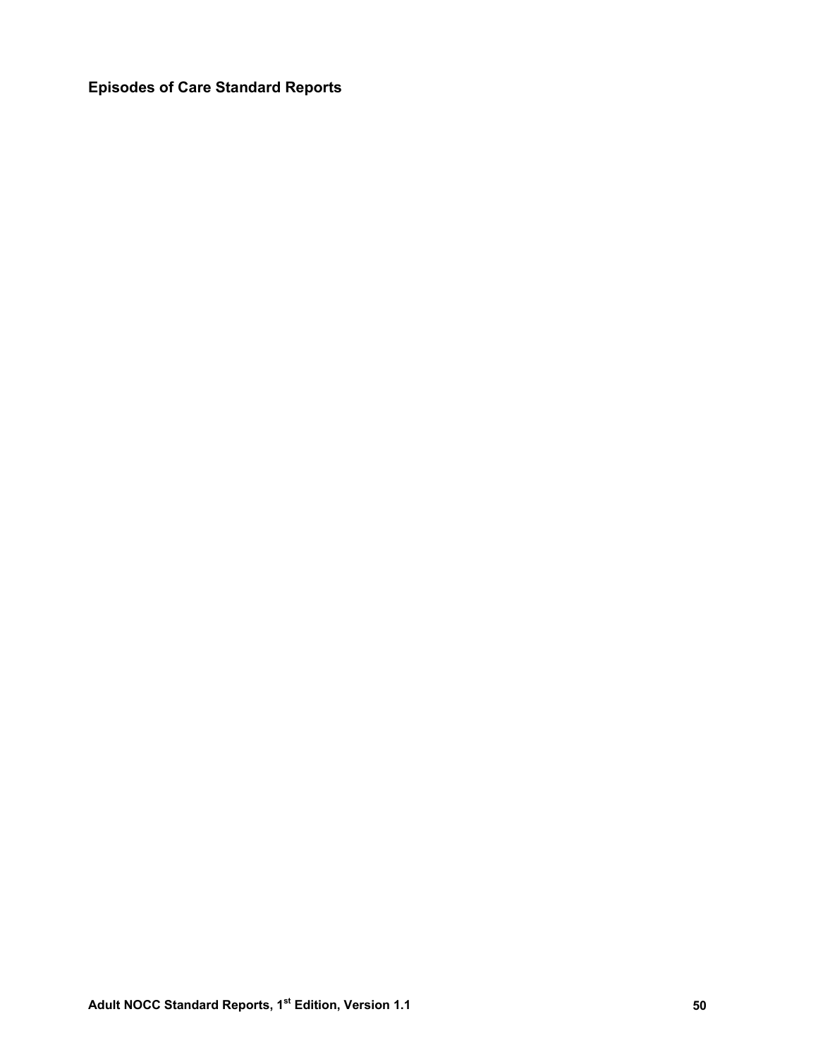## Episodes of Care Standard Reports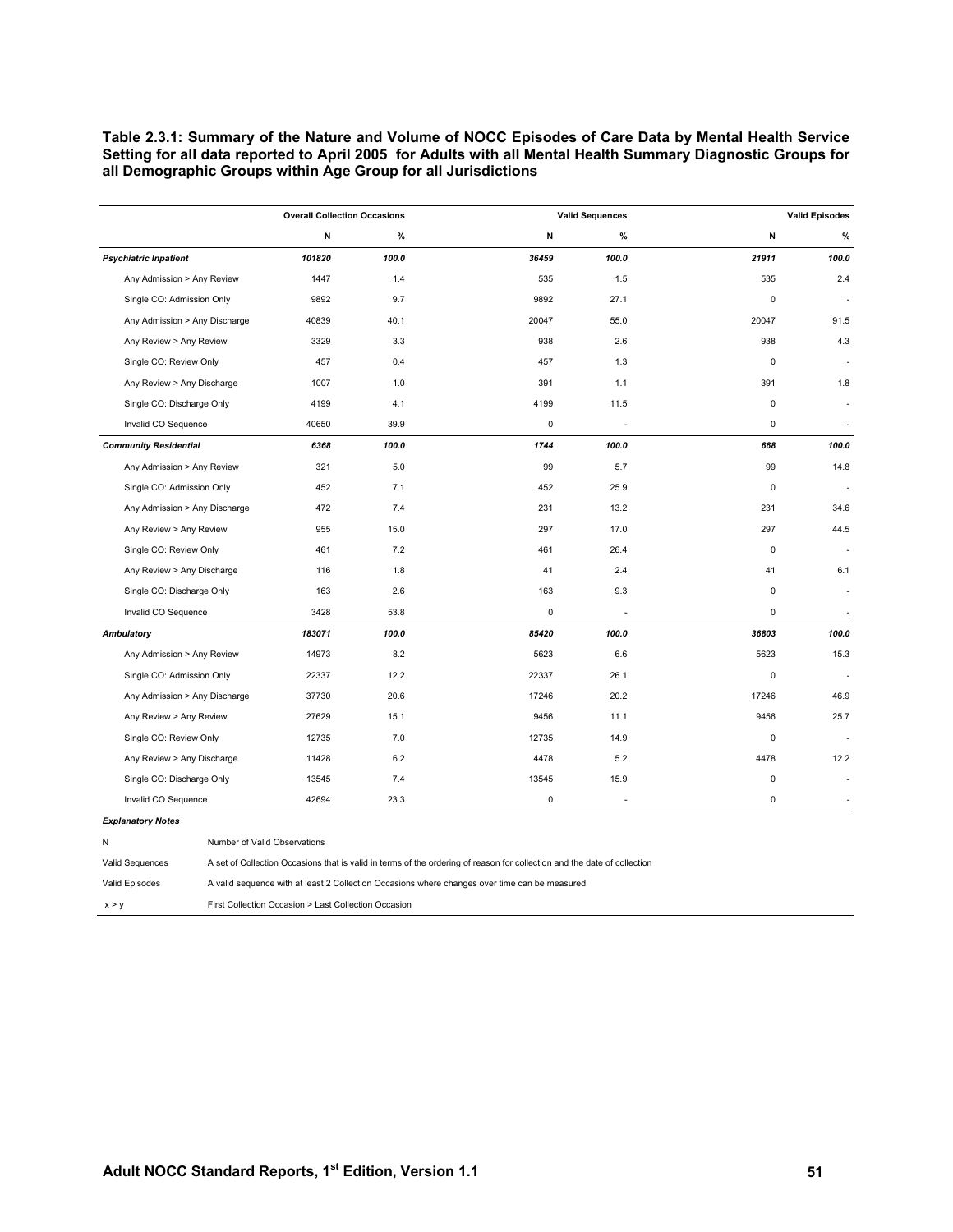**Table 2.3.1: Summary of the Nature and Volume of NOCC Episodes of Care Data by Mental Health Service Setting for all data reported to April 2005 for Adults with all Mental Health Summary Diagnostic Groups for all Demographic Groups within Age Group for all Jurisdictions**

| | Overall Collection Occasions | | Valid Sequences | | Valid Episodes | |
|---|---|---|---|---|---|---|
| | N | % | N | % | N | % |
| ***Psychiatric Inpatient*** | ***101820*** | ***100.0*** | ***36459*** | ***100.0*** | ***21911*** | ***100.0*** |
| Any Admission > Any Review | 1447 | 1.4 | 535 | 1.5 | 535 | 2.4 |
| Single CO: Admission Only | 9892 | 9.7 | 9892 | 27.1 | 0 | - |
| Any Admission > Any Discharge | 40839 | 40.1 | 20047 | 55.0 | 20047 | 91.5 |
| Any Review > Any Review | 3329 | 3.3 | 938 | 2.6 | 938 | 4.3 |
| Single CO: Review Only | 457 | 0.4 | 457 | 1.3 | 0 | - |
| Any Review > Any Discharge | 1007 | 1.0 | 391 | 1.1 | 391 | 1.8 |
| Single CO: Discharge Only | 4199 | 4.1 | 4199 | 11.5 | 0 | - |
| Invalid CO Sequence | 40650 | 39.9 | 0 | - | 0 | - |
| ***Community Residential*** | ***6368*** | ***100.0*** | ***1744*** | ***100.0*** | ***668*** | ***100.0*** |
| Any Admission > Any Review | 321 | 5.0 | 99 | 5.7 | 99 | 14.8 |
| Single CO: Admission Only | 452 | 7.1 | 452 | 25.9 | 0 | - |
| Any Admission > Any Discharge | 472 | 7.4 | 231 | 13.2 | 231 | 34.6 |
| Any Review > Any Review | 955 | 15.0 | 297 | 17.0 | 297 | 44.5 |
| Single CO: Review Only | 461 | 7.2 | 461 | 26.4 | 0 | - |
| Any Review > Any Discharge | 116 | 1.8 | 41 | 2.4 | 41 | 6.1 |
| Single CO: Discharge Only | 163 | 2.6 | 163 | 9.3 | 0 | - |
| Invalid CO Sequence | 3428 | 53.8 | 0 | - | 0 | - |
| ***Ambulatory*** | ***183071*** | ***100.0*** | ***85420*** | ***100.0*** | ***36803*** | ***100.0*** |
| Any Admission > Any Review | 14973 | 8.2 | 5623 | 6.6 | 5623 | 15.3 |
| Single CO: Admission Only | 22337 | 12.2 | 22337 | 26.1 | 0 | - |
| Any Admission > Any Discharge | 37730 | 20.6 | 17246 | 20.2 | 17246 | 46.9 |
| Any Review > Any Review | 27629 | 15.1 | 9456 | 11.1 | 9456 | 25.7 |
| Single CO: Review Only | 12735 | 7.0 | 12735 | 14.9 | 0 | - |
| Any Review > Any Discharge | 11428 | 6.2 | 4478 | 5.2 | 4478 | 12.2 |
| Single CO: Discharge Only | 13545 | 7.4 | 13545 | 15.9 | 0 | - |
| Invalid CO Sequence | 42694 | 23.3 | 0 | - | 0 | - |

***Explanatory Notes***

| | |
|---|---|
| N | Number of Valid Observations |
| Valid Sequences | A set of Collection Occasions that is valid in terms of the ordering of reason for collection and the date of collection |
| Valid Episodes | A valid sequence with at least 2 Collection Occasions where changes over time can be measured |
| x > y | First Collection Occasion > Last Collection Occasion |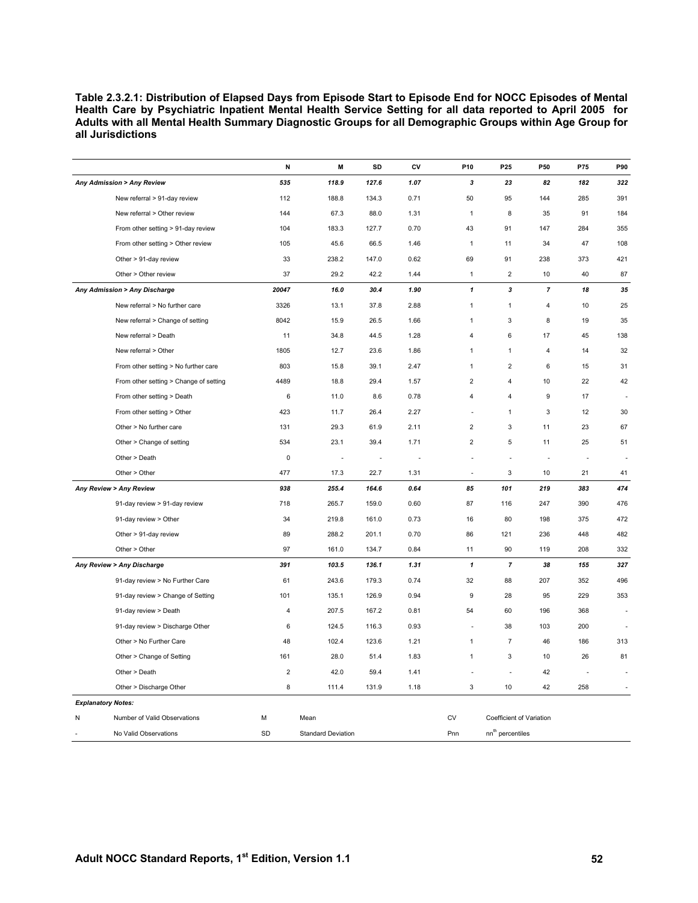**Table 2.3.2.1: Distribution of Elapsed Days from Episode Start to Episode End for NOCC Episodes of Mental Health Care by Psychiatric Inpatient Mental Health Service Setting for all data reported to April 2005 for Adults with all Mental Health Summary Diagnostic Groups for all Demographic Groups within Age Group for all Jurisdictions**

| | N | M | SD | CV | P10 | P25 | P50 | P75 | P90 |
|---|---|---|---|---|---|---|---|---|---|
| ***Any Admission > Any Review*** | ***535*** | ***118.9*** | ***127.6*** | ***1.07*** | ***3*** | ***23*** | ***82*** | ***182*** | ***322*** |
| New referral > 91-day review | 112 | 188.8 | 134.3 | 0.71 | 50 | 95 | 144 | 285 | 391 |
| New referral > Other review | 144 | 67.3 | 88.0 | 1.31 | 1 | 8 | 35 | 91 | 184 |
| From other setting > 91-day review | 104 | 183.3 | 127.7 | 0.70 | 43 | 91 | 147 | 284 | 355 |
| From other setting > Other review | 105 | 45.6 | 66.5 | 1.46 | 1 | 11 | 34 | 47 | 108 |
| Other > 91-day review | 33 | 238.2 | 147.0 | 0.62 | 69 | 91 | 238 | 373 | 421 |
| Other > Other review | 37 | 29.2 | 42.2 | 1.44 | 1 | 2 | 10 | 40 | 87 |
| ***Any Admission > Any Discharge*** | ***20047*** | ***16.0*** | ***30.4*** | ***1.90*** | ***1*** | ***3*** | ***7*** | ***18*** | ***35*** |
| New referral > No further care | 3326 | 13.1 | 37.8 | 2.88 | 1 | 1 | 4 | 10 | 25 |
| New referral > Change of setting | 8042 | 15.9 | 26.5 | 1.66 | 1 | 3 | 8 | 19 | 35 |
| New referral > Death | 11 | 34.8 | 44.5 | 1.28 | 4 | 6 | 17 | 45 | 138 |
| New referral > Other | 1805 | 12.7 | 23.6 | 1.86 | 1 | 1 | 4 | 14 | 32 |
| From other setting > No further care | 803 | 15.8 | 39.1 | 2.47 | 1 | 2 | 6 | 15 | 31 |
| From other setting > Change of setting | 4489 | 18.8 | 29.4 | 1.57 | 2 | 4 | 10 | 22 | 42 |
| From other setting > Death | 6 | 11.0 | 8.6 | 0.78 | 4 | 4 | 9 | 17 | - |
| From other setting > Other | 423 | 11.7 | 26.4 | 2.27 | - | 1 | 3 | 12 | 30 |
| Other > No further care | 131 | 29.3 | 61.9 | 2.11 | 2 | 3 | 11 | 23 | 67 |
| Other > Change of setting | 534 | 23.1 | 39.4 | 1.71 | 2 | 5 | 11 | 25 | 51 |
| Other > Death | 0 | - | - | - | - | - | - | - | - |
| Other > Other | 477 | 17.3 | 22.7 | 1.31 | - | 3 | 10 | 21 | 41 |
| ***Any Review > Any Review*** | ***938*** | ***255.4*** | ***164.6*** | ***0.64*** | ***85*** | ***101*** | ***219*** | ***383*** | ***474*** |
| 91-day review > 91-day review | 718 | 265.7 | 159.0 | 0.60 | 87 | 116 | 247 | 390 | 476 |
| 91-day review > Other | 34 | 219.8 | 161.0 | 0.73 | 16 | 80 | 198 | 375 | 472 |
| Other > 91-day review | 89 | 288.2 | 201.1 | 0.70 | 86 | 121 | 236 | 448 | 482 |
| Other > Other | 97 | 161.0 | 134.7 | 0.84 | 11 | 90 | 119 | 208 | 332 |
| ***Any Review > Any Discharge*** | ***391*** | ***103.5*** | ***136.1*** | ***1.31*** | ***1*** | ***7*** | ***38*** | ***155*** | ***327*** |
| 91-day review > No Further Care | 61 | 243.6 | 179.3 | 0.74 | 32 | 88 | 207 | 352 | 496 |
| 91-day review > Change of Setting | 101 | 135.1 | 126.9 | 0.94 | 9 | 28 | 95 | 229 | 353 |
| 91-day review > Death | 4 | 207.5 | 167.2 | 0.81 | 54 | 60 | 196 | 368 | - |
| 91-day review > Discharge Other | 6 | 124.5 | 116.3 | 0.93 | - | 38 | 103 | 200 | - |
| Other > No Further Care | 48 | 102.4 | 123.6 | 1.21 | 1 | 7 | 46 | 186 | 313 |
| Other > Change of Setting | 161 | 28.0 | 51.4 | 1.83 | 1 | 3 | 10 | 26 | 81 |
| Other > Death | 2 | 42.0 | 59.4 | 1.41 | - | - | 42 | - | - |
| Other > Discharge Other | 8 | 111.4 | 131.9 | 1.18 | 3 | 10 | 42 | 258 | - |

***Explanatory Notes:***

| | | | | | |
|---|---|---|---|---|---|
| N | Number of Valid Observations | M | Mean | CV | Coefficient of Variation |
| - | No Valid Observations | SD | Standard Deviation | Pnn | $nn^{th}$ percentiles |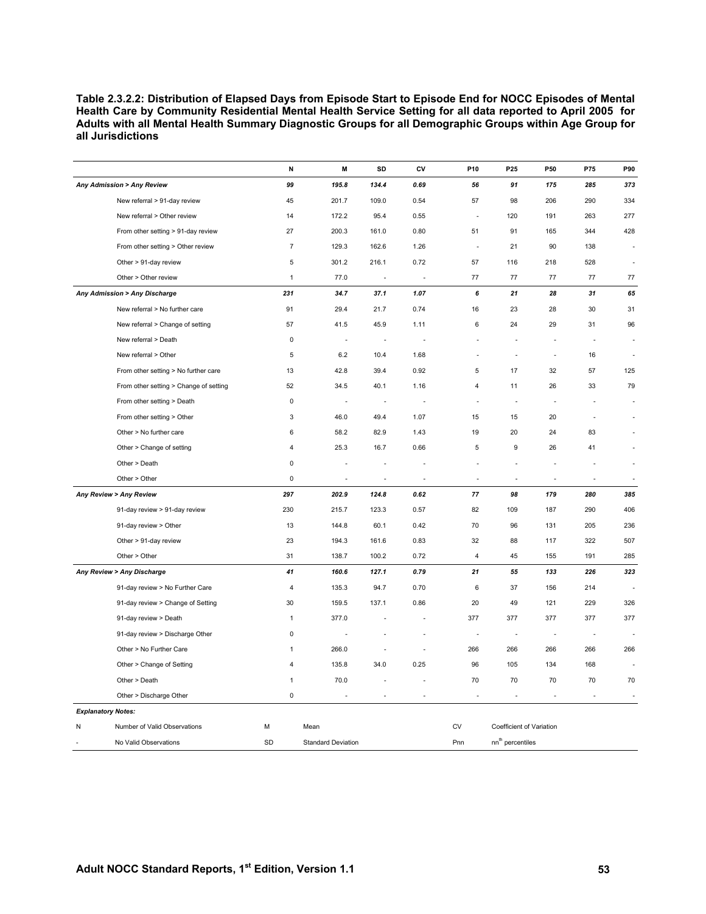**Table 2.3.2.2: Distribution of Elapsed Days from Episode Start to Episode End for NOCC Episodes of Mental Health Care by Community Residential Mental Health Service Setting for all data reported to April 2005 for Adults with all Mental Health Summary Diagnostic Groups for all Demographic Groups within Age Group for all Jurisdictions**

| | N | M | SD | CV | P10 | P25 | P50 | P75 | P90 |
|---|---|---|---|---|---|---|---|---|---|
| ***Any Admission > Any Review*** | ***99*** | ***195.8*** | ***134.4*** | ***0.69*** | ***56*** | ***91*** | ***175*** | ***285*** | ***373*** |
| New referral > 91-day review | 45 | 201.7 | 109.0 | 0.54 | 57 | 98 | 206 | 290 | 334 |
| New referral > Other review | 14 | 172.2 | 95.4 | 0.55 | - | 120 | 191 | 263 | 277 |
| From other setting > 91-day review | 27 | 200.3 | 161.0 | 0.80 | 51 | 91 | 165 | 344 | 428 |
| From other setting > Other review | 7 | 129.3 | 162.6 | 1.26 | - | 21 | 90 | 138 | - |
| Other > 91-day review | 5 | 301.2 | 216.1 | 0.72 | 57 | 116 | 218 | 528 | - |
| Other > Other review | 1 | 77.0 | - | - | 77 | 77 | 77 | 77 | 77 |
| ***Any Admission > Any Discharge*** | ***231*** | ***34.7*** | ***37.1*** | ***1.07*** | ***6*** | ***21*** | ***28*** | ***31*** | ***65*** |
| New referral > No further care | 91 | 29.4 | 21.7 | 0.74 | 16 | 23 | 28 | 30 | 31 |
| New referral > Change of setting | 57 | 41.5 | 45.9 | 1.11 | 6 | 24 | 29 | 31 | 96 |
| New referral > Death | 0 | - | - | - | - | - | - | - | - |
| New referral > Other | 5 | 6.2 | 10.4 | 1.68 | - | - | - | 16 | - |
| From other setting > No further care | 13 | 42.8 | 39.4 | 0.92 | 5 | 17 | 32 | 57 | 125 |
| From other setting > Change of setting | 52 | 34.5 | 40.1 | 1.16 | 4 | 11 | 26 | 33 | 79 |
| From other setting > Death | 0 | - | - | - | - | - | - | - | - |
| From other setting > Other | 3 | 46.0 | 49.4 | 1.07 | 15 | 15 | 20 | - | - |
| Other > No further care | 6 | 58.2 | 82.9 | 1.43 | 19 | 20 | 24 | 83 | - |
| Other > Change of setting | 4 | 25.3 | 16.7 | 0.66 | 5 | 9 | 26 | 41 | - |
| Other > Death | 0 | - | - | - | - | - | - | - | - |
| Other > Other | 0 | - | - | - | - | - | - | - | - |
| ***Any Review > Any Review*** | ***297*** | ***202.9*** | ***124.8*** | ***0.62*** | ***77*** | ***98*** | ***179*** | ***280*** | ***385*** |
| 91-day review > 91-day review | 230 | 215.7 | 123.3 | 0.57 | 82 | 109 | 187 | 290 | 406 |
| 91-day review > Other | 13 | 144.8 | 60.1 | 0.42 | 70 | 96 | 131 | 205 | 236 |
| Other > 91-day review | 23 | 194.3 | 161.6 | 0.83 | 32 | 88 | 117 | 322 | 507 |
| Other > Other | 31 | 138.7 | 100.2 | 0.72 | 4 | 45 | 155 | 191 | 285 |
| ***Any Review > Any Discharge*** | ***41*** | ***160.6*** | ***127.1*** | ***0.79*** | ***21*** | ***55*** | ***133*** | ***226*** | ***323*** |
| 91-day review > No Further Care | 4 | 135.3 | 94.7 | 0.70 | 6 | 37 | 156 | 214 | - |
| 91-day review > Change of Setting | 30 | 159.5 | 137.1 | 0.86 | 20 | 49 | 121 | 229 | 326 |
| 91-day review > Death | 1 | 377.0 | - | - | 377 | 377 | 377 | 377 | 377 |
| 91-day review > Discharge Other | 0 | - | - | - | - | - | - | - | - |
| Other > No Further Care | 1 | 266.0 | - | - | 266 | 266 | 266 | 266 | 266 |
| Other > Change of Setting | 4 | 135.8 | 34.0 | 0.25 | 96 | 105 | 134 | 168 | - |
| Other > Death | 1 | 70.0 | - | - | 70 | 70 | 70 | 70 | 70 |
| Other > Discharge Other | 0 | - | - | - | - | - | - | - | - |

***Explanatory Notes:***

| | | | | | |
|---|---|---|---|---|---|
| N | Number of Valid Observations | M | Mean | CV | Coefficient of Variation |
| - | No Valid Observations | SD | Standard Deviation | Pnn | $nn^{th}$ percentiles |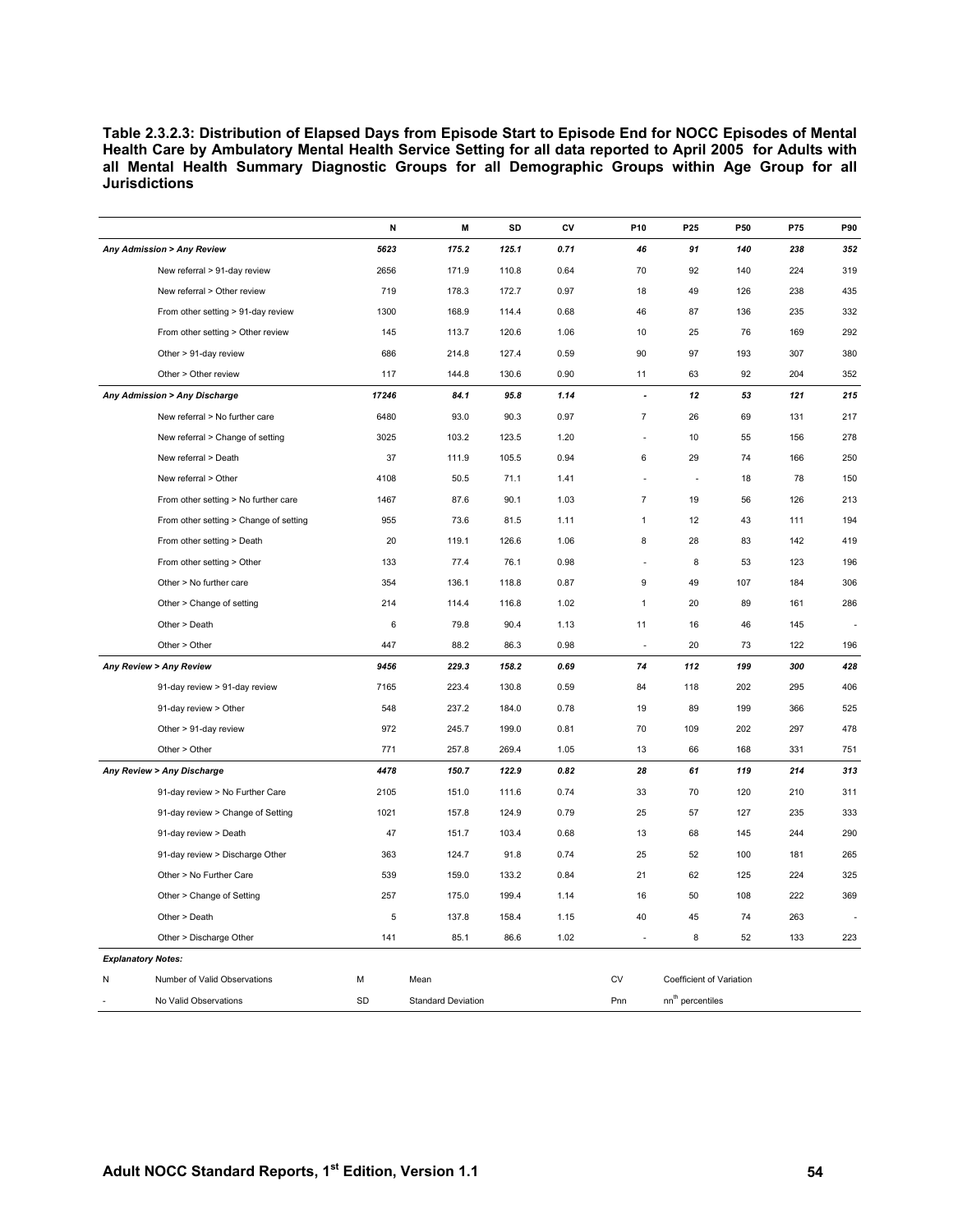**Table 2.3.2.3: Distribution of Elapsed Days from Episode Start to Episode End for NOCC Episodes of Mental Health Care by Ambulatory Mental Health Service Setting for all data reported to April 2005 for Adults with all Mental Health Summary Diagnostic Groups for all Demographic Groups within Age Group for all Jurisdictions**

| | N | M | SD | CV | P10 | P25 | P50 | P75 | P90 |
|---|---|---|---|---|---|---|---|---|---|
| ***Any Admission > Any Review*** | ***5623*** | ***175.2*** | ***125.1*** | ***0.71*** | ***46*** | ***91*** | ***140*** | ***238*** | ***352*** |
| New referral > 91-day review | 2656 | 171.9 | 110.8 | 0.64 | 70 | 92 | 140 | 224 | 319 |
| New referral > Other review | 719 | 178.3 | 172.7 | 0.97 | 18 | 49 | 126 | 238 | 435 |
| From other setting > 91-day review | 1300 | 168.9 | 114.4 | 0.68 | 46 | 87 | 136 | 235 | 332 |
| From other setting > Other review | 145 | 113.7 | 120.6 | 1.06 | 10 | 25 | 76 | 169 | 292 |
| Other > 91-day review | 686 | 214.8 | 127.4 | 0.59 | 90 | 97 | 193 | 307 | 380 |
| Other > Other review | 117 | 144.8 | 130.6 | 0.90 | 11 | 63 | 92 | 204 | 352 |
| ***Any Admission > Any Discharge*** | ***17246*** | ***84.1*** | ***95.8*** | ***1.14*** | ***-*** | ***12*** | ***53*** | ***121*** | ***215*** |
| New referral > No further care | 6480 | 93.0 | 90.3 | 0.97 | 7 | 26 | 69 | 131 | 217 |
| New referral > Change of setting | 3025 | 103.2 | 123.5 | 1.20 | - | 10 | 55 | 156 | 278 |
| New referral > Death | 37 | 111.9 | 105.5 | 0.94 | 6 | 29 | 74 | 166 | 250 |
| New referral > Other | 4108 | 50.5 | 71.1 | 1.41 | - | - | 18 | 78 | 150 |
| From other setting > No further care | 1467 | 87.6 | 90.1 | 1.03 | 7 | 19 | 56 | 126 | 213 |
| From other setting > Change of setting | 955 | 73.6 | 81.5 | 1.11 | 1 | 12 | 43 | 111 | 194 |
| From other setting > Death | 20 | 119.1 | 126.6 | 1.06 | 8 | 28 | 83 | 142 | 419 |
| From other setting > Other | 133 | 77.4 | 76.1 | 0.98 | - | 8 | 53 | 123 | 196 |
| Other > No further care | 354 | 136.1 | 118.8 | 0.87 | 9 | 49 | 107 | 184 | 306 |
| Other > Change of setting | 214 | 114.4 | 116.8 | 1.02 | 1 | 20 | 89 | 161 | 286 |
| Other > Death | 6 | 79.8 | 90.4 | 1.13 | 11 | 16 | 46 | 145 | - |
| Other > Other | 447 | 88.2 | 86.3 | 0.98 | - | 20 | 73 | 122 | 196 |
| ***Any Review > Any Review*** | ***9456*** | ***229.3*** | ***158.2*** | ***0.69*** | ***74*** | ***112*** | ***199*** | ***300*** | ***428*** |
| 91-day review > 91-day review | 7165 | 223.4 | 130.8 | 0.59 | 84 | 118 | 202 | 295 | 406 |
| 91-day review > Other | 548 | 237.2 | 184.0 | 0.78 | 19 | 89 | 199 | 366 | 525 |
| Other > 91-day review | 972 | 245.7 | 199.0 | 0.81 | 70 | 109 | 202 | 297 | 478 |
| Other > Other | 771 | 257.8 | 269.4 | 1.05 | 13 | 66 | 168 | 331 | 751 |
| ***Any Review > Any Discharge*** | ***4478*** | ***150.7*** | ***122.9*** | ***0.82*** | ***28*** | ***61*** | ***119*** | ***214*** | ***313*** |
| 91-day review > No Further Care | 2105 | 151.0 | 111.6 | 0.74 | 33 | 70 | 120 | 210 | 311 |
| 91-day review > Change of Setting | 1021 | 157.8 | 124.9 | 0.79 | 25 | 57 | 127 | 235 | 333 |
| 91-day review > Death | 47 | 151.7 | 103.4 | 0.68 | 13 | 68 | 145 | 244 | 290 |
| 91-day review > Discharge Other | 363 | 124.7 | 91.8 | 0.74 | 25 | 52 | 100 | 181 | 265 |
| Other > No Further Care | 539 | 159.0 | 133.2 | 0.84 | 21 | 62 | 125 | 224 | 325 |
| Other > Change of Setting | 257 | 175.0 | 199.4 | 1.14 | 16 | 50 | 108 | 222 | 369 |
| Other > Death | 5 | 137.8 | 158.4 | 1.15 | 40 | 45 | 74 | 263 | - |
| Other > Discharge Other | 141 | 85.1 | 86.6 | 1.02 | - | 8 | 52 | 133 | 223 |

***Explanatory Notes:***

| | | | | | |
|---|---|---|---|---|---|
| N | Number of Valid Observations | M | Mean | CV | Coefficient of Variation |
| - | No Valid Observations | SD | Standard Deviation | Pnn | nn[th] percentiles |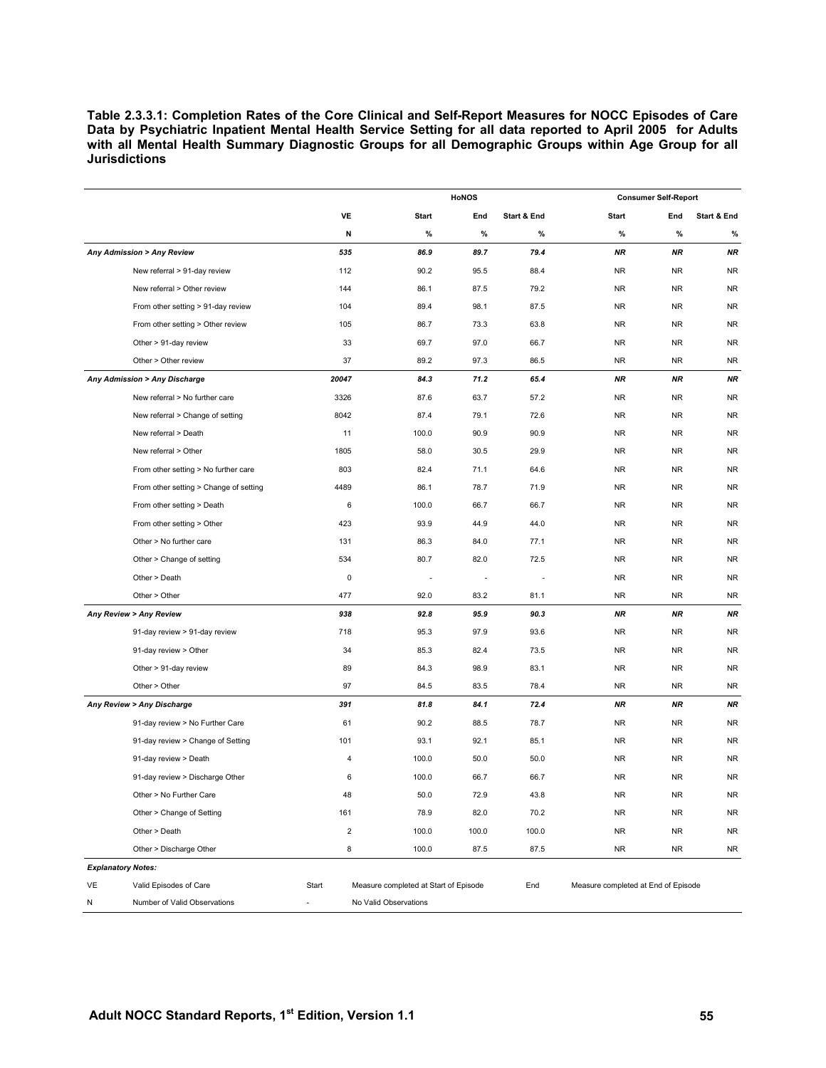**Table 2.3.3.1: Completion Rates of the Core Clinical and Self-Report Measures for NOCC Episodes of Care Data by Psychiatric Inpatient Mental Health Service Setting for all data reported to April 2005 for Adults with all Mental Health Summary Diagnostic Groups for all Demographic Groups within Age Group for all Jurisdictions**

| | | HoNOS | | | Consumer Self-Report | | |
|---|---|---|---|---|---|---|---|
| | VE | Start | End | Start & End | Start | End | Start & End |
| | N | % | % | % | % | % | % |
| ***Any Admission > Any Review*** | ***535*** | ***86.9*** | ***89.7*** | ***79.4*** | ***NR*** | ***NR*** | ***NR*** |
| New referral > 91-day review | 112 | 90.2 | 95.5 | 88.4 | NR | NR | NR |
| New referral > Other review | 144 | 86.1 | 87.5 | 79.2 | NR | NR | NR |
| From other setting > 91-day review | 104 | 89.4 | 98.1 | 87.5 | NR | NR | NR |
| From other setting > Other review | 105 | 86.7 | 73.3 | 63.8 | NR | NR | NR |
| Other > 91-day review | 33 | 69.7 | 97.0 | 66.7 | NR | NR | NR |
| Other > Other review | 37 | 89.2 | 97.3 | 86.5 | NR | NR | NR |
| ***Any Admission > Any Discharge*** | ***20047*** | ***84.3*** | ***71.2*** | ***65.4*** | ***NR*** | ***NR*** | ***NR*** |
| New referral > No further care | 3326 | 87.6 | 63.7 | 57.2 | NR | NR | NR |
| New referral > Change of setting | 8042 | 87.4 | 79.1 | 72.6 | NR | NR | NR |
| New referral > Death | 11 | 100.0 | 90.9 | 90.9 | NR | NR | NR |
| New referral > Other | 1805 | 58.0 | 30.5 | 29.9 | NR | NR | NR |
| From other setting > No further care | 803 | 82.4 | 71.1 | 64.6 | NR | NR | NR |
| From other setting > Change of setting | 4489 | 86.1 | 78.7 | 71.9 | NR | NR | NR |
| From other setting > Death | 6 | 100.0 | 66.7 | 66.7 | NR | NR | NR |
| From other setting > Other | 423 | 93.9 | 44.9 | 44.0 | NR | NR | NR |
| Other > No further care | 131 | 86.3 | 84.0 | 77.1 | NR | NR | NR |
| Other > Change of setting | 534 | 80.7 | 82.0 | 72.5 | NR | NR | NR |
| Other > Death | 0 | - | - | - | NR | NR | NR |
| Other > Other | 477 | 92.0 | 83.2 | 81.1 | NR | NR | NR |
| ***Any Review > Any Review*** | ***938*** | ***92.8*** | ***95.9*** | ***90.3*** | ***NR*** | ***NR*** | ***NR*** |
| 91-day review > 91-day review | 718 | 95.3 | 97.9 | 93.6 | NR | NR | NR |
| 91-day review > Other | 34 | 85.3 | 82.4 | 73.5 | NR | NR | NR |
| Other > 91-day review | 89 | 84.3 | 98.9 | 83.1 | NR | NR | NR |
| Other > Other | 97 | 84.5 | 83.5 | 78.4 | NR | NR | NR |
| ***Any Review > Any Discharge*** | ***391*** | ***81.8*** | ***84.1*** | ***72.4*** | ***NR*** | ***NR*** | ***NR*** |
| 91-day review > No Further Care | 61 | 90.2 | 88.5 | 78.7 | NR | NR | NR |
| 91-day review > Change of Setting | 101 | 93.1 | 92.1 | 85.1 | NR | NR | NR |
| 91-day review > Death | 4 | 100.0 | 50.0 | 50.0 | NR | NR | NR |
| 91-day review > Discharge Other | 6 | 100.0 | 66.7 | 66.7 | NR | NR | NR |
| Other > No Further Care | 48 | 50.0 | 72.9 | 43.8 | NR | NR | NR |
| Other > Change of Setting | 161 | 78.9 | 82.0 | 70.2 | NR | NR | NR |
| Other > Death | 2 | 100.0 | 100.0 | 100.0 | NR | NR | NR |
| Other > Discharge Other | 8 | 100.0 | 87.5 | 87.5 | NR | NR | NR |

***Explanatory Notes:***

| | | | | | |
|---|---|---|---|---|---|
| VE | Valid Episodes of Care | Start | Measure completed at Start of Episode | End | Measure completed at End of Episode |
| N | Number of Valid Observations | - | No Valid Observations | | |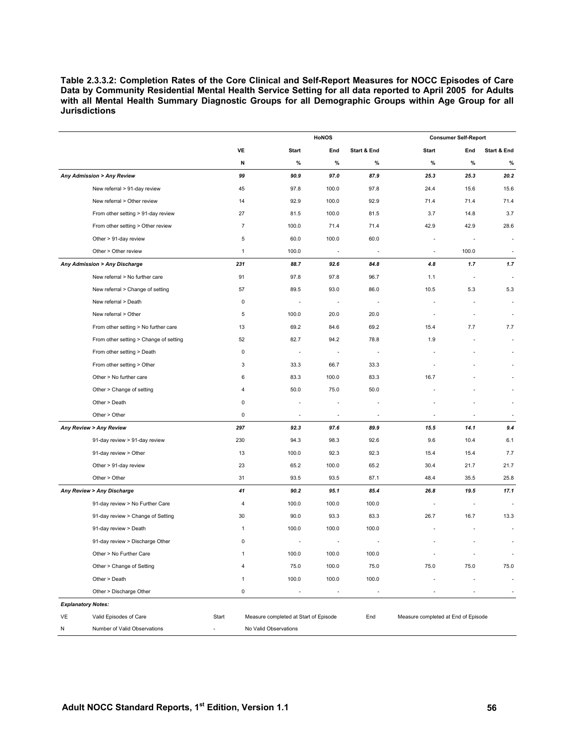**Table 2.3.3.2: Completion Rates of the Core Clinical and Self-Report Measures for NOCC Episodes of Care Data by Community Residential Mental Health Service Setting for all data reported to April 2005 for Adults with all Mental Health Summary Diagnostic Groups for all Demographic Groups within Age Group for all Jurisdictions**

| | | HoNOS | | | Consumer Self-Report | | |
|---|---|---|---|---|---|---|---|
| | VE | Start | End | Start & End | Start | End | Start & End |
| | N | % | % | % | % | % | % |
| ***Any Admission > Any Review*** | ***99*** | ***90.9*** | ***97.0*** | ***87.9*** | ***25.3*** | ***25.3*** | ***20.2*** |
| New referral > 91-day review | 45 | 97.8 | 100.0 | 97.8 | 24.4 | 15.6 | 15.6 |
| New referral > Other review | 14 | 92.9 | 100.0 | 92.9 | 71.4 | 71.4 | 71.4 |
| From other setting > 91-day review | 27 | 81.5 | 100.0 | 81.5 | 3.7 | 14.8 | 3.7 |
| From other setting > Other review | 7 | 100.0 | 71.4 | 71.4 | 42.9 | 42.9 | 28.6 |
| Other > 91-day review | 5 | 60.0 | 100.0 | 60.0 | - | - | - |
| Other > Other review | 1 | 100.0 | - | - | - | 100.0 | - |
| ***Any Admission > Any Discharge*** | ***231*** | ***88.7*** | ***92.6*** | ***84.8*** | ***4.8*** | ***1.7*** | ***1.7*** |
| New referral > No further care | 91 | 97.8 | 97.8 | 96.7 | 1.1 | - | - |
| New referral > Change of setting | 57 | 89.5 | 93.0 | 86.0 | 10.5 | 5.3 | 5.3 |
| New referral > Death | 0 | - | - | - | - | - | - |
| New referral > Other | 5 | 100.0 | 20.0 | 20.0 | - | - | - |
| From other setting > No further care | 13 | 69.2 | 84.6 | 69.2 | 15.4 | 7.7 | 7.7 |
| From other setting > Change of setting | 52 | 82.7 | 94.2 | 78.8 | 1.9 | - | - |
| From other setting > Death | 0 | - | - | - | - | - | - |
| From other setting > Other | 3 | 33.3 | 66.7 | 33.3 | - | - | - |
| Other > No further care | 6 | 83.3 | 100.0 | 83.3 | 16.7 | - | - |
| Other > Change of setting | 4 | 50.0 | 75.0 | 50.0 | - | - | - |
| Other > Death | 0 | - | - | - | - | - | - |
| Other > Other | 0 | - | - | - | - | - | - |
| ***Any Review > Any Review*** | ***297*** | ***92.3*** | ***97.6*** | ***89.9*** | ***15.5*** | ***14.1*** | ***9.4*** |
| 91-day review > 91-day review | 230 | 94.3 | 98.3 | 92.6 | 9.6 | 10.4 | 6.1 |
| 91-day review > Other | 13 | 100.0 | 92.3 | 92.3 | 15.4 | 15.4 | 7.7 |
| Other > 91-day review | 23 | 65.2 | 100.0 | 65.2 | 30.4 | 21.7 | 21.7 |
| Other > Other | 31 | 93.5 | 93.5 | 87.1 | 48.4 | 35.5 | 25.8 |
| ***Any Review > Any Discharge*** | ***41*** | ***90.2*** | ***95.1*** | ***85.4*** | ***26.8*** | ***19.5*** | ***17.1*** |
| 91-day review > No Further Care | 4 | 100.0 | 100.0 | 100.0 | - | - | - |
| 91-day review > Change of Setting | 30 | 90.0 | 93.3 | 83.3 | 26.7 | 16.7 | 13.3 |
| 91-day review > Death | 1 | 100.0 | 100.0 | 100.0 | - | - | - |
| 91-day review > Discharge Other | 0 | - | - | - | - | - | - |
| Other > No Further Care | 1 | 100.0 | 100.0 | 100.0 | - | - | - |
| Other > Change of Setting | 4 | 75.0 | 100.0 | 75.0 | 75.0 | 75.0 | 75.0 |
| Other > Death | 1 | 100.0 | 100.0 | 100.0 | - | - | - |
| Other > Discharge Other | 0 | - | - | - | - | - | - |

***Explanatory Notes:***

| | | | | | |
|---|---|---|---|---|---|
| VE | Valid Episodes of Care | Start | Measure completed at Start of Episode | End | Measure completed at End of Episode |
| N | Number of Valid Observations | - | No Valid Observations | | |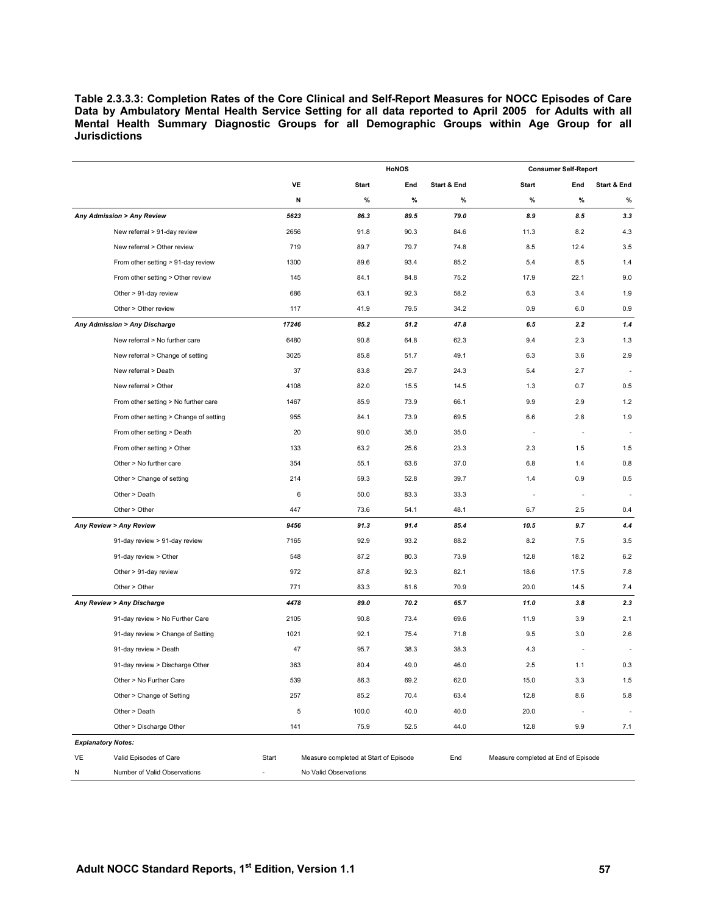**Table 2.3.3.3: Completion Rates of the Core Clinical and Self-Report Measures for NOCC Episodes of Care Data by Ambulatory Mental Health Service Setting for all data reported to April 2005 for Adults with all Mental Health Summary Diagnostic Groups for all Demographic Groups within Age Group for all Jurisdictions**

| | | HoNOS | | | Consumer Self-Report | | |
|---|---|---|---|---|---|---|---|
| | VE | Start | End | Start & End | Start | End | Start & End |
| | N | % | % | % | % | % | % |
| ***Any Admission > Any Review*** | ***5623*** | ***86.3*** | ***89.5*** | ***79.0*** | ***8.9*** | ***8.5*** | ***3.3*** |
| New referral > 91-day review | 2656 | 91.8 | 90.3 | 84.6 | 11.3 | 8.2 | 4.3 |
| New referral > Other review | 719 | 89.7 | 79.7 | 74.8 | 8.5 | 12.4 | 3.5 |
| From other setting > 91-day review | 1300 | 89.6 | 93.4 | 85.2 | 5.4 | 8.5 | 1.4 |
| From other setting > Other review | 145 | 84.1 | 84.8 | 75.2 | 17.9 | 22.1 | 9.0 |
| Other > 91-day review | 686 | 63.1 | 92.3 | 58.2 | 6.3 | 3.4 | 1.9 |
| Other > Other review | 117 | 41.9 | 79.5 | 34.2 | 0.9 | 6.0 | 0.9 |
| ***Any Admission > Any Discharge*** | ***17246*** | ***85.2*** | ***51.2*** | ***47.8*** | ***6.5*** | ***2.2*** | ***1.4*** |
| New referral > No further care | 6480 | 90.8 | 64.8 | 62.3 | 9.4 | 2.3 | 1.3 |
| New referral > Change of setting | 3025 | 85.8 | 51.7 | 49.1 | 6.3 | 3.6 | 2.9 |
| New referral > Death | 37 | 83.8 | 29.7 | 24.3 | 5.4 | 2.7 | - |
| New referral > Other | 4108 | 82.0 | 15.5 | 14.5 | 1.3 | 0.7 | 0.5 |
| From other setting > No further care | 1467 | 85.9 | 73.9 | 66.1 | 9.9 | 2.9 | 1.2 |
| From other setting > Change of setting | 955 | 84.1 | 73.9 | 69.5 | 6.6 | 2.8 | 1.9 |
| From other setting > Death | 20 | 90.0 | 35.0 | 35.0 | - | - | - |
| From other setting > Other | 133 | 63.2 | 25.6 | 23.3 | 2.3 | 1.5 | 1.5 |
| Other > No further care | 354 | 55.1 | 63.6 | 37.0 | 6.8 | 1.4 | 0.8 |
| Other > Change of setting | 214 | 59.3 | 52.8 | 39.7 | 1.4 | 0.9 | 0.5 |
| Other > Death | 6 | 50.0 | 83.3 | 33.3 | - | - | - |
| Other > Other | 447 | 73.6 | 54.1 | 48.1 | 6.7 | 2.5 | 0.4 |
| ***Any Review > Any Review*** | ***9456*** | ***91.3*** | ***91.4*** | ***85.4*** | ***10.5*** | ***9.7*** | ***4.4*** |
| 91-day review > 91-day review | 7165 | 92.9 | 93.2 | 88.2 | 8.2 | 7.5 | 3.5 |
| 91-day review > Other | 548 | 87.2 | 80.3 | 73.9 | 12.8 | 18.2 | 6.2 |
| Other > 91-day review | 972 | 87.8 | 92.3 | 82.1 | 18.6 | 17.5 | 7.8 |
| Other > Other | 771 | 83.3 | 81.6 | 70.9 | 20.0 | 14.5 | 7.4 |
| ***Any Review > Any Discharge*** | ***4478*** | ***89.0*** | ***70.2*** | ***65.7*** | ***11.0*** | ***3.8*** | ***2.3*** |
| 91-day review > No Further Care | 2105 | 90.8 | 73.4 | 69.6 | 11.9 | 3.9 | 2.1 |
| 91-day review > Change of Setting | 1021 | 92.1 | 75.4 | 71.8 | 9.5 | 3.0 | 2.6 |
| 91-day review > Death | 47 | 95.7 | 38.3 | 38.3 | 4.3 | - | - |
| 91-day review > Discharge Other | 363 | 80.4 | 49.0 | 46.0 | 2.5 | 1.1 | 0.3 |
| Other > No Further Care | 539 | 86.3 | 69.2 | 62.0 | 15.0 | 3.3 | 1.5 |
| Other > Change of Setting | 257 | 85.2 | 70.4 | 63.4 | 12.8 | 8.6 | 5.8 |
| Other > Death | 5 | 100.0 | 40.0 | 40.0 | 20.0 | - | - |
| Other > Discharge Other | 141 | 75.9 | 52.5 | 44.0 | 12.8 | 9.9 | 7.1 |

***Explanatory Notes:***

| | | | | | |
|---|---|---|---|---|---|
| VE | Valid Episodes of Care | Start | Measure completed at Start of Episode | End | Measure completed at End of Episode |
| N | Number of Valid Observations | - | No Valid Observations | | |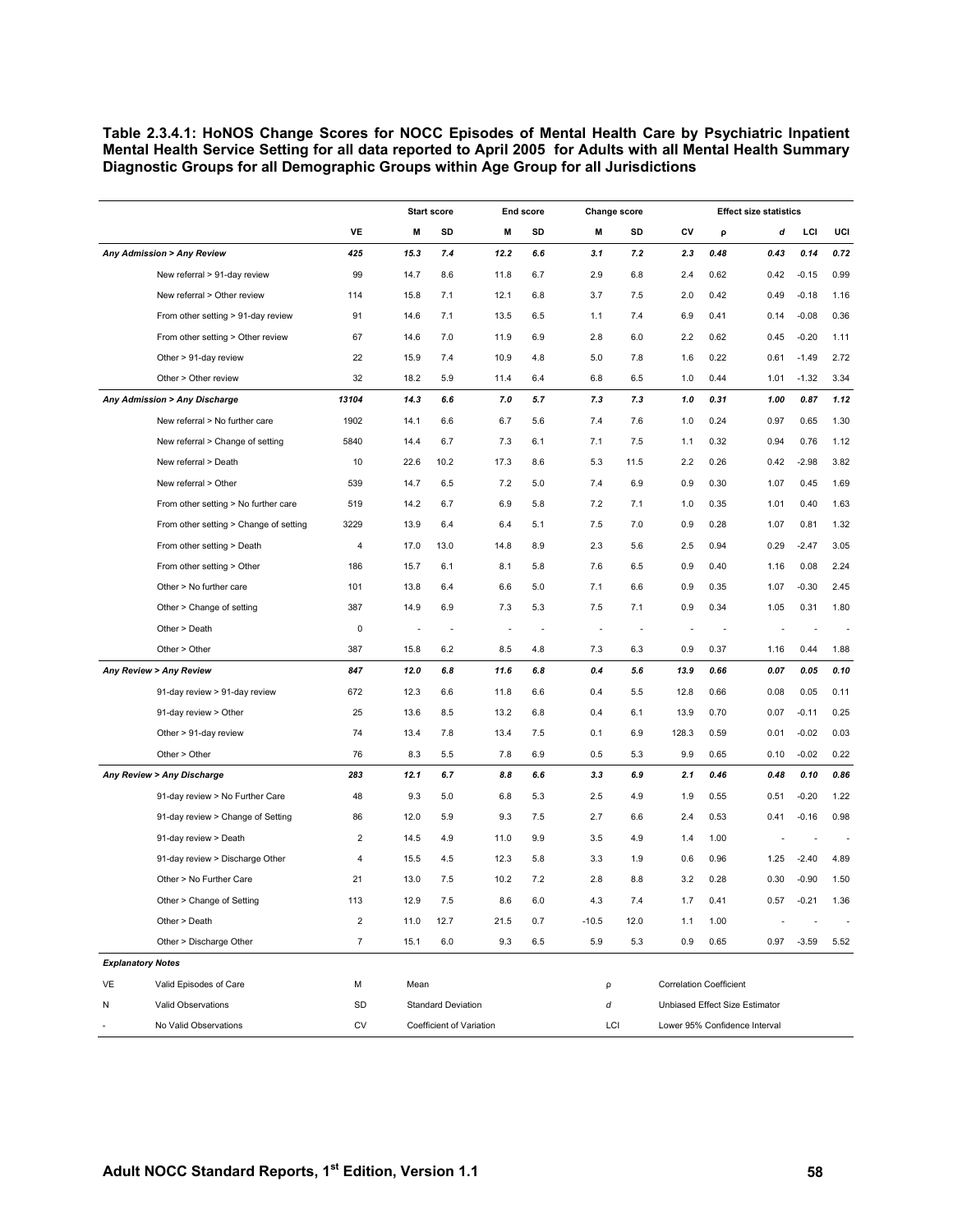**Table 2.3.4.1: HoNOS Change Scores for NOCC Episodes of Mental Health Care by Psychiatric Inpatient Mental Health Service Setting for all data reported to April 2005 for Adults with all Mental Health Summary Diagnostic Groups for all Demographic Groups within Age Group for all Jurisdictions**

| | | Start score | | End score | | Change score | | Effect size statistics | | | | |
|---|---|---|---|---|---|---|---|---|---|---|---|---|
| | VE | M | SD | M | SD | M | SD | CV | ρ | d | LCI | UCI |
| ***Any Admission > Any Review*** | ***425*** | ***15.3*** | ***7.4*** | ***12.2*** | ***6.6*** | ***3.1*** | ***7.2*** | ***2.3*** | ***0.48*** | ***0.43*** | ***0.14*** | ***0.72*** |
| New referral > 91-day review | 99 | 14.7 | 8.6 | 11.8 | 6.7 | 2.9 | 6.8 | 2.4 | 0.62 | 0.42 | -0.15 | 0.99 |
| New referral > Other review | 114 | 15.8 | 7.1 | 12.1 | 6.8 | 3.7 | 7.5 | 2.0 | 0.42 | 0.49 | -0.18 | 1.16 |
| From other setting > 91-day review | 91 | 14.6 | 7.1 | 13.5 | 6.5 | 1.1 | 7.4 | 6.9 | 0.41 | 0.14 | -0.08 | 0.36 |
| From other setting > Other review | 67 | 14.6 | 7.0 | 11.9 | 6.9 | 2.8 | 6.0 | 2.2 | 0.62 | 0.45 | -0.20 | 1.11 |
| Other > 91-day review | 22 | 15.9 | 7.4 | 10.9 | 4.8 | 5.0 | 7.8 | 1.6 | 0.22 | 0.61 | -1.49 | 2.72 |
| Other > Other review | 32 | 18.2 | 5.9 | 11.4 | 6.4 | 6.8 | 6.5 | 1.0 | 0.44 | 1.01 | -1.32 | 3.34 |
| ***Any Admission > Any Discharge*** | ***13104*** | ***14.3*** | ***6.6*** | ***7.0*** | ***5.7*** | ***7.3*** | ***7.3*** | ***1.0*** | ***0.31*** | ***1.00*** | ***0.87*** | ***1.12*** |
| New referral > No further care | 1902 | 14.1 | 6.6 | 6.7 | 5.6 | 7.4 | 7.6 | 1.0 | 0.24 | 0.97 | 0.65 | 1.30 |
| New referral > Change of setting | 5840 | 14.4 | 6.7 | 7.3 | 6.1 | 7.1 | 7.5 | 1.1 | 0.32 | 0.94 | 0.76 | 1.12 |
| New referral > Death | 10 | 22.6 | 10.2 | 17.3 | 8.6 | 5.3 | 11.5 | 2.2 | 0.26 | 0.42 | -2.98 | 3.82 |
| New referral > Other | 539 | 14.7 | 6.5 | 7.2 | 5.0 | 7.4 | 6.9 | 0.9 | 0.30 | 1.07 | 0.45 | 1.69 |
| From other setting > No further care | 519 | 14.2 | 6.7 | 6.9 | 5.8 | 7.2 | 7.1 | 1.0 | 0.35 | 1.01 | 0.40 | 1.63 |
| From other setting > Change of setting | 3229 | 13.9 | 6.4 | 6.4 | 5.1 | 7.5 | 7.0 | 0.9 | 0.28 | 1.07 | 0.81 | 1.32 |
| From other setting > Death | 4 | 17.0 | 13.0 | 14.8 | 8.9 | 2.3 | 5.6 | 2.5 | 0.94 | 0.29 | -2.47 | 3.05 |
| From other setting > Other | 186 | 15.7 | 6.1 | 8.1 | 5.8 | 7.6 | 6.5 | 0.9 | 0.40 | 1.16 | 0.08 | 2.24 |
| Other > No further care | 101 | 13.8 | 6.4 | 6.6 | 5.0 | 7.1 | 6.6 | 0.9 | 0.35 | 1.07 | -0.30 | 2.45 |
| Other > Change of setting | 387 | 14.9 | 6.9 | 7.3 | 5.3 | 7.5 | 7.1 | 0.9 | 0.34 | 1.05 | 0.31 | 1.80 |
| Other > Death | 0 | - | - | - | - | - | - | - | - | - | - | - |
| Other > Other | 387 | 15.8 | 6.2 | 8.5 | 4.8 | 7.3 | 6.3 | 0.9 | 0.37 | 1.16 | 0.44 | 1.88 |
| ***Any Review > Any Review*** | ***847*** | ***12.0*** | ***6.8*** | ***11.6*** | ***6.8*** | ***0.4*** | ***5.6*** | ***13.9*** | ***0.66*** | ***0.07*** | ***0.05*** | ***0.10*** |
| 91-day review > 91-day review | 672 | 12.3 | 6.6 | 11.8 | 6.6 | 0.4 | 5.5 | 12.8 | 0.66 | 0.08 | 0.05 | 0.11 |
| 91-day review > Other | 25 | 13.6 | 8.5 | 13.2 | 6.8 | 0.4 | 6.1 | 13.9 | 0.70 | 0.07 | -0.11 | 0.25 |
| Other > 91-day review | 74 | 13.4 | 7.8 | 13.4 | 7.5 | 0.1 | 6.9 | 128.3 | 0.59 | 0.01 | -0.02 | 0.03 |
| Other > Other | 76 | 8.3 | 5.5 | 7.8 | 6.9 | 0.5 | 5.3 | 9.9 | 0.65 | 0.10 | -0.02 | 0.22 |
| ***Any Review > Any Discharge*** | ***283*** | ***12.1*** | ***6.7*** | ***8.8*** | ***6.6*** | ***3.3*** | ***6.9*** | ***2.1*** | ***0.46*** | ***0.48*** | ***0.10*** | ***0.86*** |
| 91-day review > No Further Care | 48 | 9.3 | 5.0 | 6.8 | 5.3 | 2.5 | 4.9 | 1.9 | 0.55 | 0.51 | -0.20 | 1.22 |
| 91-day review > Change of Setting | 86 | 12.0 | 5.9 | 9.3 | 7.5 | 2.7 | 6.6 | 2.4 | 0.53 | 0.41 | -0.16 | 0.98 |
| 91-day review > Death | 2 | 14.5 | 4.9 | 11.0 | 9.9 | 3.5 | 4.9 | 1.4 | 1.00 | - | - | - |
| 91-day review > Discharge Other | 4 | 15.5 | 4.5 | 12.3 | 5.8 | 3.3 | 1.9 | 0.6 | 0.96 | 1.25 | -2.40 | 4.89 |
| Other > No Further Care | 21 | 13.0 | 7.5 | 10.2 | 7.2 | 2.8 | 8.8 | 3.2 | 0.28 | 0.30 | -0.90 | 1.50 |
| Other > Change of Setting | 113 | 12.9 | 7.5 | 8.6 | 6.0 | 4.3 | 7.4 | 1.7 | 0.41 | 0.57 | -0.21 | 1.36 |
| Other > Death | 2 | 11.0 | 12.7 | 21.5 | 0.7 | -10.5 | 12.0 | 1.1 | 1.00 | - | - | - |
| Other > Discharge Other | 7 | 15.1 | 6.0 | 9.3 | 6.5 | 5.9 | 5.3 | 0.9 | 0.65 | 0.97 | -3.59 | 5.52 |

***Explanatory Notes***

| | | | | | |
|---|---|---|---|---|---|
| VE | Valid Episodes of Care | M | Mean | ρ | Correlation Coefficient |
| N | Valid Observations | SD | Standard Deviation | d | Unbiased Effect Size Estimator |
| - | No Valid Observations | CV | Coefficient of Variation | LCI | Lower 95% Confidence Interval |

**Adult NOCC Standard Reports, 1st Edition, Version 1.1**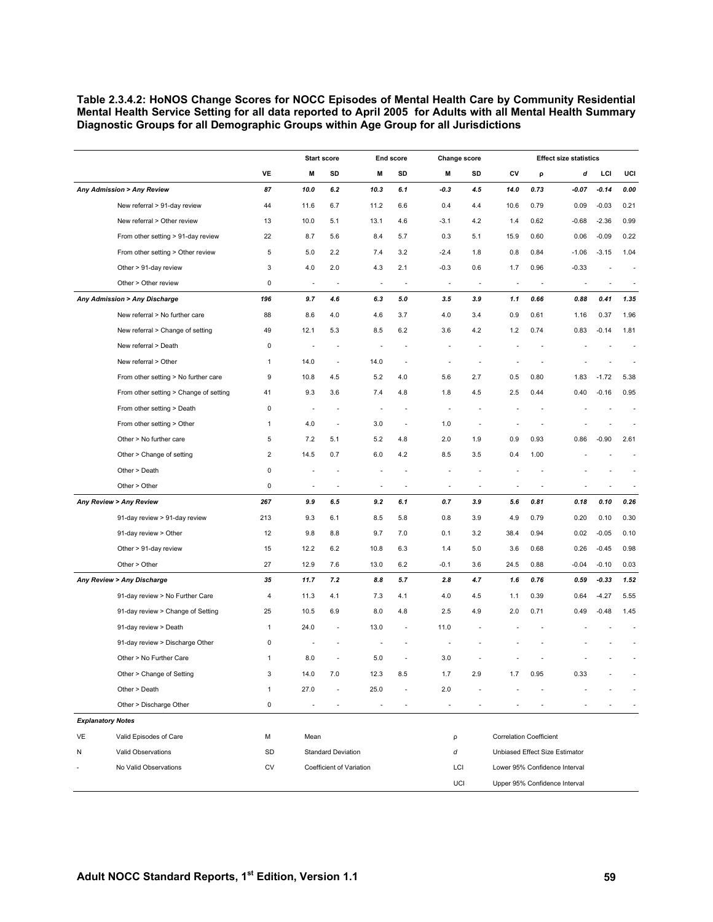**Table 2.3.4.2: HoNOS Change Scores for NOCC Episodes of Mental Health Care by Community Residential Mental Health Service Setting for all data reported to April 2005 for Adults with all Mental Health Summary Diagnostic Groups for all Demographic Groups within Age Group for all Jurisdictions**

| | | Start score | | End score | | Change score | | Effect size statistics | | | | |
|---|---|---|---|---|---|---|---|---|---|---|---|---|
| | VE | M | SD | M | SD | M | SD | CV | ρ | d | LCI | UCI |
| ***Any Admission > Any Review*** | ***87*** | ***10.0*** | ***6.2*** | ***10.3*** | ***6.1*** | ***-0.3*** | ***4.5*** | ***14.0*** | ***0.73*** | ***-0.07*** | ***-0.14*** | ***0.00*** |
| New referral > 91-day review | 44 | 11.6 | 6.7 | 11.2 | 6.6 | 0.4 | 4.4 | 10.6 | 0.79 | 0.09 | -0.03 | 0.21 |
| New referral > Other review | 13 | 10.0 | 5.1 | 13.1 | 4.6 | -3.1 | 4.2 | 1.4 | 0.62 | -0.68 | -2.36 | 0.99 |
| From other setting > 91-day review | 22 | 8.7 | 5.6 | 8.4 | 5.7 | 0.3 | 5.1 | 15.9 | 0.60 | 0.06 | -0.09 | 0.22 |
| From other setting > Other review | 5 | 5.0 | 2.2 | 7.4 | 3.2 | -2.4 | 1.8 | 0.8 | 0.84 | -1.06 | -3.15 | 1.04 |
| Other > 91-day review | 3 | 4.0 | 2.0 | 4.3 | 2.1 | -0.3 | 0.6 | 1.7 | 0.96 | -0.33 | - | - |
| Other > Other review | 0 | - | - | - | - | - | - | - | - | - | - | - |
| ***Any Admission > Any Discharge*** | ***196*** | ***9.7*** | ***4.6*** | ***6.3*** | ***5.0*** | ***3.5*** | ***3.9*** | ***1.1*** | ***0.66*** | ***0.88*** | ***0.41*** | ***1.35*** |
| New referral > No further care | 88 | 8.6 | 4.0 | 4.6 | 3.7 | 4.0 | 3.4 | 0.9 | 0.61 | 1.16 | 0.37 | 1.96 |
| New referral > Change of setting | 49 | 12.1 | 5.3 | 8.5 | 6.2 | 3.6 | 4.2 | 1.2 | 0.74 | 0.83 | -0.14 | 1.81 |
| New referral > Death | 0 | - | - | - | - | - | - | - | - | - | - | - |
| New referral > Other | 1 | 14.0 | - | 14.0 | - | - | - | - | - | - | - | - |
| From other setting > No further care | 9 | 10.8 | 4.5 | 5.2 | 4.0 | 5.6 | 2.7 | 0.5 | 0.80 | 1.83 | -1.72 | 5.38 |
| From other setting > Change of setting | 41 | 9.3 | 3.6 | 7.4 | 4.8 | 1.8 | 4.5 | 2.5 | 0.44 | 0.40 | -0.16 | 0.95 |
| From other setting > Death | 0 | - | - | - | - | - | - | - | - | - | - | - |
| From other setting > Other | 1 | 4.0 | - | 3.0 | - | 1.0 | - | - | - | - | - | - |
| Other > No further care | 5 | 7.2 | 5.1 | 5.2 | 4.8 | 2.0 | 1.9 | 0.9 | 0.93 | 0.86 | -0.90 | 2.61 |
| Other > Change of setting | 2 | 14.5 | 0.7 | 6.0 | 4.2 | 8.5 | 3.5 | 0.4 | 1.00 | - | - | - |
| Other > Death | 0 | - | - | - | - | - | - | - | - | - | - | - |
| Other > Other | 0 | - | - | - | - | - | - | - | - | - | - | - |
| ***Any Review > Any Review*** | ***267*** | ***9.9*** | ***6.5*** | ***9.2*** | ***6.1*** | ***0.7*** | ***3.9*** | ***5.6*** | ***0.81*** | ***0.18*** | ***0.10*** | ***0.26*** |
| 91-day review > 91-day review | 213 | 9.3 | 6.1 | 8.5 | 5.8 | 0.8 | 3.9 | 4.9 | 0.79 | 0.20 | 0.10 | 0.30 |
| 91-day review > Other | 12 | 9.8 | 8.8 | 9.7 | 7.0 | 0.1 | 3.2 | 38.4 | 0.94 | 0.02 | -0.05 | 0.10 |
| Other > 91-day review | 15 | 12.2 | 6.2 | 10.8 | 6.3 | 1.4 | 5.0 | 3.6 | 0.68 | 0.26 | -0.45 | 0.98 |
| Other > Other | 27 | 12.9 | 7.6 | 13.0 | 6.2 | -0.1 | 3.6 | 24.5 | 0.88 | -0.04 | -0.10 | 0.03 |
| ***Any Review > Any Discharge*** | ***35*** | ***11.7*** | ***7.2*** | ***8.8*** | ***5.7*** | ***2.8*** | ***4.7*** | ***1.6*** | ***0.76*** | ***0.59*** | ***-0.33*** | ***1.52*** |
| 91-day review > No Further Care | 4 | 11.3 | 4.1 | 7.3 | 4.1 | 4.0 | 4.5 | 1.1 | 0.39 | 0.64 | -4.27 | 5.55 |
| 91-day review > Change of Setting | 25 | 10.5 | 6.9 | 8.0 | 4.8 | 2.5 | 4.9 | 2.0 | 0.71 | 0.49 | -0.48 | 1.45 |
| 91-day review > Death | 1 | 24.0 | - | 13.0 | - | 11.0 | - | - | - | - | - | - |
| 91-day review > Discharge Other | 0 | - | - | - | - | - | - | - | - | - | - | - |
| Other > No Further Care | 1 | 8.0 | - | 5.0 | - | 3.0 | - | - | - | - | - | - |
| Other > Change of Setting | 3 | 14.0 | 7.0 | 12.3 | 8.5 | 1.7 | 2.9 | 1.7 | 0.95 | 0.33 | - | - |
| Other > Death | 1 | 27.0 | - | 25.0 | - | 2.0 | - | - | - | - | - | - |
| Other > Discharge Other | 0 | - | - | - | - | - | - | - | - | - | - | - |

***Explanatory Notes***

| | | | | | |
|---|---|---|---|---|---|
| VE | Valid Episodes of Care | M | Mean | ρ | Correlation Coefficient |
| N | Valid Observations | SD | Standard Deviation | d | Unbiased Effect Size Estimator |
| - | No Valid Observations | CV | Coefficient of Variation | LCI | Lower 95% Confidence Interval |
| | | | | UCI | Upper 95% Confidence Interval |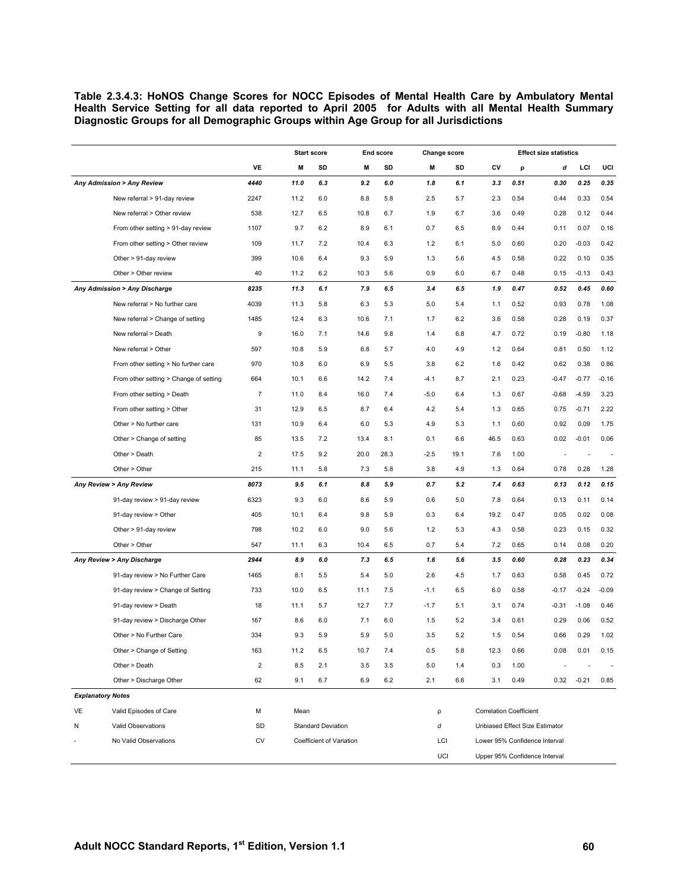**Table 2.3.4.3: HoNOS Change Scores for NOCC Episodes of Mental Health Care by Ambulatory Mental Health Service Setting for all data reported to April 2005 for Adults with all Mental Health Summary Diagnostic Groups for all Demographic Groups within Age Group for all Jurisdictions**

| | | Start score | | End score | | Change score | | Effect size statistics | | | | |
|---|---|---|---|---|---|---|---|---|---|---|---|---|
| | VE | M | SD | M | SD | M | SD | CV | ρ | d | LCI | UCI |
| ***Any Admission > Any Review*** | ***4440*** | ***11.0*** | ***6.3*** | ***9.2*** | ***6.0*** | ***1.8*** | ***6.1*** | ***3.3*** | ***0.51*** | ***0.30*** | ***0.25*** | ***0.35*** |
| New referral > 91-day review | 2247 | 11.2 | 6.0 | 8.8 | 5.8 | 2.5 | 5.7 | 2.3 | 0.54 | 0.44 | 0.33 | 0.54 |
| New referral > Other review | 538 | 12.7 | 6.5 | 10.8 | 6.7 | 1.9 | 6.7 | 3.6 | 0.49 | 0.28 | 0.12 | 0.44 |
| From other setting > 91-day review | 1107 | 9.7 | 6.2 | 8.9 | 6.1 | 0.7 | 6.5 | 8.9 | 0.44 | 0.11 | 0.07 | 0.16 |
| From other setting > Other review | 109 | 11.7 | 7.2 | 10.4 | 6.3 | 1.2 | 6.1 | 5.0 | 0.60 | 0.20 | -0.03 | 0.42 |
| Other > 91-day review | 399 | 10.6 | 6.4 | 9.3 | 5.9 | 1.3 | 5.6 | 4.5 | 0.58 | 0.22 | 0.10 | 0.35 |
| Other > Other review | 40 | 11.2 | 6.2 | 10.3 | 5.6 | 0.9 | 6.0 | 6.7 | 0.48 | 0.15 | -0.13 | 0.43 |
| ***Any Admission > Any Discharge*** | ***8235*** | ***11.3*** | ***6.1*** | ***7.9*** | ***6.5*** | ***3.4*** | ***6.5*** | ***1.9*** | ***0.47*** | ***0.52*** | ***0.45*** | ***0.60*** |
| New referral > No further care | 4039 | 11.3 | 5.8 | 6.3 | 5.3 | 5.0 | 5.4 | 1.1 | 0.52 | 0.93 | 0.78 | 1.08 |
| New referral > Change of setting | 1485 | 12.4 | 6.3 | 10.6 | 7.1 | 1.7 | 6.2 | 3.6 | 0.58 | 0.28 | 0.19 | 0.37 |
| New referral > Death | 9 | 16.0 | 7.1 | 14.6 | 9.8 | 1.4 | 6.8 | 4.7 | 0.72 | 0.19 | -0.80 | 1.18 |
| New referral > Other | 597 | 10.8 | 5.9 | 6.8 | 5.7 | 4.0 | 4.9 | 1.2 | 0.64 | 0.81 | 0.50 | 1.12 |
| From other setting > No further care | 970 | 10.8 | 6.0 | 6.9 | 5.5 | 3.8 | 6.2 | 1.6 | 0.42 | 0.62 | 0.38 | 0.86 |
| From other setting > Change of setting | 664 | 10.1 | 6.6 | 14.2 | 7.4 | -4.1 | 8.7 | 2.1 | 0.23 | -0.47 | -0.77 | -0.16 |
| From other setting > Death | 7 | 11.0 | 8.4 | 16.0 | 7.4 | -5.0 | 6.4 | 1.3 | 0.67 | -0.68 | -4.59 | 3.23 |
| From other setting > Other | 31 | 12.9 | 6.5 | 8.7 | 6.4 | 4.2 | 5.4 | 1.3 | 0.65 | 0.75 | -0.71 | 2.22 |
| Other > No further care | 131 | 10.9 | 6.4 | 6.0 | 5.3 | 4.9 | 5.3 | 1.1 | 0.60 | 0.92 | 0.09 | 1.75 |
| Other > Change of setting | 85 | 13.5 | 7.2 | 13.4 | 8.1 | 0.1 | 6.6 | 46.5 | 0.63 | 0.02 | -0.01 | 0.06 |
| Other > Death | 2 | 17.5 | 9.2 | 20.0 | 28.3 | -2.5 | 19.1 | 7.6 | 1.00 | - | - | - |
| Other > Other | 215 | 11.1 | 5.8 | 7.3 | 5.8 | 3.8 | 4.9 | 1.3 | 0.64 | 0.78 | 0.28 | 1.28 |
| ***Any Review > Any Review*** | ***8073*** | ***9.5*** | ***6.1*** | ***8.8*** | ***5.9*** | ***0.7*** | ***5.2*** | ***7.4*** | ***0.63*** | ***0.13*** | ***0.12*** | ***0.15*** |
| 91-day review > 91-day review | 6323 | 9.3 | 6.0 | 8.6 | 5.9 | 0.6 | 5.0 | 7.8 | 0.64 | 0.13 | 0.11 | 0.14 |
| 91-day review > Other | 405 | 10.1 | 6.4 | 9.8 | 5.9 | 0.3 | 6.4 | 19.2 | 0.47 | 0.05 | 0.02 | 0.08 |
| Other > 91-day review | 798 | 10.2 | 6.0 | 9.0 | 5.6 | 1.2 | 5.3 | 4.3 | 0.58 | 0.23 | 0.15 | 0.32 |
| Other > Other | 547 | 11.1 | 6.3 | 10.4 | 6.5 | 0.7 | 5.4 | 7.2 | 0.65 | 0.14 | 0.08 | 0.20 |
| ***Any Review > Any Discharge*** | ***2944*** | ***8.9*** | ***6.0*** | ***7.3*** | ***6.5*** | ***1.6*** | ***5.6*** | ***3.5*** | ***0.60*** | ***0.28*** | ***0.23*** | ***0.34*** |
| 91-day review > No Further Care | 1465 | 8.1 | 5.5 | 5.4 | 5.0 | 2.6 | 4.5 | 1.7 | 0.63 | 0.58 | 0.45 | 0.72 |
| 91-day review > Change of Setting | 733 | 10.0 | 6.5 | 11.1 | 7.5 | -1.1 | 6.5 | 6.0 | 0.58 | -0.17 | -0.24 | -0.09 |
| 91-day review > Death | 18 | 11.1 | 5.7 | 12.7 | 7.7 | -1.7 | 5.1 | 3.1 | 0.74 | -0.31 | -1.08 | 0.46 |
| 91-day review > Discharge Other | 167 | 8.6 | 6.0 | 7.1 | 6.0 | 1.5 | 5.2 | 3.4 | 0.61 | 0.29 | 0.06 | 0.52 |
| Other > No Further Care | 334 | 9.3 | 5.9 | 5.9 | 5.0 | 3.5 | 5.2 | 1.5 | 0.54 | 0.66 | 0.29 | 1.02 |
| Other > Change of Setting | 163 | 11.2 | 6.5 | 10.7 | 7.4 | 0.5 | 5.8 | 12.3 | 0.66 | 0.08 | 0.01 | 0.15 |
| Other > Death | 2 | 8.5 | 2.1 | 3.5 | 3.5 | 5.0 | 1.4 | 0.3 | 1.00 | - | - | - |
| Other > Discharge Other | 62 | 9.1 | 6.7 | 6.9 | 6.2 | 2.1 | 6.6 | 3.1 | 0.49 | 0.32 | -0.21 | 0.85 |

***Explanatory Notes***

| | | | | | |
|---|---|---|---|---|---|
| VE | Valid Episodes of Care | M | Mean | ρ | Correlation Coefficient |
| N | Valid Observations | SD | Standard Deviation | d | Unbiased Effect Size Estimator |
| - | No Valid Observations | CV | Coefficient of Variation | LCI | Lower 95% Confidence Interval |
| | | | | UCI | Upper 95% Confidence Interval |